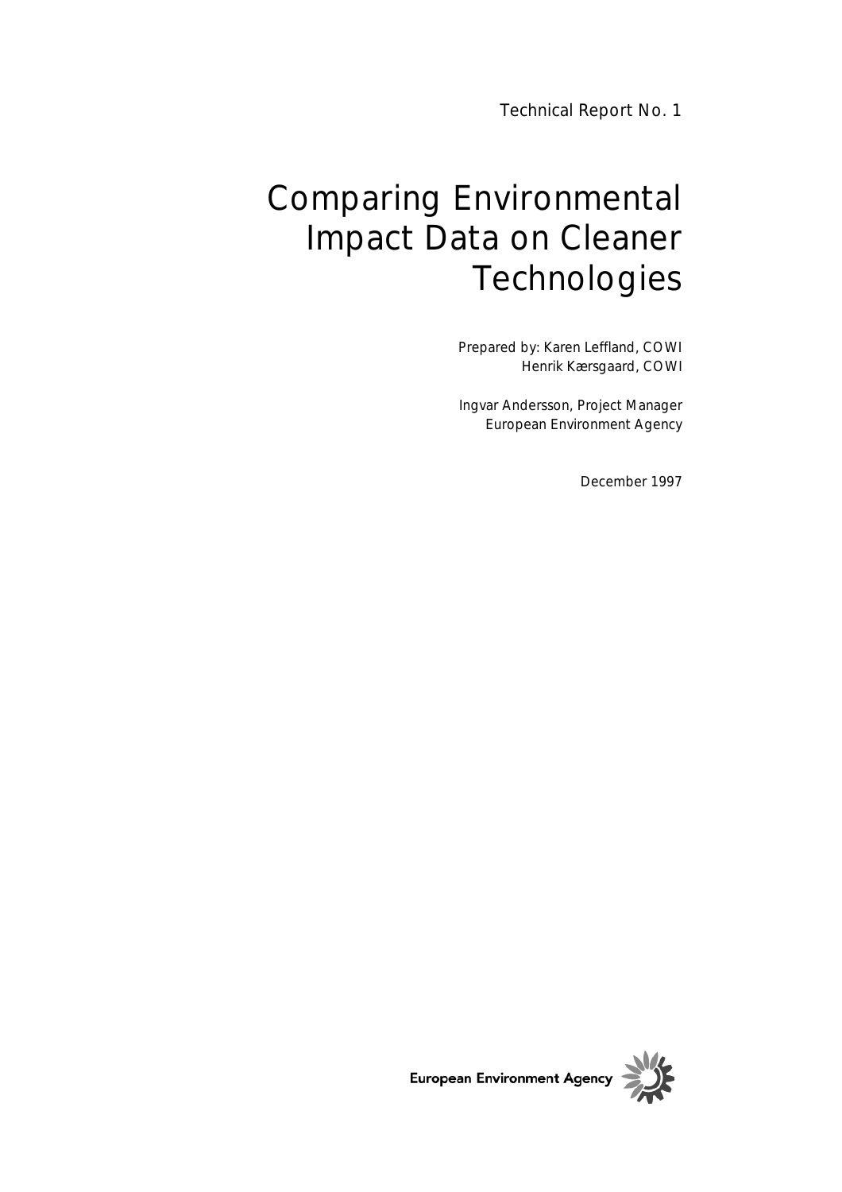Technical Report No. 1

# Comparing Environmental Impact Data on Cleaner Technologies

Prepared by: Karen Leffland, COWI
Henrik Kærsgaard, COWI

Ingvar Andersson, Project Manager
European Environment Agency

December 1997

European Environment Agency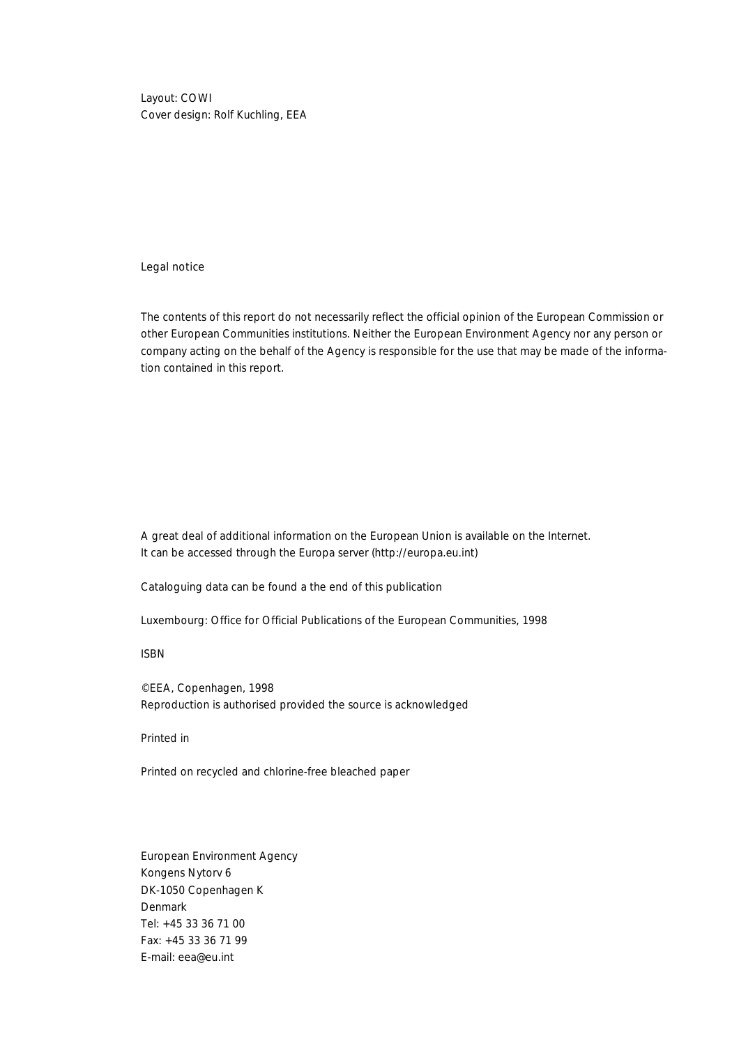Layout: COWI
Cover design: Rolf Kuchling, EEA

Legal notice

The contents of this report do not necessarily reflect the official opinion of the European Commission or other European Communities institutions. Neither the European Environment Agency nor any person or company acting on the behalf of the Agency is responsible for the use that may be made of the information contained in this report.

A great deal of additional information on the European Union is available on the Internet.
It can be accessed through the Europa server (http://europa.eu.int)

Cataloguing data can be found a the end of this publication

Luxembourg: Office for Official Publications of the European Communities, 1998

ISBN

©EEA, Copenhagen, 1998
Reproduction is authorised provided the source is acknowledged

Printed in

Printed on recycled and chlorine-free bleached paper

European Environment Agency
Kongens Nytorv 6
DK-1050 Copenhagen K
Denmark
Tel: +45 33 36 71 00
Fax: +45 33 36 71 99
E-mail: eea@eu.int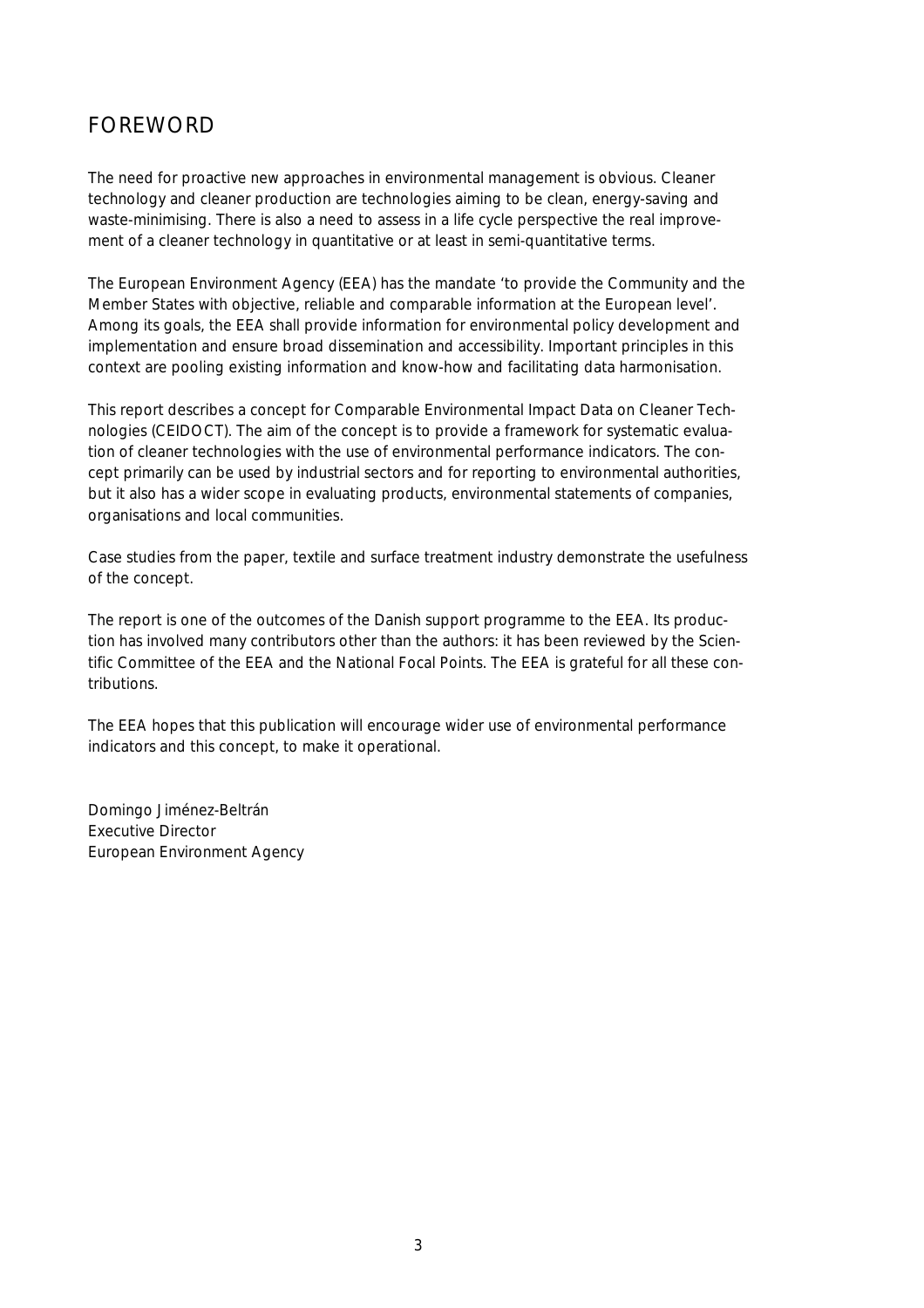# FOREWORD

The need for proactive new approaches in environmental management is obvious. Cleaner technology and cleaner production are technologies aiming to be clean, energy-saving and waste-minimising. There is also a need to assess in a life cycle perspective the real improvement of a cleaner technology in quantitative or at least in semi-quantitative terms.

The European Environment Agency (EEA) has the mandate 'to provide the Community and the Member States with objective, reliable and comparable information at the European level'. Among its goals, the EEA shall provide information for environmental policy development and implementation and ensure broad dissemination and accessibility. Important principles in this context are pooling existing information and know-how and facilitating data harmonisation.

This report describes a concept for Comparable Environmental Impact Data on Cleaner Technologies (CEIDOCT). The aim of the concept is to provide a framework for systematic evaluation of cleaner technologies with the use of environmental performance indicators. The concept primarily can be used by industrial sectors and for reporting to environmental authorities, but it also has a wider scope in evaluating products, environmental statements of companies, organisations and local communities.

Case studies from the paper, textile and surface treatment industry demonstrate the usefulness of the concept.

The report is one of the outcomes of the Danish support programme to the EEA. Its production has involved many contributors other than the authors: it has been reviewed by the Scientific Committee of the EEA and the National Focal Points. The EEA is grateful for all these contributions.

The EEA hopes that this publication will encourage wider use of environmental performance indicators and this concept, to make it operational.

Domingo Jiménez-Beltrán
Executive Director
European Environment Agency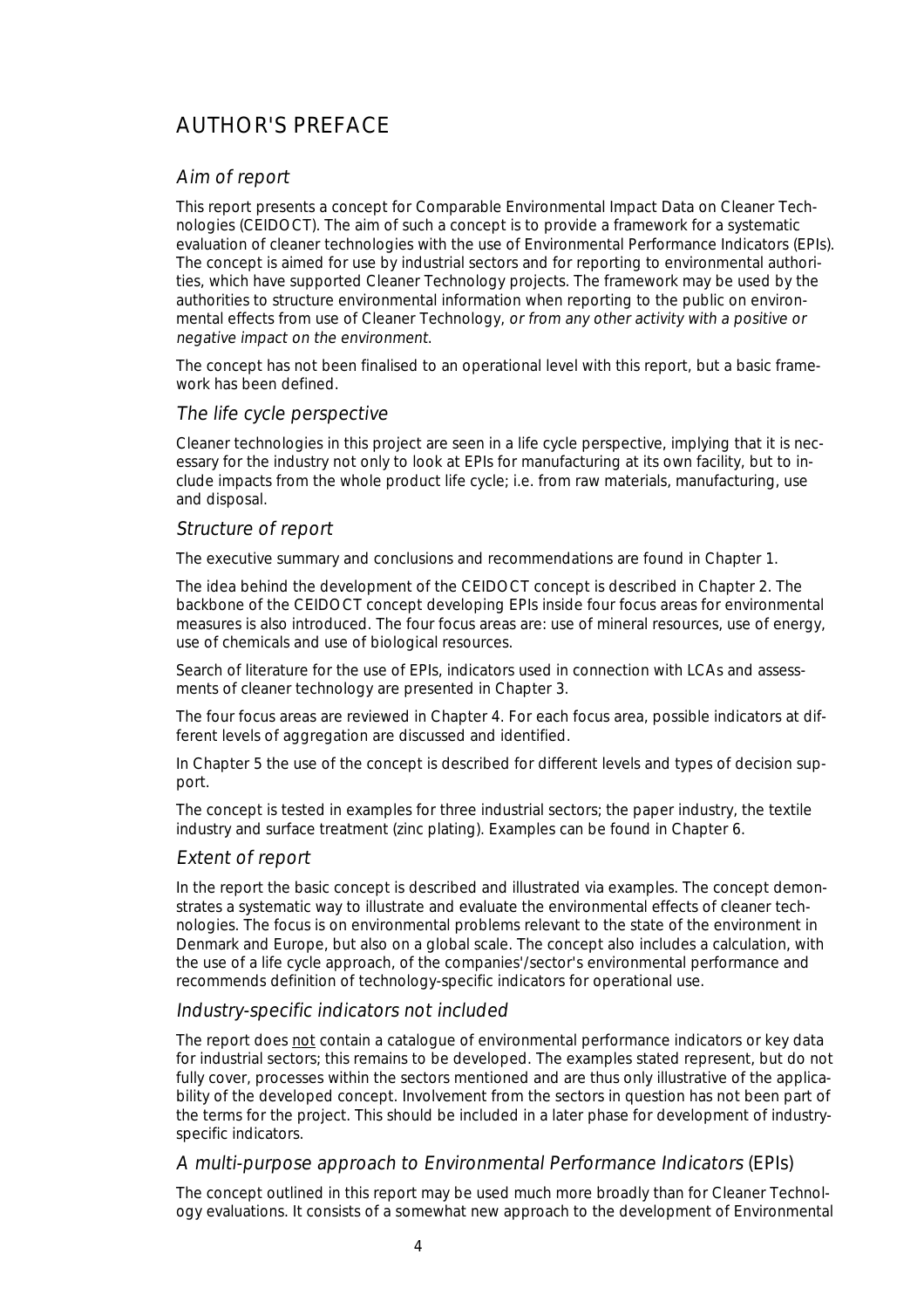# AUTHOR'S PREFACE

## *Aim of report*

This report presents a concept for Comparable Environmental Impact Data on Cleaner Technologies (CEIDOCT). The aim of such a concept is to provide a framework for a systematic evaluation of cleaner technologies with the use of Environmental Performance Indicators (EPIs). The concept is aimed for use by industrial sectors and for reporting to environmental authorities, which have supported Cleaner Technology projects. The framework may be used by the authorities to structure environmental information when reporting to the public on environmental effects from use of Cleaner Technology, *or from any other activity with a positive or negative impact on the environment.*

The concept has not been finalised to an operational level with this report, but a basic framework has been defined.

## *The life cycle perspective*

Cleaner technologies in this project are seen in a life cycle perspective, implying that it is necessary for the industry not only to look at EPIs for manufacturing at its own facility, but to include impacts from the whole product life cycle; i.e. from raw materials, manufacturing, use and disposal.

## *Structure of report*

The executive summary and conclusions and recommendations are found in Chapter 1.

The idea behind the development of the CEIDOCT concept is described in Chapter 2. The backbone of the CEIDOCT concept developing EPIs inside four focus areas for environmental measures is also introduced. The four focus areas are: use of mineral resources, use of energy, use of chemicals and use of biological resources.

Search of literature for the use of EPIs, indicators used in connection with LCAs and assessments of cleaner technology are presented in Chapter 3.

The four focus areas are reviewed in Chapter 4. For each focus area, possible indicators at different levels of aggregation are discussed and identified.

In Chapter 5 the use of the concept is described for different levels and types of decision support.

The concept is tested in examples for three industrial sectors; the paper industry, the textile industry and surface treatment (zinc plating). Examples can be found in Chapter 6.

## *Extent of report*

In the report the basic concept is described and illustrated via examples. The concept demonstrates a systematic way to illustrate and evaluate the environmental effects of cleaner technologies. The focus is on environmental problems relevant to the state of the environment in Denmark and Europe, but also on a global scale. The concept also includes a calculation, with the use of a life cycle approach, of the companies'/sector's environmental performance and recommends definition of technology-specific indicators for operational use.

## *Industry-specific indicators not included*

The report does <u>not</u> contain a catalogue of environmental performance indicators or key data for industrial sectors; this remains to be developed. The examples stated represent, but do not fully cover, processes within the sectors mentioned and are thus only illustrative of the applicability of the developed concept. Involvement from the sectors in question has not been part of the terms for the project. This should be included in a later phase for development of industry-specific indicators.

## *A multi-purpose approach to Environmental Performance Indicators* (EPIs)

The concept outlined in this report may be used much more broadly than for Cleaner Technology evaluations. It consists of a somewhat new approach to the development of Environmental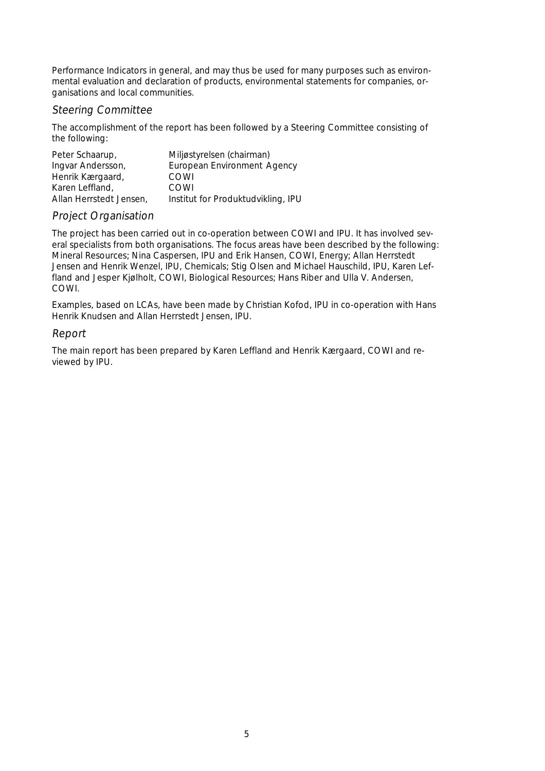Performance Indicators in general, and may thus be used for many purposes such as environmental evaluation and declaration of products, environmental statements for companies, organisations and local communities.

## Steering Committee

The accomplishment of the report has been followed by a Steering Committee consisting of the following:

| | |
|---|---|
| Peter Schaarup, | Miljøstyrelsen (chairman) |
| Ingvar Andersson, | European Environment Agency |
| Henrik Kærgaard, | COWI |
| Karen Leffland, | COWI |
| Allan Herrstedt Jensen, | Institut for Produktudvikling, IPU |

## Project Organisation

The project has been carried out in co-operation between COWI and IPU. It has involved several specialists from both organisations. The focus areas have been described by the following: Mineral Resources; Nina Caspersen, IPU and Erik Hansen, COWI, Energy; Allan Herrstedt Jensen and Henrik Wenzel, IPU, Chemicals; Stig Olsen and Michael Hauschild, IPU, Karen Leffland and Jesper Kjølholt, COWI, Biological Resources; Hans Riber and Ulla V. Andersen, COWI.

Examples, based on LCAs, have been made by Christian Kofod, IPU in co-operation with Hans Henrik Knudsen and Allan Herrstedt Jensen, IPU.

## Report

The main report has been prepared by Karen Leffland and Henrik Kærgaard, COWI and reviewed by IPU.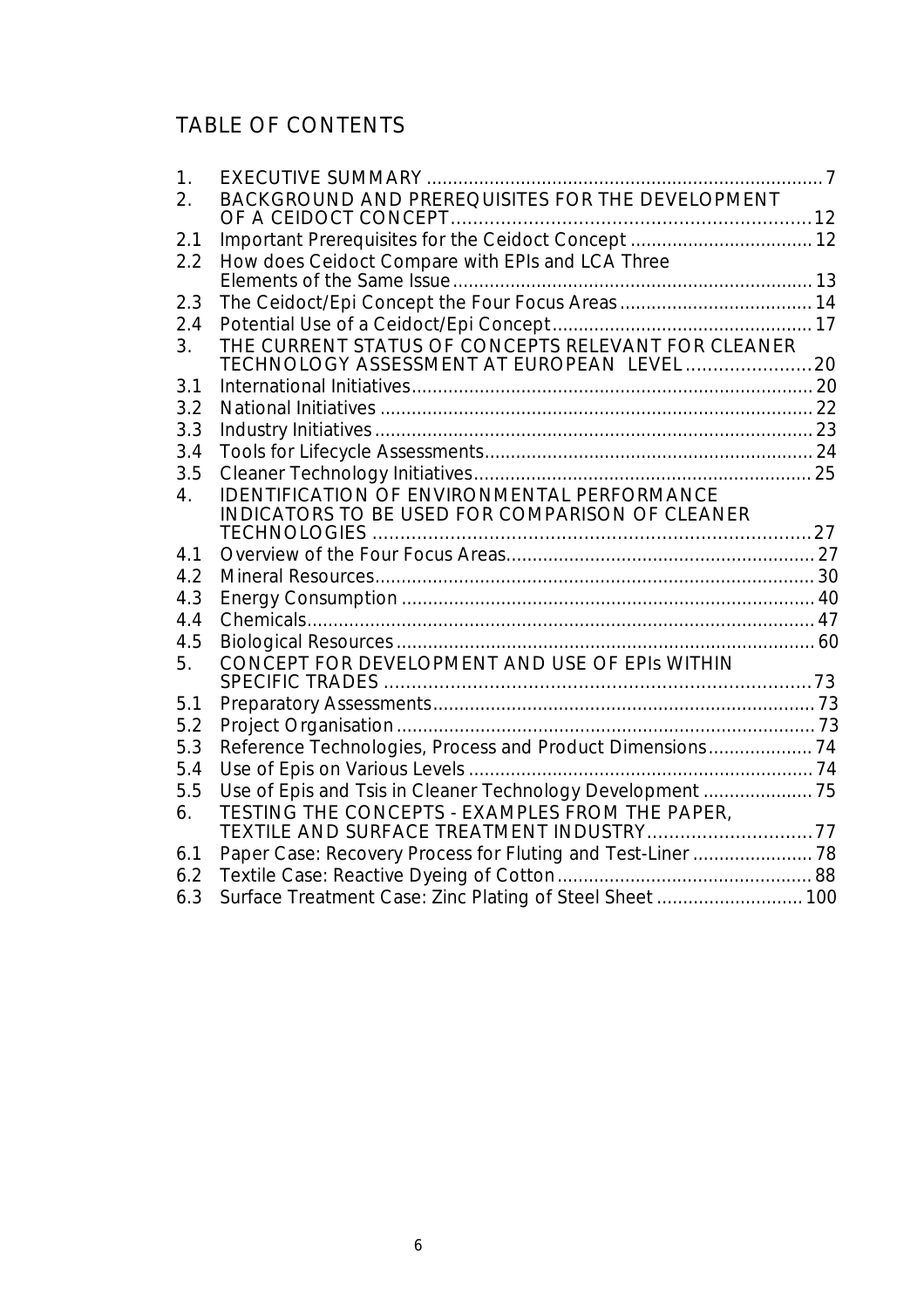# TABLE OF CONTENTS

| | | |
|---|---|---|
| 1. | EXECUTIVE SUMMARY | 7 |
| 2. | BACKGROUND AND PREREQUISITES FOR THE DEVELOPMENT OF A CEIDOCT CONCEPT | 12 |
| 2.1 | Important Prerequisites for the Ceidoct Concept | 12 |
| 2.2 | How does Ceidoct Compare with EPIs and LCA Three Elements of the Same Issue | 13 |
| 2.3 | The Ceidoct/Epi Concept the Four Focus Areas | 14 |
| 2.4 | Potential Use of a Ceidoct/Epi Concept | 17 |
| 3. | THE CURRENT STATUS OF CONCEPTS RELEVANT FOR CLEANER TECHNOLOGY ASSESSMENT AT EUROPEAN LEVEL | 20 |
| 3.1 | International Initiatives | 20 |
| 3.2 | National Initiatives | 22 |
| 3.3 | Industry Initiatives | 23 |
| 3.4 | Tools for Lifecycle Assessments | 24 |
| 3.5 | Cleaner Technology Initiatives | 25 |
| 4. | IDENTIFICATION OF ENVIRONMENTAL PERFORMANCE INDICATORS TO BE USED FOR COMPARISON OF CLEANER TECHNOLOGIES | 27 |
| 4.1 | Overview of the Four Focus Areas | 27 |
| 4.2 | Mineral Resources | 30 |
| 4.3 | Energy Consumption | 40 |
| 4.4 | Chemicals | 47 |
| 4.5 | Biological Resources | 60 |
| 5. | CONCEPT FOR DEVELOPMENT AND USE OF EPIs WITHIN SPECIFIC TRADES | 73 |
| 5.1 | Preparatory Assessments | 73 |
| 5.2 | Project Organisation | 73 |
| 5.3 | Reference Technologies, Process and Product Dimensions | 74 |
| 5.4 | Use of Epis on Various Levels | 74 |
| 5.5 | Use of Epis and Tsis in Cleaner Technology Development | 75 |
| 6. | TESTING THE CONCEPTS - EXAMPLES FROM THE PAPER, TEXTILE AND SURFACE TREATMENT INDUSTRY | 77 |
| 6.1 | Paper Case: Recovery Process for Fluting and Test-Liner | 78 |
| 6.2 | Textile Case: Reactive Dyeing of Cotton | 88 |
| 6.3 | Surface Treatment Case: Zinc Plating of Steel Sheet | 100 |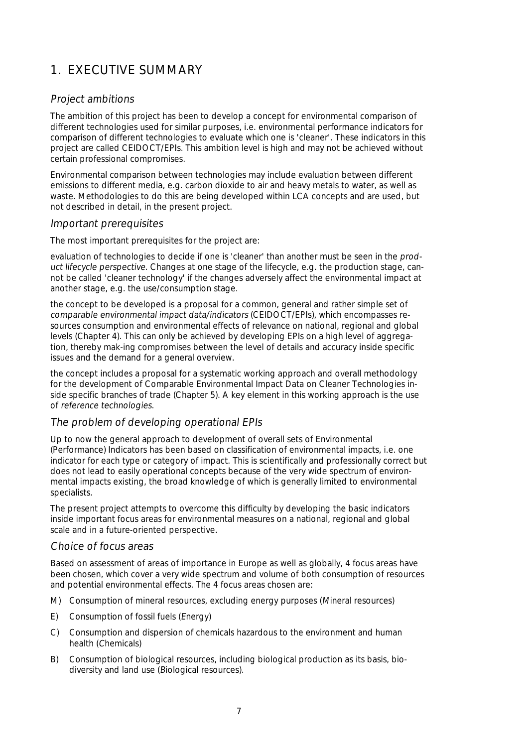# 1. EXECUTIVE SUMMARY

## *Project ambitions*

The ambition of this project has been to develop a concept for environmental comparison of different technologies used for similar purposes, i.e. environmental performance indicators for comparison of different technologies to evaluate which one is 'cleaner'. These indicators in this project are called CEIDOCT/EPIs. This ambition level is high and may not be achieved without certain professional compromises.

Environmental comparison between technologies may include evaluation between different emissions to different media, e.g. carbon dioxide to air and heavy metals to water, as well as waste. Methodologies to do this are being developed within LCA concepts and are used, but not described in detail, in the present project.

## *Important prerequisites*

The most important prerequisites for the project are:

evaluation of technologies to decide if one is 'cleaner' than another must be seen in the *product lifecycle perspective*. Changes at one stage of the lifecycle, e.g. the production stage, cannot be called 'cleaner technology' if the changes adversely affect the environmental impact at another stage, e.g. the use/consumption stage.

the concept to be developed is a proposal for a common, general and rather simple set of *comparable environmental impact data/indicators* (CEIDOCT/EPIs), which encompasses resources consumption and environmental effects of relevance on national, regional and global levels (Chapter 4). This can only be achieved by developing EPIs on a high level of aggregation, thereby mak-ing compromises between the level of details and accuracy inside specific issues and the demand for a general overview.

the concept includes a proposal for a systematic working approach and overall methodology for the development of Comparable Environmental Impact Data on Cleaner Technologies inside specific branches of trade (Chapter 5). A key element in this working approach is the use of *reference technologies*.

## *The problem of developing operational EPIs*

Up to now the general approach to development of overall sets of Environmental (Performance) Indicators has been based on classification of environmental impacts, i.e. one indicator for each type or category of impact. This is scientifically and professionally correct but does not lead to easily operational concepts because of the very wide spectrum of environmental impacts existing, the broad knowledge of which is generally limited to environmental specialists.

The present project attempts to overcome this difficulty by developing the basic indicators inside important focus areas for environmental measures on a national, regional and global scale and in a future-oriented perspective.

## *Choice of focus areas*

Based on assessment of areas of importance in Europe as well as globally, 4 focus areas have been chosen, which cover a very wide spectrum and volume of both consumption of resources and potential environmental effects. The 4 focus areas chosen are:

- M) Consumption of mineral resources, excluding energy purposes (*M*ineral resources)
- E) Consumption of fossil fuels (*E*nergy)
- C) Consumption and dispersion of chemicals hazardous to the environment and human health (*C*hemicals)
- B) Consumption of biological resources, including biological production as its basis, biodiversity and land use (*B*iological resources).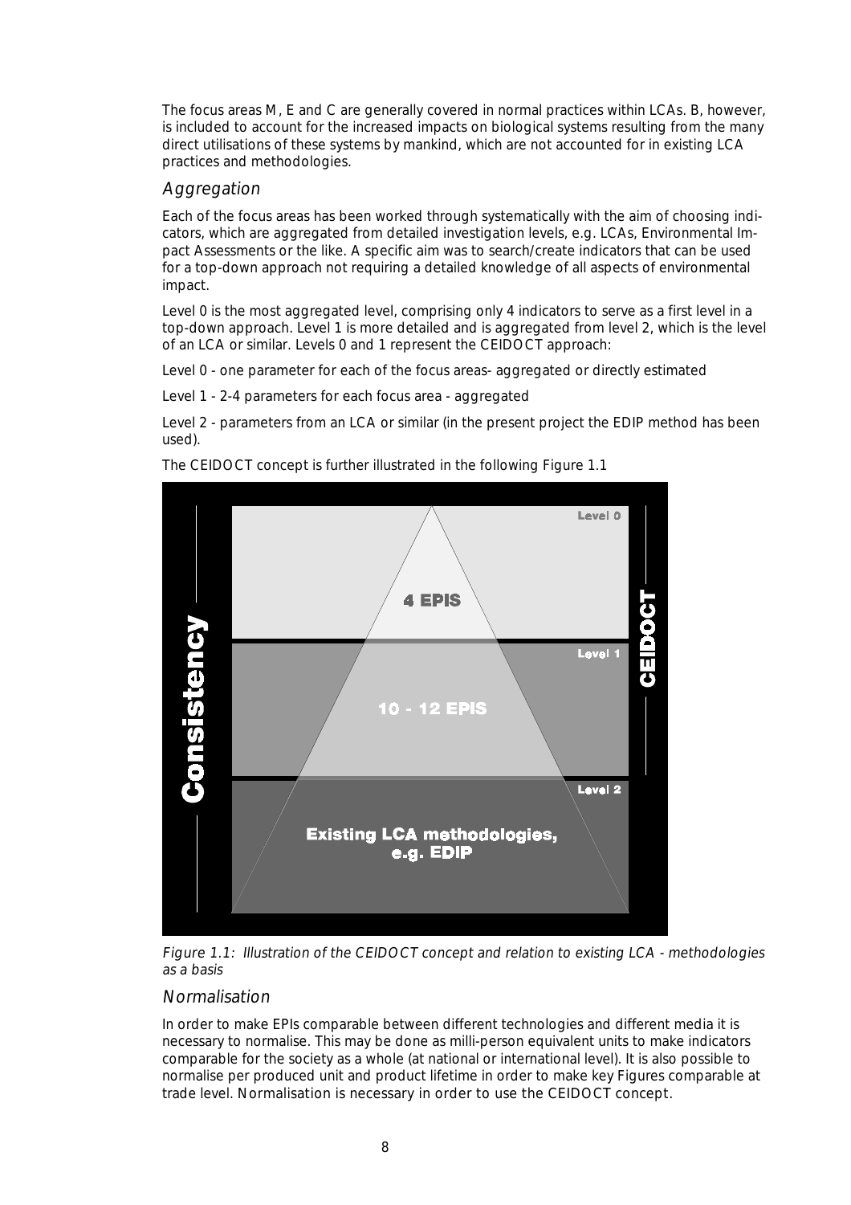The focus areas M, E and C are generally covered in normal practices within LCAs. B, however, is included to account for the increased impacts on biological systems resulting from the many direct utilisations of these systems by mankind, which are not accounted for in existing LCA practices and methodologies.

### Aggregation

Each of the focus areas has been worked through systematically with the aim of choosing indicators, which are aggregated from detailed investigation levels, e.g. LCAs, Environmental Impact Assessments or the like. A specific aim was to search/create indicators that can be used for a top-down approach not requiring a detailed knowledge of all aspects of environmental impact.

Level 0 is the most aggregated level, comprising only 4 indicators to serve as a first level in a top-down approach. Level 1 is more detailed and is aggregated from level 2, which is the level of an LCA or similar. Levels 0 and 1 represent the CEIDOCT approach:

Level 0 - one parameter for each of the focus areas- aggregated or directly estimated

Level 1 - 2-4 parameters for each focus area - aggregated

Level 2 - parameters from an LCA or similar (in the present project the EDIP method has been used).

The CEIDOCT concept is further illustrated in the following Figure 1.1

Consistency

Level 0 — 4 EPIS

Level 1 — 10 - 12 EPIS

Level 2 — Existing LCA methodologies, e.g. EDIP

CEIDOCT

*Figure 1.1: Illustration of the CEIDOCT concept and relation to existing LCA - methodologies as a basis*

### Normalisation

In order to make EPIs comparable between different technologies and different media it is necessary to normalise. This may be done as milli-person equivalent units to make indicators comparable for the society as a whole (at national or international level). It is also possible to normalise per produced unit and product lifetime in order to make key Figures comparable at trade level. Normalisation is necessary in order to use the CEIDOCT concept.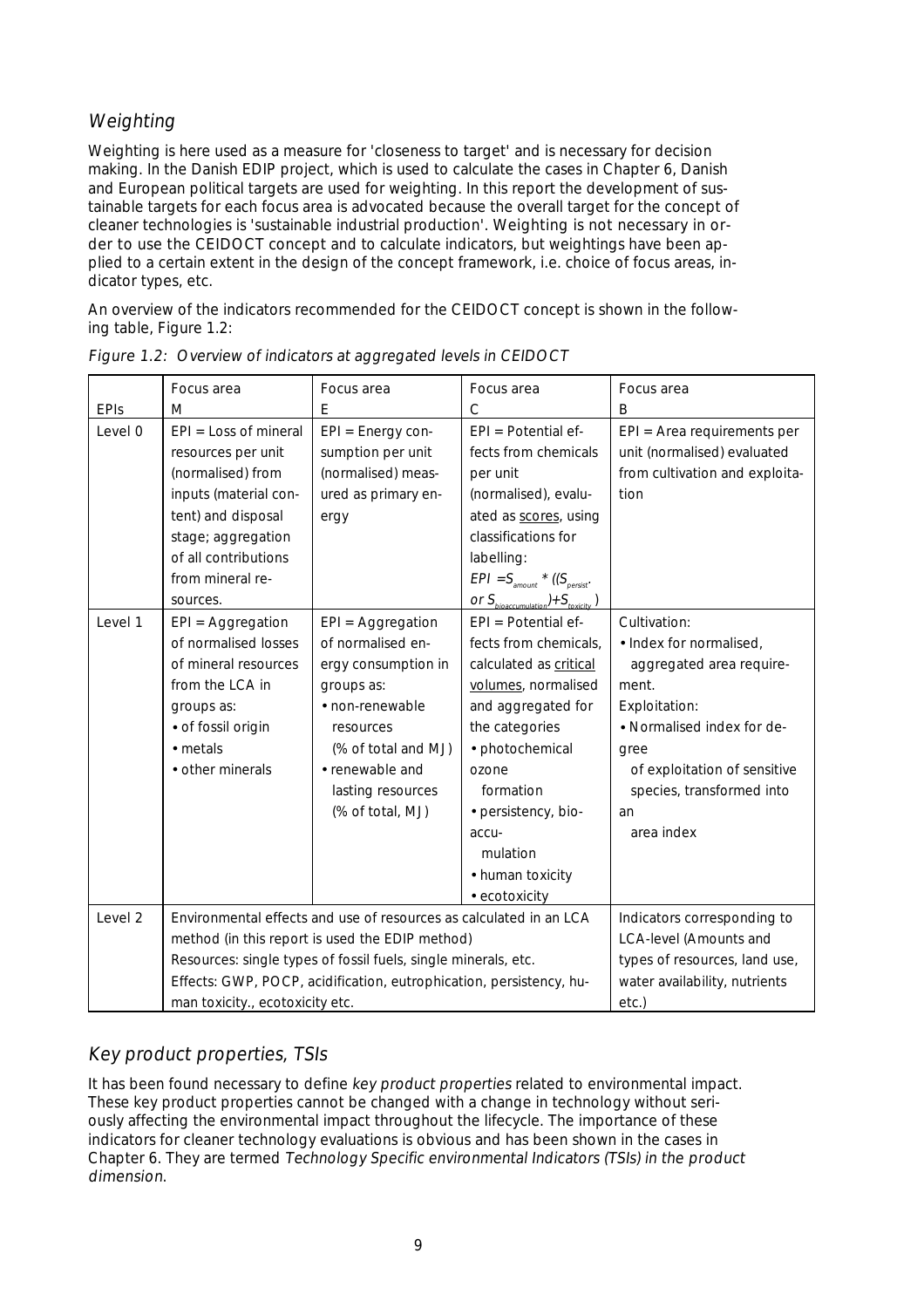### Weighting

Weighting is here used as a measure for 'closeness to target' and is necessary for decision making. In the Danish EDIP project, which is used to calculate the cases in Chapter 6, Danish and European political targets are used for weighting. In this report the development of sustainable targets for each focus area is advocated because the overall target for the concept of cleaner technologies is 'sustainable industrial production'. Weighting is not necessary in order to use the CEIDOCT concept and to calculate indicators, but weightings have been applied to a certain extent in the design of the concept framework, i.e. choice of focus areas, indicator types, etc.

An overview of the indicators recommended for the CEIDOCT concept is shown in the following table, Figure 1.2:

*Figure 1.2: Overview of indicators at aggregated levels in CEIDOCT*

| EPIs | Focus area M | Focus area E | Focus area C | Focus area B |
|---|---|---|---|---|
| Level 0 | EPI = Loss of mineral resources per unit (normalised) from inputs (material content) and disposal stage; aggregation of all contributions from mineral resources. | EPI = Energy consumption per unit (normalised) measured as primary energy | EPI = Potential effects from chemicals per unit (normalised), evaluated as <u>scores</u>, using classifications for labelling: $EPI = S_{amount} * ((S_{persist.}$ or $S_{bioaccumulation}) + S_{toxicity})$ | EPI = Area requirements per unit (normalised) evaluated from cultivation and exploitation |
| Level 1 | EPI = Aggregation of normalised losses of mineral resources from the LCA in groups as:<br>• of fossil origin<br>• metals<br>• other minerals | EPI = Aggregation of normalised energy consumption in groups as:<br>• non-renewable resources (% of total and MJ)<br>• renewable and lasting resources (% of total, MJ) | EPI = Potential effects from chemicals, calculated as <u>critical volumes</u>, normalised and aggregated for the categories<br>• photochemical ozone formation<br>• persistency, bioaccumulation<br>• human toxicity<br>• ecotoxicity | Cultivation:<br>• Index for normalised, aggregated area requirement.<br>Exploitation:<br>• Normalised index for degree of exploitation of sensitive species, transformed into an area index |
| Level 2 | Environmental effects and use of resources as calculated in an LCA method (in this report is used the EDIP method)<br>Resources: single types of fossil fuels, single minerals, etc.<br>Effects: GWP, POCP, acidification, eutrophication, persistency, human toxicity., ecotoxicity etc. | | | Indicators corresponding to LCA-level (Amounts and types of resources, land use, water availability, nutrients etc.) |

### Key product properties, TSIs

It has been found necessary to define *key product properties* related to environmental impact. These key product properties cannot be changed with a change in technology without seriously affecting the environmental impact throughout the lifecycle. The importance of these indicators for cleaner technology evaluations is obvious and has been shown in the cases in Chapter 6. They are termed *Technology Specific environmental Indicators (TSIs) in the product dimension*.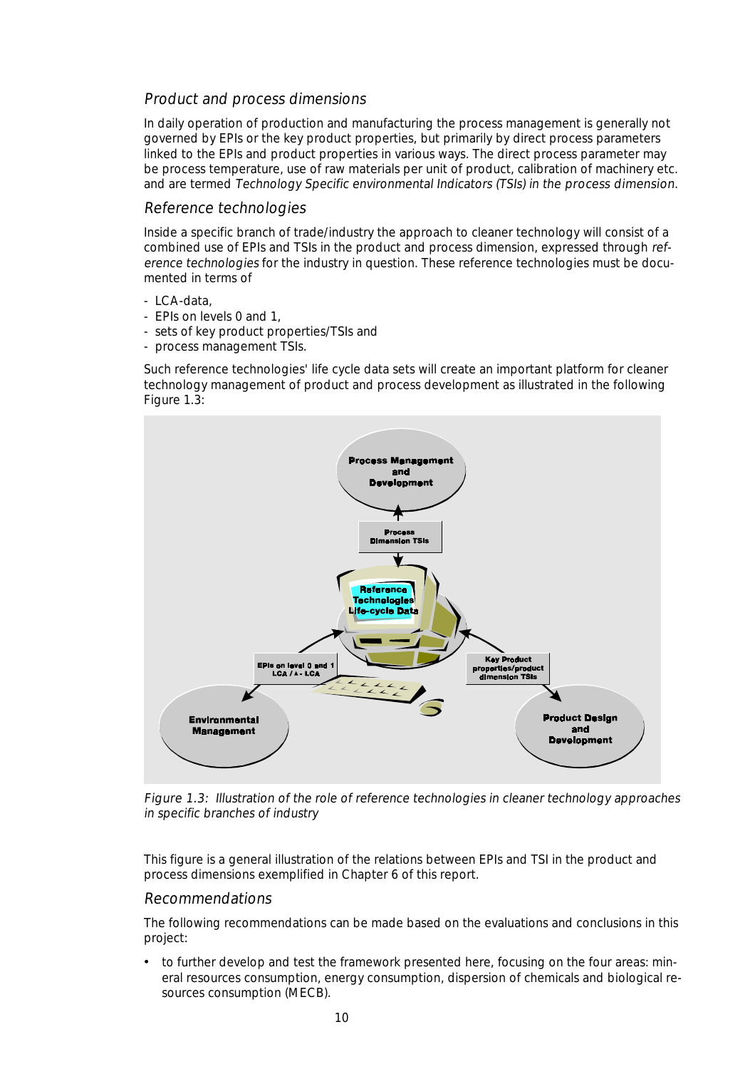### *Product and process dimensions*

In daily operation of production and manufacturing the process management is generally not governed by EPIs or the key product properties, but primarily by direct process parameters linked to the EPIs and product properties in various ways. The direct process parameter may be process temperature, use of raw materials per unit of product, calibration of machinery etc. and are termed *Technology Specific environmental Indicators (TSIs) in the process dimension.*

### *Reference technologies*

Inside a specific branch of trade/industry the approach to cleaner technology will consist of a combined use of EPIs and TSIs in the product and process dimension, expressed through *reference technologies* for the industry in question. These reference technologies must be documented in terms of

- LCA-data,
- EPIs on levels 0 and 1,
- sets of key product properties/TSIs and
- process management TSIs.

Such reference technologies' life cycle data sets will create an important platform for cleaner technology management of product and process development as illustrated in the following Figure 1.3:

*Figure 1.3: Illustration of the role of reference technologies in cleaner technology approaches in specific branches of industry*

This figure is a general illustration of the relations between EPIs and TSI in the product and process dimensions exemplified in Chapter 6 of this report.

### *Recommendations*

The following recommendations can be made based on the evaluations and conclusions in this project:

- to further develop and test the framework presented here, focusing on the four areas: mineral resources consumption, energy consumption, dispersion of chemicals and biological resources consumption (MECB).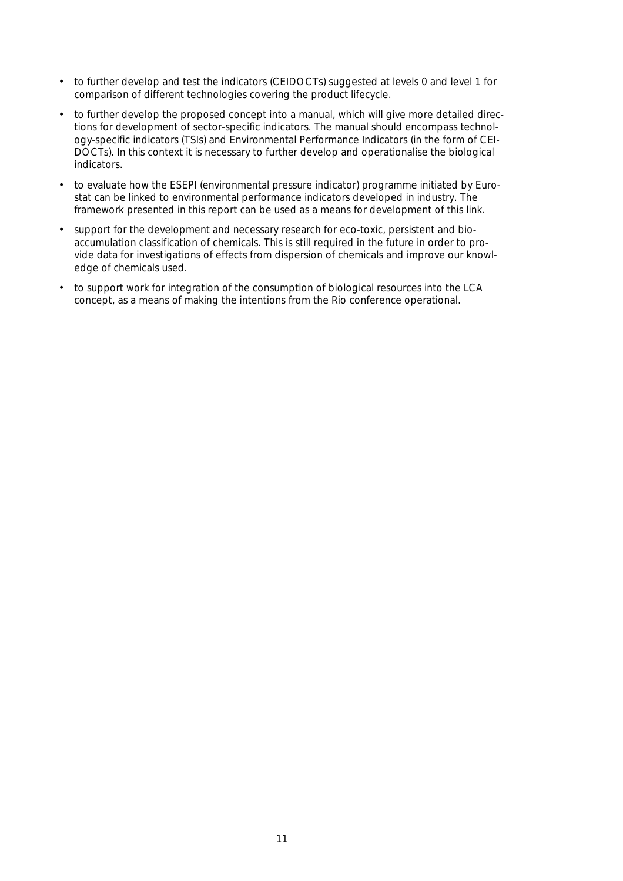- to further develop and test the indicators (CEIDOCTs) suggested at levels 0 and level 1 for comparison of different technologies covering the product lifecycle.
- to further develop the proposed concept into a manual, which will give more detailed directions for development of sector-specific indicators. The manual should encompass technology-specific indicators (TSIs) and Environmental Performance Indicators (in the form of CEIDOCTs). In this context it is necessary to further develop and operationalise the biological indicators.
- to evaluate how the ESEPI (environmental pressure indicator) programme initiated by Eurostat can be linked to environmental performance indicators developed in industry. The framework presented in this report can be used as a means for development of this link.
- support for the development and necessary research for eco-toxic, persistent and bioaccumulation classification of chemicals. This is still required in the future in order to provide data for investigations of effects from dispersion of chemicals and improve our knowledge of chemicals used.
- to support work for integration of the consumption of biological resources into the LCA concept, as a means of making the intentions from the Rio conference operational.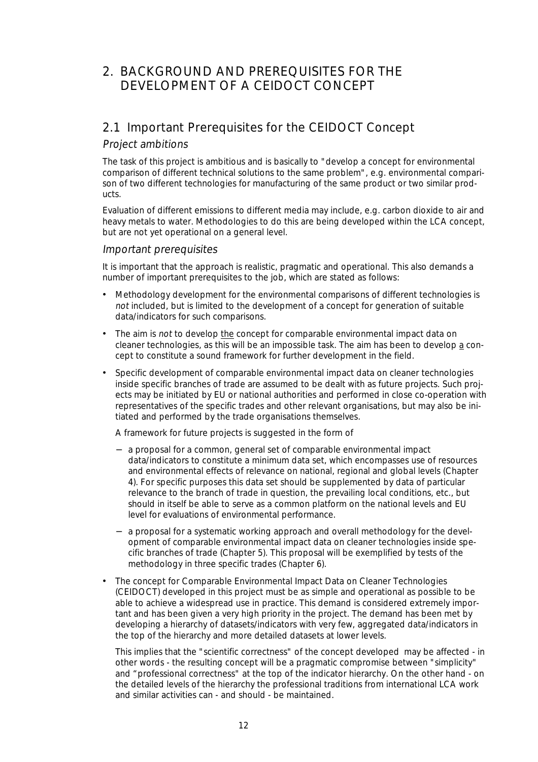# 2. BACKGROUND AND PREREQUISITES FOR THE DEVELOPMENT OF A CEIDOCT CONCEPT

## 2.1 Important Prerequisites for the CEIDOCT Concept

### *Project ambitions*

The task of this project is ambitious and is basically to "develop a concept for environmental comparison of different technical solutions to the same problem", e.g. environmental comparison of two different technologies for manufacturing of the same product or two similar products.

Evaluation of different emissions to different media may include, e.g. carbon dioxide to air and heavy metals to water. Methodologies to do this are being developed within the LCA concept, but are not yet operational on a general level.

### *Important prerequisites*

It is important that the approach is realistic, pragmatic and operational. This also demands a number of important prerequisites to the job, which are stated as follows:

- Methodology development for the environmental comparisons of different technologies is *not* included, but is limited to the development of a concept for generation of suitable data/indicators for such comparisons.
- The aim is *not* to develop <u>the</u> concept for comparable environmental impact data on cleaner technologies, as this will be an impossible task. The aim has been to develop <u>a</u> concept to constitute a sound framework for further development in the field.
- Specific development of comparable environmental impact data on cleaner technologies inside specific branches of trade are assumed to be dealt with as future projects. Such projects may be initiated by EU or national authorities and performed in close co-operation with representatives of the specific trades and other relevant organisations, but may also be initiated and performed by the trade organisations themselves.

  A framework for future projects is suggested in the form of

  - a proposal for a common, general set of comparable environmental impact data/indicators to constitute a minimum data set, which encompasses use of resources and environmental effects of relevance on national, regional and global levels (Chapter 4). For specific purposes this data set should be supplemented by data of particular relevance to the branch of trade in question, the prevailing local conditions, etc., but should in itself be able to serve as a common platform on the national levels and EU level for evaluations of environmental performance.
  - a proposal for a systematic working approach and overall methodology for the development of comparable environmental impact data on cleaner technologies inside specific branches of trade (Chapter 5). This proposal will be exemplified by tests of the methodology in three specific trades (Chapter 6).

- The concept for Comparable Environmental Impact Data on Cleaner Technologies (CEIDOCT) developed in this project must be as simple and operational as possible to be able to achieve a widespread use in practice. This demand is considered extremely important and has been given a very high priority in the project. The demand has been met by developing a hierarchy of datasets/indicators with very few, aggregated data/indicators in the top of the hierarchy and more detailed datasets at lower levels.

  This implies that the "scientific correctness" of the concept developed may be affected - in other words - the resulting concept will be a pragmatic compromise between "simplicity" and "professional correctness" at the top of the indicator hierarchy. On the other hand - on the detailed levels of the hierarchy the professional traditions from international LCA work and similar activities can - and should - be maintained.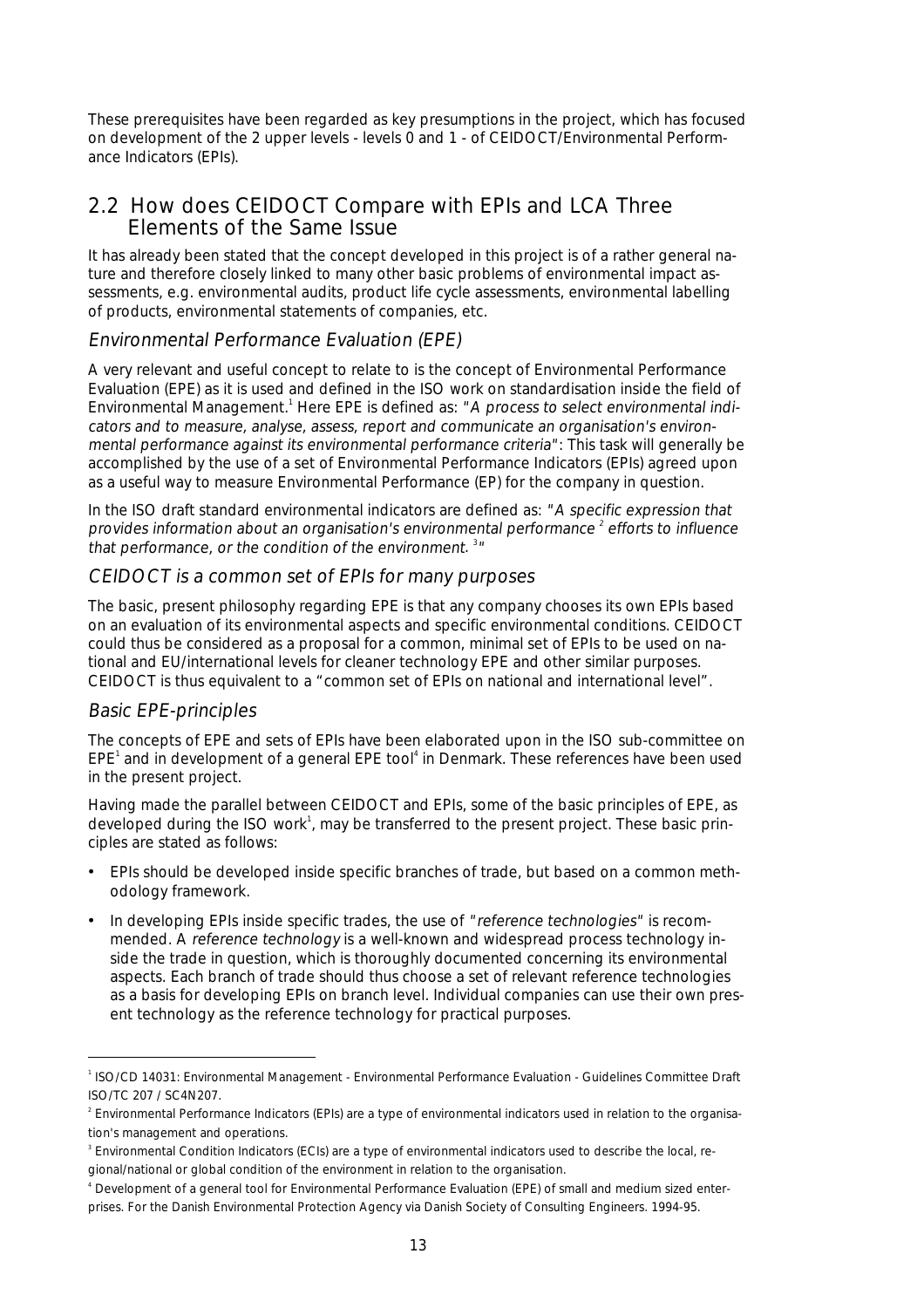These prerequisites have been regarded as key presumptions in the project, which has focused on development of the 2 upper levels - levels 0 and 1 - of CEIDOCT/Environmental Performance Indicators (EPIs).

## 2.2 How does CEIDOCT Compare with EPIs and LCA Three Elements of the Same Issue

It has already been stated that the concept developed in this project is of a rather general nature and therefore closely linked to many other basic problems of environmental impact assessments, e.g. environmental audits, product life cycle assessments, environmental labelling of products, environmental statements of companies, etc.

### *Environmental Performance Evaluation (EPE)*

A very relevant and useful concept to relate to is the concept of Environmental Performance Evaluation (EPE) as it is used and defined in the ISO work on standardisation inside the field of Environmental Management.[1] Here EPE is defined as: "*A process to select environmental indicators and to measure, analyse, assess, report and communicate an organisation's environmental performance against its environmental performance criteria*": This task will generally be accomplished by the use of a set of Environmental Performance Indicators (EPIs) agreed upon as a useful way to measure Environmental Performance (EP) for the company in question.

In the ISO draft standard environmental indicators are defined as: "*A specific expression that provides information about an organisation's environmental performance* [2] *efforts to influence that performance, or the condition of the environment.* [3]"

### *CEIDOCT is a common set of EPIs for many purposes*

The basic, present philosophy regarding EPE is that any company chooses its own EPIs based on an evaluation of its environmental aspects and specific environmental conditions. CEIDOCT could thus be considered as a proposal for a common, minimal set of EPIs to be used on national and EU/international levels for cleaner technology EPE and other similar purposes. CEIDOCT is thus equivalent to a "common set of EPIs on national and international level".

### *Basic EPE-principles*

The concepts of EPE and sets of EPIs have been elaborated upon in the ISO sub-committee on EPE[1] and in development of a general EPE tool[4] in Denmark. These references have been used in the present project.

Having made the parallel between CEIDOCT and EPIs, some of the basic principles of EPE, as developed during the ISO work[1], may be transferred to the present project. These basic principles are stated as follows:

- EPIs should be developed inside specific branches of trade, but based on a common methodology framework.
- In developing EPIs inside specific trades, the use of "*reference technologies*" is recommended. A *reference technology* is a well-known and widespread process technology inside the trade in question, which is thoroughly documented concerning its environmental aspects. Each branch of trade should thus choose a set of relevant reference technologies as a basis for developing EPIs on branch level. Individual companies can use their own present technology as the reference technology for practical purposes.

---

[1] ISO/CD 14031: Environmental Management - Environmental Performance Evaluation - Guidelines Committee Draft ISO/TC 207 / SC4N207.

[2] Environmental Performance Indicators (EPIs) are a type of environmental indicators used in relation to the organisation's management and operations.

[3] Environmental Condition Indicators (ECIs) are a type of environmental indicators used to describe the local, regional/national or global condition of the environment in relation to the organisation.

[4] Development of a general tool for Environmental Performance Evaluation (EPE) of small and medium sized enterprises. For the Danish Environmental Protection Agency via Danish Society of Consulting Engineers. 1994-95.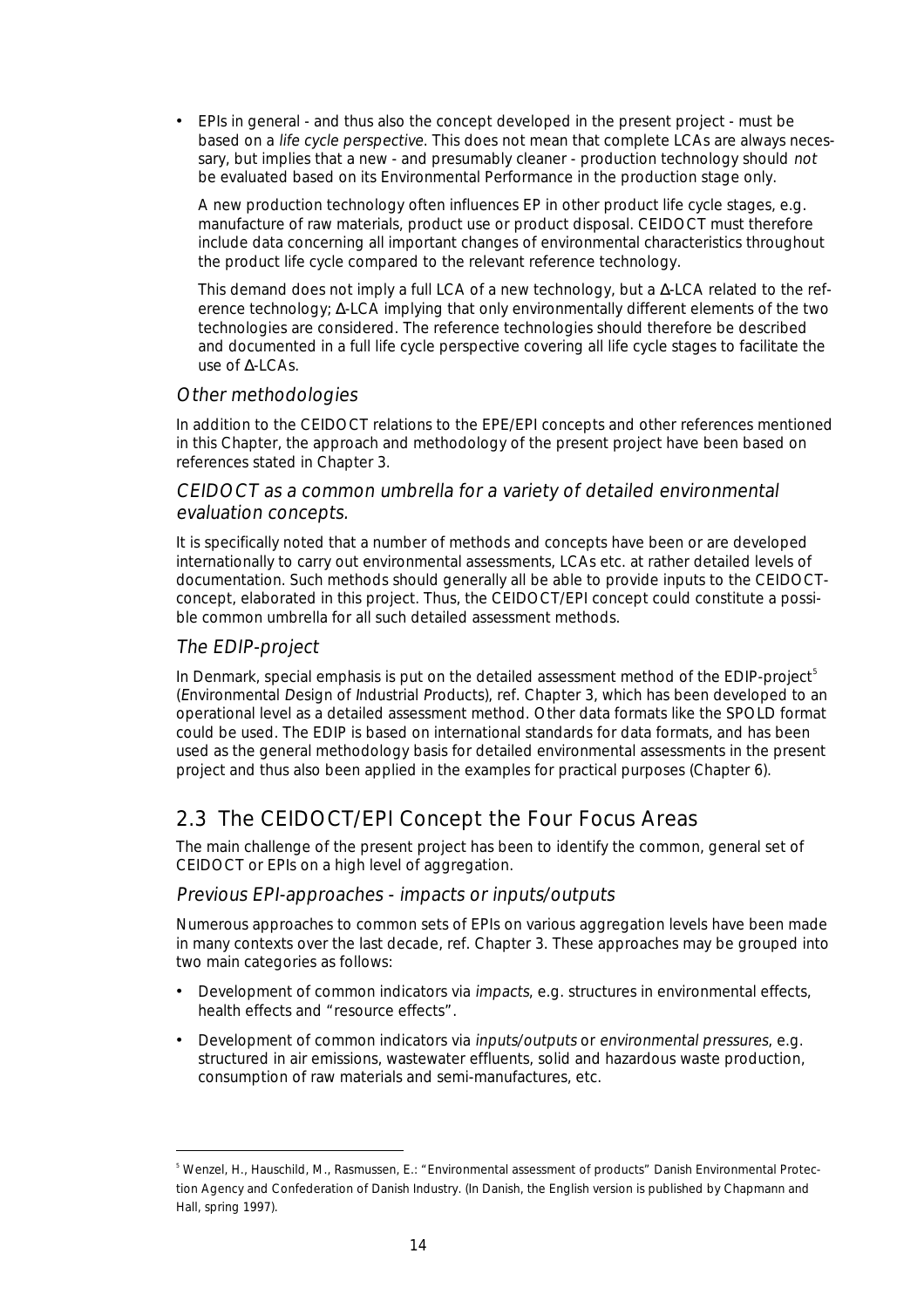- EPIs in general - and thus also the concept developed in the present project - must be based on a *life cycle perspective*. This does not mean that complete LCAs are always necessary, but implies that a new - and presumably cleaner - production technology should *not* be evaluated based on its Environmental Performance in the production stage only.

  A new production technology often influences EP in other product life cycle stages, e.g. manufacture of raw materials, product use or product disposal. CEIDOCT must therefore include data concerning all important changes of environmental characteristics throughout the product life cycle compared to the relevant reference technology.

  This demand does not imply a full LCA of a new technology, but a Δ-LCA related to the reference technology; Δ-LCA implying that only environmentally different elements of the two technologies are considered. The reference technologies should therefore be described and documented in a full life cycle perspective covering all life cycle stages to facilitate the use of Δ-LCAs.

### *Other methodologies*

In addition to the CEIDOCT relations to the EPE/EPI concepts and other references mentioned in this Chapter, the approach and methodology of the present project have been based on references stated in Chapter 3.

### *CEIDOCT as a common umbrella for a variety of detailed environmental evaluation concepts.*

It is specifically noted that a number of methods and concepts have been or are developed internationally to carry out environmental assessments, LCAs etc. at rather detailed levels of documentation. Such methods should generally all be able to provide inputs to the CEIDOCT-concept, elaborated in this project. Thus, the CEIDOCT/EPI concept could constitute a possible common umbrella for all such detailed assessment methods.

### *The EDIP-project*

In Denmark, special emphasis is put on the detailed assessment method of the EDIP-project[5] (*E*nvironmental *D*esign of *I*ndustrial *P*roducts), ref. Chapter 3, which has been developed to an operational level as a detailed assessment method. Other data formats like the SPOLD format could be used. The EDIP is based on international standards for data formats, and has been used as the general methodology basis for detailed environmental assessments in the present project and thus also been applied in the examples for practical purposes (Chapter 6).

## 2.3 The CEIDOCT/EPI Concept the Four Focus Areas

The main challenge of the present project has been to identify the common, general set of CEIDOCT or EPIs on a high level of aggregation.

### *Previous EPI-approaches - impacts or inputs/outputs*

Numerous approaches to common sets of EPIs on various aggregation levels have been made in many contexts over the last decade, ref. Chapter 3. These approaches may be grouped into two main categories as follows:

- Development of common indicators via *impacts*, e.g. structures in environmental effects, health effects and "resource effects".
- Development of common indicators via *inputs/outputs* or *environmental pressures*, e.g. structured in air emissions, wastewater effluents, solid and hazardous waste production, consumption of raw materials and semi-manufactures, etc.

---

[5] Wenzel, H., Hauschild, M., Rasmussen, E.: "Environmental assessment of products" Danish Environmental Protection Agency and Confederation of Danish Industry. (In Danish, the English version is published by Chapmann and Hall, spring 1997).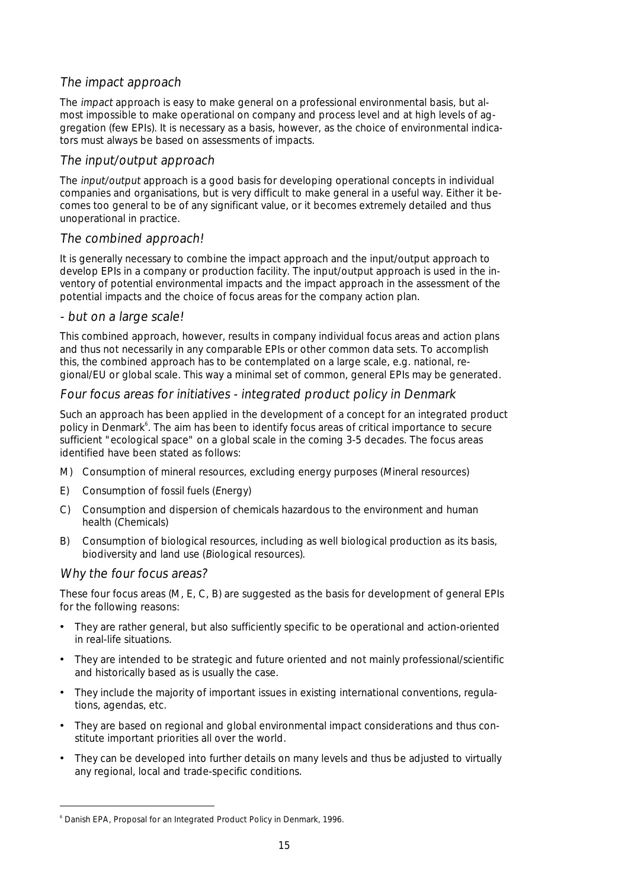### *The impact approach*

The *impact* approach is easy to make general on a professional environmental basis, but almost impossible to make operational on company and process level and at high levels of aggregation (few EPIs). It is necessary as a basis, however, as the choice of environmental indicators must always be based on assessments of impacts.

### *The input/output approach*

The *input/output* approach is a good basis for developing operational concepts in individual companies and organisations, but is very difficult to make general in a useful way. Either it becomes too general to be of any significant value, or it becomes extremely detailed and thus unoperational in practice.

### *The combined approach!*

It is generally necessary to combine the impact approach and the input/output approach to develop EPIs in a company or production facility. The input/output approach is used in the inventory of potential environmental impacts and the impact approach in the assessment of the potential impacts and the choice of focus areas for the company action plan.

### *- but on a large scale!*

This combined approach, however, results in company individual focus areas and action plans and thus not necessarily in any comparable EPIs or other common data sets. To accomplish this, the combined approach has to be contemplated on a large scale, e.g. national, regional/EU or global scale. This way a minimal set of common, general EPIs may be generated.

### *Four focus areas for initiatives - integrated product policy in Denmark*

Such an approach has been applied in the development of a concept for an integrated product policy in Denmark[6]. The aim has been to identify focus areas of critical importance to secure sufficient "ecological space" on a global scale in the coming 3-5 decades. The focus areas identified have been stated as follows:

M) Consumption of mineral resources, excluding energy purposes (*M*ineral resources)

E) Consumption of fossil fuels (*E*nergy)

C) Consumption and dispersion of chemicals hazardous to the environment and human health (*C*hemicals)

B) Consumption of biological resources, including as well biological production as its basis, biodiversity and land use (*B*iological resources).

### *Why the four focus areas?*

These four focus areas (M, E, C, B) are suggested as the basis for development of general EPIs for the following reasons:

- They are rather general, but also sufficiently specific to be operational and action-oriented in real-life situations.
- They are intended to be strategic and future oriented and not mainly professional/scientific and historically based as is usually the case.
- They include the majority of important issues in existing international conventions, regulations, agendas, etc.
- They are based on regional and global environmental impact considerations and thus constitute important priorities all over the world.
- They can be developed into further details on many levels and thus be adjusted to virtually any regional, local and trade-specific conditions.

---

[6] Danish EPA, Proposal for an Integrated Product Policy in Denmark, 1996.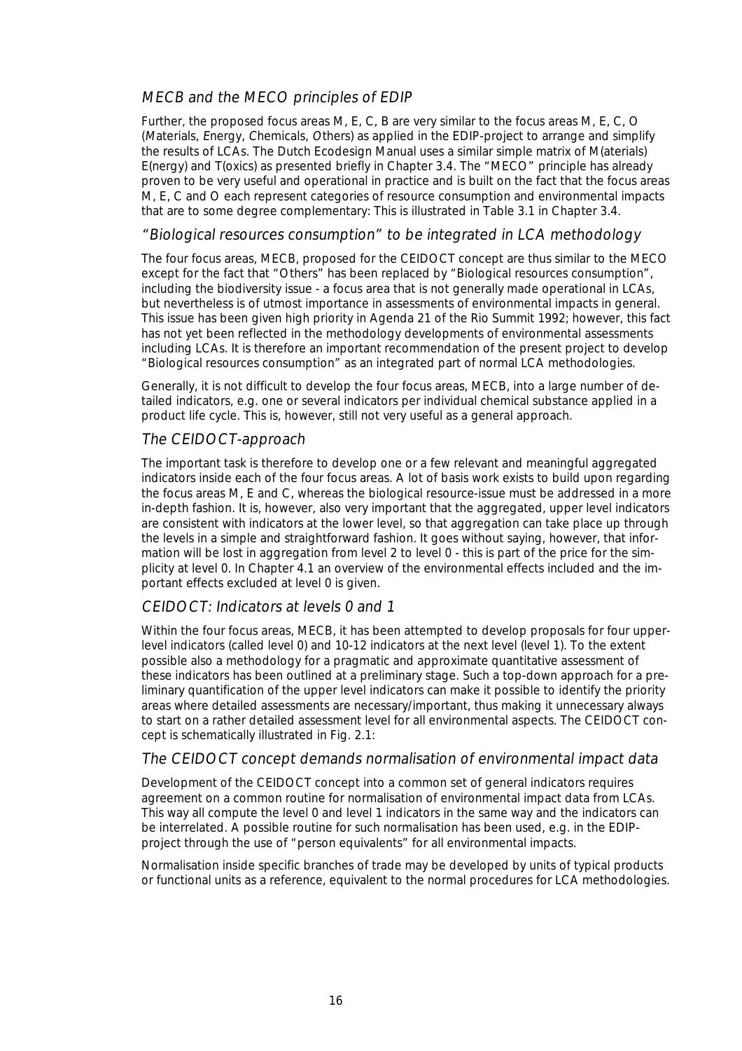### MECB and the MECO principles of EDIP

Further, the proposed focus areas M, E, C, B are very similar to the focus areas M, E, C, O (*M*aterials, *E*nergy, *C*hemicals, *O*thers) as applied in the EDIP-project to arrange and simplify the results of LCAs. The Dutch Ecodesign Manual uses a similar simple matrix of M(aterials) E(nergy) and T(oxics) as presented briefly in Chapter 3.4. The "MECO" principle has already proven to be very useful and operational in practice and is built on the fact that the focus areas M, E, C and O each represent categories of resource consumption and environmental impacts that are to some degree complementary: This is illustrated in Table 3.1 in Chapter 3.4.

### "Biological resources consumption" to be integrated in LCA methodology

The four focus areas, MECB, proposed for the CEIDOCT concept are thus similar to the MECO except for the fact that "Others" has been replaced by "Biological resources consumption", including the biodiversity issue - a focus area that is not generally made operational in LCAs, but nevertheless is of utmost importance in assessments of environmental impacts in general. This issue has been given high priority in Agenda 21 of the Rio Summit 1992; however, this fact has not yet been reflected in the methodology developments of environmental assessments including LCAs. It is therefore an important recommendation of the present project to develop "Biological resources consumption" as an integrated part of normal LCA methodologies.

Generally, it is not difficult to develop the four focus areas, MECB, into a large number of detailed indicators, e.g. one or several indicators per individual chemical substance applied in a product life cycle. This is, however, still not very useful as a general approach.

### The CEIDOCT-approach

The important task is therefore to develop one or a few relevant and meaningful aggregated indicators inside each of the four focus areas. A lot of basis work exists to build upon regarding the focus areas M, E and C, whereas the biological resource-issue must be addressed in a more in-depth fashion. It is, however, also very important that the aggregated, upper level indicators are consistent with indicators at the lower level, so that aggregation can take place up through the levels in a simple and straightforward fashion. It goes without saying, however, that information will be lost in aggregation from level 2 to level 0 - this is part of the price for the simplicity at level 0. In Chapter 4.1 an overview of the environmental effects included and the important effects excluded at level 0 is given.

### CEIDOCT: Indicators at levels 0 and 1

Within the four focus areas, MECB, it has been attempted to develop proposals for four upper-level indicators (called level 0) and 10-12 indicators at the next level (level 1). To the extent possible also a methodology for a pragmatic and approximate quantitative assessment of these indicators has been outlined at a preliminary stage. Such a top-down approach for a preliminary quantification of the upper level indicators can make it possible to identify the priority areas where detailed assessments are necessary/important, thus making it unnecessary always to start on a rather detailed assessment level for all environmental aspects. The CEIDOCT concept is schematically illustrated in Fig. 2.1:

### The CEIDOCT concept demands normalisation of environmental impact data

Development of the CEIDOCT concept into a common set of general indicators requires agreement on a common routine for normalisation of environmental impact data from LCAs. This way all compute the level 0 and level 1 indicators in the same way and the indicators can be interrelated. A possible routine for such normalisation has been used, e.g. in the EDIP-project through the use of "person equivalents" for all environmental impacts.

Normalisation inside specific branches of trade may be developed by units of typical products or functional units as a reference, equivalent to the normal procedures for LCA methodologies.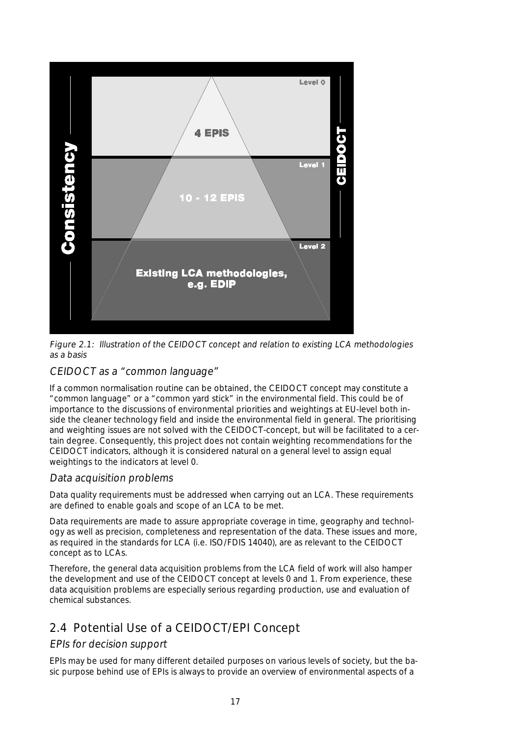Figure 2.1: Illustration of the CEIDOCT concept and relation to existing LCA methodologies as a basis

### *CEIDOCT as a "common language"*

If a common normalisation routine can be obtained, the CEIDOCT concept may constitute a "common language" or a "common yard stick" in the environmental field. This could be of importance to the discussions of environmental priorities and weightings at EU-level both inside the cleaner technology field and inside the environmental field in general. The prioritising and weighting issues are not solved with the CEIDOCT-concept, but will be facilitated to a certain degree. Consequently, this project does not contain weighting recommendations for the CEIDOCT indicators, although it is considered natural on a general level to assign equal weightings to the indicators at level 0.

### *Data acquisition problems*

Data quality requirements must be addressed when carrying out an LCA. These requirements are defined to enable goals and scope of an LCA to be met.

Data requirements are made to assure appropriate coverage in time, geography and technology as well as precision, completeness and representation of the data. These issues and more, as required in the standards for LCA (i.e. ISO/FDIS 14040), are as relevant to the CEIDOCT concept as to LCAs.

Therefore, the general data acquisition problems from the LCA field of work will also hamper the development and use of the CEIDOCT concept at levels 0 and 1. From experience, these data acquisition problems are especially serious regarding production, use and evaluation of chemical substances.

## 2.4 Potential Use of a CEIDOCT/EPI Concept

### *EPIs for decision support*

EPIs may be used for many different detailed purposes on various levels of society, but the basic purpose behind use of EPIs is always to provide an overview of environmental aspects of a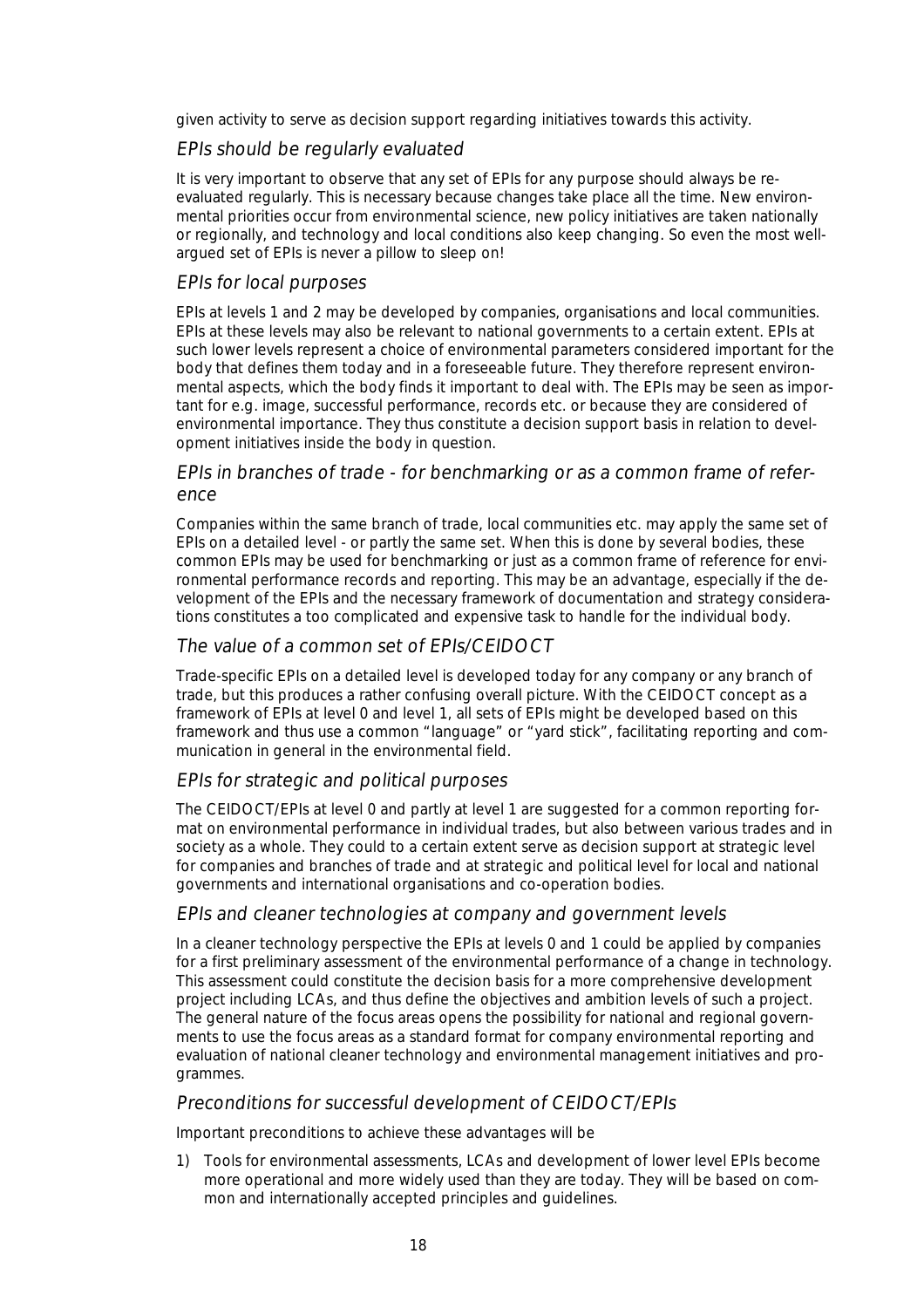given activity to serve as decision support regarding initiatives towards this activity.

### *EPIs should be regularly evaluated*

It is very important to observe that any set of EPIs for any purpose should always be re-evaluated regularly. This is necessary because changes take place all the time. New environmental priorities occur from environmental science, new policy initiatives are taken nationally or regionally, and technology and local conditions also keep changing. So even the most well-argued set of EPIs is never a pillow to sleep on!

### *EPIs for local purposes*

EPIs at levels 1 and 2 may be developed by companies, organisations and local communities. EPIs at these levels may also be relevant to national governments to a certain extent. EPIs at such lower levels represent a choice of environmental parameters considered important for the body that defines them today and in a foreseeable future. They therefore represent environmental aspects, which the body finds it important to deal with. The EPIs may be seen as important for e.g. image, successful performance, records etc. or because they are considered of environmental importance. They thus constitute a decision support basis in relation to development initiatives inside the body in question.

### *EPIs in branches of trade - for benchmarking or as a common frame of reference*

Companies within the same branch of trade, local communities etc. may apply the same set of EPIs on a detailed level - or partly the same set. When this is done by several bodies, these common EPIs may be used for benchmarking or just as a common frame of reference for environmental performance records and reporting. This may be an advantage, especially if the development of the EPIs and the necessary framework of documentation and strategy considerations constitutes a too complicated and expensive task to handle for the individual body.

### *The value of a common set of EPIs/CEIDOCT*

Trade-specific EPIs on a detailed level is developed today for any company or any branch of trade, but this produces a rather confusing overall picture. With the CEIDOCT concept as a framework of EPIs at level 0 and level 1, all sets of EPIs might be developed based on this framework and thus use a common "language" or "yard stick", facilitating reporting and communication in general in the environmental field.

### *EPIs for strategic and political purposes*

The CEIDOCT/EPIs at level 0 and partly at level 1 are suggested for a common reporting format on environmental performance in individual trades, but also between various trades and in society as a whole. They could to a certain extent serve as decision support at strategic level for companies and branches of trade and at strategic and political level for local and national governments and international organisations and co-operation bodies.

### *EPIs and cleaner technologies at company and government levels*

In a cleaner technology perspective the EPIs at levels 0 and 1 could be applied by companies for a first preliminary assessment of the environmental performance of a change in technology. This assessment could constitute the decision basis for a more comprehensive development project including LCAs, and thus define the objectives and ambition levels of such a project. The general nature of the focus areas opens the possibility for national and regional governments to use the focus areas as a standard format for company environmental reporting and evaluation of national cleaner technology and environmental management initiatives and programmes.

### *Preconditions for successful development of CEIDOCT/EPIs*

Important preconditions to achieve these advantages will be

1) Tools for environmental assessments, LCAs and development of lower level EPIs become more operational and more widely used than they are today. They will be based on common and internationally accepted principles and guidelines.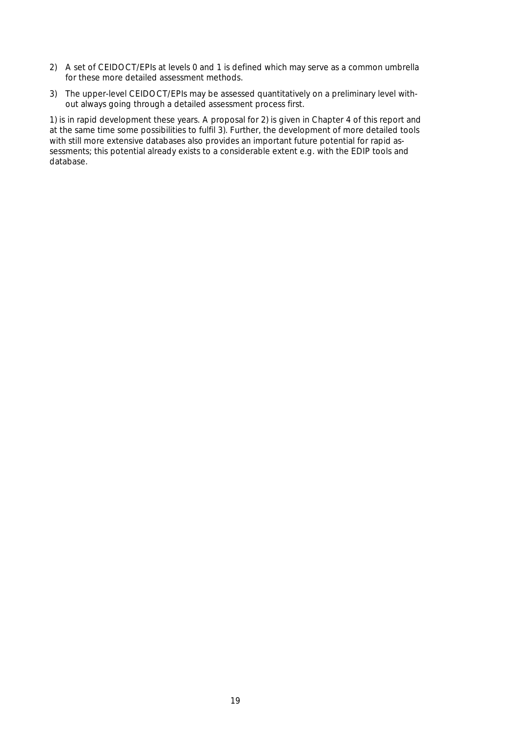2) A set of CEIDOCT/EPIs at levels 0 and 1 is defined which may serve as a common umbrella for these more detailed assessment methods.

3) The upper-level CEIDOCT/EPIs may be assessed quantitatively on a preliminary level without always going through a detailed assessment process first.

1) is in rapid development these years. A proposal for 2) is given in Chapter 4 of this report and at the same time some possibilities to fulfil 3). Further, the development of more detailed tools with still more extensive databases also provides an important future potential for rapid assessments; this potential already exists to a considerable extent e.g. with the EDIP tools and database.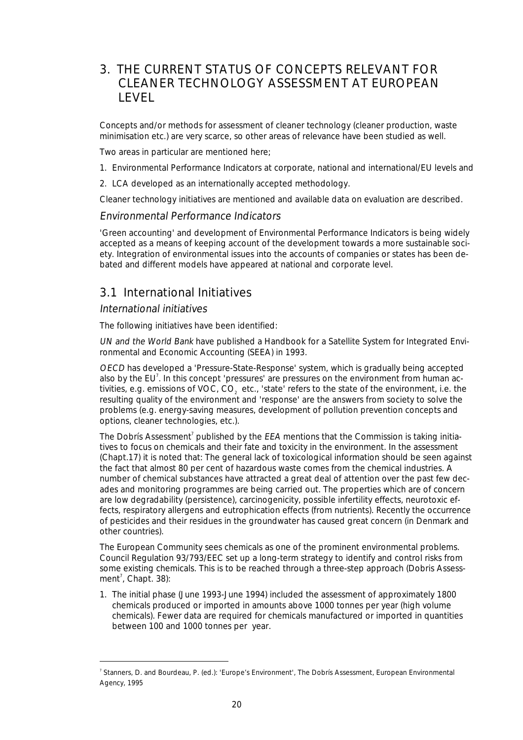# 3. THE CURRENT STATUS OF CONCEPTS RELEVANT FOR CLEANER TECHNOLOGY ASSESSMENT AT EUROPEAN LEVEL

Concepts and/or methods for assessment of cleaner technology (cleaner production, waste minimisation etc.) are very scarce, so other areas of relevance have been studied as well.

Two areas in particular are mentioned here;

1. Environmental Performance Indicators at corporate, national and international/EU levels and
2. LCA developed as an internationally accepted methodology.

Cleaner technology initiatives are mentioned and available data on evaluation are described.

### *Environmental Performance Indicators*

'Green accounting' and development of Environmental Performance Indicators is being widely accepted as a means of keeping account of the development towards a more sustainable society. Integration of environmental issues into the accounts of companies or states has been debated and different models have appeared at national and corporate level.

## 3.1 International Initiatives

### *International initiatives*

The following initiatives have been identified:

*UN and the World Bank* have published a Handbook for a Satellite System for Integrated Environmental and Economic Accounting (SEEA) in 1993.

*OECD* has developed a 'Pressure-State-Response' system, which is gradually being accepted also by the EU[7]. In this concept 'pressures' are pressures on the environment from human activities, e.g. emissions of VOC, $CO_2$ etc., 'state' refers to the state of the environment, i.e. the resulting quality of the environment and 'response' are the answers from society to solve the problems (e.g. energy-saving measures, development of pollution prevention concepts and options, cleaner technologies, etc.).

The Dobrís Assessment[7] published by the *EEA* mentions that the Commission is taking initiatives to focus on chemicals and their fate and toxicity in the environment. In the assessment (Chapt.17) it is noted that: The general lack of toxicological information should be seen against the fact that almost 80 per cent of hazardous waste comes from the chemical industries. A number of chemical substances have attracted a great deal of attention over the past few decades and monitoring programmes are being carried out. The properties which are of concern are low degradability (persistence), carcinogenicity, possible infertility effects, neurotoxic effects, respiratory allergens and eutrophication effects (from nutrients). Recently the occurrence of pesticides and their residues in the groundwater has caused great concern (in Denmark and other countries).

The European Community sees chemicals as one of the prominent environmental problems. Council Regulation 93/793/EEC set up a long-term strategy to identify and control risks from some existing chemicals. This is to be reached through a three-step approach (Dobris Assessment[7], Chapt. 38):

1. The initial phase (June 1993-June 1994) included the assessment of approximately 1800 chemicals produced or imported in amounts above 1000 tonnes per year (high volume chemicals). Fewer data are required for chemicals manufactured or imported in quantities between 100 and 1000 tonnes per year.

---

[7] Stanners, D. and Bourdeau, P. (ed.): 'Europe's Environment', The Dobrís Assessment, European Environmental Agency, 1995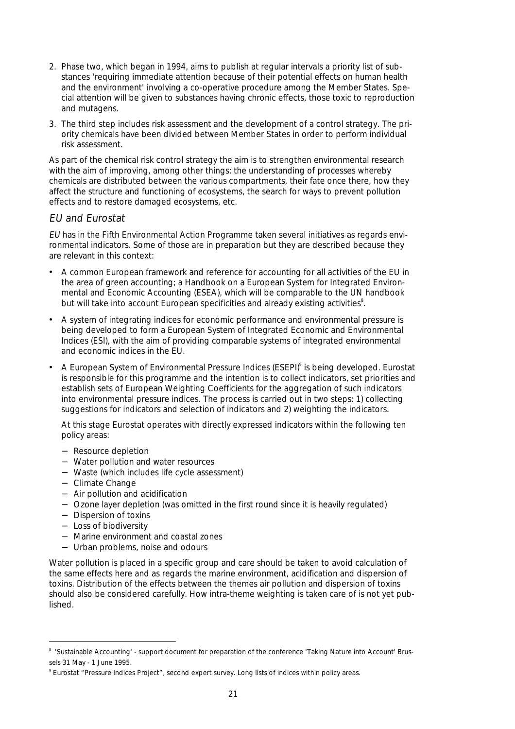2. Phase two, which began in 1994, aims to publish at regular intervals a priority list of substances 'requiring immediate attention because of their potential effects on human health and the environment' involving a co-operative procedure among the Member States. Special attention will be given to substances having chronic effects, those toxic to reproduction and mutagens.
3. The third step includes risk assessment and the development of a control strategy. The priority chemicals have been divided between Member States in order to perform individual risk assessment.

As part of the chemical risk control strategy the aim is to strengthen environmental research with the aim of improving, among other things: the understanding of processes whereby chemicals are distributed between the various compartments, their fate once there, how they affect the structure and functioning of ecosystems, the search for ways to prevent pollution effects and to restore damaged ecosystems, etc.

### *EU and Eurostat*

*EU* has in the Fifth Environmental Action Programme taken several initiatives as regards environmental indicators. Some of those are in preparation but they are described because they are relevant in this context:

- A common European framework and reference for accounting for all activities of the EU in the area of green accounting; a Handbook on a European System for Integrated Environmental and Economic Accounting (ESEA), which will be comparable to the UN handbook but will take into account European specificities and already existing activities[8].
- A system of integrating indices for economic performance and environmental pressure is being developed to form a European System of Integrated Economic and Environmental Indices (ESI), with the aim of providing comparable systems of integrated environmental and economic indices in the EU.
- A European System of Environmental Pressure Indices (ESEPI)[9] is being developed. Eurostat is responsible for this programme and the intention is to collect indicators, set priorities and establish sets of European Weighting Coefficients for the aggregation of such indicators into environmental pressure indices. The process is carried out in two steps: 1) collecting suggestions for indicators and selection of indicators and 2) weighting the indicators.

  At this stage Eurostat operates with directly expressed indicators within the following ten policy areas:

  - Resource depletion
  - Water pollution and water resources
  - Waste (which includes life cycle assessment)
  - Climate Change
  - Air pollution and acidification
  - Ozone layer depletion (was omitted in the first round since it is heavily regulated)
  - Dispersion of toxins
  - Loss of biodiversity
  - Marine environment and coastal zones
  - Urban problems, noise and odours

Water pollution is placed in a specific group and care should be taken to avoid calculation of the same effects here and as regards the marine environment, acidification and dispersion of toxins. Distribution of the effects between the themes air pollution and dispersion of toxins should also be considered carefully. How intra-theme weighting is taken care of is not yet published.

---

[8] 'Sustainable Accounting' - support document for preparation of the conference 'Taking Nature into Account' Brussels 31 May - 1 June 1995.

[9] Eurostat "Pressure Indices Project", second expert survey. Long lists of indices within policy areas.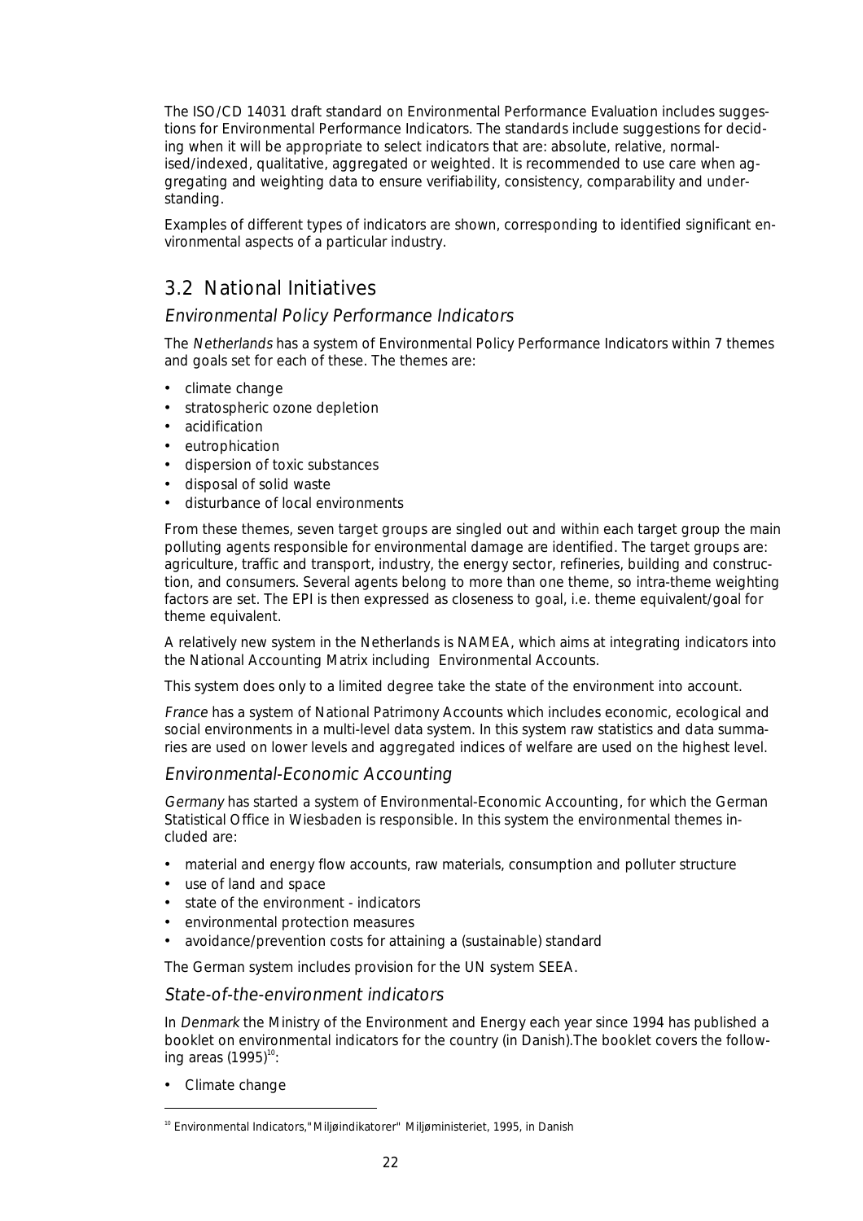The ISO/CD 14031 draft standard on Environmental Performance Evaluation includes suggestions for Environmental Performance Indicators. The standards include suggestions for deciding when it will be appropriate to select indicators that are: absolute, relative, normalised/indexed, qualitative, aggregated or weighted. It is recommended to use care when aggregating and weighting data to ensure verifiability, consistency, comparability and understanding.

Examples of different types of indicators are shown, corresponding to identified significant environmental aspects of a particular industry.

## 3.2 National Initiatives

### *Environmental Policy Performance Indicators*

The *Netherlands* has a system of Environmental Policy Performance Indicators within 7 themes and goals set for each of these. The themes are:

- climate change
- stratospheric ozone depletion
- acidification
- eutrophication
- dispersion of toxic substances
- disposal of solid waste
- disturbance of local environments

From these themes, seven target groups are singled out and within each target group the main polluting agents responsible for environmental damage are identified. The target groups are: agriculture, traffic and transport, industry, the energy sector, refineries, building and construction, and consumers. Several agents belong to more than one theme, so intra-theme weighting factors are set. The EPI is then expressed as closeness to goal, i.e. theme equivalent/goal for theme equivalent.

A relatively new system in the Netherlands is NAMEA, which aims at integrating indicators into the National Accounting Matrix including Environmental Accounts.

This system does only to a limited degree take the state of the environment into account.

*France* has a system of National Patrimony Accounts which includes economic, ecological and social environments in a multi-level data system. In this system raw statistics and data summaries are used on lower levels and aggregated indices of welfare are used on the highest level.

### *Environmental-Economic Accounting*

*Germany* has started a system of Environmental-Economic Accounting, for which the German Statistical Office in Wiesbaden is responsible. In this system the environmental themes included are:

- material and energy flow accounts, raw materials, consumption and polluter structure
- use of land and space
- state of the environment - indicators
- environmental protection measures
- avoidance/prevention costs for attaining a (sustainable) standard

The German system includes provision for the UN system SEEA.

### *State-of-the-environment indicators*

In *Denmark* the Ministry of the Environment and Energy each year since 1994 has published a booklet on environmental indicators for the country (in Danish).The booklet covers the following areas (1995)[10]:

- Climate change

[10] Environmental Indicators,"Miljøindikatorer" Miljøministeriet, 1995, in Danish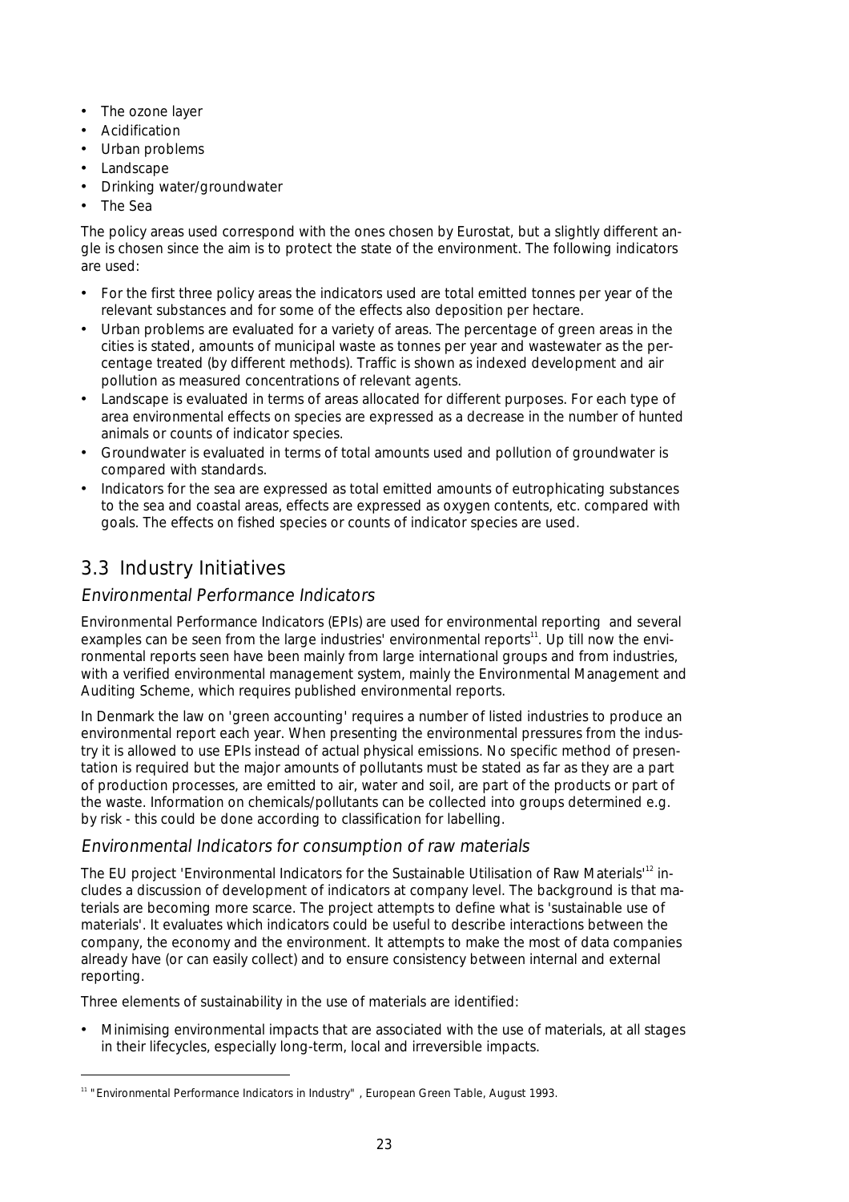- The ozone layer
- Acidification
- Urban problems
- Landscape
- Drinking water/groundwater
- The Sea

The policy areas used correspond with the ones chosen by Eurostat, but a slightly different angle is chosen since the aim is to protect the state of the environment. The following indicators are used:

- For the first three policy areas the indicators used are total emitted tonnes per year of the relevant substances and for some of the effects also deposition per hectare.
- Urban problems are evaluated for a variety of areas. The percentage of green areas in the cities is stated, amounts of municipal waste as tonnes per year and wastewater as the percentage treated (by different methods). Traffic is shown as indexed development and air pollution as measured concentrations of relevant agents.
- Landscape is evaluated in terms of areas allocated for different purposes. For each type of area environmental effects on species are expressed as a decrease in the number of hunted animals or counts of indicator species.
- Groundwater is evaluated in terms of total amounts used and pollution of groundwater is compared with standards.
- Indicators for the sea are expressed as total emitted amounts of eutrophicating substances to the sea and coastal areas, effects are expressed as oxygen contents, etc. compared with goals. The effects on fished species or counts of indicator species are used.

## 3.3 Industry Initiatives

### *Environmental Performance Indicators*

Environmental Performance Indicators (EPIs) are used for environmental reporting and several examples can be seen from the large industries' environmental reports[11]. Up till now the environmental reports seen have been mainly from large international groups and from industries, with a verified environmental management system, mainly the Environmental Management and Auditing Scheme, which requires published environmental reports.

In Denmark the law on 'green accounting' requires a number of listed industries to produce an environmental report each year. When presenting the environmental pressures from the industry it is allowed to use EPIs instead of actual physical emissions. No specific method of presentation is required but the major amounts of pollutants must be stated as far as they are a part of production processes, are emitted to air, water and soil, are part of the products or part of the waste. Information on chemicals/pollutants can be collected into groups determined e.g. by risk - this could be done according to classification for labelling.

### *Environmental Indicators for consumption of raw materials*

The EU project 'Environmental Indicators for the Sustainable Utilisation of Raw Materials'[12] includes a discussion of development of indicators at company level. The background is that materials are becoming more scarce. The project attempts to define what is 'sustainable use of materials'. It evaluates which indicators could be useful to describe interactions between the company, the economy and the environment. It attempts to make the most of data companies already have (or can easily collect) and to ensure consistency between internal and external reporting.

Three elements of sustainability in the use of materials are identified:

- Minimising environmental impacts that are associated with the use of materials, at all stages in their lifecycles, especially long-term, local and irreversible impacts.

---

[11] "Environmental Performance Indicators in Industry" , European Green Table, August 1993.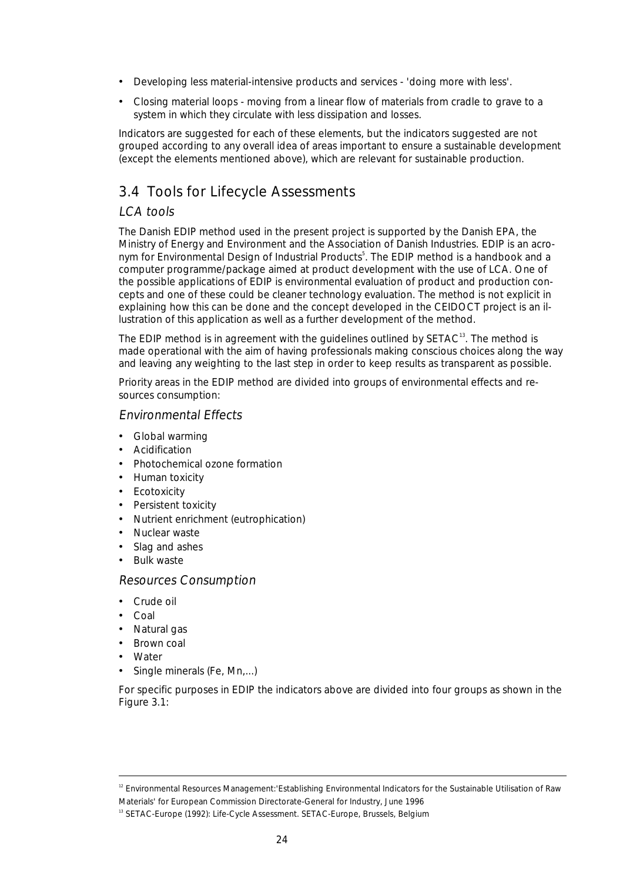- Developing less material-intensive products and services - 'doing more with less'.
- Closing material loops - moving from a linear flow of materials from cradle to grave to a system in which they circulate with less dissipation and losses.

Indicators are suggested for each of these elements, but the indicators suggested are not grouped according to any overall idea of areas important to ensure a sustainable development (except the elements mentioned above), which are relevant for sustainable production.

## 3.4 Tools for Lifecycle Assessments

### *LCA tools*

The Danish EDIP method used in the present project is supported by the Danish EPA, the Ministry of Energy and Environment and the Association of Danish Industries. EDIP is an acronym for Environmental Design of Industrial Products[5]. The EDIP method is a handbook and a computer programme/package aimed at product development with the use of LCA. One of the possible applications of EDIP is environmental evaluation of product and production concepts and one of these could be cleaner technology evaluation. The method is not explicit in explaining how this can be done and the concept developed in the CEIDOCT project is an illustration of this application as well as a further development of the method.

The EDIP method is in agreement with the guidelines outlined by SETAC[13]. The method is made operational with the aim of having professionals making conscious choices along the way and leaving any weighting to the last step in order to keep results as transparent as possible.

Priority areas in the EDIP method are divided into groups of environmental effects and resources consumption:

### *Environmental Effects*

- Global warming
- Acidification
- Photochemical ozone formation
- Human toxicity
- Ecotoxicity
- Persistent toxicity
- Nutrient enrichment (eutrophication)
- Nuclear waste
- Slag and ashes
- Bulk waste

### *Resources Consumption*

- Crude oil
- Coal
- Natural gas
- Brown coal
- Water
- Single minerals (Fe, Mn,...)

For specific purposes in EDIP the indicators above are divided into four groups as shown in the Figure 3.1:

---

[12] Environmental Resources Management:'Establishing Environmental Indicators for the Sustainable Utilisation of Raw Materials' for European Commission Directorate-General for Industry, June 1996

[13] SETAC-Europe (1992): Life-Cycle Assessment. SETAC-Europe, Brussels, Belgium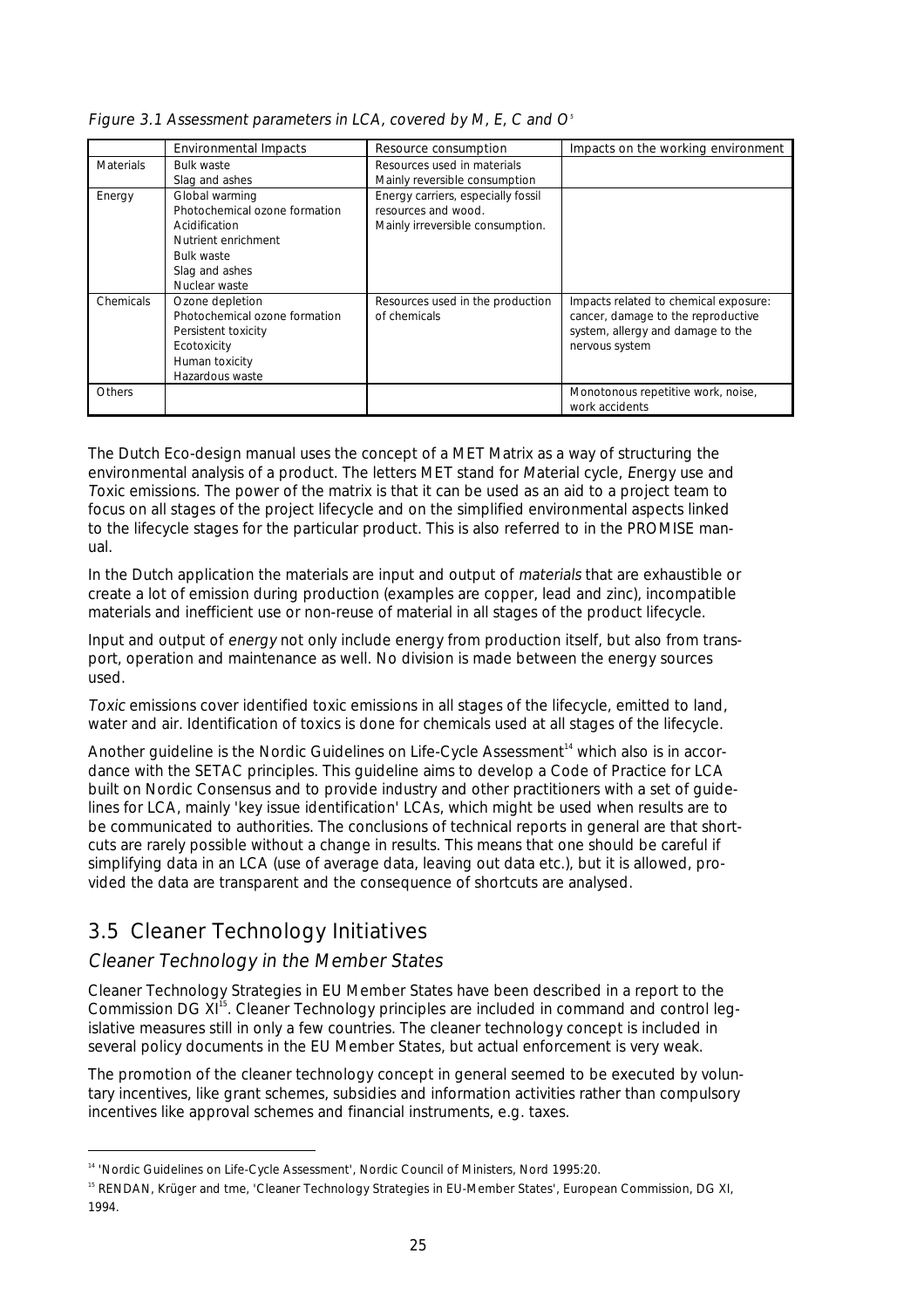*Figure 3.1 Assessment parameters in LCA, covered by M, E, C and O*[5]

| | Environmental Impacts | Resource consumption | Impacts on the working environment |
|---|---|---|---|
| Materials | Bulk waste<br>Slag and ashes | Resources used in materials<br>Mainly reversible consumption | |
| Energy | Global warming<br>Photochemical ozone formation<br>Acidification<br>Nutrient enrichment<br>Bulk waste<br>Slag and ashes<br>Nuclear waste | Energy carriers, especially fossil resources and wood.<br>Mainly irreversible consumption. | |
| Chemicals | Ozone depletion<br>Photochemical ozone formation<br>Persistent toxicity<br>Ecotoxicity<br>Human toxicity<br>Hazardous waste | Resources used in the production of chemicals | Impacts related to chemical exposure: cancer, damage to the reproductive system, allergy and damage to the nervous system |
| Others | | | Monotonous repetitive work, noise, work accidents |

The Dutch Eco-design manual uses the concept of a MET Matrix as a way of structuring the environmental analysis of a product. The letters MET stand for Material cycle, Energy use and Toxic emissions. The power of the matrix is that it can be used as an aid to a project team to focus on all stages of the project lifecycle and on the simplified environmental aspects linked to the lifecycle stages for the particular product. This is also referred to in the PROMISE manual.

In the Dutch application the materials are input and output of *materials* that are exhaustible or create a lot of emission during production (examples are copper, lead and zinc), incompatible materials and inefficient use or non-reuse of material in all stages of the product lifecycle.

Input and output of *energy* not only include energy from production itself, but also from transport, operation and maintenance as well. No division is made between the energy sources used.

*Toxic* emissions cover identified toxic emissions in all stages of the lifecycle, emitted to land, water and air. Identification of toxics is done for chemicals used at all stages of the lifecycle.

Another guideline is the Nordic Guidelines on Life-Cycle Assessment[14] which also is in accordance with the SETAC principles. This guideline aims to develop a Code of Practice for LCA built on Nordic Consensus and to provide industry and other practitioners with a set of guidelines for LCA, mainly 'key issue identification' LCAs, which might be used when results are to be communicated to authorities. The conclusions of technical reports in general are that shortcuts are rarely possible without a change in results. This means that one should be careful if simplifying data in an LCA (use of average data, leaving out data etc.), but it is allowed, provided the data are transparent and the consequence of shortcuts are analysed.

## 3.5 Cleaner Technology Initiatives

### *Cleaner Technology in the Member States*

Cleaner Technology Strategies in EU Member States have been described in a report to the Commission DG XI[15]. Cleaner Technology principles are included in command and control legislative measures still in only a few countries. The cleaner technology concept is included in several policy documents in the EU Member States, but actual enforcement is very weak.

The promotion of the cleaner technology concept in general seemed to be executed by voluntary incentives, like grant schemes, subsidies and information activities rather than compulsory incentives like approval schemes and financial instruments, e.g. taxes.

---

[14] 'Nordic Guidelines on Life-Cycle Assessment', Nordic Council of Ministers, Nord 1995:20.

[15] RENDAN, Krüger and tme, 'Cleaner Technology Strategies in EU-Member States', European Commission, DG XI, 1994.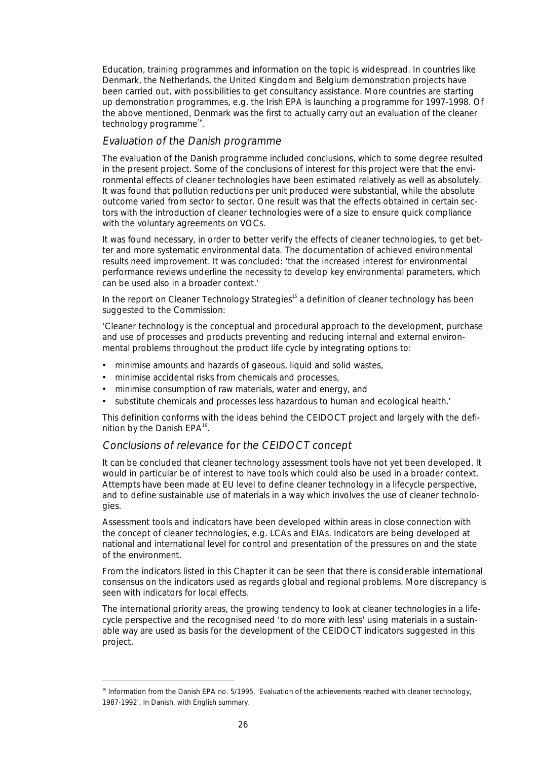Education, training programmes and information on the topic is widespread. In countries like Denmark, the Netherlands, the United Kingdom and Belgium demonstration projects have been carried out, with possibilities to get consultancy assistance. More countries are starting up demonstration programmes, e.g. the Irish EPA is launching a programme for 1997-1998. Of the above mentioned, Denmark was the first to actually carry out an evaluation of the cleaner technology programme[16].

### *Evaluation of the Danish programme*

The evaluation of the Danish programme included conclusions, which to some degree resulted in the present project. Some of the conclusions of interest for this project were that the environmental effects of cleaner technologies have been estimated relatively as well as absolutely. It was found that pollution reductions per unit produced were substantial, while the absolute outcome varied from sector to sector. One result was that the effects obtained in certain sectors with the introduction of cleaner technologies were of a size to ensure quick compliance with the voluntary agreements on VOCs.

It was found necessary, in order to better verify the effects of cleaner technologies, to get better and more systematic environmental data. The documentation of achieved environmental results need improvement. It was concluded: 'that the increased interest for environmental performance reviews underline the necessity to develop key environmental parameters, which can be used also in a broader context.'

In the report on Cleaner Technology Strategies[15] a definition of cleaner technology has been suggested to the Commission:

'Cleaner technology is the conceptual and procedural approach to the development, purchase and use of processes and products preventing and reducing internal and external environmental problems throughout the product life cycle by integrating options to:

- minimise amounts and hazards of gaseous, liquid and solid wastes,
- minimise accidental risks from chemicals and processes,
- minimise consumption of raw materials, water and energy, and
- substitute chemicals and processes less hazardous to human and ecological health.'

This definition conforms with the ideas behind the CEIDOCT project and largely with the definition by the Danish EPA[16].

### *Conclusions of relevance for the CEIDOCT concept*

It can be concluded that cleaner technology assessment tools have not yet been developed. It would in particular be of interest to have tools which could also be used in a broader context. Attempts have been made at EU level to define cleaner technology in a lifecycle perspective, and to define sustainable use of materials in a way which involves the use of cleaner technologies.

Assessment tools and indicators have been developed within areas in close connection with the concept of cleaner technologies, e.g. LCAs and EIAs. Indicators are being developed at national and international level for control and presentation of the pressures on and the state of the environment.

From the indicators listed in this Chapter it can be seen that there is considerable international consensus on the indicators used as regards global and regional problems. More discrepancy is seen with indicators for local effects.

The international priority areas, the growing tendency to look at cleaner technologies in a lifecycle perspective and the recognised need 'to do more with less' using materials in a sustainable way are used as basis for the development of the CEIDOCT indicators suggested in this project.

---

[16] Information from the Danish EPA no. 5/1995, 'Evaluation of the achievements reached with cleaner technology, 1987-1992', In Danish, with English summary.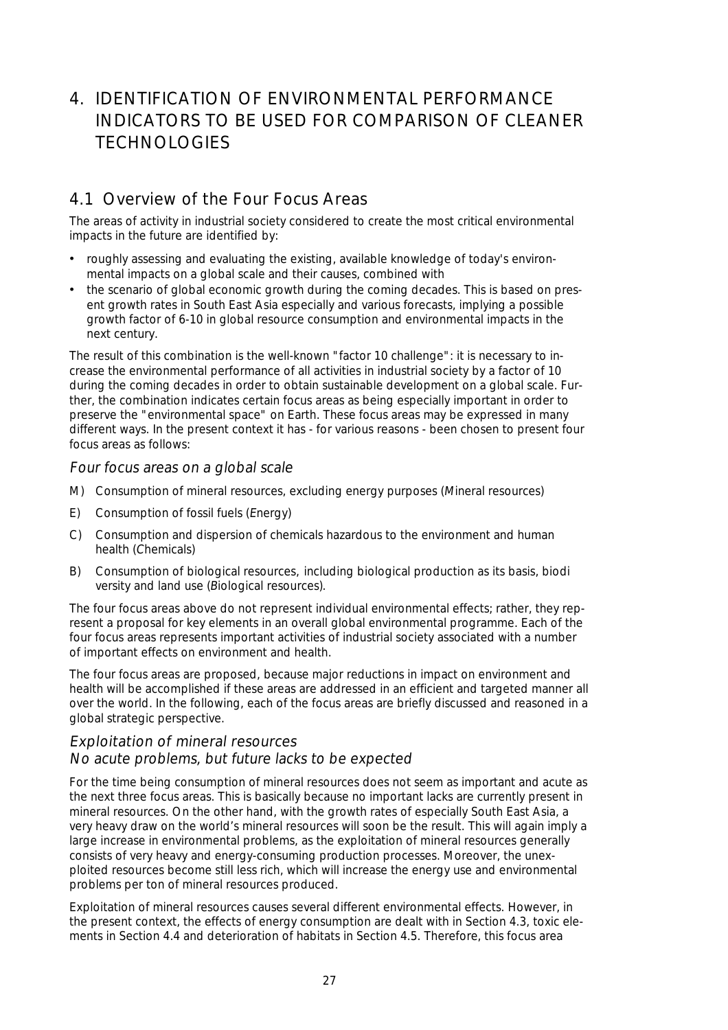# 4. IDENTIFICATION OF ENVIRONMENTAL PERFORMANCE INDICATORS TO BE USED FOR COMPARISON OF CLEANER TECHNOLOGIES

## 4.1 Overview of the Four Focus Areas

The areas of activity in industrial society considered to create the most critical environmental impacts in the future are identified by:

- roughly assessing and evaluating the existing, available knowledge of today's environmental impacts on a global scale and their causes, combined with
- the scenario of global economic growth during the coming decades. This is based on present growth rates in South East Asia especially and various forecasts, implying a possible growth factor of 6-10 in global resource consumption and environmental impacts in the next century.

The result of this combination is the well-known "factor 10 challenge": it is necessary to increase the environmental performance of all activities in industrial society by a factor of 10 during the coming decades in order to obtain sustainable development on a global scale. Further, the combination indicates certain focus areas as being especially important in order to preserve the "environmental space" on Earth. These focus areas may be expressed in many different ways. In the present context it has - for various reasons - been chosen to present four focus areas as follows:

### *Four focus areas on a global scale*

M) Consumption of mineral resources, excluding energy purposes (*M*ineral resources)

E) Consumption of fossil fuels (*E*nergy)

C) Consumption and dispersion of chemicals hazardous to the environment and human health (*C*hemicals)

B) Consumption of biological resources, including biological production as its basis, biodi versity and land use (*B*iological resources).

The four focus areas above do not represent individual environmental effects; rather, they represent a proposal for key elements in an overall global environmental programme. Each of the four focus areas represents important activities of industrial society associated with a number of important effects on environment and health.

The four focus areas are proposed, because major reductions in impact on environment and health will be accomplished if these areas are addressed in an efficient and targeted manner all over the world. In the following, each of the focus areas are briefly discussed and reasoned in a global strategic perspective.

### *Exploitation of mineral resources*
### *No acute problems, but future lacks to be expected*

For the time being consumption of mineral resources does not seem as important and acute as the next three focus areas. This is basically because no important lacks are currently present in mineral resources. On the other hand, with the growth rates of especially South East Asia, a very heavy draw on the world's mineral resources will soon be the result. This will again imply a large increase in environmental problems, as the exploitation of mineral resources generally consists of very heavy and energy-consuming production processes. Moreover, the unexploited resources become still less rich, which will increase the energy use and environmental problems per ton of mineral resources produced.

Exploitation of mineral resources causes several different environmental effects. However, in the present context, the effects of energy consumption are dealt with in Section 4.3, toxic elements in Section 4.4 and deterioration of habitats in Section 4.5. Therefore, this focus area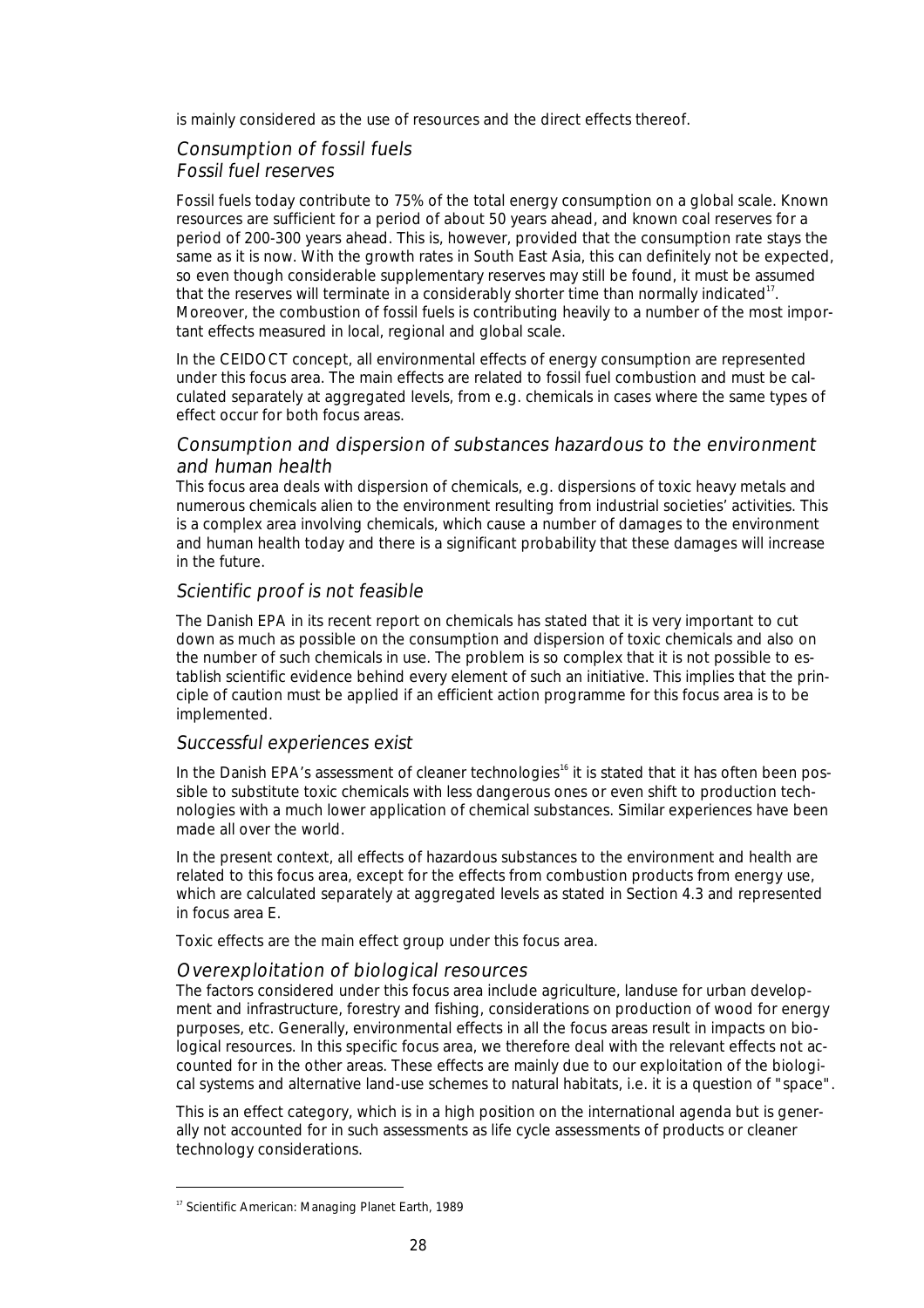is mainly considered as the use of resources and the direct effects thereof.

## *Consumption of fossil fuels*

### *Fossil fuel reserves*

Fossil fuels today contribute to 75% of the total energy consumption on a global scale. Known resources are sufficient for a period of about 50 years ahead, and known coal reserves for a period of 200-300 years ahead. This is, however, provided that the consumption rate stays the same as it is now. With the growth rates in South East Asia, this can definitely not be expected, so even though considerable supplementary reserves may still be found, it must be assumed that the reserves will terminate in a considerably shorter time than normally indicated[17]. Moreover, the combustion of fossil fuels is contributing heavily to a number of the most important effects measured in local, regional and global scale.

In the CEIDOCT concept, all environmental effects of energy consumption are represented under this focus area. The main effects are related to fossil fuel combustion and must be calculated separately at aggregated levels, from e.g. chemicals in cases where the same types of effect occur for both focus areas.

## *Consumption and dispersion of substances hazardous to the environment and human health*

This focus area deals with dispersion of chemicals, e.g. dispersions of toxic heavy metals and numerous chemicals alien to the environment resulting from industrial societies' activities. This is a complex area involving chemicals, which cause a number of damages to the environment and human health today and there is a significant probability that these damages will increase in the future.

### *Scientific proof is not feasible*

The Danish EPA in its recent report on chemicals has stated that it is very important to cut down as much as possible on the consumption and dispersion of toxic chemicals and also on the number of such chemicals in use. The problem is so complex that it is not possible to establish scientific evidence behind every element of such an initiative. This implies that the principle of caution must be applied if an efficient action programme for this focus area is to be implemented.

### *Successful experiences exist*

In the Danish EPA's assessment of cleaner technologies[16] it is stated that it has often been possible to substitute toxic chemicals with less dangerous ones or even shift to production technologies with a much lower application of chemical substances. Similar experiences have been made all over the world.

In the present context, all effects of hazardous substances to the environment and health are related to this focus area, except for the effects from combustion products from energy use, which are calculated separately at aggregated levels as stated in Section 4.3 and represented in focus area E.

Toxic effects are the main effect group under this focus area.

## *Overexploitation of biological resources*

The factors considered under this focus area include agriculture, landuse for urban development and infrastructure, forestry and fishing, considerations on production of wood for energy purposes, etc. Generally, environmental effects in all the focus areas result in impacts on biological resources. In this specific focus area, we therefore deal with the relevant effects not accounted for in the other areas. These effects are mainly due to our exploitation of the biological systems and alternative land-use schemes to natural habitats, i.e. it is a question of "space".

This is an effect category, which is in a high position on the international agenda but is generally not accounted for in such assessments as life cycle assessments of products or cleaner technology considerations.

---

[17] Scientific American: Managing Planet Earth, 1989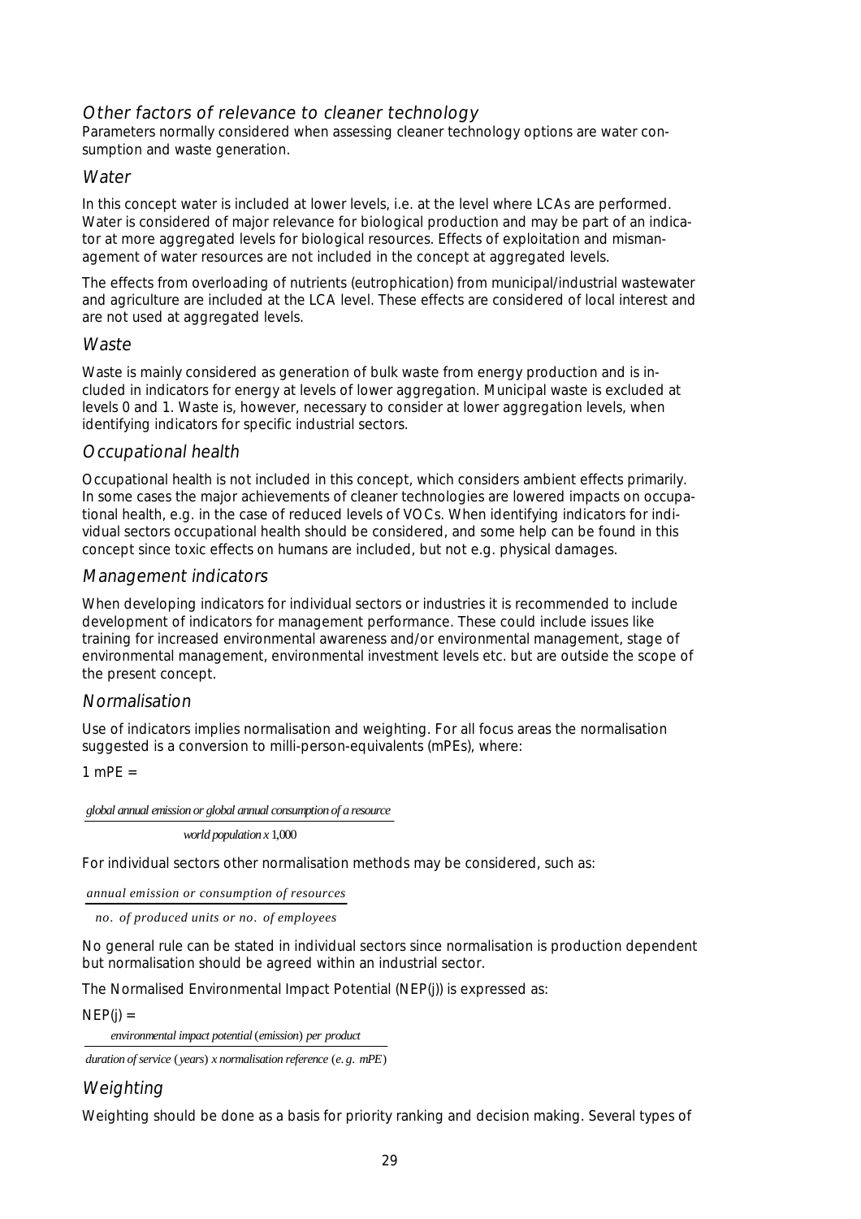### *Other factors of relevance to cleaner technology*

Parameters normally considered when assessing cleaner technology options are water consumption and waste generation.

### *Water*

In this concept water is included at lower levels, i.e. at the level where LCAs are performed. Water is considered of major relevance for biological production and may be part of an indicator at more aggregated levels for biological resources. Effects of exploitation and mismanagement of water resources are not included in the concept at aggregated levels.

The effects from overloading of nutrients (eutrophication) from municipal/industrial wastewater and agriculture are included at the LCA level. These effects are considered of local interest and are not used at aggregated levels.

### *Waste*

Waste is mainly considered as generation of bulk waste from energy production and is included in indicators for energy at levels of lower aggregation. Municipal waste is excluded at levels 0 and 1. Waste is, however, necessary to consider at lower aggregation levels, when identifying indicators for specific industrial sectors.

### *Occupational health*

Occupational health is not included in this concept, which considers ambient effects primarily. In some cases the major achievements of cleaner technologies are lowered impacts on occupational health, e.g. in the case of reduced levels of VOCs. When identifying indicators for individual sectors occupational health should be considered, and some help can be found in this concept since toxic effects on humans are included, but not e.g. physical damages.

### *Management indicators*

When developing indicators for individual sectors or industries it is recommended to include development of indicators for management performance. These could include issues like training for increased environmental awareness and/or environmental management, stage of environmental management, environmental investment levels etc. but are outside the scope of the present concept.

### *Normalisation*

Use of indicators implies normalisation and weighting. For all focus areas the normalisation suggested is a conversion to milli-person-equivalents (mPEs), where:

1 mPE =

$$\frac{\textit{global annual emission or global annual consumption of a resource}}{\textit{world population x } 1{,}000}$$

For individual sectors other normalisation methods may be considered, such as:

$$\frac{\textit{annual emission or consumption of resources}}{\textit{no. of produced units or no. of employees}}$$

No general rule can be stated in individual sectors since normalisation is production dependent but normalisation should be agreed within an industrial sector.

The Normalised Environmental Impact Potential (NEP(j)) is expressed as:

NEP(j) =

$$\frac{\textit{environmental impact potential (emission) per product}}{\textit{duration of service (years) x normalisation reference (e.g. mPE)}}$$

### *Weighting*

Weighting should be done as a basis for priority ranking and decision making. Several types of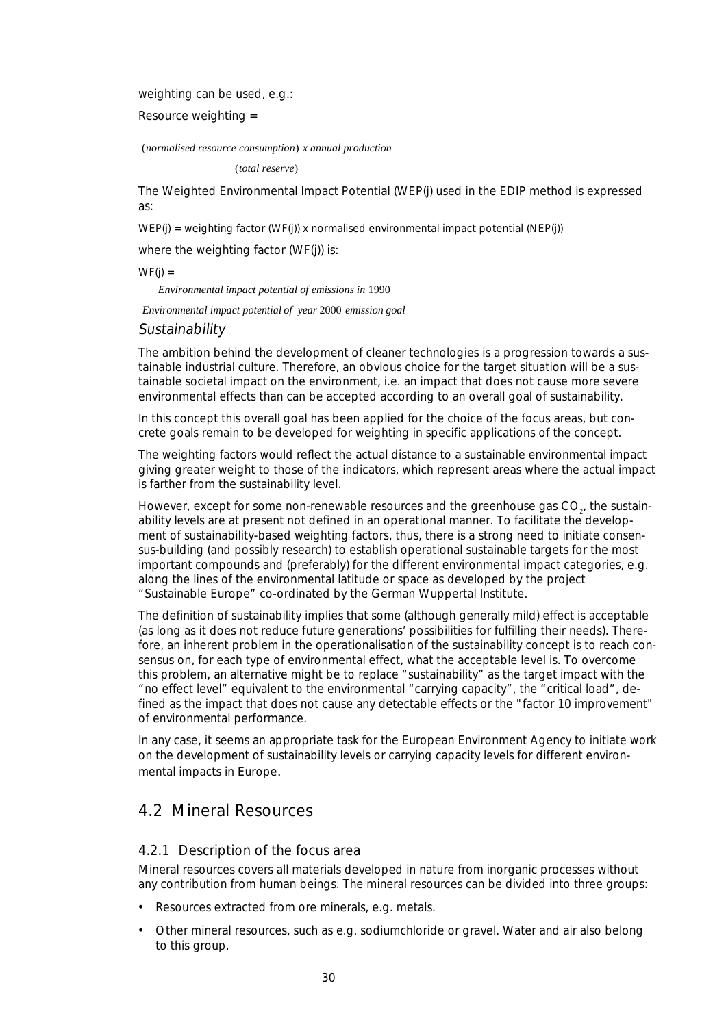weighting can be used, e.g.:

Resource weighting =

$$\frac{(\textit{normalised resource consumption}) \; x \; \textit{annual production}}{(\textit{total reserve})}$$

The Weighted Environmental Impact Potential (WEP(j) used in the EDIP method is expressed as:

WEP(j) = weighting factor (WF(j)) x normalised environmental impact potential (NEP(j))

where the weighting factor (WF(j)) is:

WF(j) =

$$\frac{\textit{Environmental impact potential of emissions in } 1990}{\textit{Environmental impact potential of year } 2000 \textit{ emission goal}}$$

*Sustainability*

The ambition behind the development of cleaner technologies is a progression towards a sustainable industrial culture. Therefore, an obvious choice for the target situation will be a sustainable societal impact on the environment, i.e. an impact that does not cause more severe environmental effects than can be accepted according to an overall goal of sustainability.

In this concept this overall goal has been applied for the choice of the focus areas, but concrete goals remain to be developed for weighting in specific applications of the concept.

The weighting factors would reflect the actual distance to a sustainable environmental impact giving greater weight to those of the indicators, which represent areas where the actual impact is farther from the sustainability level.

However, except for some non-renewable resources and the greenhouse gas $CO_2$, the sustainability levels are at present not defined in an operational manner. To facilitate the development of sustainability-based weighting factors, thus, there is a strong need to initiate consensus-building (and possibly research) to establish operational sustainable targets for the most important compounds and (preferably) for the different environmental impact categories, e.g. along the lines of the environmental latitude or space as developed by the project "Sustainable Europe" co-ordinated by the German Wuppertal Institute.

The definition of sustainability implies that some (although generally mild) effect is acceptable (as long as it does not reduce future generations' possibilities for fulfilling their needs). Therefore, an inherent problem in the operationalisation of the sustainability concept is to reach consensus on, for each type of environmental effect, what the acceptable level is. To overcome this problem, an alternative might be to replace "sustainability" as the target impact with the "no effect level" equivalent to the environmental "carrying capacity", the "critical load", defined as the impact that does not cause any detectable effects or the "factor 10 improvement" of environmental performance.

In any case, it seems an appropriate task for the European Environment Agency to initiate work on the development of sustainability levels or carrying capacity levels for different environmental impacts in Europe.

## 4.2 Mineral Resources

### 4.2.1 Description of the focus area

Mineral resources covers all materials developed in nature from inorganic processes without any contribution from human beings. The mineral resources can be divided into three groups:

- Resources extracted from ore minerals, e.g. metals.
- Other mineral resources, such as e.g. sodiumchloride or gravel. Water and air also belong to this group.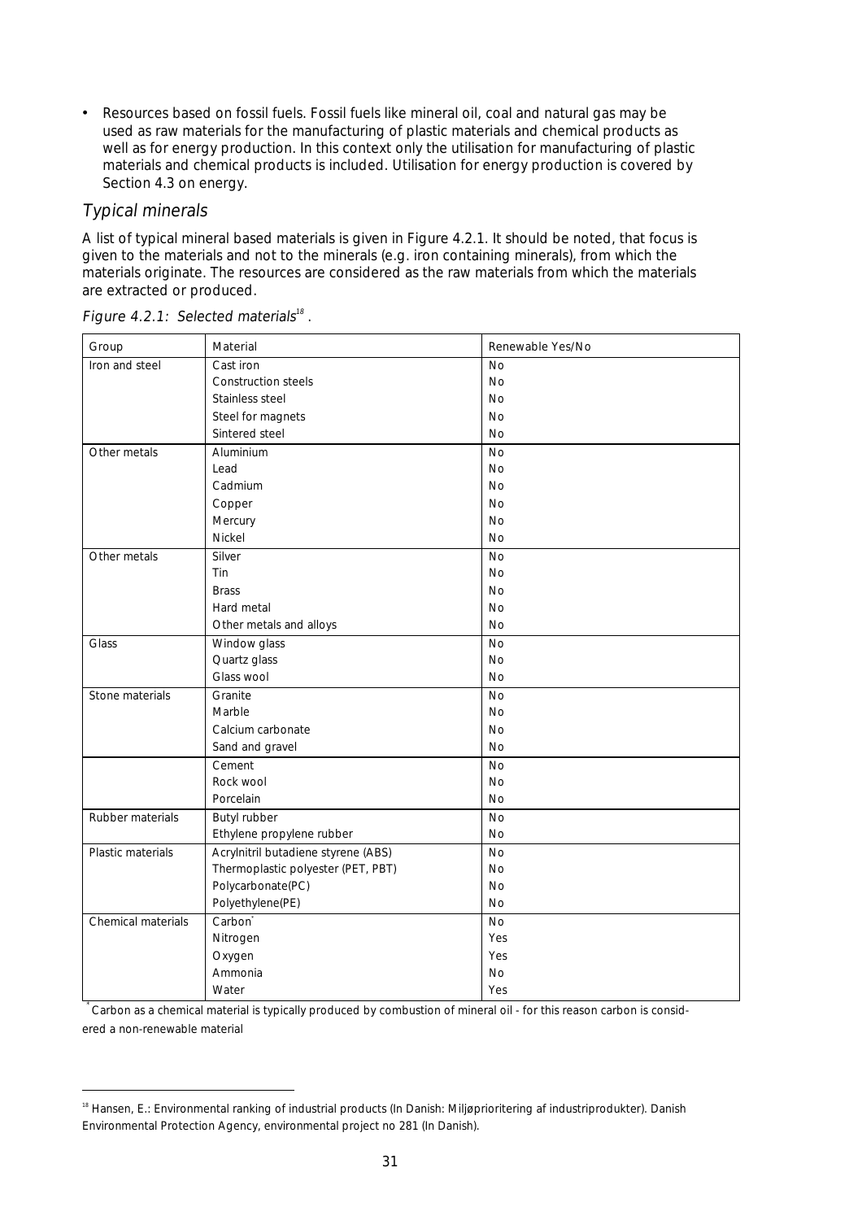- Resources based on fossil fuels. Fossil fuels like mineral oil, coal and natural gas may be used as raw materials for the manufacturing of plastic materials and chemical products as well as for energy production. In this context only the utilisation for manufacturing of plastic materials and chemical products is included. Utilisation for energy production is covered by Section 4.3 on energy.

### *Typical minerals*

A list of typical mineral based materials is given in Figure 4.2.1. It should be noted, that focus is given to the materials and not to the minerals (e.g. iron containing minerals), from which the materials originate. The resources are considered as the raw materials from which the materials are extracted or produced.

*Figure 4.2.1: Selected materials[18] .*

| Group | Material | Renewable Yes/No |
|---|---|---|
| Iron and steel | Cast iron | No |
| | Construction steels | No |
| | Stainless steel | No |
| | Steel for magnets | No |
| | Sintered steel | No |
| Other metals | Aluminium | No |
| | Lead | No |
| | Cadmium | No |
| | Copper | No |
| | Mercury | No |
| | Nickel | No |
| Other metals | Silver | No |
| | Tin | No |
| | Brass | No |
| | Hard metal | No |
| | Other metals and alloys | No |
| Glass | Window glass | No |
| | Quartz glass | No |
| | Glass wool | No |
| Stone materials | Granite | No |
| | Marble | No |
| | Calcium carbonate | No |
| | Sand and gravel | No |
| | Cement | No |
| | Rock wool | No |
| | Porcelain | No |
| Rubber materials | Butyl rubber | No |
| | Ethylene propylene rubber | No |
| Plastic materials | Acrylnitril butadiene styrene (ABS) | No |
| | Thermoplastic polyester (PET, PBT) | No |
| | Polycarbonate(PC) | No |
| | Polyethylene(PE) | No |
| Chemical materials | Carbon* | No |
| | Nitrogen | Yes |
| | Oxygen | Yes |
| | Ammonia | No |
| | Water | Yes |

* Carbon as a chemical material is typically produced by combustion of mineral oil - for this reason carbon is considered a non-renewable material

[18] Hansen, E.: Environmental ranking of industrial products (In Danish: Miljøprioritering af industriprodukter). Danish Environmental Protection Agency, environmental project no 281 (In Danish).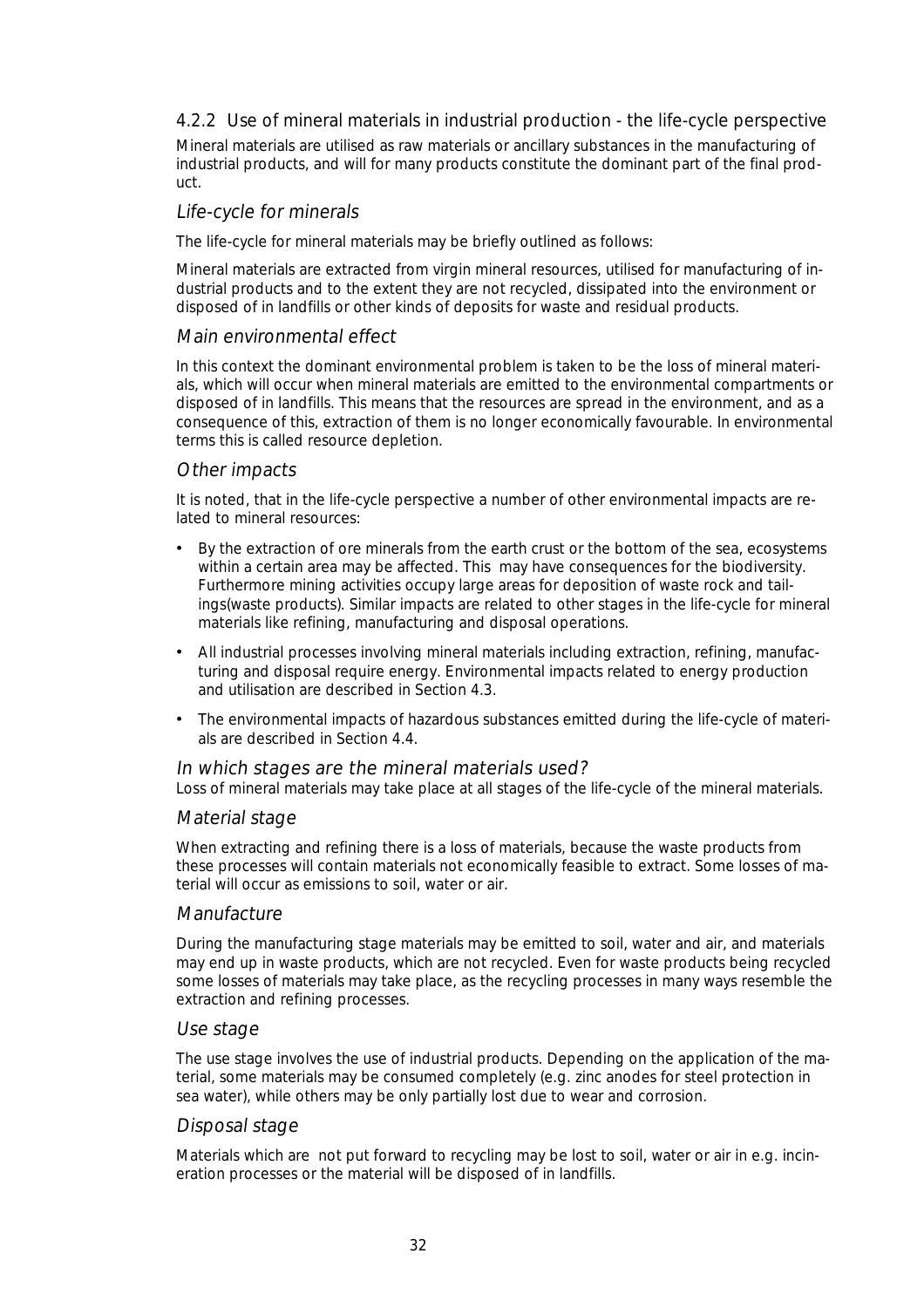### 4.2.2 Use of mineral materials in industrial production - the life-cycle perspective

Mineral materials are utilised as raw materials or ancillary substances in the manufacturing of industrial products, and will for many products constitute the dominant part of the final product.

#### *Life-cycle for minerals*

The life-cycle for mineral materials may be briefly outlined as follows:

Mineral materials are extracted from virgin mineral resources, utilised for manufacturing of industrial products and to the extent they are not recycled, dissipated into the environment or disposed of in landfills or other kinds of deposits for waste and residual products.

#### *Main environmental effect*

In this context the dominant environmental problem is taken to be the loss of mineral materials, which will occur when mineral materials are emitted to the environmental compartments or disposed of in landfills. This means that the resources are spread in the environment, and as a consequence of this, extraction of them is no longer economically favourable. In environmental terms this is called resource depletion.

#### *Other impacts*

It is noted, that in the life-cycle perspective a number of other environmental impacts are related to mineral resources:

- By the extraction of ore minerals from the earth crust or the bottom of the sea, ecosystems within a certain area may be affected. This may have consequences for the biodiversity. Furthermore mining activities occupy large areas for deposition of waste rock and tailings(waste products). Similar impacts are related to other stages in the life-cycle for mineral materials like refining, manufacturing and disposal operations.
- All industrial processes involving mineral materials including extraction, refining, manufacturing and disposal require energy. Environmental impacts related to energy production and utilisation are described in Section 4.3.
- The environmental impacts of hazardous substances emitted during the life-cycle of materials are described in Section 4.4.

#### *In which stages are the mineral materials used?*

Loss of mineral materials may take place at all stages of the life-cycle of the mineral materials.

#### *Material stage*

When extracting and refining there is a loss of materials, because the waste products from these processes will contain materials not economically feasible to extract. Some losses of material will occur as emissions to soil, water or air.

#### *Manufacture*

During the manufacturing stage materials may be emitted to soil, water and air, and materials may end up in waste products, which are not recycled. Even for waste products being recycled some losses of materials may take place, as the recycling processes in many ways resemble the extraction and refining processes.

#### *Use stage*

The use stage involves the use of industrial products. Depending on the application of the material, some materials may be consumed completely (e.g. zinc anodes for steel protection in sea water), while others may be only partially lost due to wear and corrosion.

#### *Disposal stage*

Materials which are not put forward to recycling may be lost to soil, water or air in e.g. incineration processes or the material will be disposed of in landfills.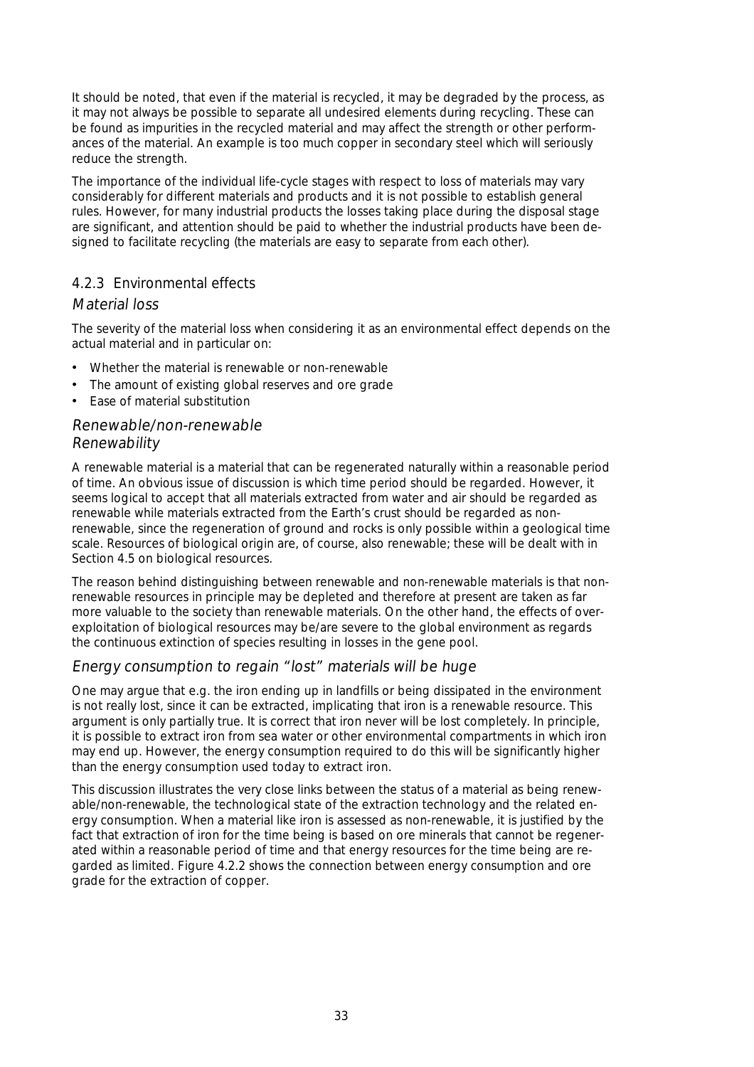It should be noted, that even if the material is recycled, it may be degraded by the process, as it may not always be possible to separate all undesired elements during recycling. These can be found as impurities in the recycled material and may affect the strength or other performances of the material. An example is too much copper in secondary steel which will seriously reduce the strength.

The importance of the individual life-cycle stages with respect to loss of materials may vary considerably for different materials and products and it is not possible to establish general rules. However, for many industrial products the losses taking place during the disposal stage are significant, and attention should be paid to whether the industrial products have been designed to facilitate recycling (the materials are easy to separate from each other).

### 4.2.3 Environmental effects

#### *Material loss*

The severity of the material loss when considering it as an environmental effect depends on the actual material and in particular on:

- Whether the material is renewable or non-renewable
- The amount of existing global reserves and ore grade
- Ease of material substitution

#### *Renewable/non-renewable*
#### *Renewability*

A renewable material is a material that can be regenerated naturally within a reasonable period of time. An obvious issue of discussion is which time period should be regarded. However, it seems logical to accept that all materials extracted from water and air should be regarded as renewable while materials extracted from the Earth's crust should be regarded as non-renewable, since the regeneration of ground and rocks is only possible within a geological time scale. Resources of biological origin are, of course, also renewable; these will be dealt with in Section 4.5 on biological resources.

The reason behind distinguishing between renewable and non-renewable materials is that non-renewable resources in principle may be depleted and therefore at present are taken as far more valuable to the society than renewable materials. On the other hand, the effects of over-exploitation of biological resources may be/are severe to the global environment as regards the continuous extinction of species resulting in losses in the gene pool.

#### *Energy consumption to regain "lost" materials will be huge*

One may argue that e.g. the iron ending up in landfills or being dissipated in the environment is not really lost, since it can be extracted, implicating that iron is a renewable resource. This argument is only partially true. It is correct that iron never will be lost completely. In principle, it is possible to extract iron from sea water or other environmental compartments in which iron may end up. However, the energy consumption required to do this will be significantly higher than the energy consumption used today to extract iron.

This discussion illustrates the very close links between the status of a material as being renewable/non-renewable, the technological state of the extraction technology and the related energy consumption. When a material like iron is assessed as non-renewable, it is justified by the fact that extraction of iron for the time being is based on ore minerals that cannot be regenerated within a reasonable period of time and that energy resources for the time being are regarded as limited. Figure 4.2.2 shows the connection between energy consumption and ore grade for the extraction of copper.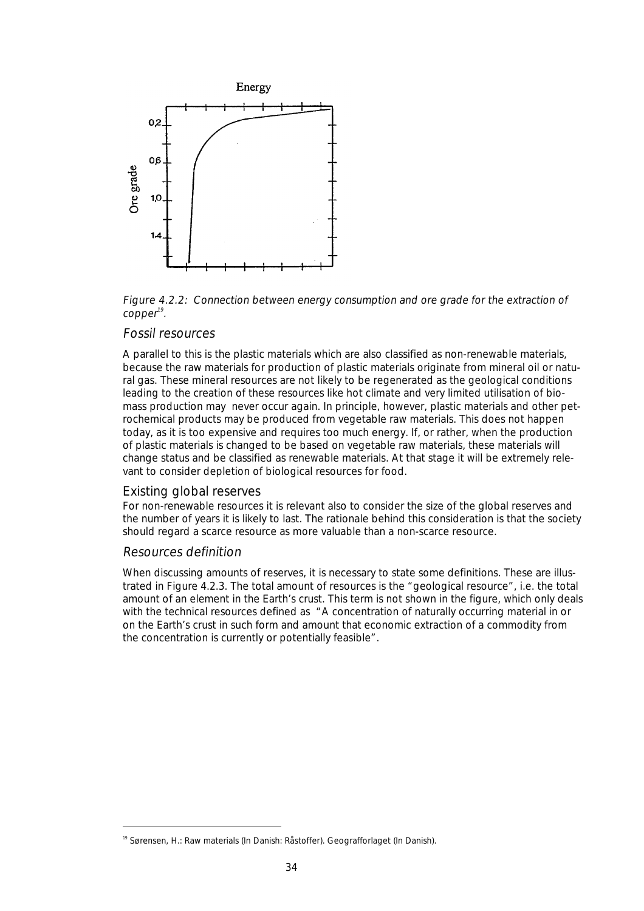Figure 4.2.2: Connection between energy consumption and ore grade for the extraction of copper[19].

### Fossil resources

A parallel to this is the plastic materials which are also classified as non-renewable materials, because the raw materials for production of plastic materials originate from mineral oil or natural gas. These mineral resources are not likely to be regenerated as the geological conditions leading to the creation of these resources like hot climate and very limited utilisation of biomass production may never occur again. In principle, however, plastic materials and other petrochemical products may be produced from vegetable raw materials. This does not happen today, as it is too expensive and requires too much energy. If, or rather, when the production of plastic materials is changed to be based on vegetable raw materials, these materials will change status and be classified as renewable materials. At that stage it will be extremely relevant to consider depletion of biological resources for food.

### Existing global reserves

For non-renewable resources it is relevant also to consider the size of the global reserves and the number of years it is likely to last. The rationale behind this consideration is that the society should regard a scarce resource as more valuable than a non-scarce resource.

### Resources definition

When discussing amounts of reserves, it is necessary to state some definitions. These are illustrated in Figure 4.2.3. The total amount of resources is the "geological resource", i.e. the total amount of an element in the Earth's crust. This term is not shown in the figure, which only deals with the technical resources defined as "A concentration of naturally occurring material in or on the Earth's crust in such form and amount that economic extraction of a commodity from the concentration is currently or potentially feasible".

---

[19] Sørensen, H.: Raw materials (In Danish: Råstoffer). Geografforlaget (In Danish).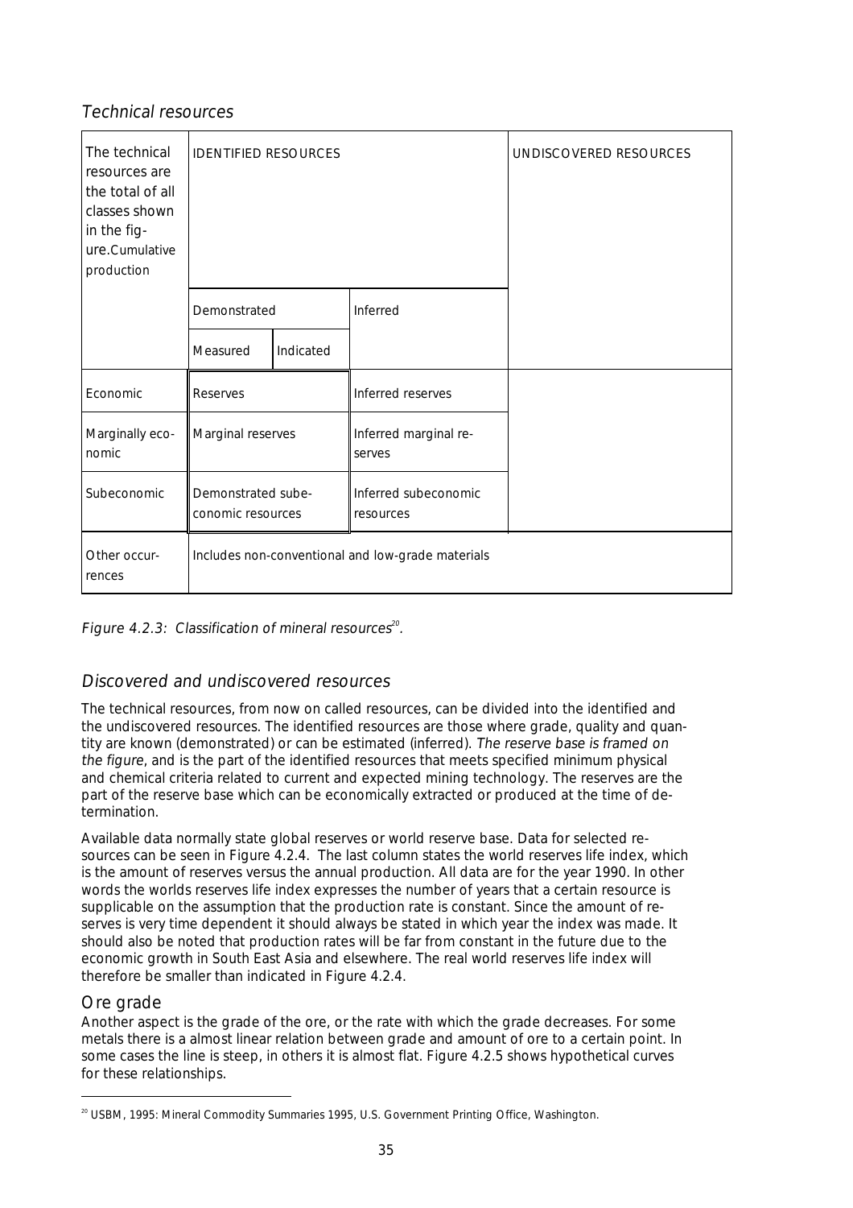### *Technical resources*

| The technical resources are the total of all classes shown in the figure.Cumulative production | IDENTIFIED RESOURCES | | | UNDISCOVERED RESOURCES |
|---|---|---|---|---|
| | Demonstrated | | Inferred | |
| | Measured | Indicated | | |
| Economic | Reserves | | Inferred reserves | |
| Marginally economic | Marginal reserves | | Inferred marginal reserves | |
| Subeconomic | Demonstrated subeconomic resources | | Inferred subeconomic resources | |
| Other occurrences | Includes non-conventional and low-grade materials | | | |

*Figure 4.2.3: Classification of mineral resources*[20].

## *Discovered and undiscovered resources*

The technical resources, from now on called resources, can be divided into the identified and the undiscovered resources. The identified resources are those where grade, quality and quantity are known (demonstrated) or can be estimated (inferred). *The reserve base is framed on the figure*, and is the part of the identified resources that meets specified minimum physical and chemical criteria related to current and expected mining technology. The reserves are the part of the reserve base which can be economically extracted or produced at the time of determination.

Available data normally state global reserves or world reserve base. Data for selected resources can be seen in Figure 4.2.4. The last column states the world reserves life index, which is the amount of reserves versus the annual production. All data are for the year 1990. In other words the worlds reserves life index expresses the number of years that a certain resource is supplicable on the assumption that the production rate is constant. Since the amount of reserves is very time dependent it should always be stated in which year the index was made. It should also be noted that production rates will be far from constant in the future due to the economic growth in South East Asia and elsewhere. The real world reserves life index will therefore be smaller than indicated in Figure 4.2.4.

## Ore grade

Another aspect is the grade of the ore, or the rate with which the grade decreases. For some metals there is a almost linear relation between grade and amount of ore to a certain point. In some cases the line is steep, in others it is almost flat. Figure 4.2.5 shows hypothetical curves for these relationships.

[20] USBM, 1995: Mineral Commodity Summaries 1995, U.S. Government Printing Office, Washington.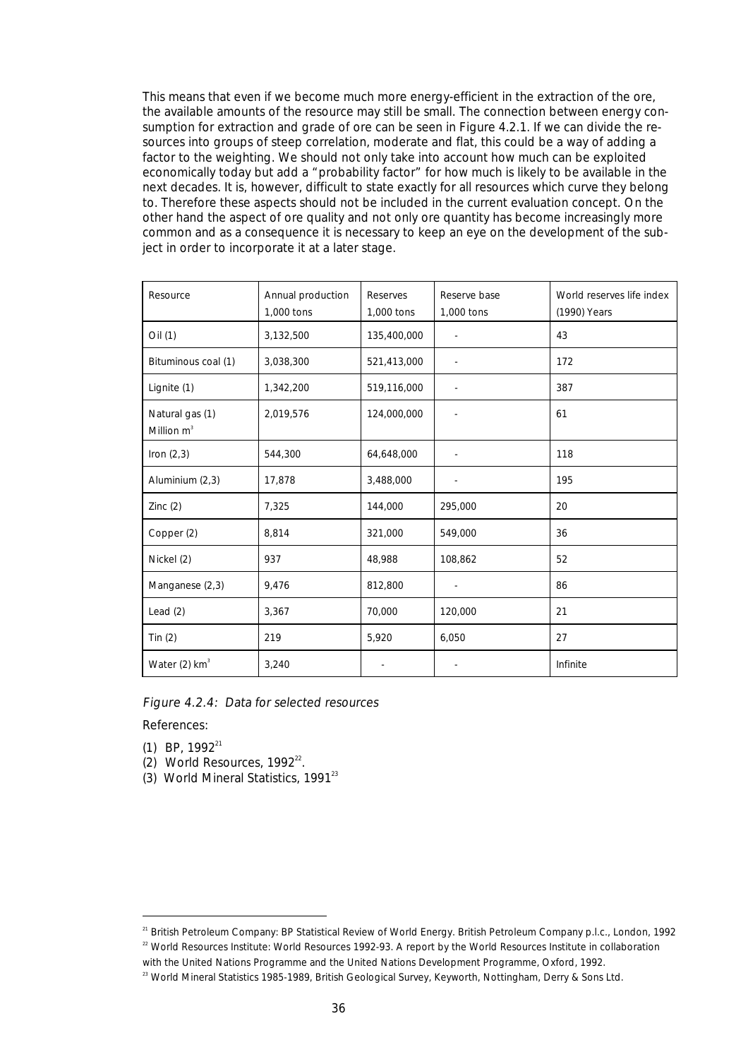This means that even if we become much more energy-efficient in the extraction of the ore, the available amounts of the resource may still be small. The connection between energy consumption for extraction and grade of ore can be seen in Figure 4.2.1. If we can divide the resources into groups of steep correlation, moderate and flat, this could be a way of adding a factor to the weighting. We should not only take into account how much can be exploited economically today but add a "probability factor" for how much is likely to be available in the next decades. It is, however, difficult to state exactly for all resources which curve they belong to. Therefore these aspects should not be included in the current evaluation concept. On the other hand the aspect of ore quality and not only ore quantity has become increasingly more common and as a consequence it is necessary to keep an eye on the development of the subject in order to incorporate it at a later stage.

| Resource | Annual production 1,000 tons | Reserves 1,000 tons | Reserve base 1,000 tons | World reserves life index (1990) Years |
|---|---|---|---|---|
| Oil (1) | 3,132,500 | 135,400,000 | - | 43 |
| Bituminous coal (1) | 3,038,300 | 521,413,000 | - | 172 |
| Lignite (1) | 1,342,200 | 519,116,000 | - | 387 |
| Natural gas (1) Million $m^3$ | 2,019,576 | 124,000,000 | - | 61 |
| Iron (2,3) | 544,300 | 64,648,000 | - | 118 |
| Aluminium (2,3) | 17,878 | 3,488,000 | - | 195 |
| Zinc (2) | 7,325 | 144,000 | 295,000 | 20 |
| Copper (2) | 8,814 | 321,000 | 549,000 | 36 |
| Nickel (2) | 937 | 48,988 | 108,862 | 52 |
| Manganese (2,3) | 9,476 | 812,800 | - | 86 |
| Lead (2) | 3,367 | 70,000 | 120,000 | 21 |
| Tin (2) | 219 | 5,920 | 6,050 | 27 |
| Water (2) $km^3$ | 3,240 | - | - | Infinite |

*Figure 4.2.4: Data for selected resources*

References:

(1) BP, 1992[21]
(2) World Resources, 1992[22].
(3) World Mineral Statistics, 1991[23]

---

[21] British Petroleum Company: BP Statistical Review of World Energy. British Petroleum Company p.l.c., London, 1992

[22] World Resources Institute: World Resources 1992-93. A report by the World Resources Institute in collaboration with the United Nations Programme and the United Nations Development Programme, Oxford, 1992.

[23] World Mineral Statistics 1985-1989, British Geological Survey, Keyworth, Nottingham, Derry & Sons Ltd.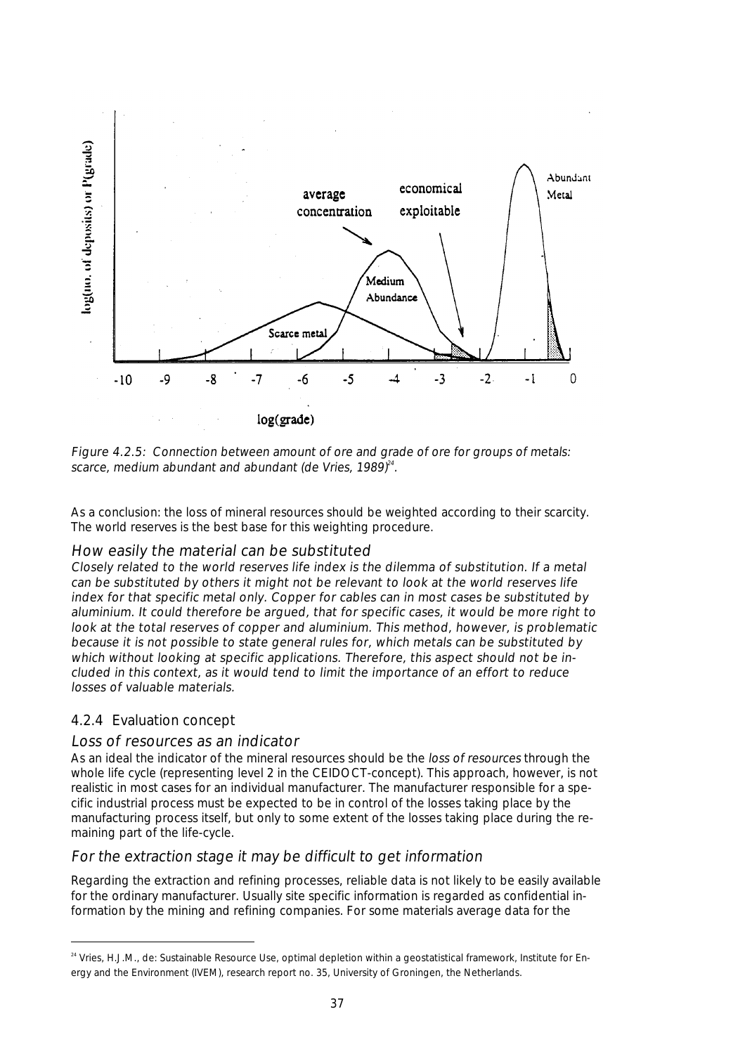Figure 4.2.5: Connection between amount of ore and grade of ore for groups of metals: scarce, medium abundant and abundant (de Vries, 1989)[24].

As a conclusion: the loss of mineral resources should be weighted according to their scarcity. The world reserves is the best base for this weighting procedure.

### *How easily the material can be substituted*

*Closely related to the world reserves life index is the dilemma of substitution. If a metal can be substituted by others it might not be relevant to look at the world reserves life index for that specific metal only. Copper for cables can in most cases be substituted by aluminium. It could therefore be argued, that for specific cases, it would be more right to look at the total reserves of copper and aluminium. This method, however, is problematic because it is not possible to state general rules for, which metals can be substituted by which without looking at specific applications. Therefore, this aspect should not be included in this context, as it would tend to limit the importance of an effort to reduce losses of valuable materials.*

## 4.2.4 Evaluation concept

### *Loss of resources as an indicator*

As an ideal the indicator of the mineral resources should be the *loss of resources* through the whole life cycle (representing level 2 in the CEIDOCT-concept). This approach, however, is not realistic in most cases for an individual manufacturer. The manufacturer responsible for a specific industrial process must be expected to be in control of the losses taking place by the manufacturing process itself, but only to some extent of the losses taking place during the remaining part of the life-cycle.

### *For the extraction stage it may be difficult to get information*

Regarding the extraction and refining processes, reliable data is not likely to be easily available for the ordinary manufacturer. Usually site specific information is regarded as confidential information by the mining and refining companies. For some materials average data for the

[24] Vries, H.J.M., de: Sustainable Resource Use, optimal depletion within a geostatistical framework, Institute for Energy and the Environment (IVEM), research report no. 35, University of Groningen, the Netherlands.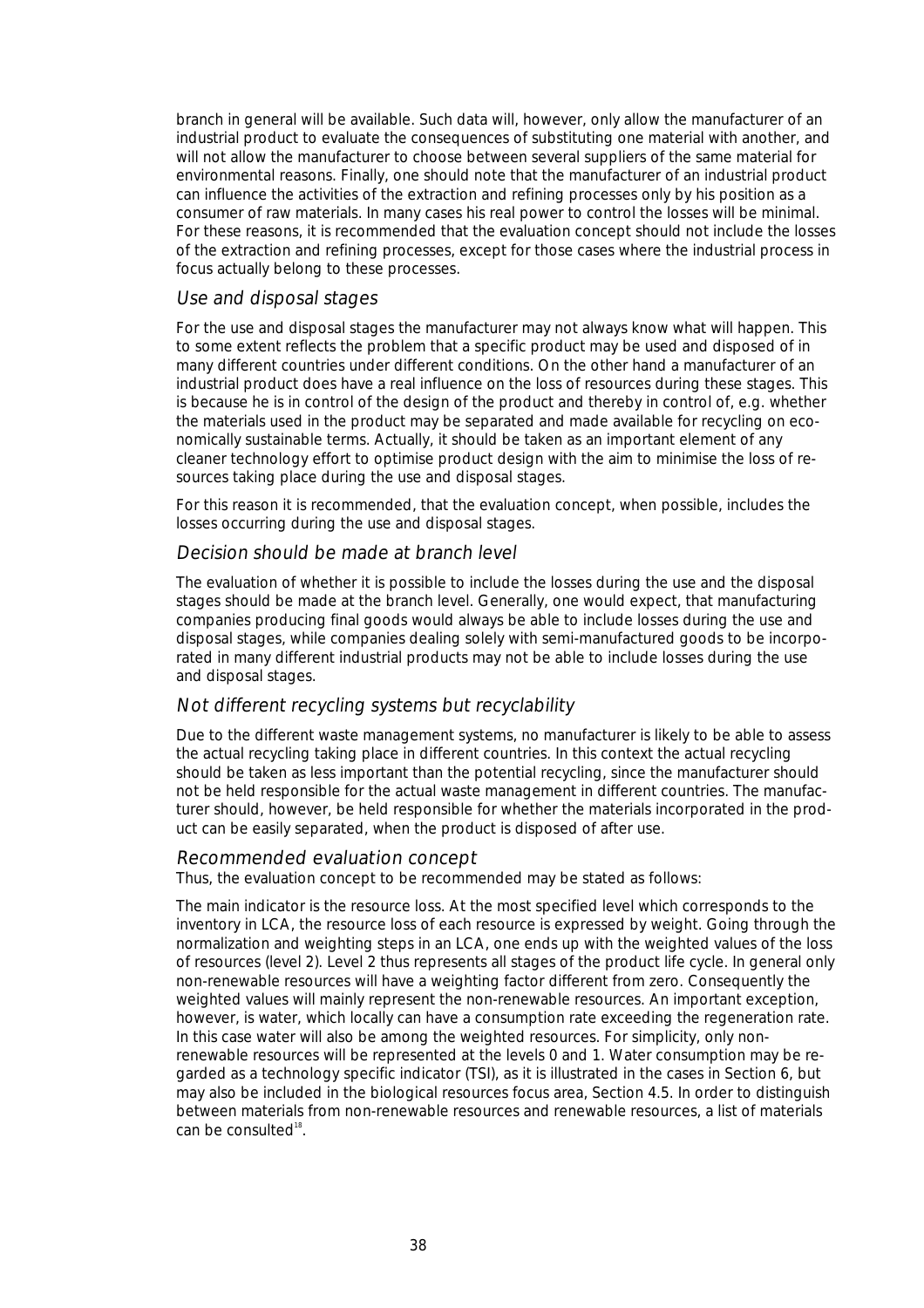branch in general will be available. Such data will, however, only allow the manufacturer of an industrial product to evaluate the consequences of substituting one material with another, and will not allow the manufacturer to choose between several suppliers of the same material for environmental reasons. Finally, one should note that the manufacturer of an industrial product can influence the activities of the extraction and refining processes only by his position as a consumer of raw materials. In many cases his real power to control the losses will be minimal. For these reasons, it is recommended that the evaluation concept should not include the losses of the extraction and refining processes, except for those cases where the industrial process in focus actually belong to these processes.

### *Use and disposal stages*

For the use and disposal stages the manufacturer may not always know what will happen. This to some extent reflects the problem that a specific product may be used and disposed of in many different countries under different conditions. On the other hand a manufacturer of an industrial product does have a real influence on the loss of resources during these stages. This is because he is in control of the design of the product and thereby in control of, e.g. whether the materials used in the product may be separated and made available for recycling on economically sustainable terms. Actually, it should be taken as an important element of any cleaner technology effort to optimise product design with the aim to minimise the loss of resources taking place during the use and disposal stages.

For this reason it is recommended, that the evaluation concept, when possible, includes the losses occurring during the use and disposal stages.

### *Decision should be made at branch level*

The evaluation of whether it is possible to include the losses during the use and the disposal stages should be made at the branch level. Generally, one would expect, that manufacturing companies producing final goods would always be able to include losses during the use and disposal stages, while companies dealing solely with semi-manufactured goods to be incorporated in many different industrial products may not be able to include losses during the use and disposal stages.

### *Not different recycling systems but recyclability*

Due to the different waste management systems, no manufacturer is likely to be able to assess the actual recycling taking place in different countries. In this context the actual recycling should be taken as less important than the potential recycling, since the manufacturer should not be held responsible for the actual waste management in different countries. The manufacturer should, however, be held responsible for whether the materials incorporated in the product can be easily separated, when the product is disposed of after use.

### *Recommended evaluation concept*

Thus, the evaluation concept to be recommended may be stated as follows:

The main indicator is the resource loss. At the most specified level which corresponds to the inventory in LCA, the resource loss of each resource is expressed by weight. Going through the normalization and weighting steps in an LCA, one ends up with the weighted values of the loss of resources (level 2). Level 2 thus represents all stages of the product life cycle. In general only non-renewable resources will have a weighting factor different from zero. Consequently the weighted values will mainly represent the non-renewable resources. An important exception, however, is water, which locally can have a consumption rate exceeding the regeneration rate. In this case water will also be among the weighted resources. For simplicity, only non-renewable resources will be represented at the levels 0 and 1. Water consumption may be regarded as a technology specific indicator (TSI), as it is illustrated in the cases in Section 6, but may also be included in the biological resources focus area, Section 4.5. In order to distinguish between materials from non-renewable resources and renewable resources, a list of materials can be consulted[18].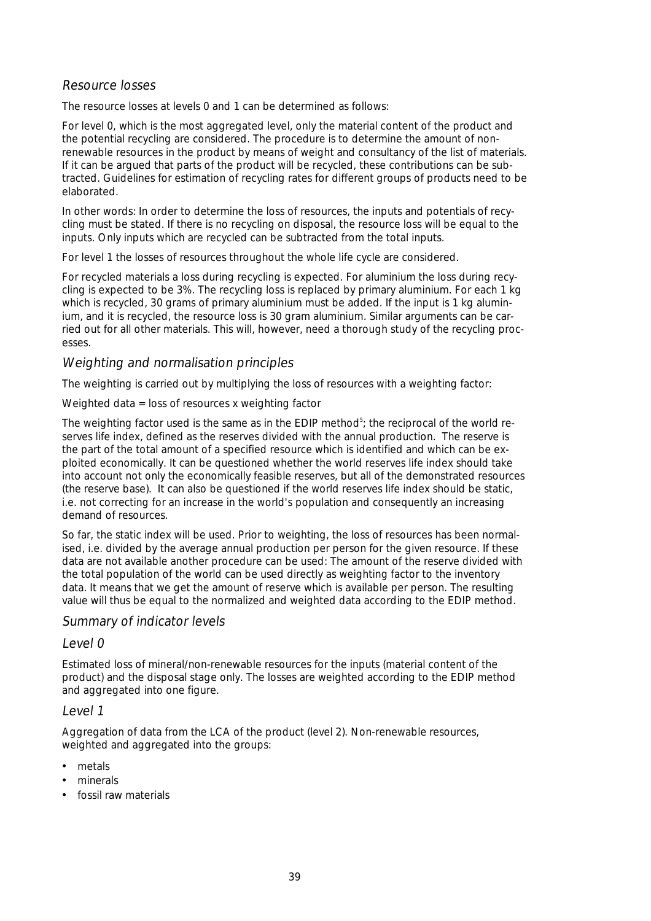### Resource losses

The resource losses at levels 0 and 1 can be determined as follows:

For level 0, which is the most aggregated level, only the material content of the product and the potential recycling are considered. The procedure is to determine the amount of non-renewable resources in the product by means of weight and consultancy of the list of materials. If it can be argued that parts of the product will be recycled, these contributions can be subtracted. Guidelines for estimation of recycling rates for different groups of products need to be elaborated.

In other words: In order to determine the loss of resources, the inputs and potentials of recycling must be stated. If there is no recycling on disposal, the resource loss will be equal to the inputs. Only inputs which are recycled can be subtracted from the total inputs.

For level 1 the losses of resources throughout the whole life cycle are considered.

For recycled materials a loss during recycling is expected. For aluminium the loss during recycling is expected to be 3%. The recycling loss is replaced by primary aluminium. For each 1 kg which is recycled, 30 grams of primary aluminium must be added. If the input is 1 kg aluminium, and it is recycled, the resource loss is 30 gram aluminium. Similar arguments can be carried out for all other materials. This will, however, need a thorough study of the recycling processes.

### Weighting and normalisation principles

The weighting is carried out by multiplying the loss of resources with a weighting factor:

Weighted data = loss of resources x weighting factor

The weighting factor used is the same as in the EDIP method[5]; the reciprocal of the world reserves life index, defined as the reserves divided with the annual production. The reserve is the part of the total amount of a specified resource which is identified and which can be exploited economically. It can be questioned whether the world reserves life index should take into account not only the economically feasible reserves, but all of the demonstrated resources (the reserve base). It can also be questioned if the world reserves life index should be static, i.e. not correcting for an increase in the world's population and consequently an increasing demand of resources.

So far, the static index will be used. Prior to weighting, the loss of resources has been normalised, i.e. divided by the average annual production per person for the given resource. If these data are not available another procedure can be used: The amount of the reserve divided with the total population of the world can be used directly as weighting factor to the inventory data. It means that we get the amount of reserve which is available per person. The resulting value will thus be equal to the normalized and weighted data according to the EDIP method.

### Summary of indicator levels

#### Level 0

Estimated loss of mineral/non-renewable resources for the inputs (material content of the product) and the disposal stage only. The losses are weighted according to the EDIP method and aggregated into one figure.

#### Level 1

Aggregation of data from the LCA of the product (level 2). Non-renewable resources, weighted and aggregated into the groups:

- metals
- minerals
- fossil raw materials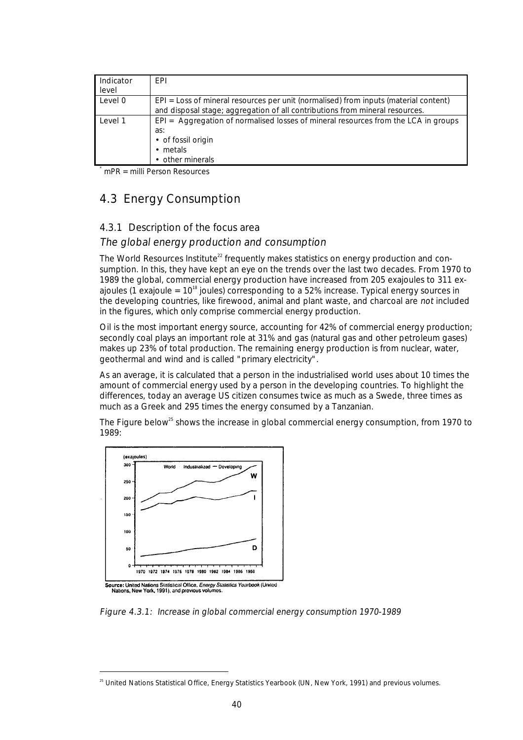| Indicator level | EPI |
|---|---|
| Level 0 | EPI = Loss of mineral resources per unit (normalised) from inputs (material content) and disposal stage; aggregation of all contributions from mineral resources. |
| Level 1 | EPI = Aggregation of normalised losses of mineral resources from the LCA in groups as:<br>• of fossil origin<br>• metals<br>• other minerals |

[*] mPR = milli Person Resources

## 4.3 Energy Consumption

### 4.3.1 Description of the focus area

#### *The global energy production and consumption*

The World Resources Institute[22] frequently makes statistics on energy production and consumption. In this, they have kept an eye on the trends over the last two decades. From 1970 to 1989 the global, commercial energy production have increased from 205 exajoules to 311 exajoules (1 exajoule = $10^{18}$ joules) corresponding to a 52% increase. Typical energy sources in the developing countries, like firewood, animal and plant waste, and charcoal are *not* included in the figures, which only comprise commercial energy production.

Oil is the most important energy source, accounting for 42% of commercial energy production; secondly coal plays an important role at 31% and gas (natural gas and other petroleum gases) makes up 23% of total production. The remaining energy production is from nuclear, water, geothermal and wind and is called "primary electricity".

As an average, it is calculated that a person in the industrialised world uses about 10 times the amount of commercial energy used by a person in the developing countries. To highlight the differences, today an average US citizen consumes twice as much as a Swede, three times as much as a Greek and 295 times the energy consumed by a Tanzanian.

The Figure below[25] shows the increase in global commercial energy consumption, from 1970 to 1989:

Source: United Nations Statistical Office, *Energy Statistics Yearbook* (United Nations, New York, 1991), and previous volumes.

*Figure 4.3.1: Increase in global commercial energy consumption 1970-1989*

[25] United Nations Statistical Office, Energy Statistics Yearbook (UN, New York, 1991) and previous volumes.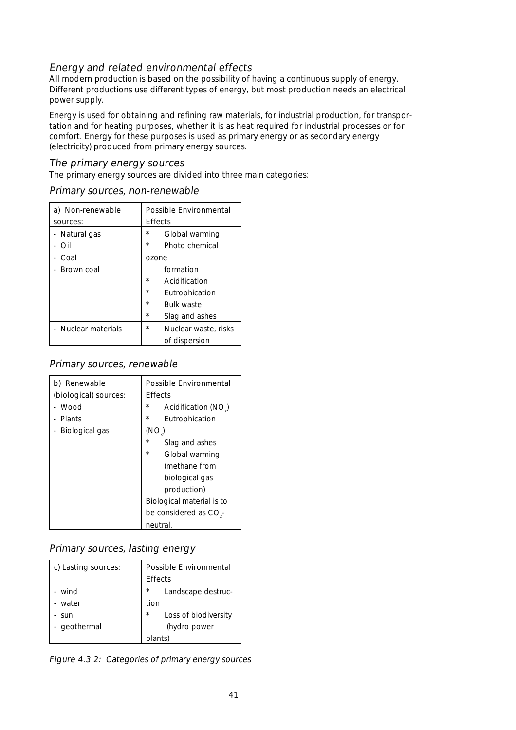## Energy and related environmental effects

All modern production is based on the possibility of having a continuous supply of energy. Different productions use different types of energy, but most production needs an electrical power supply.

Energy is used for obtaining and refining raw materials, for industrial production, for transportation and for heating purposes, whether it is as heat required for industrial processes or for comfort. Energy for these purposes is used as primary energy or as secondary energy (electricity) produced from primary energy sources.

### The primary energy sources

The primary energy sources are divided into three main categories:

#### Primary sources, non-renewable

| a) Non-renewable sources: | Possible Environmental Effects |
|---|---|
| - Natural gas<br>- Oil<br>- Coal<br>- Brown coal | * Global warming<br>* Photo chemical ozone formation<br>* Acidification<br>* Eutrophication<br>* Bulk waste<br>* Slag and ashes |
| - Nuclear materials | * Nuclear waste, risks of dispersion |

#### Primary sources, renewable

| b) Renewable (biological) sources: | Possible Environmental Effects |
|---|---|
| - Wood<br>- Plants<br>- Biological gas | * Acidification ($NO_x$)<br>* Eutrophication ($NO_x$)<br>* Slag and ashes<br>* Global warming (methane from biological gas production)<br>Biological material is to be considered as $CO_2$-neutral. |

#### Primary sources, lasting energy

| c) Lasting sources: | Possible Environmental Effects |
|---|---|
| - wind<br>- water<br>- sun<br>- geothermal | * Landscape destruction<br>* Loss of biodiversity (hydro power plants) |

*Figure 4.3.2: Categories of primary energy sources*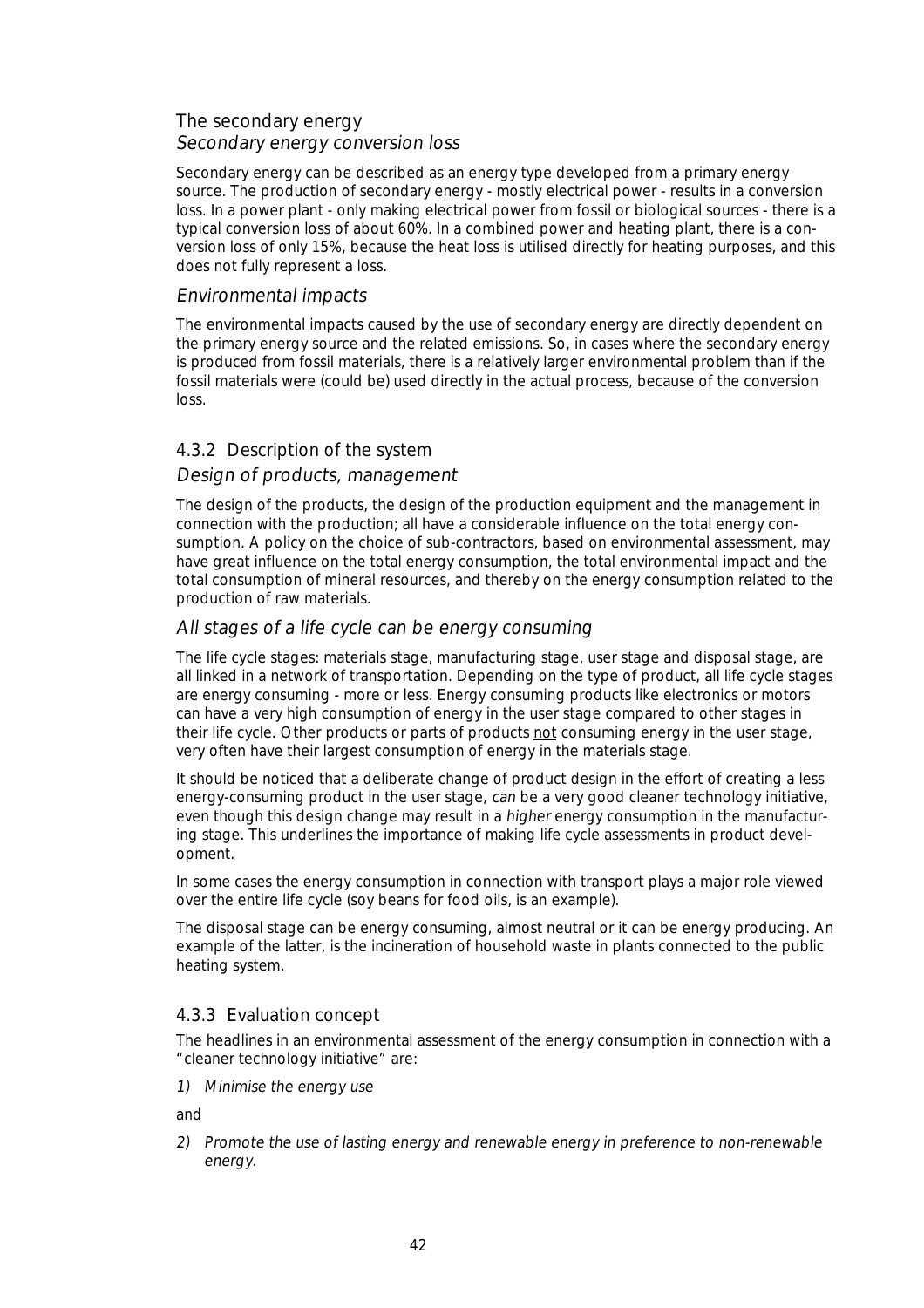### The secondary energy

#### *Secondary energy conversion loss*

Secondary energy can be described as an energy type developed from a primary energy source. The production of secondary energy - mostly electrical power - results in a conversion loss. In a power plant - only making electrical power from fossil or biological sources - there is a typical conversion loss of about 60%. In a combined power and heating plant, there is a conversion loss of only 15%, because the heat loss is utilised directly for heating purposes, and this does not fully represent a loss.

#### *Environmental impacts*

The environmental impacts caused by the use of secondary energy are directly dependent on the primary energy source and the related emissions. So, in cases where the secondary energy is produced from fossil materials, there is a relatively larger environmental problem than if the fossil materials were (could be) used directly in the actual process, because of the conversion loss.

### 4.3.2 Description of the system

#### *Design of products, management*

The design of the products, the design of the production equipment and the management in connection with the production; all have a considerable influence on the total energy consumption. A policy on the choice of sub-contractors, based on environmental assessment, may have great influence on the total energy consumption, the total environmental impact and the total consumption of mineral resources, and thereby on the energy consumption related to the production of raw materials.

#### *All stages of a life cycle can be energy consuming*

The life cycle stages: materials stage, manufacturing stage, user stage and disposal stage, are all linked in a network of transportation. Depending on the type of product, all life cycle stages are energy consuming - more or less. Energy consuming products like electronics or motors can have a very high consumption of energy in the user stage compared to other stages in their life cycle. Other products or parts of products <u>not</u> consuming energy in the user stage, very often have their largest consumption of energy in the materials stage.

It should be noticed that a deliberate change of product design in the effort of creating a less energy-consuming product in the user stage, *can* be a very good cleaner technology initiative, even though this design change may result in a *higher* energy consumption in the manufacturing stage. This underlines the importance of making life cycle assessments in product development.

In some cases the energy consumption in connection with transport plays a major role viewed over the entire life cycle (soy beans for food oils, is an example).

The disposal stage can be energy consuming, almost neutral or it can be energy producing. An example of the latter, is the incineration of household waste in plants connected to the public heating system.

### 4.3.3 Evaluation concept

The headlines in an environmental assessment of the energy consumption in connection with a "cleaner technology initiative" are:

1) *Minimise the energy use*

and

2) *Promote the use of lasting energy and renewable energy in preference to non-renewable energy.*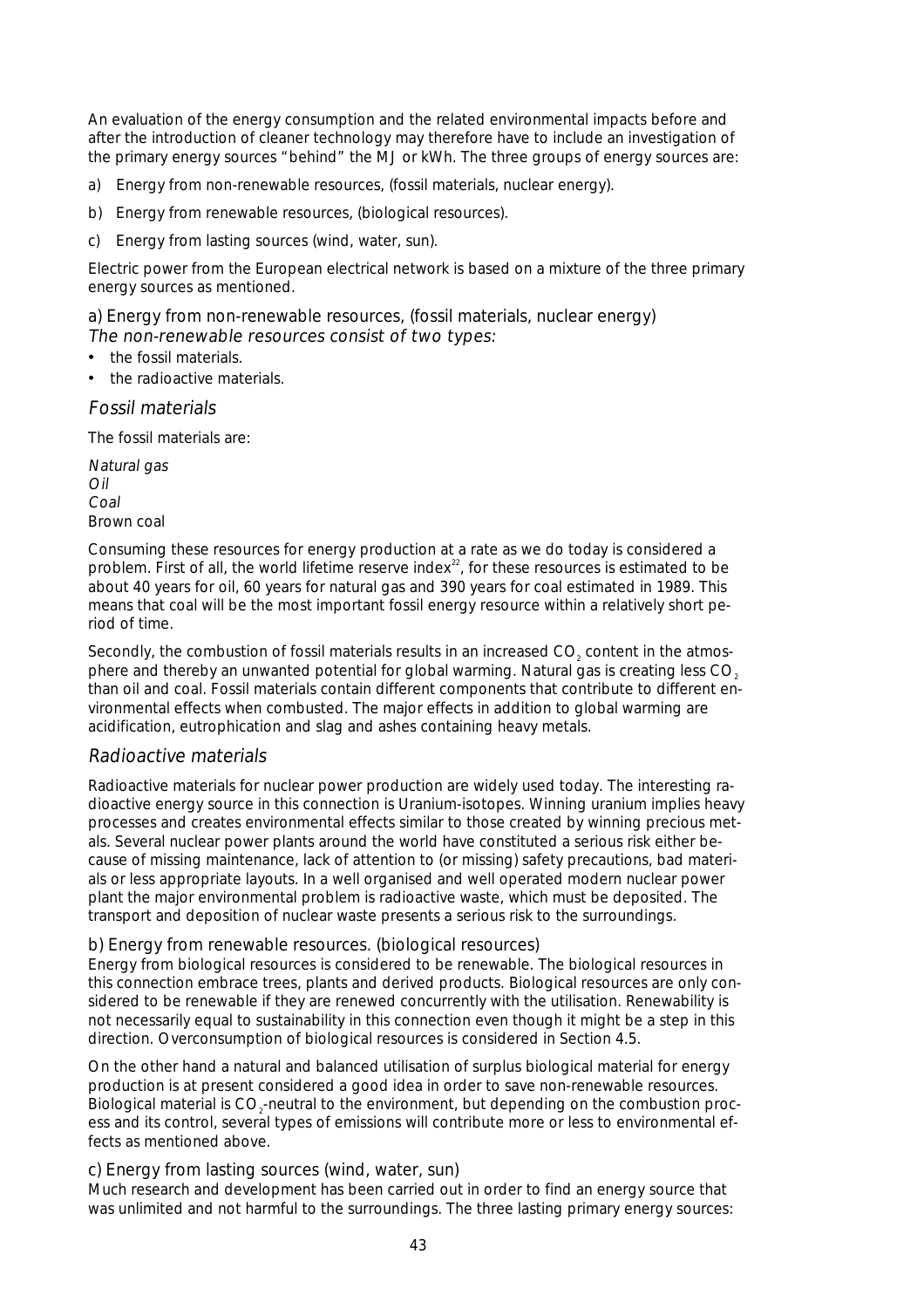An evaluation of the energy consumption and the related environmental impacts before and after the introduction of cleaner technology may therefore have to include an investigation of the primary energy sources "behind" the MJ or kWh. The three groups of energy sources are:

a) Energy from non-renewable resources, (fossil materials, nuclear energy).

b) Energy from renewable resources, (biological resources).

c) Energy from lasting sources (wind, water, sun).

Electric power from the European electrical network is based on a mixture of the three primary energy sources as mentioned.

### a) Energy from non-renewable resources, (fossil materials, nuclear energy)

*The non-renewable resources consist of two types:*

- the fossil materials.
- the radioactive materials.

### *Fossil materials*

The fossil materials are:

*Natural gas*
*Oil*
*Coal*
Brown coal

Consuming these resources for energy production at a rate as we do today is considered a problem. First of all, the world lifetime reserve index[22], for these resources is estimated to be about 40 years for oil, 60 years for natural gas and 390 years for coal estimated in 1989. This means that coal will be the most important fossil energy resource within a relatively short period of time.

Secondly, the combustion of fossil materials results in an increased $CO_2$ content in the atmosphere and thereby an unwanted potential for global warming. Natural gas is creating less $CO_2$ than oil and coal. Fossil materials contain different components that contribute to different environmental effects when combusted. The major effects in addition to global warming are acidification, eutrophication and slag and ashes containing heavy metals.

### *Radioactive materials*

Radioactive materials for nuclear power production are widely used today. The interesting radioactive energy source in this connection is Uranium-isotopes. Winning uranium implies heavy processes and creates environmental effects similar to those created by winning precious metals. Several nuclear power plants around the world have constituted a serious risk either because of missing maintenance, lack of attention to (or missing) safety precautions, bad materials or less appropriate layouts. In a well organised and well operated modern nuclear power plant the major environmental problem is radioactive waste, which must be deposited. The transport and deposition of nuclear waste presents a serious risk to the surroundings.

### b) Energy from renewable resources. (biological resources)

Energy from biological resources is considered to be renewable. The biological resources in this connection embrace trees, plants and derived products. Biological resources are only considered to be renewable if they are renewed concurrently with the utilisation. Renewability is not necessarily equal to sustainability in this connection even though it might be a step in this direction. Overconsumption of biological resources is considered in Section 4.5.

On the other hand a natural and balanced utilisation of surplus biological material for energy production is at present considered a good idea in order to save non-renewable resources. Biological material is $CO_2$-neutral to the environment, but depending on the combustion process and its control, several types of emissions will contribute more or less to environmental effects as mentioned above.

### c) Energy from lasting sources (wind, water, sun)

Much research and development has been carried out in order to find an energy source that was unlimited and not harmful to the surroundings. The three lasting primary energy sources: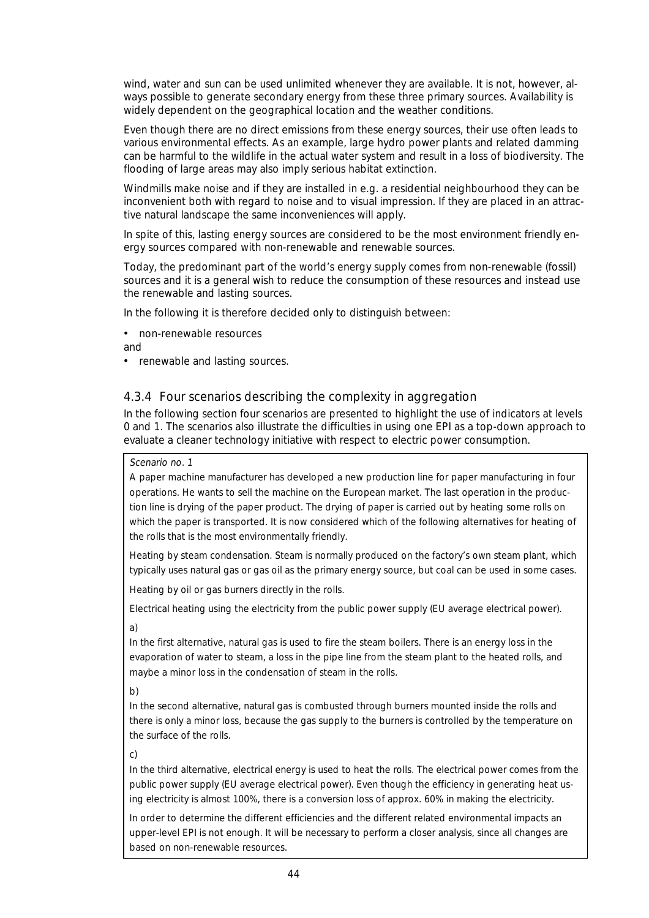wind, water and sun can be used unlimited whenever they are available. It is not, however, always possible to generate secondary energy from these three primary sources. Availability is widely dependent on the geographical location and the weather conditions.

Even though there are no direct emissions from these energy sources, their use often leads to various environmental effects. As an example, large hydro power plants and related damming can be harmful to the wildlife in the actual water system and result in a loss of biodiversity. The flooding of large areas may also imply serious habitat extinction.

Windmills make noise and if they are installed in e.g. a residential neighbourhood they can be inconvenient both with regard to noise and to visual impression. If they are placed in an attractive natural landscape the same inconveniences will apply.

In spite of this, lasting energy sources are considered to be the most environment friendly energy sources compared with non-renewable and renewable sources.

Today, the predominant part of the world's energy supply comes from non-renewable (fossil) sources and it is a general wish to reduce the consumption of these resources and instead use the renewable and lasting sources.

In the following it is therefore decided only to distinguish between:

- non-renewable resources

and

- renewable and lasting sources.

### 4.3.4 Four scenarios describing the complexity in aggregation

In the following section four scenarios are presented to highlight the use of indicators at levels 0 and 1. The scenarios also illustrate the difficulties in using one EPI as a top-down approach to evaluate a cleaner technology initiative with respect to electric power consumption.

*Scenario no. 1*

A paper machine manufacturer has developed a new production line for paper manufacturing in four operations. He wants to sell the machine on the European market. The last operation in the production line is drying of the paper product. The drying of paper is carried out by heating some rolls on which the paper is transported. It is now considered which of the following alternatives for heating of the rolls that is the most environmentally friendly.

Heating by steam condensation. Steam is normally produced on the factory's own steam plant, which typically uses natural gas or gas oil as the primary energy source, but coal can be used in some cases.

Heating by oil or gas burners directly in the rolls.

Electrical heating using the electricity from the public power supply (EU average electrical power).

a)

In the first alternative, natural gas is used to fire the steam boilers. There is an energy loss in the evaporation of water to steam, a loss in the pipe line from the steam plant to the heated rolls, and maybe a minor loss in the condensation of steam in the rolls.

b)

In the second alternative, natural gas is combusted through burners mounted inside the rolls and there is only a minor loss, because the gas supply to the burners is controlled by the temperature on the surface of the rolls.

c)

In the third alternative, electrical energy is used to heat the rolls. The electrical power comes from the public power supply (EU average electrical power). Even though the efficiency in generating heat using electricity is almost 100%, there is a conversion loss of approx. 60% in making the electricity.

In order to determine the different efficiencies and the different related environmental impacts an upper-level EPI is not enough. It will be necessary to perform a closer analysis, since all changes are based on non-renewable resources.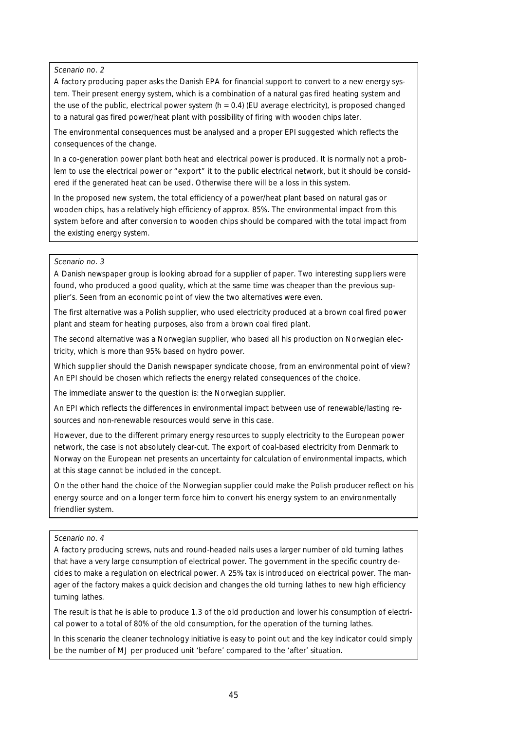*Scenario no. 2*

A factory producing paper asks the Danish EPA for financial support to convert to a new energy system. Their present energy system, which is a combination of a natural gas fired heating system and the use of the public, electrical power system ($h = 0.4$) (EU average electricity), is proposed changed to a natural gas fired power/heat plant with possibility of firing with wooden chips later.

The environmental consequences must be analysed and a proper EPI suggested which reflects the consequences of the change.

In a co-generation power plant both heat and electrical power is produced. It is normally not a problem to use the electrical power or "export" it to the public electrical network, but it should be considered if the generated heat can be used. Otherwise there will be a loss in this system.

In the proposed new system, the total efficiency of a power/heat plant based on natural gas or wooden chips, has a relatively high efficiency of approx. 85%. The environmental impact from this system before and after conversion to wooden chips should be compared with the total impact from the existing energy system.

*Scenario no. 3*

A Danish newspaper group is looking abroad for a supplier of paper. Two interesting suppliers were found, who produced a good quality, which at the same time was cheaper than the previous supplier's. Seen from an economic point of view the two alternatives were even.

The first alternative was a Polish supplier, who used electricity produced at a brown coal fired power plant and steam for heating purposes, also from a brown coal fired plant.

The second alternative was a Norwegian supplier, who based all his production on Norwegian electricity, which is more than 95% based on hydro power.

Which supplier should the Danish newspaper syndicate choose, from an environmental point of view? An EPI should be chosen which reflects the energy related consequences of the choice.

The immediate answer to the question is: the Norwegian supplier.

An EPI which reflects the differences in environmental impact between use of renewable/lasting resources and non-renewable resources would serve in this case.

However, due to the different primary energy resources to supply electricity to the European power network, the case is not absolutely clear-cut. The export of coal-based electricity from Denmark to Norway on the European net presents an uncertainty for calculation of environmental impacts, which at this stage cannot be included in the concept.

On the other hand the choice of the Norwegian supplier could make the Polish producer reflect on his energy source and on a longer term force him to convert his energy system to an environmentally friendlier system.

*Scenario no. 4*

A factory producing screws, nuts and round-headed nails uses a larger number of old turning lathes that have a very large consumption of electrical power. The government in the specific country decides to make a regulation on electrical power. A 25% tax is introduced on electrical power. The manager of the factory makes a quick decision and changes the old turning lathes to new high efficiency turning lathes.

The result is that he is able to produce 1.3 of the old production and lower his consumption of electrical power to a total of 80% of the old consumption, for the operation of the turning lathes.

In this scenario the cleaner technology initiative is easy to point out and the key indicator could simply be the number of MJ per produced unit 'before' compared to the 'after' situation.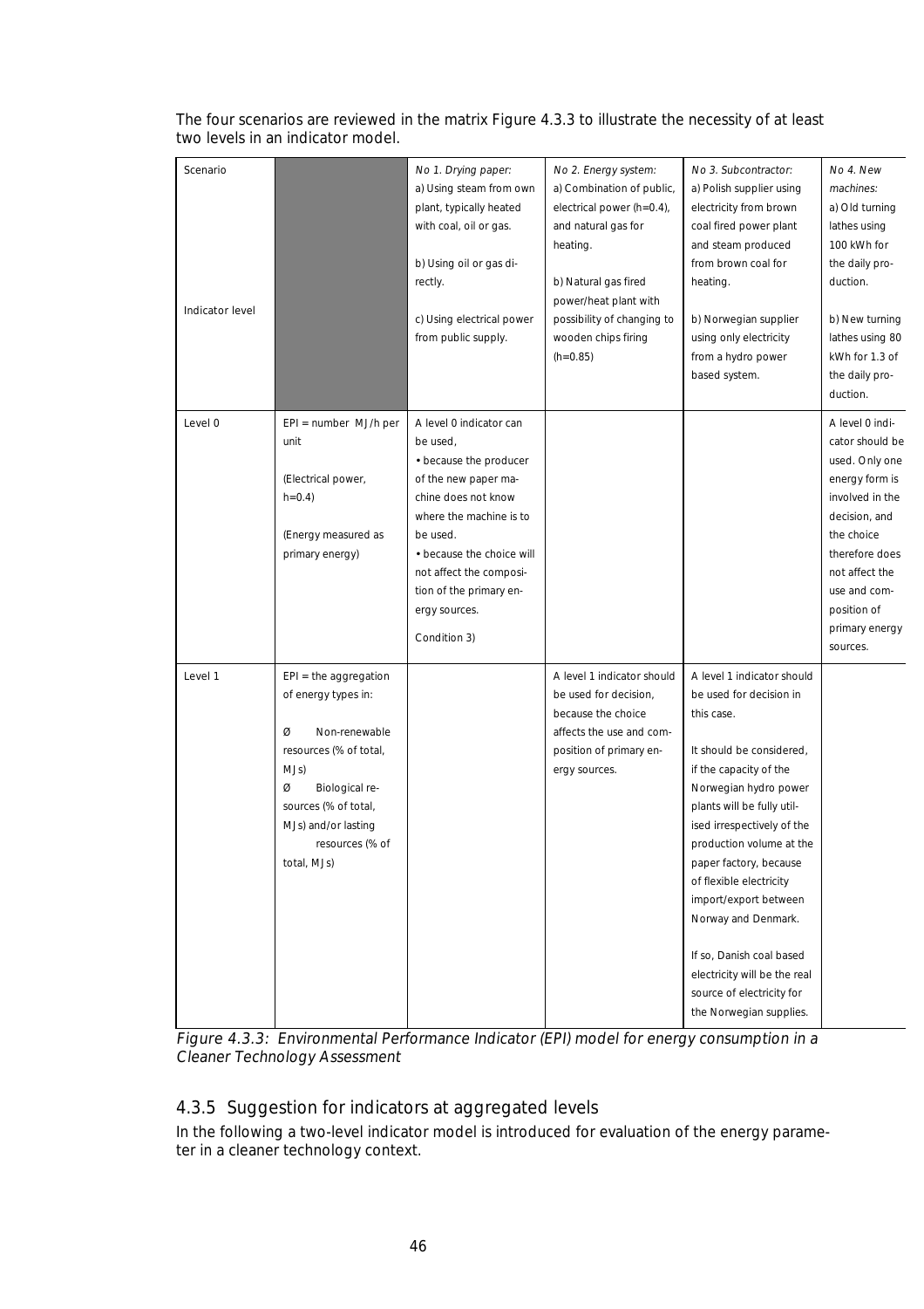The four scenarios are reviewed in the matrix Figure 4.3.3 to illustrate the necessity of at least two levels in an indicator model.

| Scenario<br><br>Indicator level | | *No 1. Drying paper:*<br>a) Using steam from own plant, typically heated with coal, oil or gas.<br><br>b) Using oil or gas directly.<br><br>c) Using electrical power from public supply. | *No 2. Energy system:*<br>a) Combination of public, electrical power (h=0.4), and natural gas for heating.<br><br>b) Natural gas fired power/heat plant with possibility of changing to wooden chips firing (h=0.85) | *No 3. Subcontractor:*<br>a) Polish supplier using electricity from brown coal fired power plant and steam produced from brown coal for heating.<br><br>b) Norwegian supplier using only electricity from a hydro power based system. | *No 4. New machines:*<br>a) Old turning lathes using 100 kWh for the daily production.<br><br>b) New turning lathes using 80 kWh for 1.3 of the daily production. |
|---|---|---|---|---|---|
| Level 0 | EPI = number MJ/h per unit<br><br>(Electrical power, h=0.4)<br><br>(Energy measured as primary energy) | A level 0 indicator can be used,<br>• because the producer of the new paper machine does not know where the machine is to be used.<br>• because the choice will not affect the composition of the primary energy sources.<br><br>Condition 3) | | | A level 0 indicator should be used. Only one energy form is involved in the decision, and the choice therefore does not affect the use and composition of primary energy sources. |
| Level 1 | EPI = the aggregation of energy types in:<br><br>Ø Non-renewable resources (% of total, MJs)<br>Ø Biological resources (% of total, MJs) and/or lasting resources (% of total, MJs) | | A level 1 indicator should be used for decision, because the choice affects the use and composition of primary energy sources. | A level 1 indicator should be used for decision in this case.<br><br>It should be considered, if the capacity of the Norwegian hydro power plants will be fully utilised irrespectively of the production volume at the paper factory, because of flexible electricity import/export between Norway and Denmark.<br><br>If so, Danish coal based electricity will be the real source of electricity for the Norwegian supplies. | |

*Figure 4.3.3: Environmental Performance Indicator (EPI) model for energy consumption in a Cleaner Technology Assessment*

### 4.3.5 Suggestion for indicators at aggregated levels

In the following a two-level indicator model is introduced for evaluation of the energy parameter in a cleaner technology context.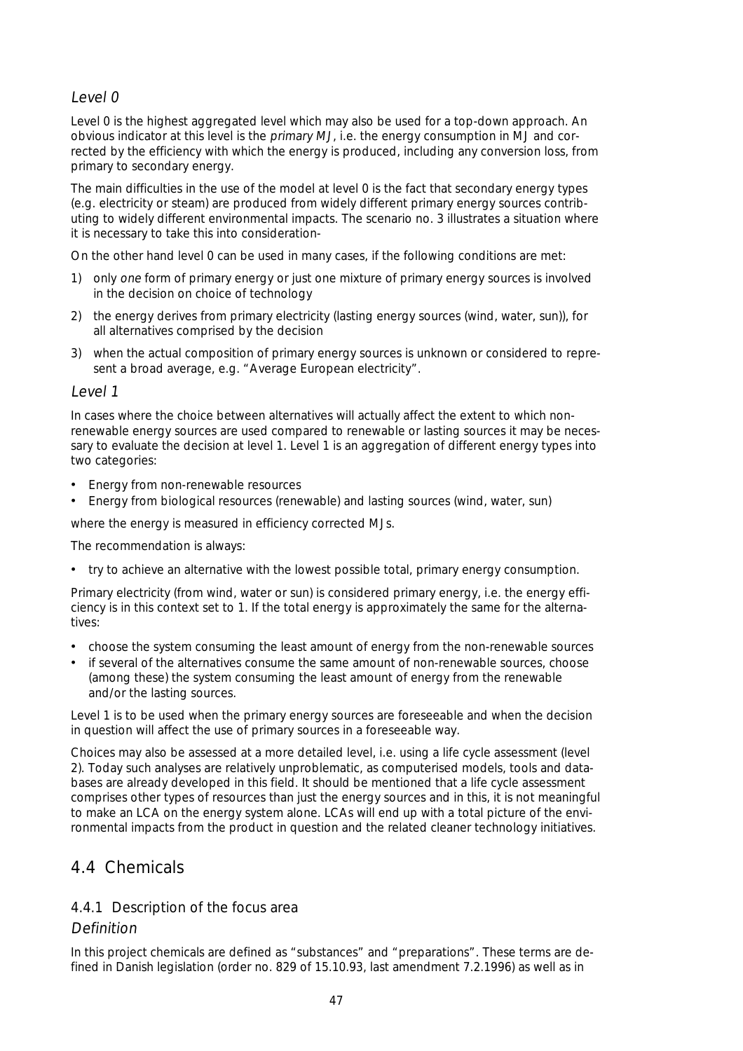*Level 0*

Level 0 is the highest aggregated level which may also be used for a top-down approach. An obvious indicator at this level is the *primary MJ*, i.e. the energy consumption in MJ and corrected by the efficiency with which the energy is produced, including any conversion loss, from primary to secondary energy.

The main difficulties in the use of the model at level 0 is the fact that secondary energy types (e.g. electricity or steam) are produced from widely different primary energy sources contributing to widely different environmental impacts. The scenario no. 3 illustrates a situation where it is necessary to take this into consideration-

On the other hand level 0 can be used in many cases, if the following conditions are met:

1) only *one* form of primary energy or just one mixture of primary energy sources is involved in the decision on choice of technology
2) the energy derives from primary electricity (lasting energy sources (wind, water, sun)), for all alternatives comprised by the decision
3) when the actual composition of primary energy sources is unknown or considered to represent a broad average, e.g. "Average European electricity".

*Level 1*

In cases where the choice between alternatives will actually affect the extent to which non-renewable energy sources are used compared to renewable or lasting sources it may be necessary to evaluate the decision at level 1. Level 1 is an aggregation of different energy types into two categories:

- Energy from non-renewable resources
- Energy from biological resources (renewable) and lasting sources (wind, water, sun)

where the energy is measured in efficiency corrected MJs.

The recommendation is always:

- try to achieve an alternative with the lowest possible total, primary energy consumption.

Primary electricity (from wind, water or sun) is considered primary energy, i.e. the energy efficiency is in this context set to 1. If the total energy is approximately the same for the alternatives:

- choose the system consuming the least amount of energy from the non-renewable sources
- if several of the alternatives consume the same amount of non-renewable sources, choose (among these) the system consuming the least amount of energy from the renewable and/or the lasting sources.

Level 1 is to be used when the primary energy sources are foreseeable and when the decision in question will affect the use of primary sources in a foreseeable way.

Choices may also be assessed at a more detailed level, i.e. using a life cycle assessment (level 2). Today such analyses are relatively unproblematic, as computerised models, tools and databases are already developed in this field. It should be mentioned that a life cycle assessment comprises other types of resources than just the energy sources and in this, it is not meaningful to make an LCA on the energy system alone. LCAs will end up with a total picture of the environmental impacts from the product in question and the related cleaner technology initiatives.

## 4.4 Chemicals

### 4.4.1 Description of the focus area

*Definition*

In this project chemicals are defined as "substances" and "preparations". These terms are defined in Danish legislation (order no. 829 of 15.10.93, last amendment 7.2.1996) as well as in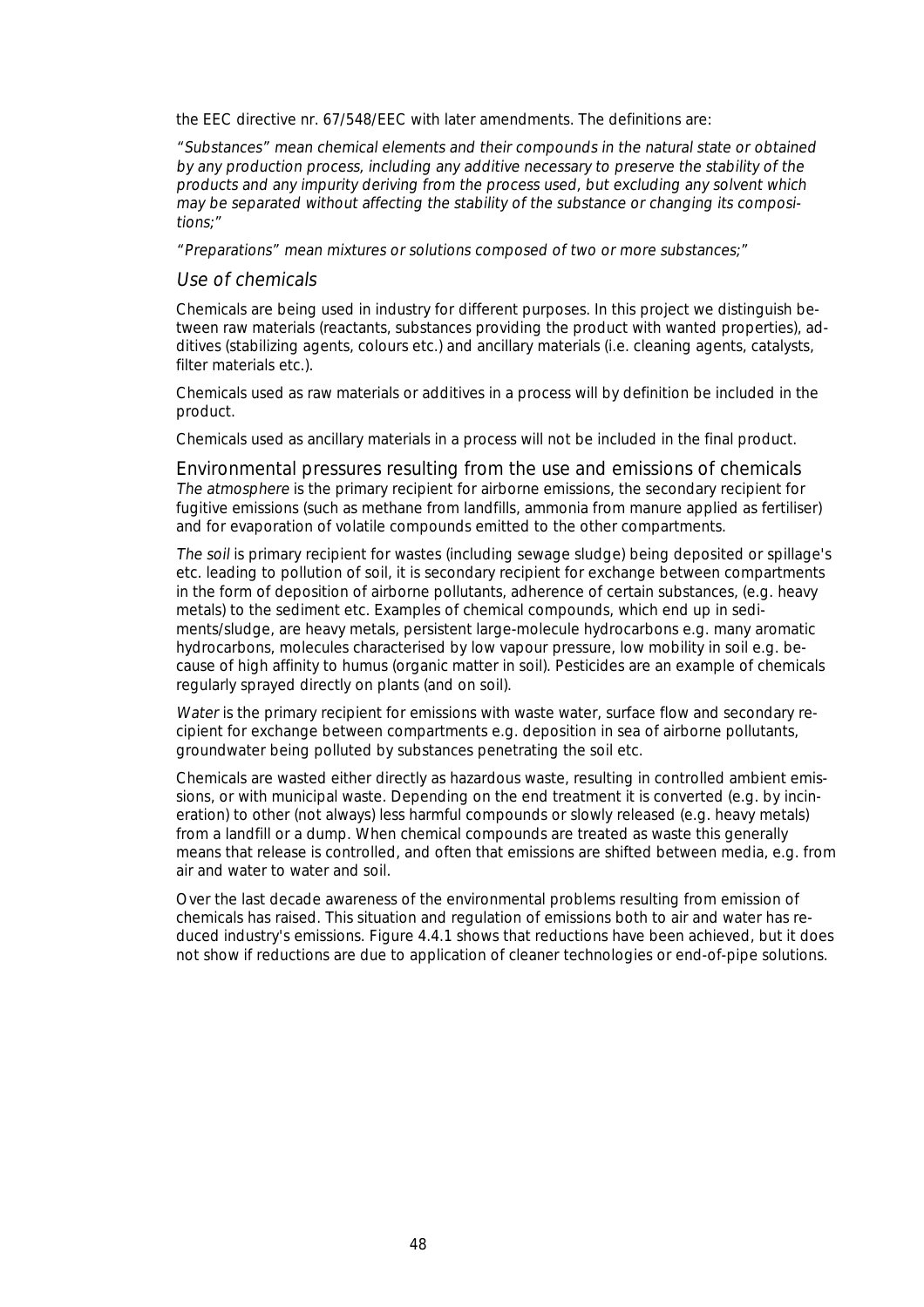the EEC directive nr. 67/548/EEC with later amendments. The definitions are:

*"Substances" mean chemical elements and their compounds in the natural state or obtained by any production process, including any additive necessary to preserve the stability of the products and any impurity deriving from the process used, but excluding any solvent which may be separated without affecting the stability of the substance or changing its compositions;"*

*"Preparations" mean mixtures or solutions composed of two or more substances;"*

### *Use of chemicals*

Chemicals are being used in industry for different purposes. In this project we distinguish between raw materials (reactants, substances providing the product with wanted properties), additives (stabilizing agents, colours etc.) and ancillary materials (i.e. cleaning agents, catalysts, filter materials etc.).

Chemicals used as raw materials or additives in a process will by definition be included in the product.

Chemicals used as ancillary materials in a process will not be included in the final product.

### Environmental pressures resulting from the use and emissions of chemicals

*The atmosphere* is the primary recipient for airborne emissions, the secondary recipient for fugitive emissions (such as methane from landfills, ammonia from manure applied as fertiliser) and for evaporation of volatile compounds emitted to the other compartments.

*The soil* is primary recipient for wastes (including sewage sludge) being deposited or spillage's etc. leading to pollution of soil, it is secondary recipient for exchange between compartments in the form of deposition of airborne pollutants, adherence of certain substances, (e.g. heavy metals) to the sediment etc. Examples of chemical compounds, which end up in sediments/sludge, are heavy metals, persistent large-molecule hydrocarbons e.g. many aromatic hydrocarbons, molecules characterised by low vapour pressure, low mobility in soil e.g. because of high affinity to humus (organic matter in soil). Pesticides are an example of chemicals regularly sprayed directly on plants (and on soil).

*Water* is the primary recipient for emissions with waste water, surface flow and secondary recipient for exchange between compartments e.g. deposition in sea of airborne pollutants, groundwater being polluted by substances penetrating the soil etc.

Chemicals are wasted either directly as hazardous waste, resulting in controlled ambient emissions, or with municipal waste. Depending on the end treatment it is converted (e.g. by incineration) to other (not always) less harmful compounds or slowly released (e.g. heavy metals) from a landfill or a dump. When chemical compounds are treated as waste this generally means that release is controlled, and often that emissions are shifted between media, e.g. from air and water to water and soil.

Over the last decade awareness of the environmental problems resulting from emission of chemicals has raised. This situation and regulation of emissions both to air and water has reduced industry's emissions. Figure 4.4.1 shows that reductions have been achieved, but it does not show if reductions are due to application of cleaner technologies or end-of-pipe solutions.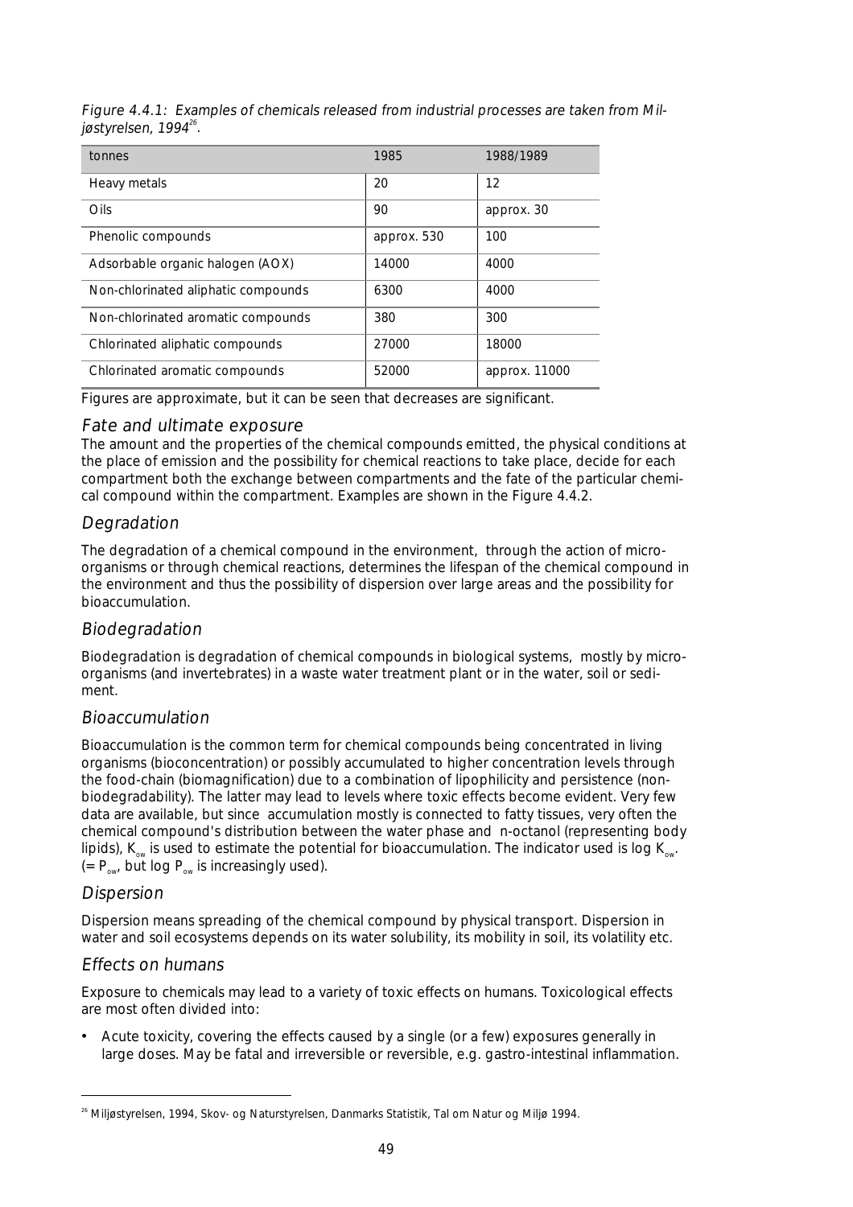*Figure 4.4.1: Examples of chemicals released from industrial processes are taken from Miljøstyrelsen, 1994*[26].

| tonnes | 1985 | 1988/1989 |
|---|---|---|
| Heavy metals | 20 | 12 |
| Oils | 90 | approx. 30 |
| Phenolic compounds | approx. 530 | 100 |
| Adsorbable organic halogen (AOX) | 14000 | 4000 |
| Non-chlorinated aliphatic compounds | 6300 | 4000 |
| Non-chlorinated aromatic compounds | 380 | 300 |
| Chlorinated aliphatic compounds | 27000 | 18000 |
| Chlorinated aromatic compounds | 52000 | approx. 11000 |

Figures are approximate, but it can be seen that decreases are significant.

## Fate and ultimate exposure

The amount and the properties of the chemical compounds emitted, the physical conditions at the place of emission and the possibility for chemical reactions to take place, decide for each compartment both the exchange between compartments and the fate of the particular chemical compound within the compartment. Examples are shown in the Figure 4.4.2.

## Degradation

The degradation of a chemical compound in the environment, through the action of microorganisms or through chemical reactions, determines the lifespan of the chemical compound in the environment and thus the possibility of dispersion over large areas and the possibility for bioaccumulation.

## Biodegradation

Biodegradation is degradation of chemical compounds in biological systems, mostly by microorganisms (and invertebrates) in a waste water treatment plant or in the water, soil or sediment.

## Bioaccumulation

Bioaccumulation is the common term for chemical compounds being concentrated in living organisms (bioconcentration) or possibly accumulated to higher concentration levels through the food-chain (biomagnification) due to a combination of lipophilicity and persistence (non-biodegradability). The latter may lead to levels where toxic effects become evident. Very few data are available, but since accumulation mostly is connected to fatty tissues, very often the chemical compound's distribution between the water phase and n-octanol (representing body lipids), $K_{ow}$ is used to estimate the potential for bioaccumulation. The indicator used is log $K_{ow}$. (= $P_{ow}$, but log $P_{ow}$ is increasingly used).

## Dispersion

Dispersion means spreading of the chemical compound by physical transport. Dispersion in water and soil ecosystems depends on its water solubility, its mobility in soil, its volatility etc.

## Effects on humans

Exposure to chemicals may lead to a variety of toxic effects on humans. Toxicological effects are most often divided into:

- Acute toxicity, covering the effects caused by a single (or a few) exposures generally in large doses. May be fatal and irreversible or reversible, e.g. gastro-intestinal inflammation.

---

[26] Miljøstyrelsen, 1994, Skov- og Naturstyrelsen, Danmarks Statistik, Tal om Natur og Miljø 1994.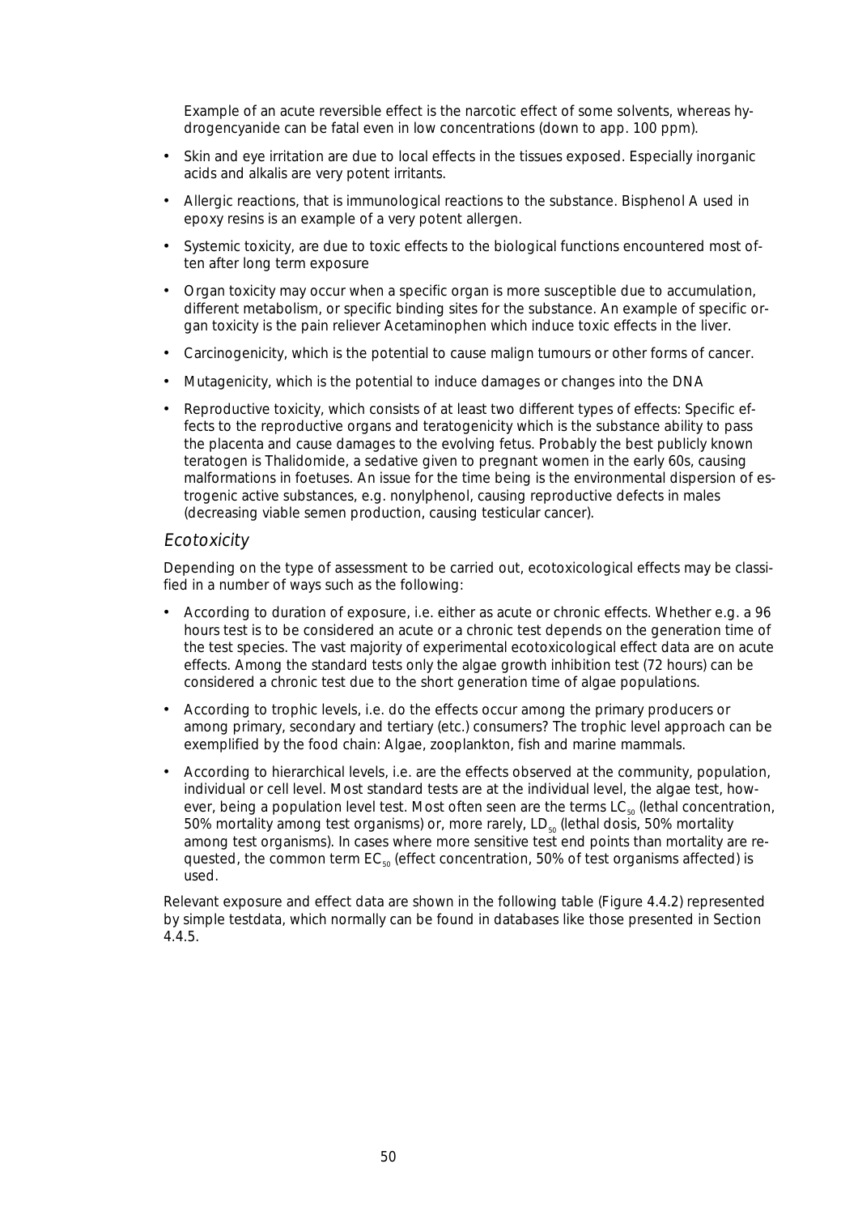Example of an acute reversible effect is the narcotic effect of some solvents, whereas hydrogencyanide can be fatal even in low concentrations (down to app. 100 ppm).

- Skin and eye irritation are due to local effects in the tissues exposed. Especially inorganic acids and alkalis are very potent irritants.
- Allergic reactions, that is immunological reactions to the substance. Bisphenol A used in epoxy resins is an example of a very potent allergen.
- Systemic toxicity, are due to toxic effects to the biological functions encountered most often after long term exposure
- Organ toxicity may occur when a specific organ is more susceptible due to accumulation, different metabolism, or specific binding sites for the substance. An example of specific organ toxicity is the pain reliever Acetaminophen which induce toxic effects in the liver.
- Carcinogenicity, which is the potential to cause malign tumours or other forms of cancer.
- Mutagenicity, which is the potential to induce damages or changes into the DNA
- Reproductive toxicity, which consists of at least two different types of effects: Specific effects to the reproductive organs and teratogenicity which is the substance ability to pass the placenta and cause damages to the evolving fetus. Probably the best publicly known teratogen is Thalidomide, a sedative given to pregnant women in the early 60s, causing malformations in foetuses. An issue for the time being is the environmental dispersion of estrogenic active substances, e.g. nonylphenol, causing reproductive defects in males (decreasing viable semen production, causing testicular cancer).

### *Ecotoxicity*

Depending on the type of assessment to be carried out, ecotoxicological effects may be classified in a number of ways such as the following:

- According to duration of exposure, i.e. either as acute or chronic effects. Whether e.g. a 96 hours test is to be considered an acute or a chronic test depends on the generation time of the test species. The vast majority of experimental ecotoxicological effect data are on acute effects. Among the standard tests only the algae growth inhibition test (72 hours) can be considered a chronic test due to the short generation time of algae populations.
- According to trophic levels, i.e. do the effects occur among the primary producers or among primary, secondary and tertiary (etc.) consumers? The trophic level approach can be exemplified by the food chain: Algae, zooplankton, fish and marine mammals.
- According to hierarchical levels, i.e. are the effects observed at the community, population, individual or cell level. Most standard tests are at the individual level, the algae test, however, being a population level test. Most often seen are the terms $LC_{50}$ (lethal concentration, 50% mortality among test organisms) or, more rarely, $LD_{50}$ (lethal dosis, 50% mortality among test organisms). In cases where more sensitive test end points than mortality are requested, the common term $EC_{50}$ (effect concentration, 50% of test organisms affected) is used.

Relevant exposure and effect data are shown in the following table (Figure 4.4.2) represented by simple testdata, which normally can be found in databases like those presented in Section 4.4.5.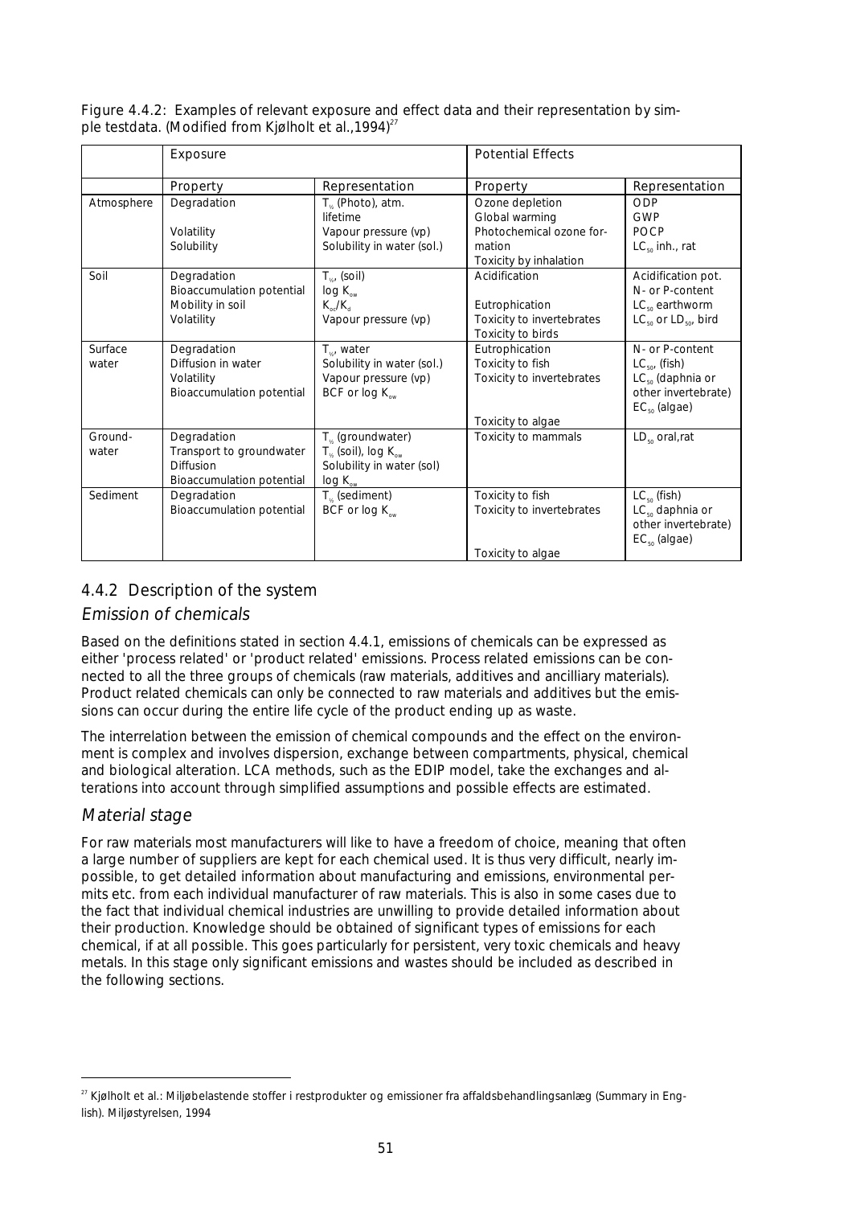Figure 4.4.2: Examples of relevant exposure and effect data and their representation by simple testdata. (Modified from Kjølholt et al.,1994)[27]

| | Exposure | | Potential Effects | |
|---|---|---|---|---|
| | Property | Representation | Property | Representation |
| Atmosphere | Degradation<br><br>Volatility<br>Solubility | $T_{½}$ (Photo), atm. lifetime<br>Vapour pressure (vp)<br>Solubility in water (sol.) | Ozone depletion<br>Global warming<br>Photochemical ozone formation<br>Toxicity by inhalation | ODP<br>GWP<br>POCP<br>$LC_{50}$ inh., rat |
| Soil | Degradation<br>Bioaccumulation potential<br>Mobility in soil<br>Volatility | $T_{½}$, (soil)<br>log $K_{ow}$<br>$K_{oc}/K_d$<br>Vapour pressure (vp) | Acidification<br><br>Eutrophication<br>Toxicity to invertebrates<br>Toxicity to birds | Acidification pot.<br>N- or P-content<br>$LC_{50}$ earthworm<br>$LC_{50}$ or $LD_{50}$, bird |
| Surface water | Degradation<br>Diffusion in water<br>Volatility<br>Bioaccumulation potential | $T_{½}$, water<br>Solubility in water (sol.)<br>Vapour pressure (vp)<br>BCF or log $K_{ow}$ | Eutrophication<br>Toxicity to fish<br>Toxicity to invertebrates<br><br>Toxicity to algae | N- or P-content<br>$LC_{50}$, (fish)<br>$LC_{50}$ (daphnia or other invertebrate)<br>$EC_{50}$ (algae) |
| Ground-water | Degradation<br>Transport to groundwater<br>Diffusion<br>Bioaccumulation potential | $T_{½}$ (groundwater)<br>$T_{½}$ (soil), log $K_{ow}$<br>Solubility in water (sol)<br>log $K_{ow}$ | Toxicity to mammals | $LD_{50}$ oral,rat |
| Sediment | Degradation<br>Bioaccumulation potential | $T_{½}$ (sediment)<br>BCF or log $K_{ow}$ | Toxicity to fish<br>Toxicity to invertebrates<br><br>Toxicity to algae | $LC_{50}$ (fish)<br>$LC_{50}$ daphnia or other invertebrate)<br>$EC_{50}$ (algae) |

## 4.4.2 Description of the system

### *Emission of chemicals*

Based on the definitions stated in section 4.4.1, emissions of chemicals can be expressed as either 'process related' or 'product related' emissions. Process related emissions can be connected to all the three groups of chemicals (raw materials, additives and ancilliary materials). Product related chemicals can only be connected to raw materials and additives but the emissions can occur during the entire life cycle of the product ending up as waste.

The interrelation between the emission of chemical compounds and the effect on the environment is complex and involves dispersion, exchange between compartments, physical, chemical and biological alteration. LCA methods, such as the EDIP model, take the exchanges and alterations into account through simplified assumptions and possible effects are estimated.

### *Material stage*

For raw materials most manufacturers will like to have a freedom of choice, meaning that often a large number of suppliers are kept for each chemical used. It is thus very difficult, nearly impossible, to get detailed information about manufacturing and emissions, environmental permits etc. from each individual manufacturer of raw materials. This is also in some cases due to the fact that individual chemical industries are unwilling to provide detailed information about their production. Knowledge should be obtained of significant types of emissions for each chemical, if at all possible. This goes particularly for persistent, very toxic chemicals and heavy metals. In this stage only significant emissions and wastes should be included as described in the following sections.

[27] Kjølholt et al.: Miljøbelastende stoffer i restprodukter og emissioner fra affaldsbehandlingsanlæg (Summary in English). Miljøstyrelsen, 1994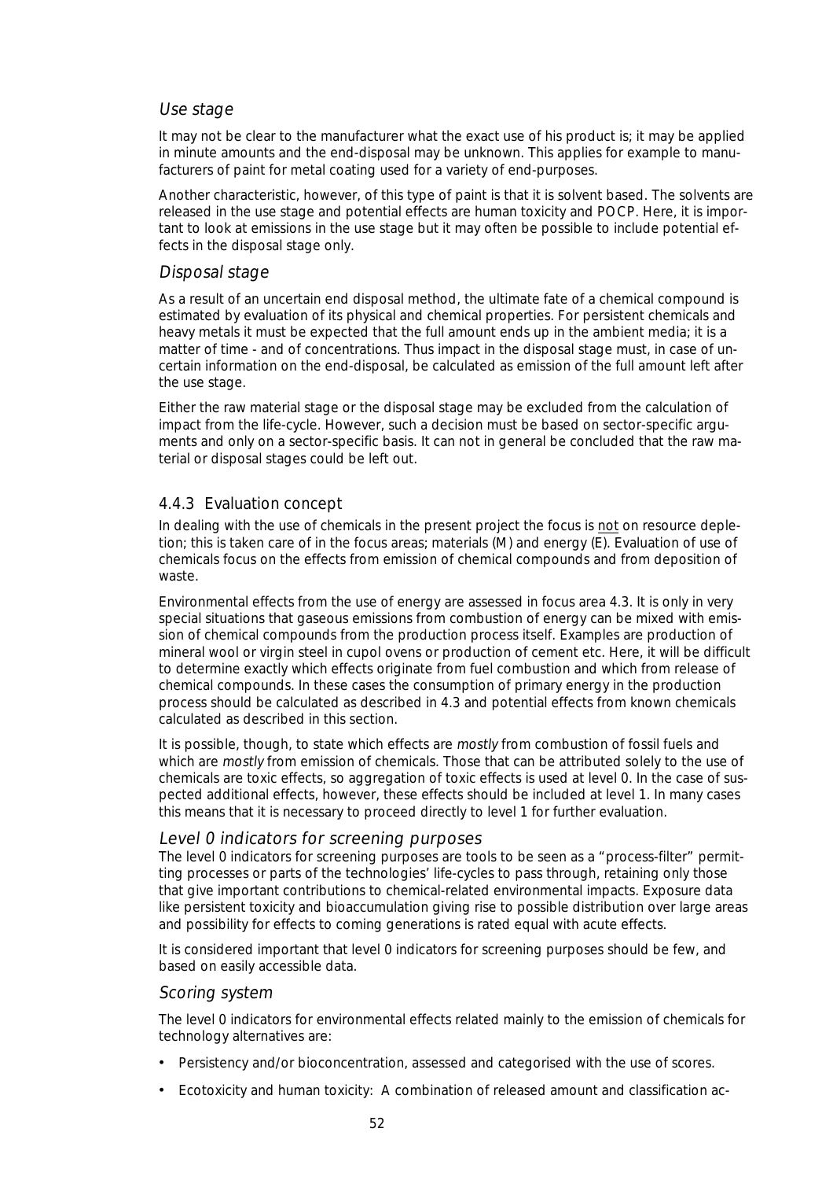### *Use stage*

It may not be clear to the manufacturer what the exact use of his product is; it may be applied in minute amounts and the end-disposal may be unknown. This applies for example to manufacturers of paint for metal coating used for a variety of end-purposes.

Another characteristic, however, of this type of paint is that it is solvent based. The solvents are released in the use stage and potential effects are human toxicity and POCP. Here, it is important to look at emissions in the use stage but it may often be possible to include potential effects in the disposal stage only.

### *Disposal stage*

As a result of an uncertain end disposal method, the ultimate fate of a chemical compound is estimated by evaluation of its physical and chemical properties. For persistent chemicals and heavy metals it must be expected that the full amount ends up in the ambient media; it is a matter of time - and of concentrations. Thus impact in the disposal stage must, in case of uncertain information on the end-disposal, be calculated as emission of the full amount left after the use stage.

Either the raw material stage or the disposal stage may be excluded from the calculation of impact from the life-cycle. However, such a decision must be based on sector-specific arguments and only on a sector-specific basis. It can not in general be concluded that the raw material or disposal stages could be left out.

## 4.4.3 Evaluation concept

In dealing with the use of chemicals in the present project the focus is not on resource depletion; this is taken care of in the focus areas; materials (M) and energy (E). Evaluation of use of chemicals focus on the effects from emission of chemical compounds and from deposition of waste.

Environmental effects from the use of energy are assessed in focus area 4.3. It is only in very special situations that gaseous emissions from combustion of energy can be mixed with emission of chemical compounds from the production process itself. Examples are production of mineral wool or virgin steel in cupol ovens or production of cement etc. Here, it will be difficult to determine exactly which effects originate from fuel combustion and which from release of chemical compounds. In these cases the consumption of primary energy in the production process should be calculated as described in 4.3 and potential effects from known chemicals calculated as described in this section.

It is possible, though, to state which effects are *mostly* from combustion of fossil fuels and which are *mostly* from emission of chemicals. Those that can be attributed solely to the use of chemicals are toxic effects, so aggregation of toxic effects is used at level 0. In the case of suspected additional effects, however, these effects should be included at level 1. In many cases this means that it is necessary to proceed directly to level 1 for further evaluation.

### *Level 0 indicators for screening purposes*

The level 0 indicators for screening purposes are tools to be seen as a "process-filter" permitting processes or parts of the technologies' life-cycles to pass through, retaining only those that give important contributions to chemical-related environmental impacts. Exposure data like persistent toxicity and bioaccumulation giving rise to possible distribution over large areas and possibility for effects to coming generations is rated equal with acute effects.

It is considered important that level 0 indicators for screening purposes should be few, and based on easily accessible data.

### *Scoring system*

The level 0 indicators for environmental effects related mainly to the emission of chemicals for technology alternatives are:

- Persistency and/or bioconcentration, assessed and categorised with the use of scores.
- Ecotoxicity and human toxicity: A combination of released amount and classification ac-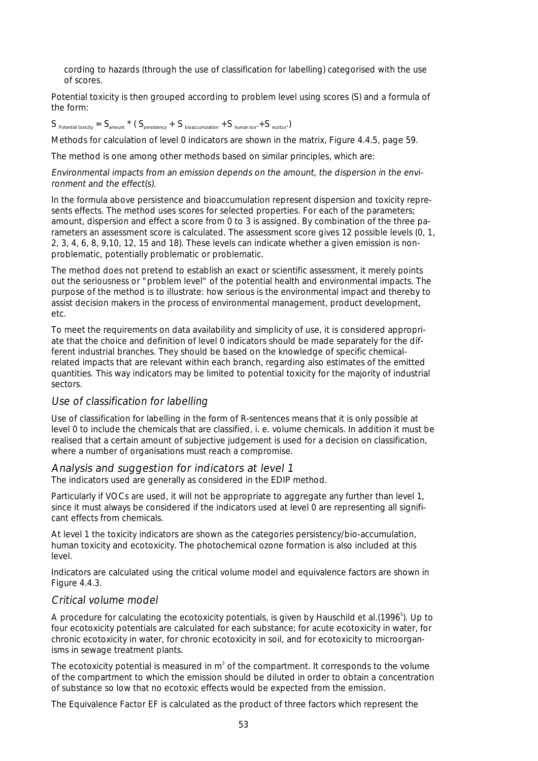cording to hazards (through the use of classification for labelling) categorised with the use of scores.

Potential toxicity is then grouped according to problem level using scores (S) and a formula of the form:

$$S_{Potential\ toxicity} = S_{amount} * ( S_{persistency} + S_{bioaccumulation} + S_{human\ tox.} + S_{ecotox.})$$

Methods for calculation of level 0 indicators are shown in the matrix, Figure 4.4.5, page 59.

The method is one among other methods based on similar principles, which are:

*Environmental impacts from an emission depends on the amount, the dispersion in the environment and the effect(s).*

In the formula above persistence and bioaccumulation represent dispersion and toxicity represents effects. The method uses scores for selected properties. For each of the parameters; amount, dispersion and effect a score from 0 to 3 is assigned. By combination of the three parameters an assessment score is calculated. The assessment score gives 12 possible levels (0, 1, 2, 3, 4, 6, 8, 9,10, 12, 15 and 18). These levels can indicate whether a given emission is non-problematic, potentially problematic or problematic.

The method does not pretend to establish an exact or scientific assessment, it merely points out the seriousness or "problem level" of the potential health and environmental impacts. The purpose of the method is to illustrate: how serious is the environmental impact and thereby to assist decision makers in the process of environmental management, product development, etc.

To meet the requirements on data availability and simplicity of use, it is considered appropriate that the choice and definition of level 0 indicators should be made separately for the different industrial branches. They should be based on the knowledge of specific chemical-related impacts that are relevant within each branch, regarding also estimates of the emitted quantities. This way indicators may be limited to potential toxicity for the majority of industrial sectors.

## *Use of classification for labelling*

Use of classification for labelling in the form of R-sentences means that it is only possible at level 0 to include the chemicals that are classified, i. e. volume chemicals. In addition it must be realised that a certain amount of subjective judgement is used for a decision on classification, where a number of organisations must reach a compromise.

## *Analysis and suggestion for indicators at level 1*

The indicators used are generally as considered in the EDIP method.

Particularly if VOCs are used, it will not be appropriate to aggregate any further than level 1, since it must always be considered if the indicators used at level 0 are representing all significant effects from chemicals.

At level 1 the toxicity indicators are shown as the categories persistency/bio-accumulation, human toxicity and ecotoxicity. The photochemical ozone formation is also included at this level.

Indicators are calculated using the critical volume model and equivalence factors are shown in Figure 4.4.3.

## *Critical volume model*

A procedure for calculating the ecotoxicity potentials, is given by Hauschild et al.(1996[5]). Up to four ecotoxicity potentials are calculated for each substance; for acute ecotoxicity in water, for chronic ecotoxicity in water, for chronic ecotoxicity in soil, and for ecotoxicity to microorganisms in sewage treatment plants.

The ecotoxicity potential is measured in $m^3$ of the compartment. It corresponds to the volume of the compartment to which the emission should be diluted in order to obtain a concentration of substance so low that no ecotoxic effects would be expected from the emission.

The Equivalence Factor EF is calculated as the product of three factors which represent the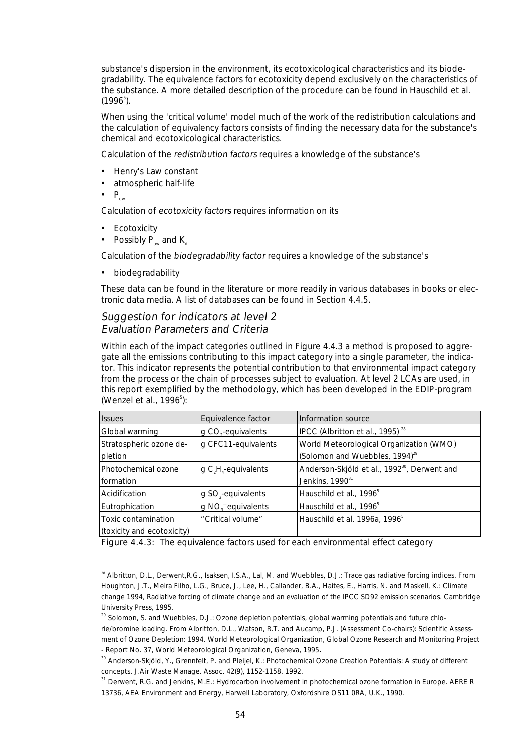substance's dispersion in the environment, its ecotoxicological characteristics and its biodegradability. The equivalence factors for ecotoxicity depend exclusively on the characteristics of the substance. A more detailed description of the procedure can be found in Hauschild et al. (1996[5]).

When using the 'critical volume' model much of the work of the redistribution calculations and the calculation of equivalency factors consists of finding the necessary data for the substance's chemical and ecotoxicological characteristics.

Calculation of the *redistribution factors* requires a knowledge of the substance's

- Henry's Law constant
- atmospheric half-life
- $P_{ow}$

Calculation of *ecotoxicity factors* requires information on its

- Ecotoxicity
- Possibly $P_{ow}$ and $K_d$

Calculation of the *biodegradability factor* requires a knowledge of the substance's

- biodegradability

These data can be found in the literature or more readily in various databases in books or electronic data media. A list of databases can be found in Section 4.4.5.

### *Suggestion for indicators at level 2*
### *Evaluation Parameters and Criteria*

Within each of the impact categories outlined in Figure 4.4.3 a method is proposed to aggregate all the emissions contributing to this impact category into a single parameter, the indicator. This indicator represents the potential contribution to that environmental impact category from the process or the chain of processes subject to evaluation. At level 2 LCAs are used, in this report exemplified by the methodology, which has been developed in the EDIP-program (Wenzel et al., 1996[5]):

| Issues | Equivalence factor | Information source |
|---|---|---|
| Global warming | g $CO_2$-equivalents | IPCC (Albritton et al., 1995) [28] |
| Stratospheric ozone depletion | g CFC11-equivalents | World Meteorological Organization (WMO) (Solomon and Wuebbles, 1994)[29] |
| Photochemical ozone formation | g $C_2H_4$-equivalents | Anderson-Skjöld et al., 1992[30], Derwent and Jenkins, 1990[31] |
| Acidification | g $SO_2$-equivalents | Hauschild et al., 1996[5] |
| Eutrophication | g $NO_3^-$equivalents | Hauschild et al., 1996[5] |
| Toxic contamination (toxicity and ecotoxicity) | "Critical volume" | Hauschild et al. 1996a, 1996[5] |

Figure 4.4.3: The equivalence factors used for each environmental effect category

---

[28] Albritton, D.L., Derwent,R.G., Isaksen, I.S.A., Lal, M. and Wuebbles, D.J.: Trace gas radiative forcing indices. From Houghton, J.T., Meira Filho, L.G., Bruce, J., Lee, H., Callander, B.A., Haites, E., Harris, N. and Maskell, K.: Climate change 1994, Radiative forcing of climate change and an evaluation of the IPCC SD92 emission scenarios. Cambridge University Press, 1995.

[29] Solomon, S. and Wuebbles, D.J.: Ozone depletion potentials, global warming potentials and future chlorie/bromine loading. From Albritton, D.L., Watson, R.T. and Aucamp, P.J. (Assessment Co-chairs): Scientific Assessment of Ozone Depletion: 1994. World Meteorological Organization, Global Ozone Research and Monitoring Project - Report No. 37, World Meteorological Organization, Geneva, 1995.

[30] Anderson-Skjöld, Y., Grennfelt, P. and Pleijel, K.: Photochemical Ozone Creation Potentials: A study of different concepts. J.Air Waste Manage. Assoc. 42(9), 1152-1158, 1992.

[31] Derwent, R.G. and Jenkins, M.E.: Hydrocarbon involvement in photochemical ozone formation in Europe. AERE R 13736, AEA Environment and Energy, Harwell Laboratory, Oxfordshire OS11 0RA, U.K., 1990.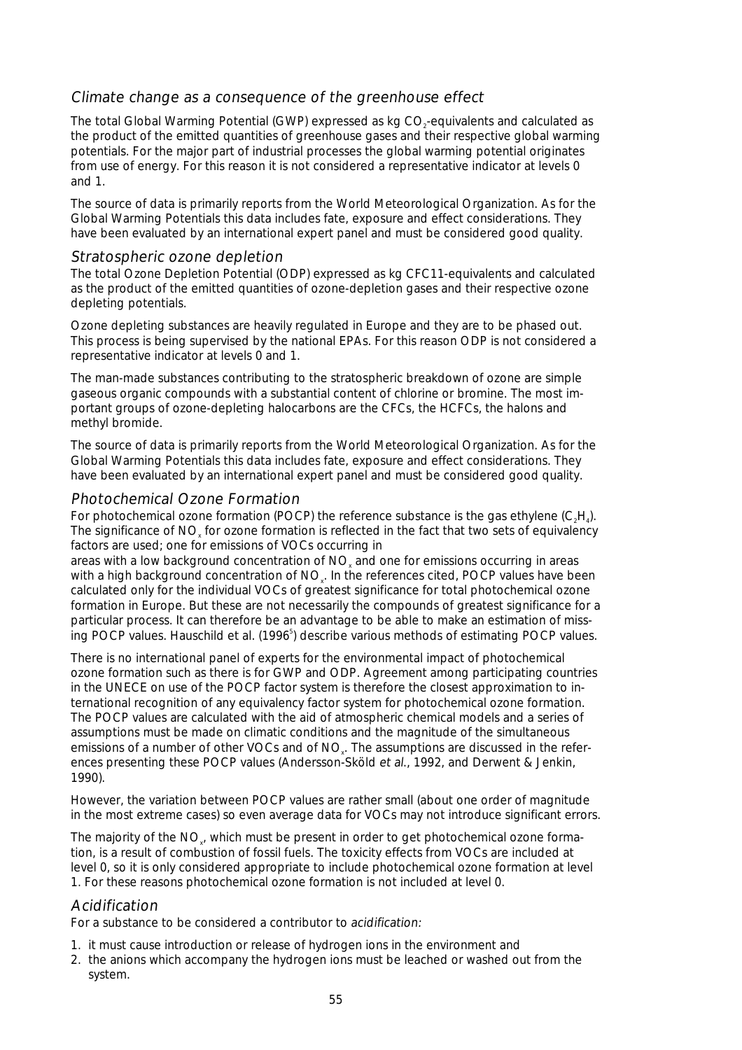## *Climate change as a consequence of the greenhouse effect*

The total Global Warming Potential (GWP) expressed as kg $CO_2$-equivalents and calculated as the product of the emitted quantities of greenhouse gases and their respective global warming potentials. For the major part of industrial processes the global warming potential originates from use of energy. For this reason it is not considered a representative indicator at levels 0 and 1.

The source of data is primarily reports from the World Meteorological Organization. As for the Global Warming Potentials this data includes fate, exposure and effect considerations. They have been evaluated by an international expert panel and must be considered good quality.

## *Stratospheric ozone depletion*

The total Ozone Depletion Potential (ODP) expressed as kg CFC11-equivalents and calculated as the product of the emitted quantities of ozone-depletion gases and their respective ozone depleting potentials.

Ozone depleting substances are heavily regulated in Europe and they are to be phased out. This process is being supervised by the national EPAs. For this reason ODP is not considered a representative indicator at levels 0 and 1.

The man-made substances contributing to the stratospheric breakdown of ozone are simple gaseous organic compounds with a substantial content of chlorine or bromine. The most important groups of ozone-depleting halocarbons are the CFCs, the HCFCs, the halons and methyl bromide.

The source of data is primarily reports from the World Meteorological Organization. As for the Global Warming Potentials this data includes fate, exposure and effect considerations. They have been evaluated by an international expert panel and must be considered good quality.

## *Photochemical Ozone Formation*

For photochemical ozone formation (POCP) the reference substance is the gas ethylene ($C_2H_4$). The significance of $NO_x$ for ozone formation is reflected in the fact that two sets of equivalency factors are used; one for emissions of VOCs occurring in areas with a low background concentration of $NO_x$ and one for emissions occurring in areas with a high background concentration of $NO_x$. In the references cited, POCP values have been calculated only for the individual VOCs of greatest significance for total photochemical ozone formation in Europe. But these are not necessarily the compounds of greatest significance for a particular process. It can therefore be an advantage to be able to make an estimation of missing POCP values. Hauschild et al. (1996[5]) describe various methods of estimating POCP values.

There is no international panel of experts for the environmental impact of photochemical ozone formation such as there is for GWP and ODP. Agreement among participating countries in the UNECE on use of the POCP factor system is therefore the closest approximation to international recognition of any equivalency factor system for photochemical ozone formation. The POCP values are calculated with the aid of atmospheric chemical models and a series of assumptions must be made on climatic conditions and the magnitude of the simultaneous emissions of a number of other VOCs and of $NO_x$. The assumptions are discussed in the references presenting these POCP values (Andersson-Sköld *et al.*, 1992, and Derwent & Jenkin, 1990).

However, the variation between POCP values are rather small (about one order of magnitude in the most extreme cases) so even average data for VOCs may not introduce significant errors.

The majority of the $NO_x$, which must be present in order to get photochemical ozone formation, is a result of combustion of fossil fuels. The toxicity effects from VOCs are included at level 0, so it is only considered appropriate to include photochemical ozone formation at level 1. For these reasons photochemical ozone formation is not included at level 0.

## *Acidification*

For a substance to be considered a contributor to *acidification:*

1. it must cause introduction or release of hydrogen ions in the environment and
2. the anions which accompany the hydrogen ions must be leached or washed out from the system.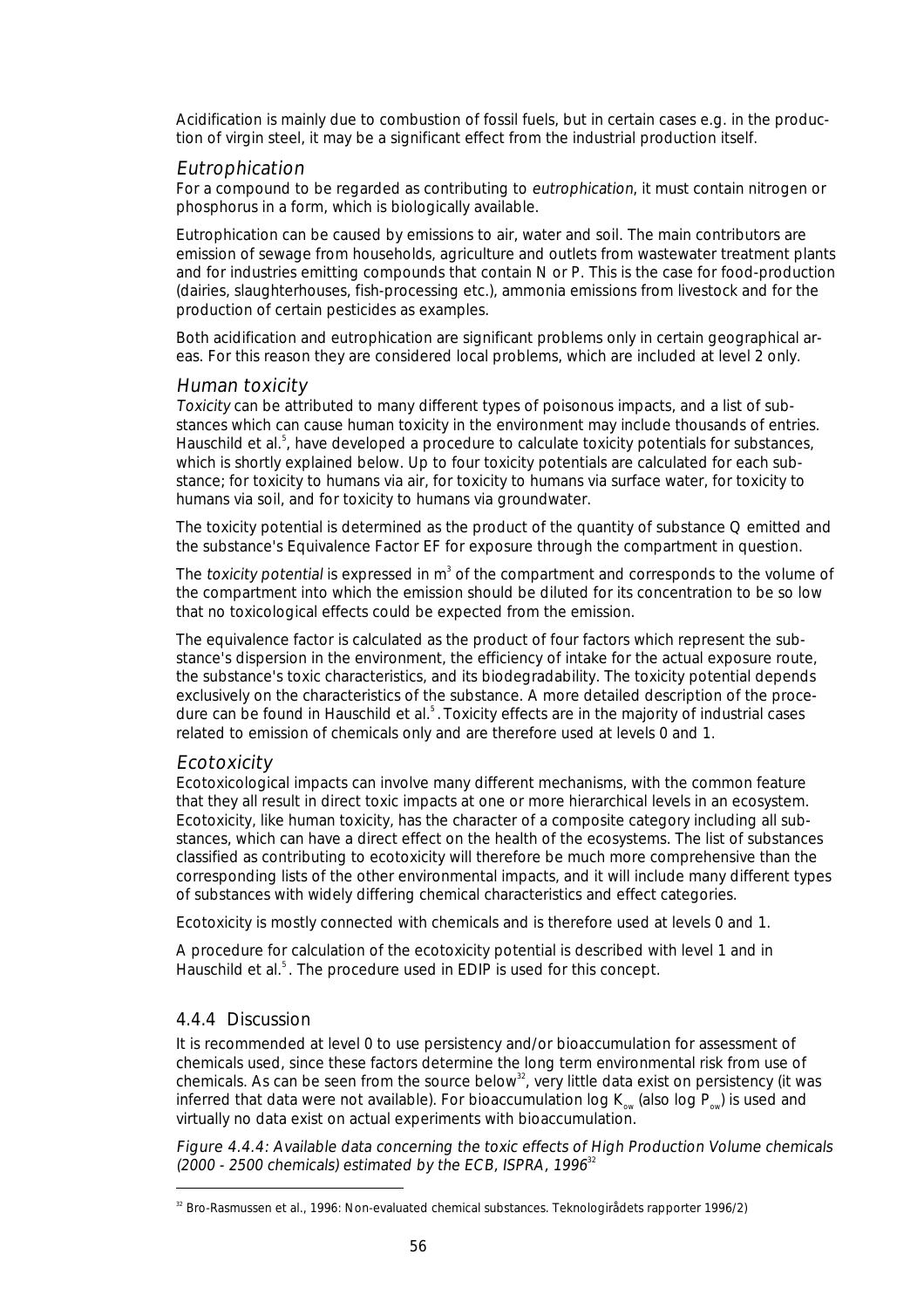Acidification is mainly due to combustion of fossil fuels, but in certain cases e.g. in the production of virgin steel, it may be a significant effect from the industrial production itself.

### *Eutrophication*

For a compound to be regarded as contributing to *eutrophication*, it must contain nitrogen or phosphorus in a form, which is biologically available.

Eutrophication can be caused by emissions to air, water and soil. The main contributors are emission of sewage from households, agriculture and outlets from wastewater treatment plants and for industries emitting compounds that contain N or P. This is the case for food-production (dairies, slaughterhouses, fish-processing etc.), ammonia emissions from livestock and for the production of certain pesticides as examples.

Both acidification and eutrophication are significant problems only in certain geographical areas. For this reason they are considered local problems, which are included at level 2 only.

### *Human toxicity*

*Toxicity* can be attributed to many different types of poisonous impacts, and a list of substances which can cause human toxicity in the environment may include thousands of entries. Hauschild et al.[5], have developed a procedure to calculate toxicity potentials for substances, which is shortly explained below. Up to four toxicity potentials are calculated for each substance; for toxicity to humans via air, for toxicity to humans via surface water, for toxicity to humans via soil, and for toxicity to humans via groundwater.

The toxicity potential is determined as the product of the quantity of substance Q emitted and the substance's Equivalence Factor EF for exposure through the compartment in question.

The *toxicity potential* is expressed in $m^3$ of the compartment and corresponds to the volume of the compartment into which the emission should be diluted for its concentration to be so low that no toxicological effects could be expected from the emission.

The equivalence factor is calculated as the product of four factors which represent the substance's dispersion in the environment, the efficiency of intake for the actual exposure route, the substance's toxic characteristics, and its biodegradability. The toxicity potential depends exclusively on the characteristics of the substance. A more detailed description of the procedure can be found in Hauschild et al.[5]. Toxicity effects are in the majority of industrial cases related to emission of chemicals only and are therefore used at levels 0 and 1.

### *Ecotoxicity*

Ecotoxicological impacts can involve many different mechanisms, with the common feature that they all result in direct toxic impacts at one or more hierarchical levels in an ecosystem. Ecotoxicity, like human toxicity, has the character of a composite category including all substances, which can have a direct effect on the health of the ecosystems. The list of substances classified as contributing to ecotoxicity will therefore be much more comprehensive than the corresponding lists of the other environmental impacts, and it will include many different types of substances with widely differing chemical characteristics and effect categories.

Ecotoxicity is mostly connected with chemicals and is therefore used at levels 0 and 1.

A procedure for calculation of the ecotoxicity potential is described with level 1 and in Hauschild et al.[5]. The procedure used in EDIP is used for this concept.

## 4.4.4 Discussion

It is recommended at level 0 to use persistency and/or bioaccumulation for assessment of chemicals used, since these factors determine the long term environmental risk from use of chemicals. As can be seen from the source below[32], very little data exist on persistency (it was inferred that data were not available). For bioaccumulation log $K_{ow}$ (also log $P_{ow}$) is used and virtually no data exist on actual experiments with bioaccumulation.

*Figure 4.4.4: Available data concerning the toxic effects of High Production Volume chemicals (2000 - 2500 chemicals) estimated by the ECB, ISPRA, 1996*[32]

[32] Bro-Rasmussen et al., 1996: Non-evaluated chemical substances. Teknologirådets rapporter 1996/2)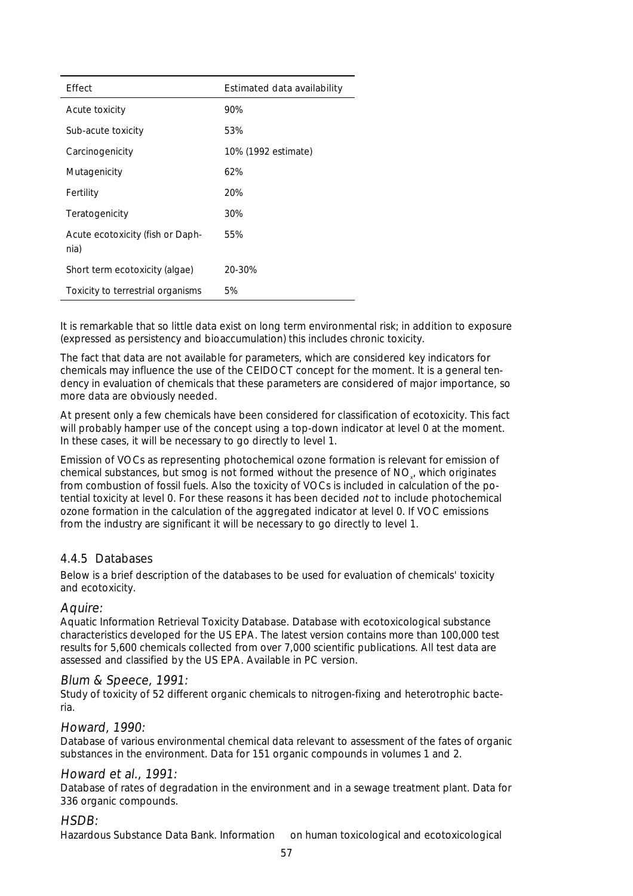| Effect | Estimated data availability |
|---|---|
| Acute toxicity | 90% |
| Sub-acute toxicity | 53% |
| Carcinogenicity | 10% (1992 estimate) |
| Mutagenicity | 62% |
| Fertility | 20% |
| Teratogenicity | 30% |
| Acute ecotoxicity (fish or Daphnia) | 55% |
| Short term ecotoxicity (algae) | 20-30% |
| Toxicity to terrestrial organisms | 5% |

It is remarkable that so little data exist on long term environmental risk; in addition to exposure (expressed as persistency and bioaccumulation) this includes chronic toxicity.

The fact that data are not available for parameters, which are considered key indicators for chemicals may influence the use of the CEIDOCT concept for the moment. It is a general tendency in evaluation of chemicals that these parameters are considered of major importance, so more data are obviously needed.

At present only a few chemicals have been considered for classification of ecotoxicity. This fact will probably hamper use of the concept using a top-down indicator at level 0 at the moment. In these cases, it will be necessary to go directly to level 1.

Emission of VOCs as representing photochemical ozone formation is relevant for emission of chemical substances, but smog is not formed without the presence of $NO_x$, which originates from combustion of fossil fuels. Also the toxicity of VOCs is included in calculation of the potential toxicity at level 0. For these reasons it has been decided *not* to include photochemical ozone formation in the calculation of the aggregated indicator at level 0. If VOC emissions from the industry are significant it will be necessary to go directly to level 1.

### 4.4.5 Databases

Below is a brief description of the databases to be used for evaluation of chemicals' toxicity and ecotoxicity.

*Aquire:*
Aquatic Information Retrieval Toxicity Database. Database with ecotoxicological substance characteristics developed for the US EPA. The latest version contains more than 100,000 test results for 5,600 chemicals collected from over 7,000 scientific publications. All test data are assessed and classified by the US EPA. Available in PC version.

*Blum & Speece, 1991:*
Study of toxicity of 52 different organic chemicals to nitrogen-fixing and heterotrophic bacteria.

*Howard, 1990:*
Database of various environmental chemical data relevant to assessment of the fates of organic substances in the environment. Data for 151 organic compounds in volumes 1 and 2.

*Howard et al., 1991:*
Database of rates of degradation in the environment and in a sewage treatment plant. Data for 336 organic compounds.

*HSDB:*
Hazardous Substance Data Bank. Information on human toxicological and ecotoxicological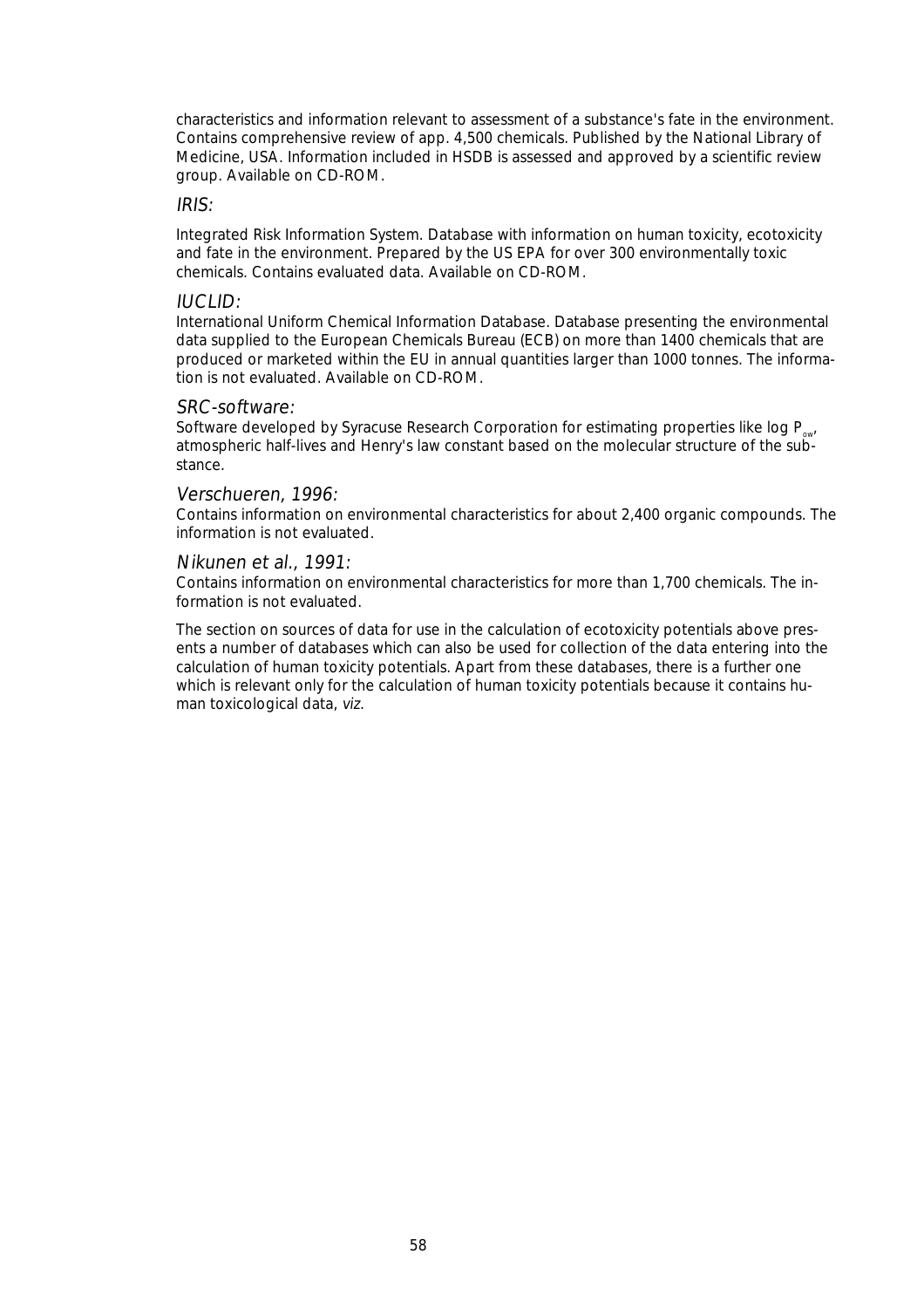characteristics and information relevant to assessment of a substance's fate in the environment. Contains comprehensive review of app. 4,500 chemicals. Published by the National Library of Medicine, USA. Information included in HSDB is assessed and approved by a scientific review group. Available on CD-ROM.

### *IRIS:*

Integrated Risk Information System. Database with information on human toxicity, ecotoxicity and fate in the environment. Prepared by the US EPA for over 300 environmentally toxic chemicals. Contains evaluated data. Available on CD-ROM.

### *IUCLID:*

International Uniform Chemical Information Database. Database presenting the environmental data supplied to the European Chemicals Bureau (ECB) on more than 1400 chemicals that are produced or marketed within the EU in annual quantities larger than 1000 tonnes. The information is not evaluated. Available on CD-ROM.

### *SRC-software:*

Software developed by Syracuse Research Corporation for estimating properties like log $P_{ow}$, atmospheric half-lives and Henry's law constant based on the molecular structure of the substance.

### *Verschueren, 1996:*

Contains information on environmental characteristics for about 2,400 organic compounds. The information is not evaluated.

### *Nikunen et al., 1991:*

Contains information on environmental characteristics for more than 1,700 chemicals. The information is not evaluated.

The section on sources of data for use in the calculation of ecotoxicity potentials above presents a number of databases which can also be used for collection of the data entering into the calculation of human toxicity potentials. Apart from these databases, there is a further one which is relevant only for the calculation of human toxicity potentials because it contains human toxicological data, *viz*.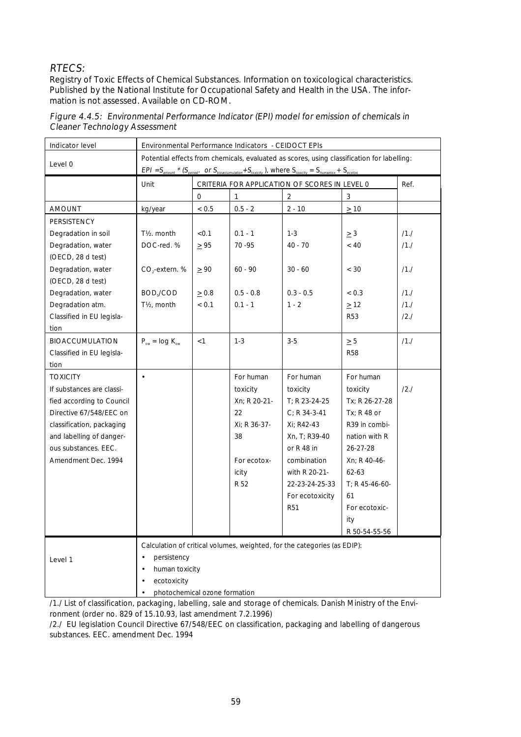*RTECS:*

Registry of Toxic Effects of Chemical Substances. Information on toxicological characteristics. Published by the National Institute for Occupational Safety and Health in the USA. The information is not assessed. Available on CD-ROM.

*Figure 4.4.5: Environmental Performance Indicator (EPI) model for emission of chemicals in Cleaner Technology Assessment*

| Indicator level | Environmental Performance Indicators - CEIDOCT EPIs | | | | | |
|---|---|---|---|---|---|---|
| Level 0 | Potential effects from chemicals, evaluated as scores, using classification for labelling: $EPI = S_{amount} * (S_{persist}, \text{ or } S_{bioaccumulation} + S_{toxicity})$, where $S_{toxicity} = S_{humantox} + S_{ecotox}$ | | | | | |
| | Unit | CRITERIA FOR APPLICATION OF SCORES IN LEVEL 0 | | | | Ref. |
| | | 0 | 1 | 2 | 3 | |
| AMOUNT | kg/year | < 0.5 | 0.5 - 2 | 2 - 10 | ≥ 10 | |
| PERSISTENCY | | | | | | |
| Degradation in soil | T½. month | <0.1 | 0.1 - 1 | 1-3 | ≥ 3 | /1./ |
| Degradation, water (OECD, 28 d test) | DOC-red. % | ≥ 95 | 70 -95 | 40 - 70 | < 40 | /1./ |
| Degradation, water (OECD, 28 d test) | $CO_2$-extern. % | ≥ 90 | 60 - 90 | 30 - 60 | < 30 | /1./ |
| Degradation, water | $BOD_5/COD$ | ≥ 0.8 | 0.5 - 0.8 | 0.3 - 0.5 | < 0.3 | /1./ |
| Degradation atm. | T½, month | < 0.1 | 0.1 - 1 | 1 - 2 | ≥ 12 | /1./ |
| Classified in EU legislation | | | | | R53 | /2./ |
| BIOACCUMULATION<br>Classified in EU legislation | $P_{ow} = \log K_{ow}$ | <1 | 1-3 | 3-5 | ≥ 5<br>R58 | /1./ |
| TOXICITY<br>If substances are classified according to Council Directive 67/548/EEC on classification, packaging and labelling of dangerous substances. EEC. Amendment Dec. 1994 | • | | For human toxicity<br>Xn; R 20-21-22<br>Xi; R 36-37-38<br><br>For ecotoxicity<br>R 52 | For human toxicity<br>T; R 23-24-25<br>C; R 34-3-41<br>Xi; R42-43<br>Xn, T; R39-40 or R 48 in combination with R 20-21-22-23-24-25-33<br>For ecotoxicity<br>R51 | For human toxicity<br>Tx; R 26-27-28<br>Tx; R 48 or R39 in combination with R 26-27-28<br>Xn; R 40-46-62-63<br>T; R 45-46-60-61<br>For ecotoxicity<br>R 50-54-55-56 | /2./ |
| Level 1 | Calculation of critical volumes, weighted, for the categories (as EDIP):<br>• persistency<br>• human toxicity<br>• ecotoxicity<br>• photochemical ozone formation | | | | | |

/1./ List of classification, packaging, labelling, sale and storage of chemicals. Danish Ministry of the Environment (order no. 829 of 15.10.93, last amendment 7.2.1996)

/2./ EU legislation Council Directive 67/548/EEC on classification, packaging and labelling of dangerous substances. EEC. amendment Dec. 1994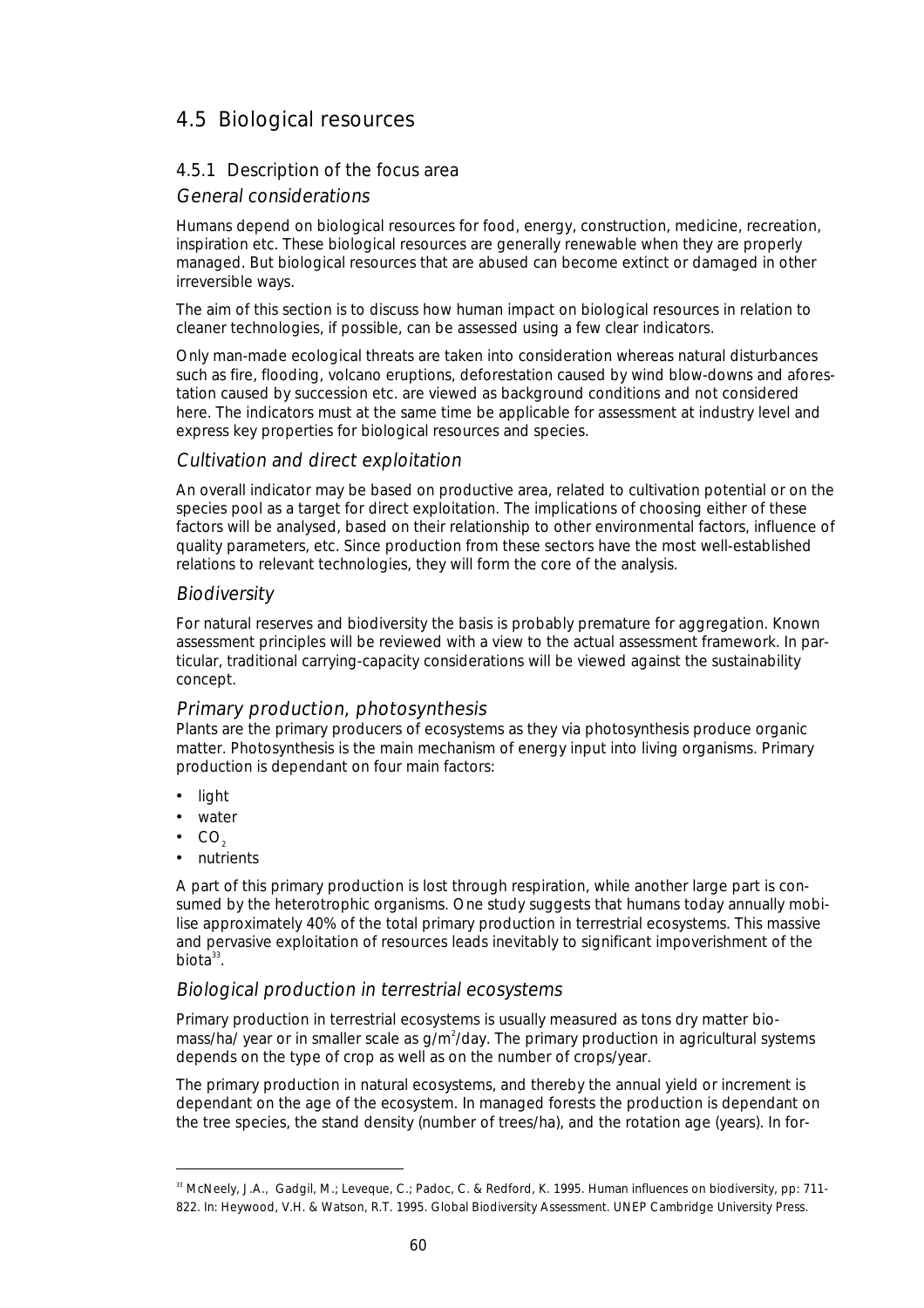## 4.5 Biological resources

### 4.5.1 Description of the focus area

#### *General considerations*

Humans depend on biological resources for food, energy, construction, medicine, recreation, inspiration etc. These biological resources are generally renewable when they are properly managed. But biological resources that are abused can become extinct or damaged in other irreversible ways.

The aim of this section is to discuss how human impact on biological resources in relation to cleaner technologies, if possible, can be assessed using a few clear indicators.

Only man-made ecological threats are taken into consideration whereas natural disturbances such as fire, flooding, volcano eruptions, deforestation caused by wind blow-downs and aforestation caused by succession etc. are viewed as background conditions and not considered here. The indicators must at the same time be applicable for assessment at industry level and express key properties for biological resources and species.

#### *Cultivation and direct exploitation*

An overall indicator may be based on productive area, related to cultivation potential or on the species pool as a target for direct exploitation. The implications of choosing either of these factors will be analysed, based on their relationship to other environmental factors, influence of quality parameters, etc. Since production from these sectors have the most well-established relations to relevant technologies, they will form the core of the analysis.

#### *Biodiversity*

For natural reserves and biodiversity the basis is probably premature for aggregation. Known assessment principles will be reviewed with a view to the actual assessment framework. In particular, traditional carrying-capacity considerations will be viewed against the sustainability concept.

#### *Primary production, photosynthesis*

Plants are the primary producers of ecosystems as they via photosynthesis produce organic matter. Photosynthesis is the main mechanism of energy input into living organisms. Primary production is dependant on four main factors:

- light
- water
- $CO_2$
- nutrients

A part of this primary production is lost through respiration, while another large part is consumed by the heterotrophic organisms. One study suggests that humans today annually mobilise approximately 40% of the total primary production in terrestrial ecosystems. This massive and pervasive exploitation of resources leads inevitably to significant impoverishment of the biota[33].

#### *Biological production in terrestrial ecosystems*

Primary production in terrestrial ecosystems is usually measured as tons dry matter biomass/ha/ year or in smaller scale as $g/m^2$/day. The primary production in agricultural systems depends on the type of crop as well as on the number of crops/year.

The primary production in natural ecosystems, and thereby the annual yield or increment is dependant on the age of the ecosystem. In managed forests the production is dependant on the tree species, the stand density (number of trees/ha), and the rotation age (years). In for-

---

[33] McNeely, J.A., Gadgil, M.; Leveque, C.; Padoc, C. & Redford, K. 1995. Human influences on biodiversity, pp: 711-822. In: Heywood, V.H. & Watson, R.T. 1995. Global Biodiversity Assessment. UNEP Cambridge University Press.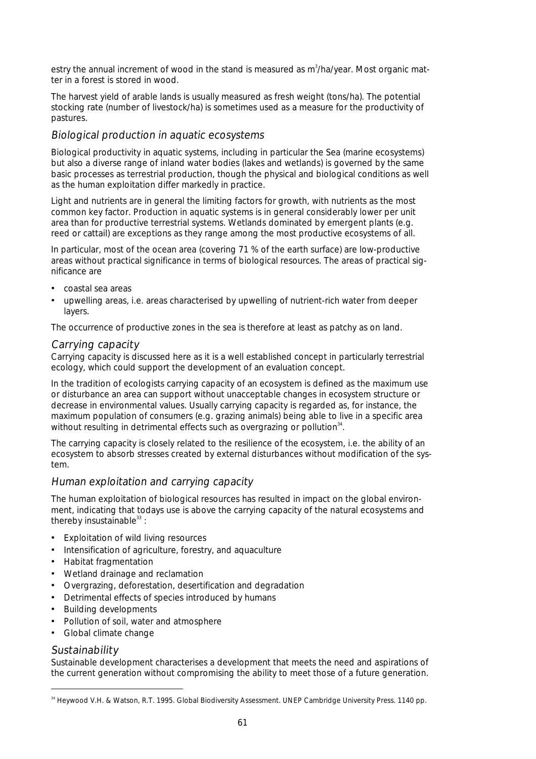estry the annual increment of wood in the stand is measured as $m^3$/ha/year. Most organic matter in a forest is stored in wood.

The harvest yield of arable lands is usually measured as fresh weight (tons/ha). The potential stocking rate (number of livestock/ha) is sometimes used as a measure for the productivity of pastures.

### *Biological production in aquatic ecosystems*

Biological productivity in aquatic systems, including in particular the Sea (marine ecosystems) but also a diverse range of inland water bodies (lakes and wetlands) is governed by the same basic processes as terrestrial production, though the physical and biological conditions as well as the human exploitation differ markedly in practice.

Light and nutrients are in general the limiting factors for growth, with nutrients as the most common key factor. Production in aquatic systems is in general considerably lower per unit area than for productive terrestrial systems. Wetlands dominated by emergent plants (e.g. reed or cattail) are exceptions as they range among the most productive ecosystems of all.

In particular, most of the ocean area (covering 71 % of the earth surface) are low-productive areas without practical significance in terms of biological resources. The areas of practical significance are

- coastal sea areas
- upwelling areas, i.e. areas characterised by upwelling of nutrient-rich water from deeper layers.

The occurrence of productive zones in the sea is therefore at least as patchy as on land.

### *Carrying capacity*

Carrying capacity is discussed here as it is a well established concept in particularly terrestrial ecology, which could support the development of an evaluation concept.

In the tradition of ecologists carrying capacity of an ecosystem is defined as the maximum use or disturbance an area can support without unacceptable changes in ecosystem structure or decrease in environmental values. Usually carrying capacity is regarded as, for instance, the maximum population of consumers (e.g. grazing animals) being able to live in a specific area without resulting in detrimental effects such as overgrazing or pollution[34].

The carrying capacity is closely related to the resilience of the ecosystem, i.e. the ability of an ecosystem to absorb stresses created by external disturbances without modification of the system.

### *Human exploitation and carrying capacity*

The human exploitation of biological resources has resulted in impact on the global environment, indicating that todays use is above the carrying capacity of the natural ecosystems and thereby insustainable[33] :

- Exploitation of wild living resources
- Intensification of agriculture, forestry, and aquaculture
- Habitat fragmentation
- Wetland drainage and reclamation
- Overgrazing, deforestation, desertification and degradation
- Detrimental effects of species introduced by humans
- Building developments
- Pollution of soil, water and atmosphere
- Global climate change

### *Sustainability*

Sustainable development characterises a development that meets the need and aspirations of the current generation without compromising the ability to meet those of a future generation.

---

[34] Heywood V.H. & Watson, R.T. 1995. Global Biodiversity Assessment. UNEP Cambridge University Press. 1140 pp.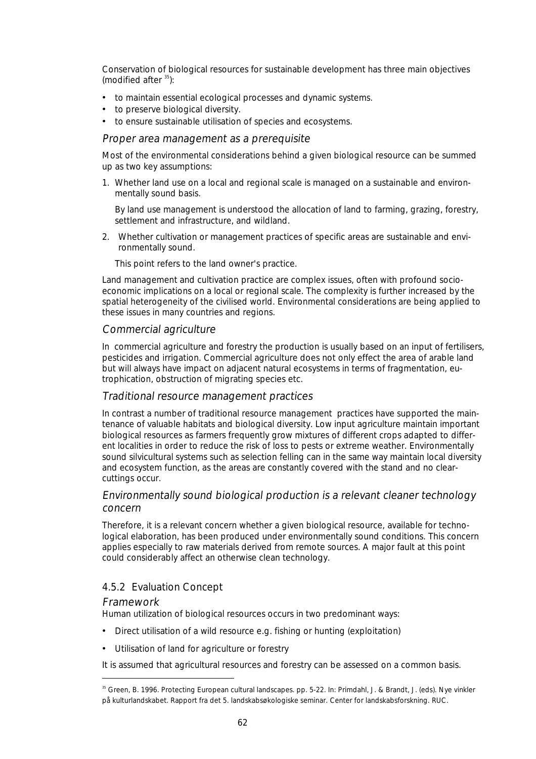Conservation of biological resources for sustainable development has three main objectives (modified after [35]):

- to maintain essential ecological processes and dynamic systems.
- to preserve biological diversity.
- to ensure sustainable utilisation of species and ecosystems.

### *Proper area management as a prerequisite*

Most of the environmental considerations behind a given biological resource can be summed up as two key assumptions:

1. Whether land use on a local and regional scale is managed on a sustainable and environmentally sound basis.

   By land use management is understood the allocation of land to farming, grazing, forestry, settlement and infrastructure, and wildland.

2. Whether cultivation or management practices of specific areas are sustainable and environmentally sound.

   This point refers to the land owner's practice.

Land management and cultivation practice are complex issues, often with profound socio-economic implications on a local or regional scale. The complexity is further increased by the spatial heterogeneity of the civilised world. Environmental considerations are being applied to these issues in many countries and regions.

### *Commercial agriculture*

In commercial agriculture and forestry the production is usually based on an input of fertilisers, pesticides and irrigation. Commercial agriculture does not only effect the area of arable land but will always have impact on adjacent natural ecosystems in terms of fragmentation, eutrophication, obstruction of migrating species etc.

### *Traditional resource management practices*

In contrast a number of traditional resource management practices have supported the maintenance of valuable habitats and biological diversity. Low input agriculture maintain important biological resources as farmers frequently grow mixtures of different crops adapted to different localities in order to reduce the risk of loss to pests or extreme weather. Environmentally sound silvicultural systems such as selection felling can in the same way maintain local diversity and ecosystem function, as the areas are constantly covered with the stand and no clear-cuttings occur.

### *Environmentally sound biological production is a relevant cleaner technology concern*

Therefore, it is a relevant concern whether a given biological resource, available for technological elaboration, has been produced under environmentally sound conditions. This concern applies especially to raw materials derived from remote sources. A major fault at this point could considerably affect an otherwise clean technology.

## 4.5.2 Evaluation Concept

### *Framework*

Human utilization of biological resources occurs in two predominant ways:

- Direct utilisation of a wild resource e.g. fishing or hunting (exploitation)
- Utilisation of land for agriculture or forestry

It is assumed that agricultural resources and forestry can be assessed on a common basis.

---

[35] Green, B. 1996. Protecting European cultural landscapes. pp. 5-22. In: Primdahl, J. & Brandt, J. (eds). Nye vinkler på kulturlandskabet. Rapport fra det 5. landskabsøkologiske seminar. Center for landskabsforskning. RUC.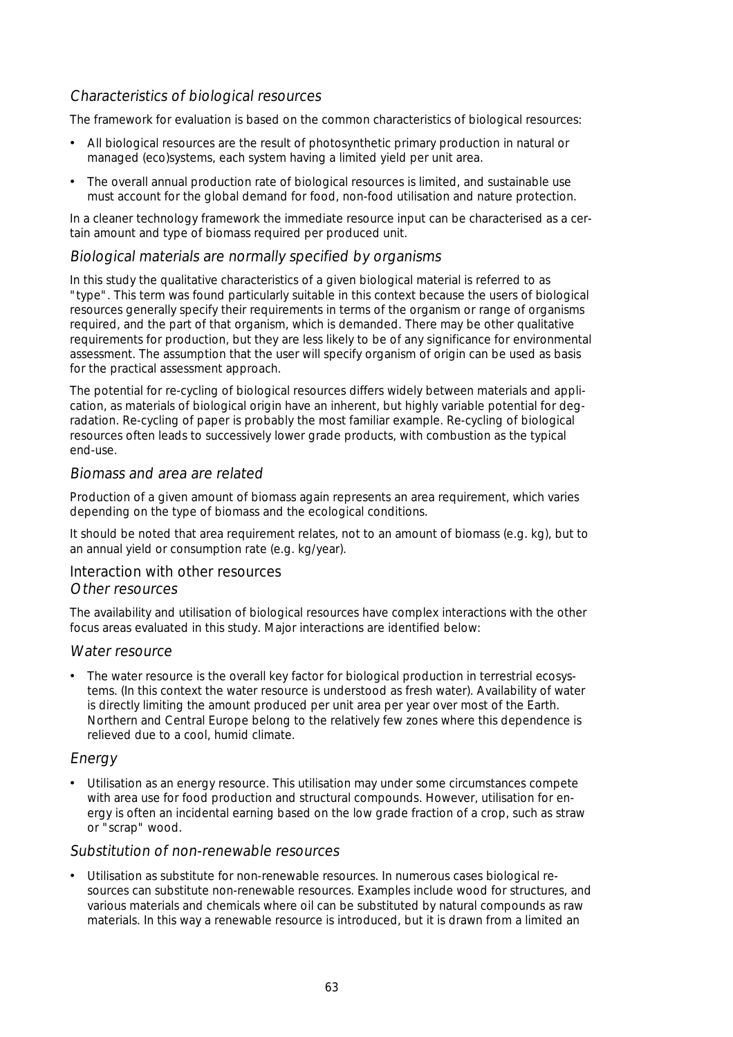### *Characteristics of biological resources*

The framework for evaluation is based on the common characteristics of biological resources:

- All biological resources are the result of photosynthetic primary production in natural or managed (eco)systems, each system having a limited yield per unit area.
- The overall annual production rate of biological resources is limited, and sustainable use must account for the global demand for food, non-food utilisation and nature protection.

In a cleaner technology framework the immediate resource input can be characterised as a certain amount and type of biomass required per produced unit.

### *Biological materials are normally specified by organisms*

In this study the qualitative characteristics of a given biological material is referred to as "type". This term was found particularly suitable in this context because the users of biological resources generally specify their requirements in terms of the organism or range of organisms required, and the part of that organism, which is demanded. There may be other qualitative requirements for production, but they are less likely to be of any significance for environmental assessment. The assumption that the user will specify organism of origin can be used as basis for the practical assessment approach.

The potential for re-cycling of biological resources differs widely between materials and application, as materials of biological origin have an inherent, but highly variable potential for degradation. Re-cycling of paper is probably the most familiar example. Re-cycling of biological resources often leads to successively lower grade products, with combustion as the typical end-use.

### *Biomass and area are related*

Production of a given amount of biomass again represents an area requirement, which varies depending on the type of biomass and the ecological conditions.

It should be noted that area requirement relates, not to an amount of biomass (e.g. kg), but to an annual yield or consumption rate (e.g. kg/year).

## Interaction with other resources

### *Other resources*

The availability and utilisation of biological resources have complex interactions with the other focus areas evaluated in this study. Major interactions are identified below:

### *Water resource*

- The water resource is the overall key factor for biological production in terrestrial ecosystems. (In this context the water resource is understood as fresh water). Availability of water is directly limiting the amount produced per unit area per year over most of the Earth. Northern and Central Europe belong to the relatively few zones where this dependence is relieved due to a cool, humid climate.

### *Energy*

- Utilisation as an energy resource. This utilisation may under some circumstances compete with area use for food production and structural compounds. However, utilisation for energy is often an incidental earning based on the low grade fraction of a crop, such as straw or "scrap" wood.

### *Substitution of non-renewable resources*

- Utilisation as substitute for non-renewable resources. In numerous cases biological resources can substitute non-renewable resources. Examples include wood for structures, and various materials and chemicals where oil can be substituted by natural compounds as raw materials. In this way a renewable resource is introduced, but it is drawn from a limited an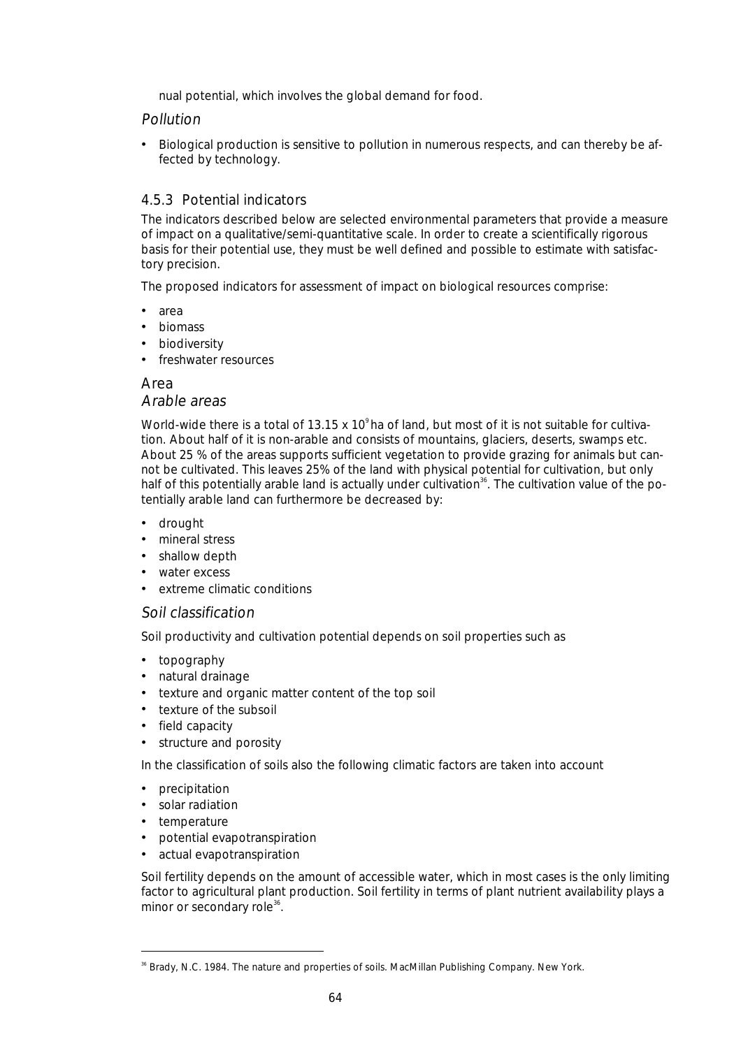nual potential, which involves the global demand for food.

*Pollution*

- Biological production is sensitive to pollution in numerous respects, and can thereby be affected by technology.

### 4.5.3 Potential indicators

The indicators described below are selected environmental parameters that provide a measure of impact on a qualitative/semi-quantitative scale. In order to create a scientifically rigorous basis for their potential use, they must be well defined and possible to estimate with satisfactory precision.

The proposed indicators for assessment of impact on biological resources comprise:

- area
- biomass
- biodiversity
- freshwater resources

#### Area

*Arable areas*

World-wide there is a total of $13.15 \times 10^9$ ha of land, but most of it is not suitable for cultivation. About half of it is non-arable and consists of mountains, glaciers, deserts, swamps etc. About 25 % of the areas supports sufficient vegetation to provide grazing for animals but cannot be cultivated. This leaves 25% of the land with physical potential for cultivation, but only half of this potentially arable land is actually under cultivation[36]. The cultivation value of the potentially arable land can furthermore be decreased by:

- drought
- mineral stress
- shallow depth
- water excess
- extreme climatic conditions

*Soil classification*

Soil productivity and cultivation potential depends on soil properties such as

- topography
- natural drainage
- texture and organic matter content of the top soil
- texture of the subsoil
- field capacity
- structure and porosity

In the classification of soils also the following climatic factors are taken into account

- precipitation
- solar radiation
- temperature
- potential evapotranspiration
- actual evapotranspiration

Soil fertility depends on the amount of accessible water, which in most cases is the only limiting factor to agricultural plant production. Soil fertility in terms of plant nutrient availability plays a minor or secondary role[36].

---

[36] Brady, N.C. 1984. The nature and properties of soils. MacMillan Publishing Company. New York.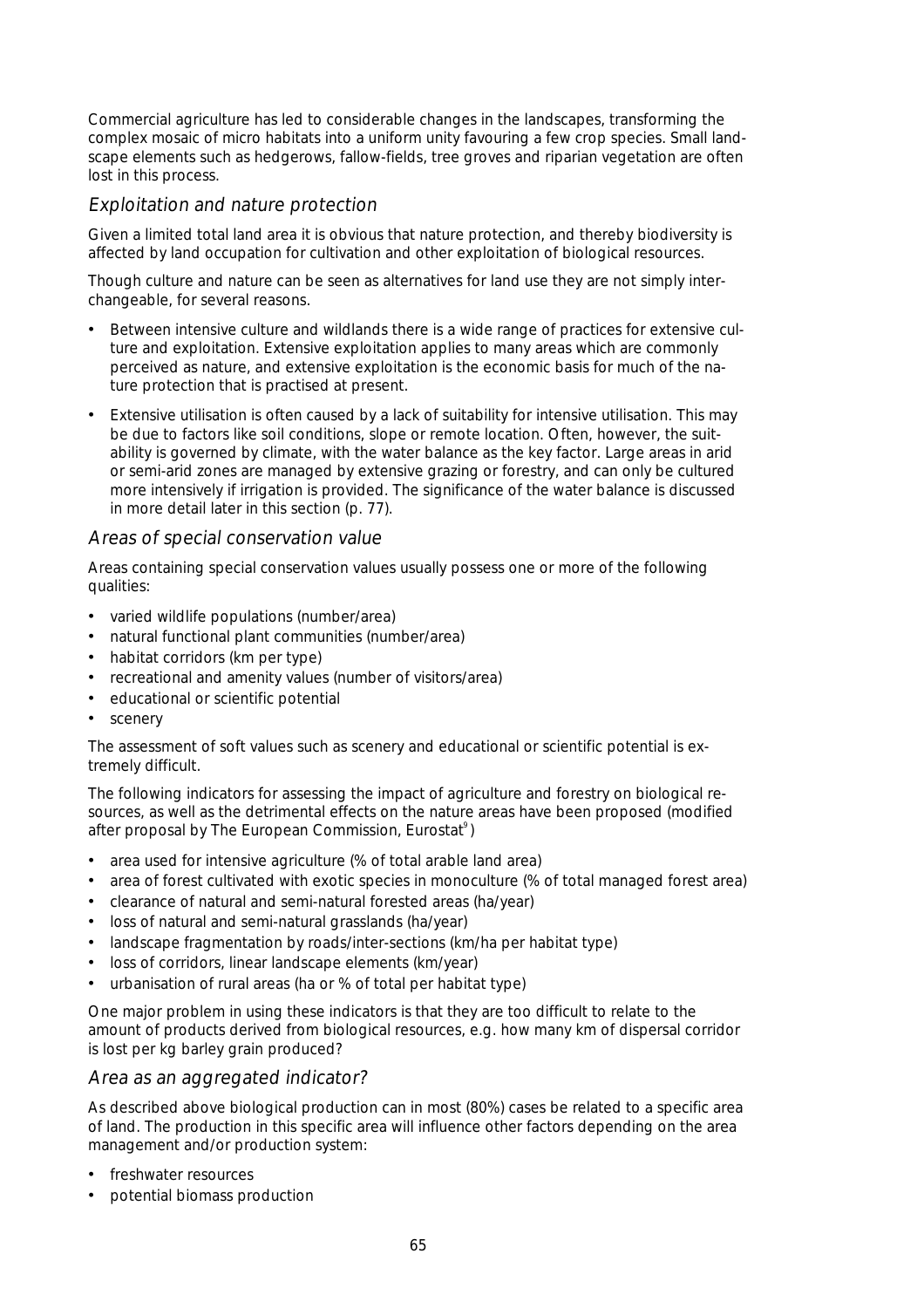Commercial agriculture has led to considerable changes in the landscapes, transforming the complex mosaic of micro habitats into a uniform unity favouring a few crop species. Small landscape elements such as hedgerows, fallow-fields, tree groves and riparian vegetation are often lost in this process.

### *Exploitation and nature protection*

Given a limited total land area it is obvious that nature protection, and thereby biodiversity is affected by land occupation for cultivation and other exploitation of biological resources.

Though culture and nature can be seen as alternatives for land use they are not simply interchangeable, for several reasons.

- Between intensive culture and wildlands there is a wide range of practices for extensive culture and exploitation. Extensive exploitation applies to many areas which are commonly perceived as nature, and extensive exploitation is the economic basis for much of the nature protection that is practised at present.
- Extensive utilisation is often caused by a lack of suitability for intensive utilisation. This may be due to factors like soil conditions, slope or remote location. Often, however, the suitability is governed by climate, with the water balance as the key factor. Large areas in arid or semi-arid zones are managed by extensive grazing or forestry, and can only be cultured more intensively if irrigation is provided. The significance of the water balance is discussed in more detail later in this section (p. 77).

### *Areas of special conservation value*

Areas containing special conservation values usually possess one or more of the following qualities:

- varied wildlife populations (number/area)
- natural functional plant communities (number/area)
- habitat corridors (km per type)
- recreational and amenity values (number of visitors/area)
- educational or scientific potential
- scenery

The assessment of soft values such as scenery and educational or scientific potential is extremely difficult.

The following indicators for assessing the impact of agriculture and forestry on biological resources, as well as the detrimental effects on the nature areas have been proposed (modified after proposal by The European Commission, Eurostat[9])

- area used for intensive agriculture (% of total arable land area)
- area of forest cultivated with exotic species in monoculture (% of total managed forest area)
- clearance of natural and semi-natural forested areas (ha/year)
- loss of natural and semi-natural grasslands (ha/year)
- landscape fragmentation by roads/inter-sections (km/ha per habitat type)
- loss of corridors, linear landscape elements (km/year)
- urbanisation of rural areas (ha or % of total per habitat type)

One major problem in using these indicators is that they are too difficult to relate to the amount of products derived from biological resources, e.g. how many km of dispersal corridor is lost per kg barley grain produced?

### *Area as an aggregated indicator?*

As described above biological production can in most (80%) cases be related to a specific area of land. The production in this specific area will influence other factors depending on the area management and/or production system:

- freshwater resources
- potential biomass production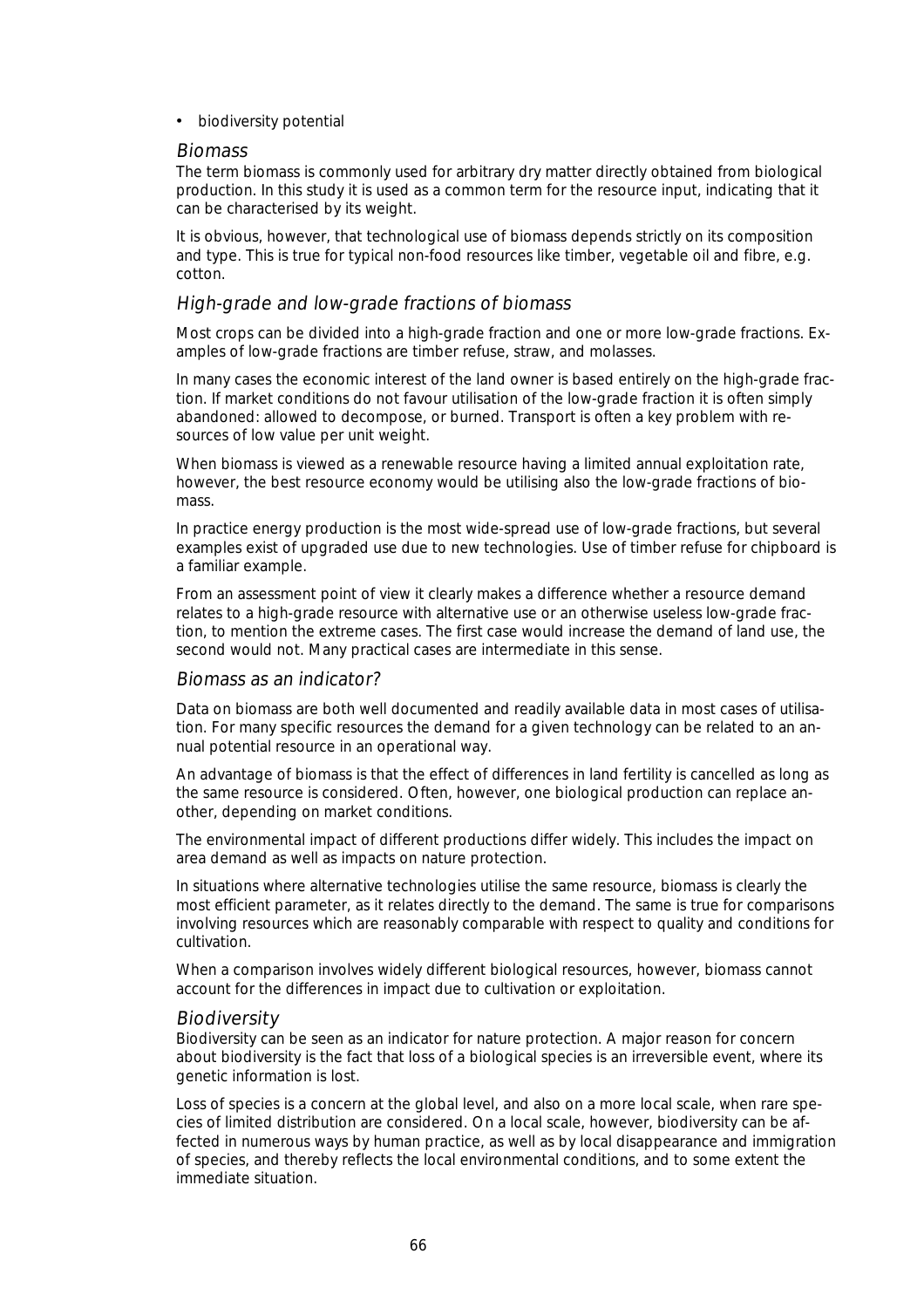- biodiversity potential

### *Biomass*

The term biomass is commonly used for arbitrary dry matter directly obtained from biological production. In this study it is used as a common term for the resource input, indicating that it can be characterised by its weight.

It is obvious, however, that technological use of biomass depends strictly on its composition and type. This is true for typical non-food resources like timber, vegetable oil and fibre, e.g. cotton.

### *High-grade and low-grade fractions of biomass*

Most crops can be divided into a high-grade fraction and one or more low-grade fractions. Examples of low-grade fractions are timber refuse, straw, and molasses.

In many cases the economic interest of the land owner is based entirely on the high-grade fraction. If market conditions do not favour utilisation of the low-grade fraction it is often simply abandoned: allowed to decompose, or burned. Transport is often a key problem with resources of low value per unit weight.

When biomass is viewed as a renewable resource having a limited annual exploitation rate, however, the best resource economy would be utilising also the low-grade fractions of biomass.

In practice energy production is the most wide-spread use of low-grade fractions, but several examples exist of upgraded use due to new technologies. Use of timber refuse for chipboard is a familiar example.

From an assessment point of view it clearly makes a difference whether a resource demand relates to a high-grade resource with alternative use or an otherwise useless low-grade fraction, to mention the extreme cases. The first case would increase the demand of land use, the second would not. Many practical cases are intermediate in this sense.

### *Biomass as an indicator?*

Data on biomass are both well documented and readily available data in most cases of utilisation. For many specific resources the demand for a given technology can be related to an annual potential resource in an operational way.

An advantage of biomass is that the effect of differences in land fertility is cancelled as long as the same resource is considered. Often, however, one biological production can replace another, depending on market conditions.

The environmental impact of different productions differ widely. This includes the impact on area demand as well as impacts on nature protection.

In situations where alternative technologies utilise the same resource, biomass is clearly the most efficient parameter, as it relates directly to the demand. The same is true for comparisons involving resources which are reasonably comparable with respect to quality and conditions for cultivation.

When a comparison involves widely different biological resources, however, biomass cannot account for the differences in impact due to cultivation or exploitation.

### *Biodiversity*

Biodiversity can be seen as an indicator for nature protection. A major reason for concern about biodiversity is the fact that loss of a biological species is an irreversible event, where its genetic information is lost.

Loss of species is a concern at the global level, and also on a more local scale, when rare species of limited distribution are considered. On a local scale, however, biodiversity can be affected in numerous ways by human practice, as well as by local disappearance and immigration of species, and thereby reflects the local environmental conditions, and to some extent the immediate situation.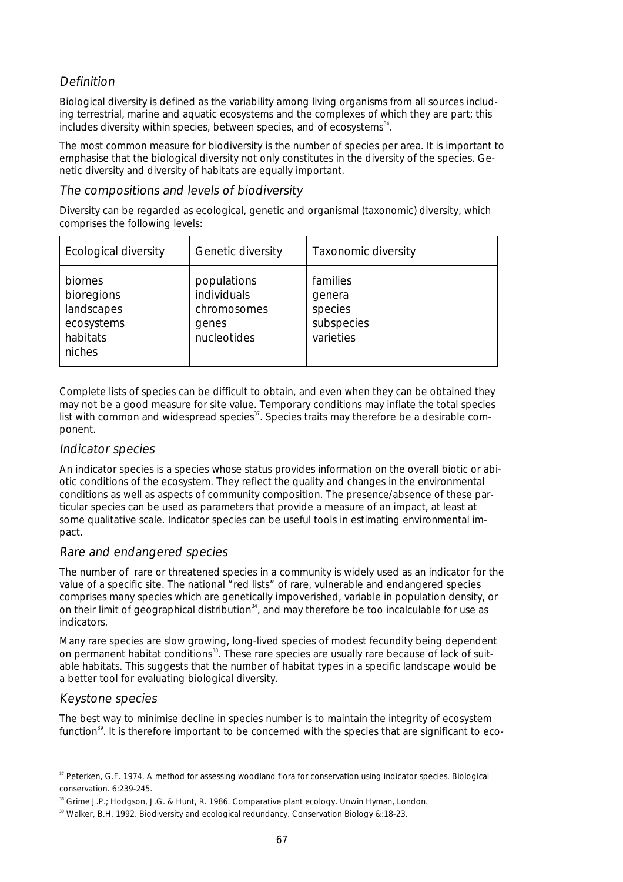### Definition

Biological diversity is defined as the variability among living organisms from all sources including terrestrial, marine and aquatic ecosystems and the complexes of which they are part; this includes diversity within species, between species, and of ecosystems[34].

The most common measure for biodiversity is the number of species per area. It is important to emphasise that the biological diversity not only constitutes in the diversity of the species. Genetic diversity and diversity of habitats are equally important.

### The compositions and levels of biodiversity

Diversity can be regarded as ecological, genetic and organismal (taxonomic) diversity, which comprises the following levels:

| Ecological diversity | Genetic diversity | Taxonomic diversity |
|---|---|---|
| biomes<br>bioregions<br>landscapes<br>ecosystems<br>habitats<br>niches | populations<br>individuals<br>chromosomes<br>genes<br>nucleotides | families<br>genera<br>species<br>subspecies<br>varieties |

Complete lists of species can be difficult to obtain, and even when they can be obtained they may not be a good measure for site value. Temporary conditions may inflate the total species list with common and widespread species[37]. Species traits may therefore be a desirable component.

### Indicator species

An indicator species is a species whose status provides information on the overall biotic or abiotic conditions of the ecosystem. They reflect the quality and changes in the environmental conditions as well as aspects of community composition. The presence/absence of these particular species can be used as parameters that provide a measure of an impact, at least at some qualitative scale. Indicator species can be useful tools in estimating environmental impact.

### Rare and endangered species

The number of rare or threatened species in a community is widely used as an indicator for the value of a specific site. The national "red lists" of rare, vulnerable and endangered species comprises many species which are genetically impoverished, variable in population density, or on their limit of geographical distribution[34], and may therefore be too incalculable for use as indicators.

Many rare species are slow growing, long-lived species of modest fecundity being dependent on permanent habitat conditions[38]. These rare species are usually rare because of lack of suitable habitats. This suggests that the number of habitat types in a specific landscape would be a better tool for evaluating biological diversity.

### Keystone species

The best way to minimise decline in species number is to maintain the integrity of ecosystem function[39]. It is therefore important to be concerned with the species that are significant to eco-

---

[37] Peterken, G.F. 1974. A method for assessing woodland flora for conservation using indicator species. Biological conservation. 6:239-245.

[38] Grime J.P.; Hodgson, J.G. & Hunt, R. 1986. Comparative plant ecology. Unwin Hyman, London.

[39] Walker, B.H. 1992. Biodiversity and ecological redundancy. Conservation Biology &:18-23.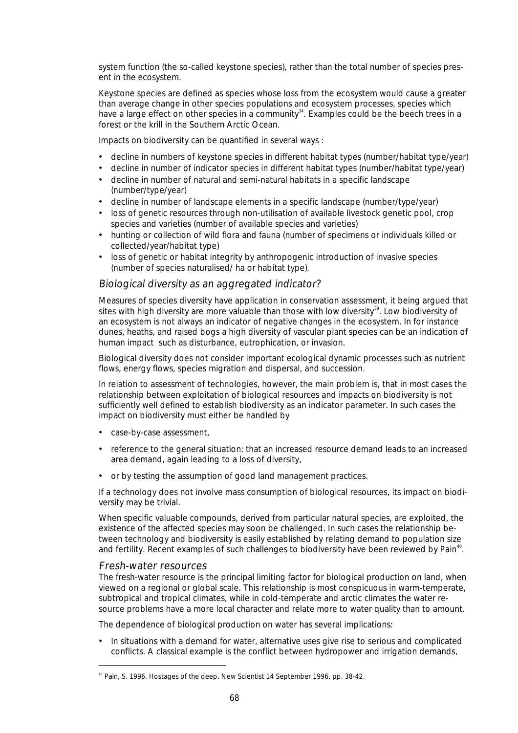system function (the so-called keystone species), rather than the total number of species present in the ecosystem.

Keystone species are defined as species whose loss from the ecosystem would cause a greater than average change in other species populations and ecosystem processes, species which have a large effect on other species in a community[34]. Examples could be the beech trees in a forest or the krill in the Southern Arctic Ocean.

Impacts on biodiversity can be quantified in several ways :

- decline in numbers of keystone species in different habitat types (number/habitat type/year)
- decline in number of indicator species in different habitat types (number/habitat type/year)
- decline in number of natural and semi-natural habitats in a specific landscape (number/type/year)
- decline in number of landscape elements in a specific landscape (number/type/year)
- loss of genetic resources through non-utilisation of available livestock genetic pool, crop species and varieties (number of available species and varieties)
- hunting or collection of wild flora and fauna (number of specimens or individuals killed or collected/year/habitat type)
- loss of genetic or habitat integrity by anthropogenic introduction of invasive species (number of species naturalised/ ha or habitat type).

### *Biological diversity as an aggregated indicator?*

Measures of species diversity have application in conservation assessment, it being argued that sites with high diversity are more valuable than those with low diversity[39]. Low biodiversity of an ecosystem is not always an indicator of negative changes in the ecosystem. In for instance dunes, heaths, and raised bogs a high diversity of vascular plant species can be an indication of human impact such as disturbance, eutrophication, or invasion.

Biological diversity does not consider important ecological dynamic processes such as nutrient flows, energy flows, species migration and dispersal, and succession.

In relation to assessment of technologies, however, the main problem is, that in most cases the relationship between exploitation of biological resources and impacts on biodiversity is not sufficiently well defined to establish biodiversity as an indicator parameter. In such cases the impact on biodiversity must either be handled by

- case-by-case assessment,
- reference to the general situation: that an increased resource demand leads to an increased area demand, again leading to a loss of diversity,
- or by testing the assumption of good land management practices.

If a technology does not involve mass consumption of biological resources, its impact on biodiversity may be trivial.

When specific valuable compounds, derived from particular natural species, are exploited, the existence of the affected species may soon be challenged. In such cases the relationship between technology and biodiversity is easily established by relating demand to population size and fertility. Recent examples of such challenges to biodiversity have been reviewed by Pain[40].

### *Fresh-water resources*

The fresh-water resource is the principal limiting factor for biological production on land, when viewed on a regional or global scale. This relationship is most conspicuous in warm-temperate, subtropical and tropical climates, while in cold-temperate and arctic climates the water resource problems have a more local character and relate more to water quality than to amount.

The dependence of biological production on water has several implications:

- In situations with a demand for water, alternative uses give rise to serious and complicated conflicts. A classical example is the conflict between hydropower and irrigation demands,

---

[40] Pain, S. 1996. Hostages of the deep. New Scientist 14 September 1996, pp. 38-42.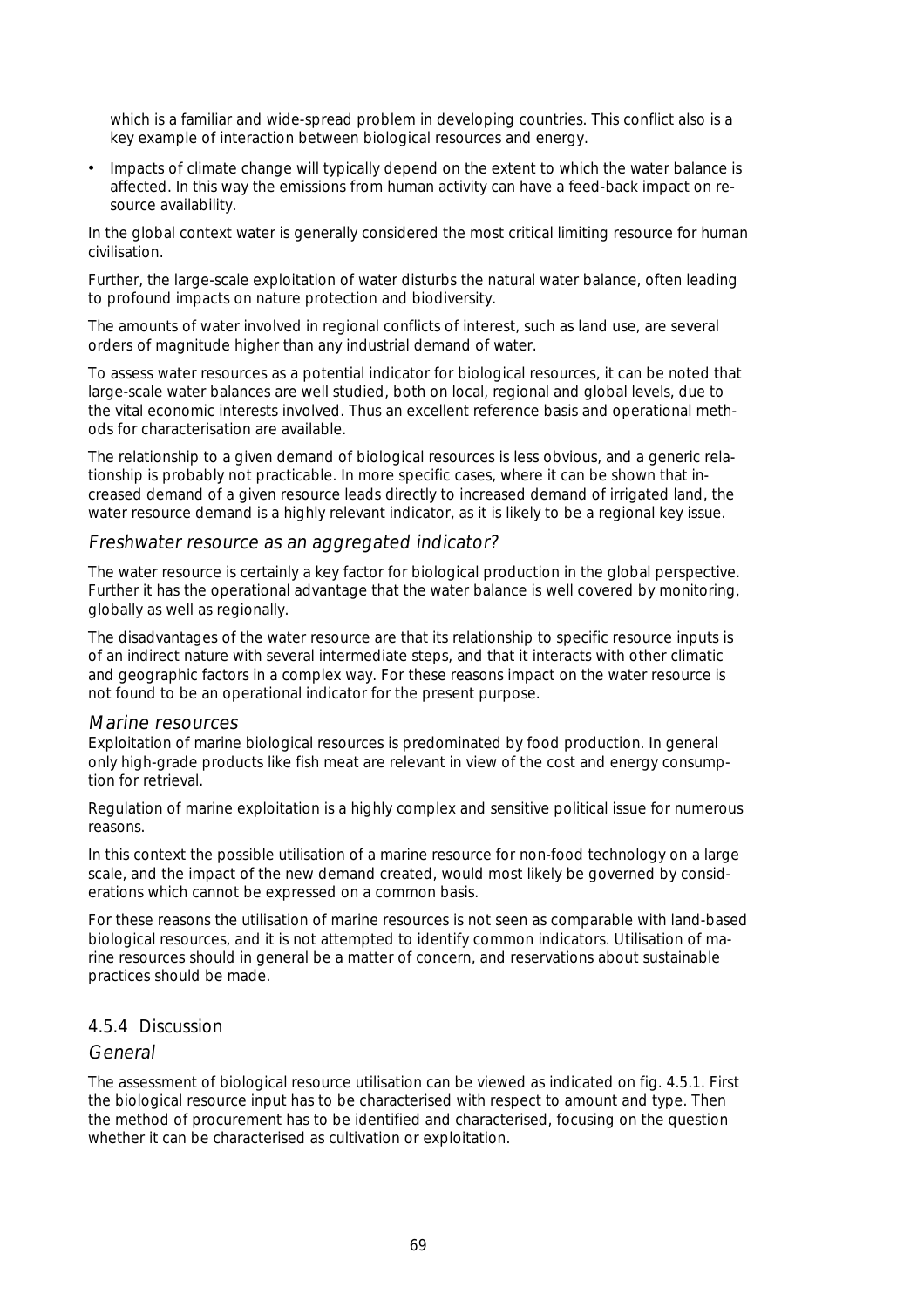which is a familiar and wide-spread problem in developing countries. This conflict also is a key example of interaction between biological resources and energy.

- Impacts of climate change will typically depend on the extent to which the water balance is affected. In this way the emissions from human activity can have a feed-back impact on resource availability.

In the global context water is generally considered the most critical limiting resource for human civilisation.

Further, the large-scale exploitation of water disturbs the natural water balance, often leading to profound impacts on nature protection and biodiversity.

The amounts of water involved in regional conflicts of interest, such as land use, are several orders of magnitude higher than any industrial demand of water.

To assess water resources as a potential indicator for biological resources, it can be noted that large-scale water balances are well studied, both on local, regional and global levels, due to the vital economic interests involved. Thus an excellent reference basis and operational methods for characterisation are available.

The relationship to a given demand of biological resources is less obvious, and a generic relationship is probably not practicable. In more specific cases, where it can be shown that increased demand of a given resource leads directly to increased demand of irrigated land, the water resource demand is a highly relevant indicator, as it is likely to be a regional key issue.

### *Freshwater resource as an aggregated indicator?*

The water resource is certainly a key factor for biological production in the global perspective. Further it has the operational advantage that the water balance is well covered by monitoring, globally as well as regionally.

The disadvantages of the water resource are that its relationship to specific resource inputs is of an indirect nature with several intermediate steps, and that it interacts with other climatic and geographic factors in a complex way. For these reasons impact on the water resource is not found to be an operational indicator for the present purpose.

### *Marine resources*

Exploitation of marine biological resources is predominated by food production. In general only high-grade products like fish meat are relevant in view of the cost and energy consumption for retrieval.

Regulation of marine exploitation is a highly complex and sensitive political issue for numerous reasons.

In this context the possible utilisation of a marine resource for non-food technology on a large scale, and the impact of the new demand created, would most likely be governed by considerations which cannot be expressed on a common basis.

For these reasons the utilisation of marine resources is not seen as comparable with land-based biological resources, and it is not attempted to identify common indicators. Utilisation of marine resources should in general be a matter of concern, and reservations about sustainable practices should be made.

## 4.5.4 Discussion

### *General*

The assessment of biological resource utilisation can be viewed as indicated on fig. 4.5.1. First the biological resource input has to be characterised with respect to amount and type. Then the method of procurement has to be identified and characterised, focusing on the question whether it can be characterised as cultivation or exploitation.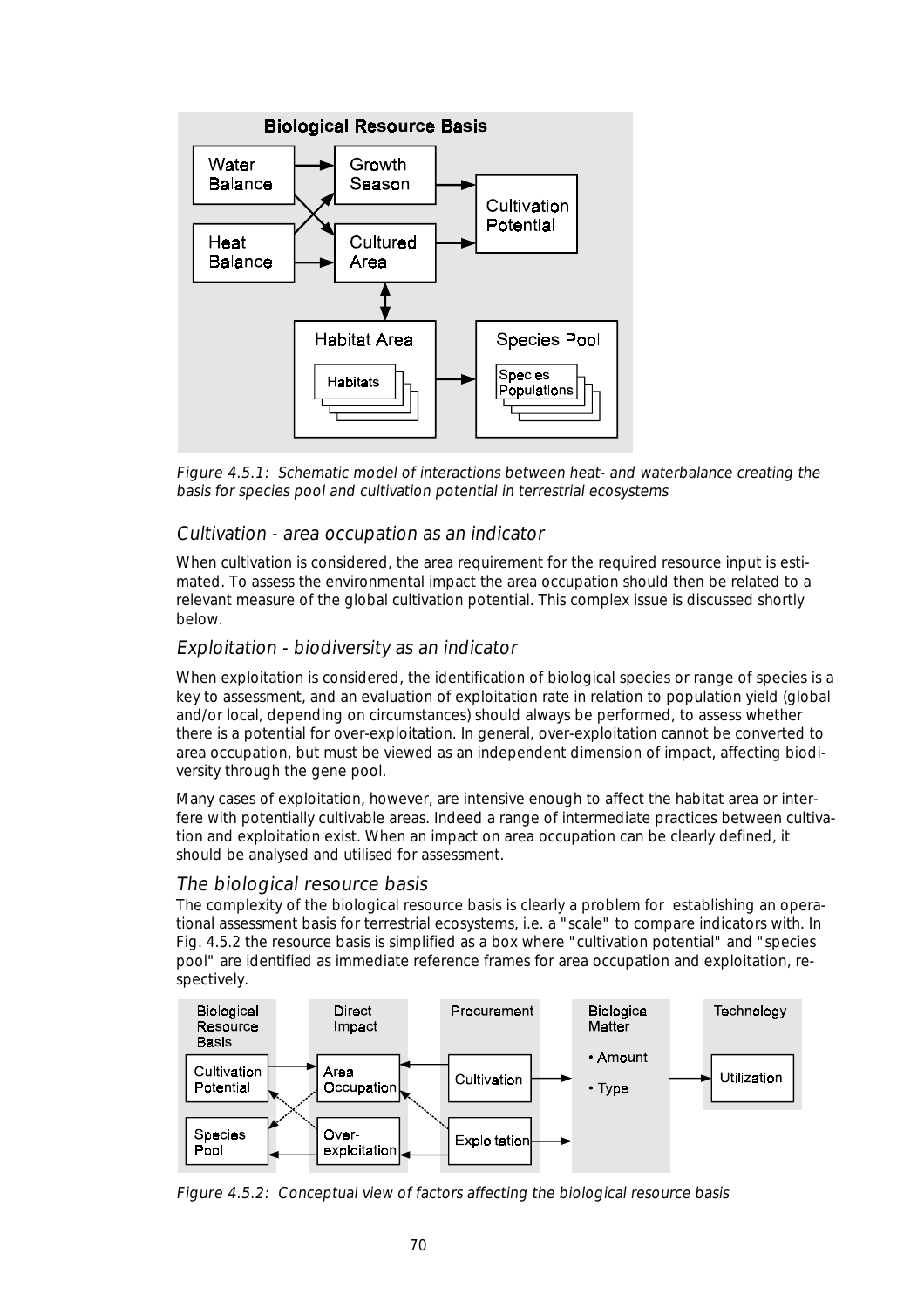Figure 4.5.1: Schematic model of interactions between heat- and waterbalance creating the basis for species pool and cultivation potential in terrestrial ecosystems

### *Cultivation - area occupation as an indicator*

When cultivation is considered, the area requirement for the required resource input is estimated. To assess the environmental impact the area occupation should then be related to a relevant measure of the global cultivation potential. This complex issue is discussed shortly below.

### *Exploitation - biodiversity as an indicator*

When exploitation is considered, the identification of biological species or range of species is a key to assessment, and an evaluation of exploitation rate in relation to population yield (global and/or local, depending on circumstances) should always be performed, to assess whether there is a potential for over-exploitation. In general, over-exploitation cannot be converted to area occupation, but must be viewed as an independent dimension of impact, affecting biodiversity through the gene pool.

Many cases of exploitation, however, are intensive enough to affect the habitat area or interfere with potentially cultivable areas. Indeed a range of intermediate practices between cultivation and exploitation exist. When an impact on area occupation can be clearly defined, it should be analysed and utilised for assessment.

### *The biological resource basis*

The complexity of the biological resource basis is clearly a problem for establishing an operational assessment basis for terrestrial ecosystems, i.e. a "scale" to compare indicators with. In Fig. 4.5.2 the resource basis is simplified as a box where "cultivation potential" and "species pool" are identified as immediate reference frames for area occupation and exploitation, respectively.

Figure 4.5.2: Conceptual view of factors affecting the biological resource basis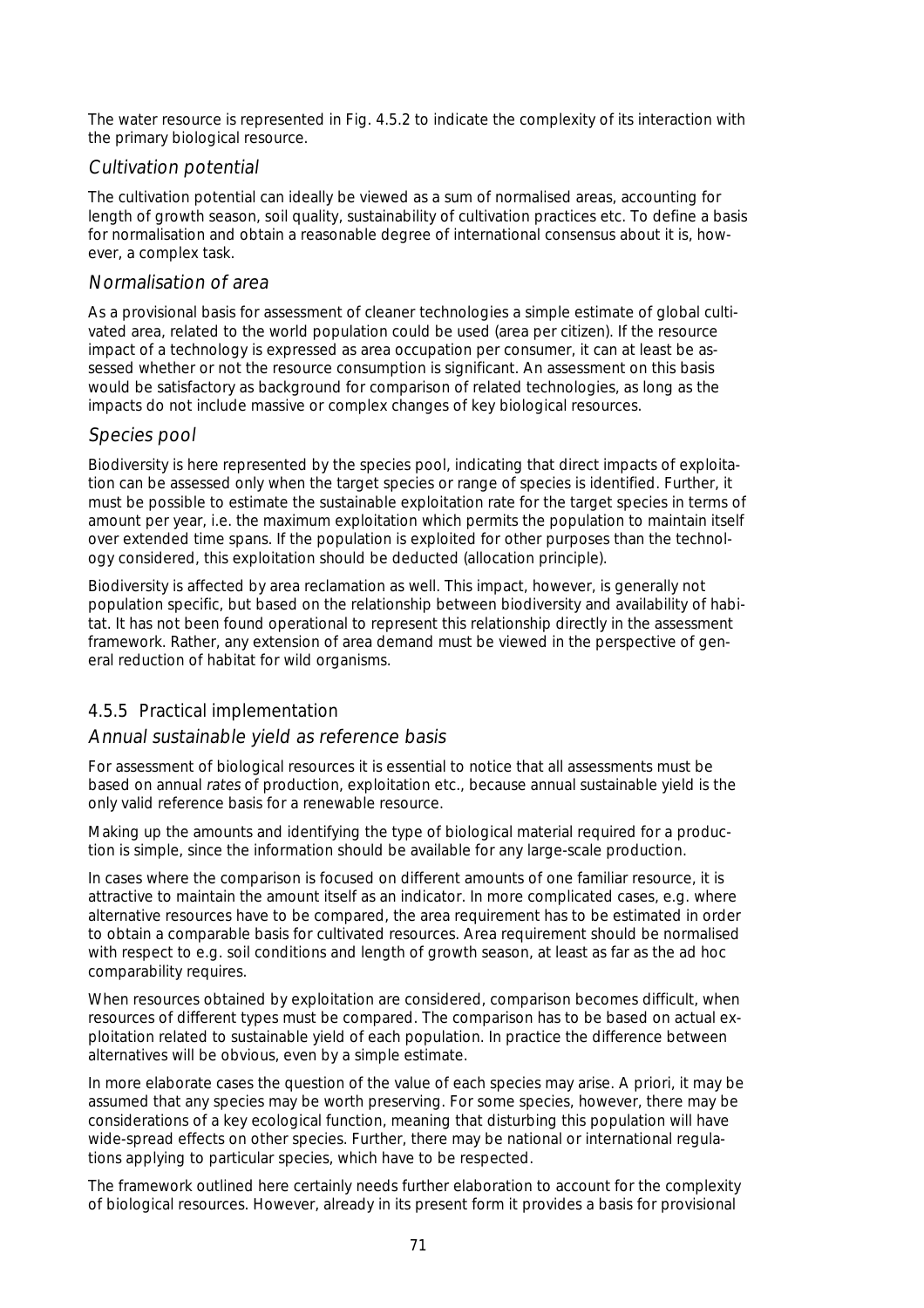The water resource is represented in Fig. 4.5.2 to indicate the complexity of its interaction with the primary biological resource.

### *Cultivation potential*

The cultivation potential can ideally be viewed as a sum of normalised areas, accounting for length of growth season, soil quality, sustainability of cultivation practices etc. To define a basis for normalisation and obtain a reasonable degree of international consensus about it is, however, a complex task.

### *Normalisation of area*

As a provisional basis for assessment of cleaner technologies a simple estimate of global cultivated area, related to the world population could be used (area per citizen). If the resource impact of a technology is expressed as area occupation per consumer, it can at least be assessed whether or not the resource consumption is significant. An assessment on this basis would be satisfactory as background for comparison of related technologies, as long as the impacts do not include massive or complex changes of key biological resources.

### *Species pool*

Biodiversity is here represented by the species pool, indicating that direct impacts of exploitation can be assessed only when the target species or range of species is identified. Further, it must be possible to estimate the sustainable exploitation rate for the target species in terms of amount per year, i.e. the maximum exploitation which permits the population to maintain itself over extended time spans. If the population is exploited for other purposes than the technology considered, this exploitation should be deducted (allocation principle).

Biodiversity is affected by area reclamation as well. This impact, however, is generally not population specific, but based on the relationship between biodiversity and availability of habitat. It has not been found operational to represent this relationship directly in the assessment framework. Rather, any extension of area demand must be viewed in the perspective of general reduction of habitat for wild organisms.

## 4.5.5 Practical implementation

### *Annual sustainable yield as reference basis*

For assessment of biological resources it is essential to notice that all assessments must be based on annual *rates* of production, exploitation etc., because annual sustainable yield is the only valid reference basis for a renewable resource.

Making up the amounts and identifying the type of biological material required for a production is simple, since the information should be available for any large-scale production.

In cases where the comparison is focused on different amounts of one familiar resource, it is attractive to maintain the amount itself as an indicator. In more complicated cases, e.g. where alternative resources have to be compared, the area requirement has to be estimated in order to obtain a comparable basis for cultivated resources. Area requirement should be normalised with respect to e.g. soil conditions and length of growth season, at least as far as the ad hoc comparability requires.

When resources obtained by exploitation are considered, comparison becomes difficult, when resources of different types must be compared. The comparison has to be based on actual exploitation related to sustainable yield of each population. In practice the difference between alternatives will be obvious, even by a simple estimate.

In more elaborate cases the question of the value of each species may arise. A priori, it may be assumed that any species may be worth preserving. For some species, however, there may be considerations of a key ecological function, meaning that disturbing this population will have wide-spread effects on other species. Further, there may be national or international regulations applying to particular species, which have to be respected.

The framework outlined here certainly needs further elaboration to account for the complexity of biological resources. However, already in its present form it provides a basis for provisional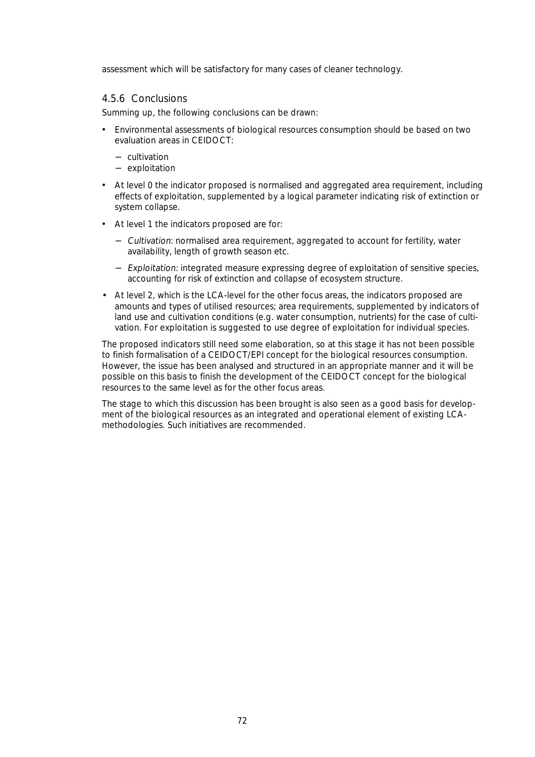assessment which will be satisfactory for many cases of cleaner technology.

### 4.5.6 Conclusions

Summing up, the following conclusions can be drawn:

- Environmental assessments of biological resources consumption should be based on two evaluation areas in CEIDOCT:
  - cultivation
  - exploitation
- At level 0 the indicator proposed is normalised and aggregated area requirement, including effects of exploitation, supplemented by a logical parameter indicating risk of extinction or system collapse.
- At level 1 the indicators proposed are for:
  - *Cultivation*: normalised area requirement, aggregated to account for fertility, water availability, length of growth season etc.
  - *Exploitation:* integrated measure expressing degree of exploitation of sensitive species, accounting for risk of extinction and collapse of ecosystem structure.
- At level 2, which is the LCA-level for the other focus areas, the indicators proposed are amounts and types of utilised resources; area requirements, supplemented by indicators of land use and cultivation conditions (e.g. water consumption, nutrients) for the case of cultivation. For exploitation is suggested to use degree of exploitation for individual species.

The proposed indicators still need some elaboration, so at this stage it has not been possible to finish formalisation of a CEIDOCT/EPI concept for the biological resources consumption. However, the issue has been analysed and structured in an appropriate manner and it will be possible on this basis to finish the development of the CEIDOCT concept for the biological resources to the same level as for the other focus areas.

The stage to which this discussion has been brought is also seen as a good basis for development of the biological resources as an integrated and operational element of existing LCA-methodologies. Such initiatives are recommended.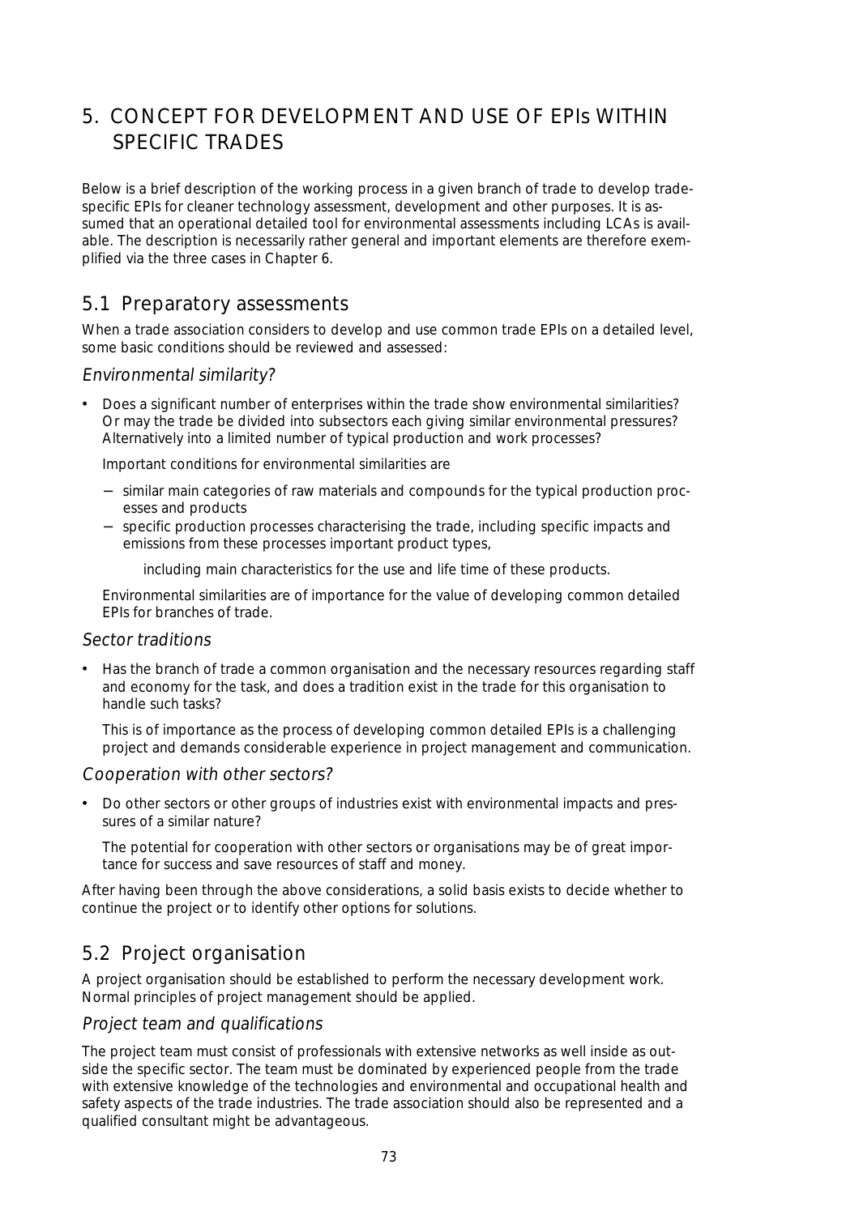# 5. CONCEPT FOR DEVELOPMENT AND USE OF EPIs WITHIN SPECIFIC TRADES

Below is a brief description of the working process in a given branch of trade to develop trade-specific EPIs for cleaner technology assessment, development and other purposes. It is assumed that an operational detailed tool for environmental assessments including LCAs is available. The description is necessarily rather general and important elements are therefore exemplified via the three cases in Chapter 6.

## 5.1 Preparatory assessments

When a trade association considers to develop and use common trade EPIs on a detailed level, some basic conditions should be reviewed and assessed:

### *Environmental similarity?*

- Does a significant number of enterprises within the trade show environmental similarities? Or may the trade be divided into subsectors each giving similar environmental pressures? Alternatively into a limited number of typical production and work processes?

  Important conditions for environmental similarities are

  - similar main categories of raw materials and compounds for the typical production processes and products
  - specific production processes characterising the trade, including specific impacts and emissions from these processes important product types,

    including main characteristics for the use and life time of these products.

  Environmental similarities are of importance for the value of developing common detailed EPIs for branches of trade.

### *Sector traditions*

- Has the branch of trade a common organisation and the necessary resources regarding staff and economy for the task, and does a tradition exist in the trade for this organisation to handle such tasks?

  This is of importance as the process of developing common detailed EPIs is a challenging project and demands considerable experience in project management and communication.

### *Cooperation with other sectors?*

- Do other sectors or other groups of industries exist with environmental impacts and pressures of a similar nature?

  The potential for cooperation with other sectors or organisations may be of great importance for success and save resources of staff and money.

After having been through the above considerations, a solid basis exists to decide whether to continue the project or to identify other options for solutions.

## 5.2 Project organisation

A project organisation should be established to perform the necessary development work. Normal principles of project management should be applied.

### *Project team and qualifications*

The project team must consist of professionals with extensive networks as well inside as outside the specific sector. The team must be dominated by experienced people from the trade with extensive knowledge of the technologies and environmental and occupational health and safety aspects of the trade industries. The trade association should also be represented and a qualified consultant might be advantageous.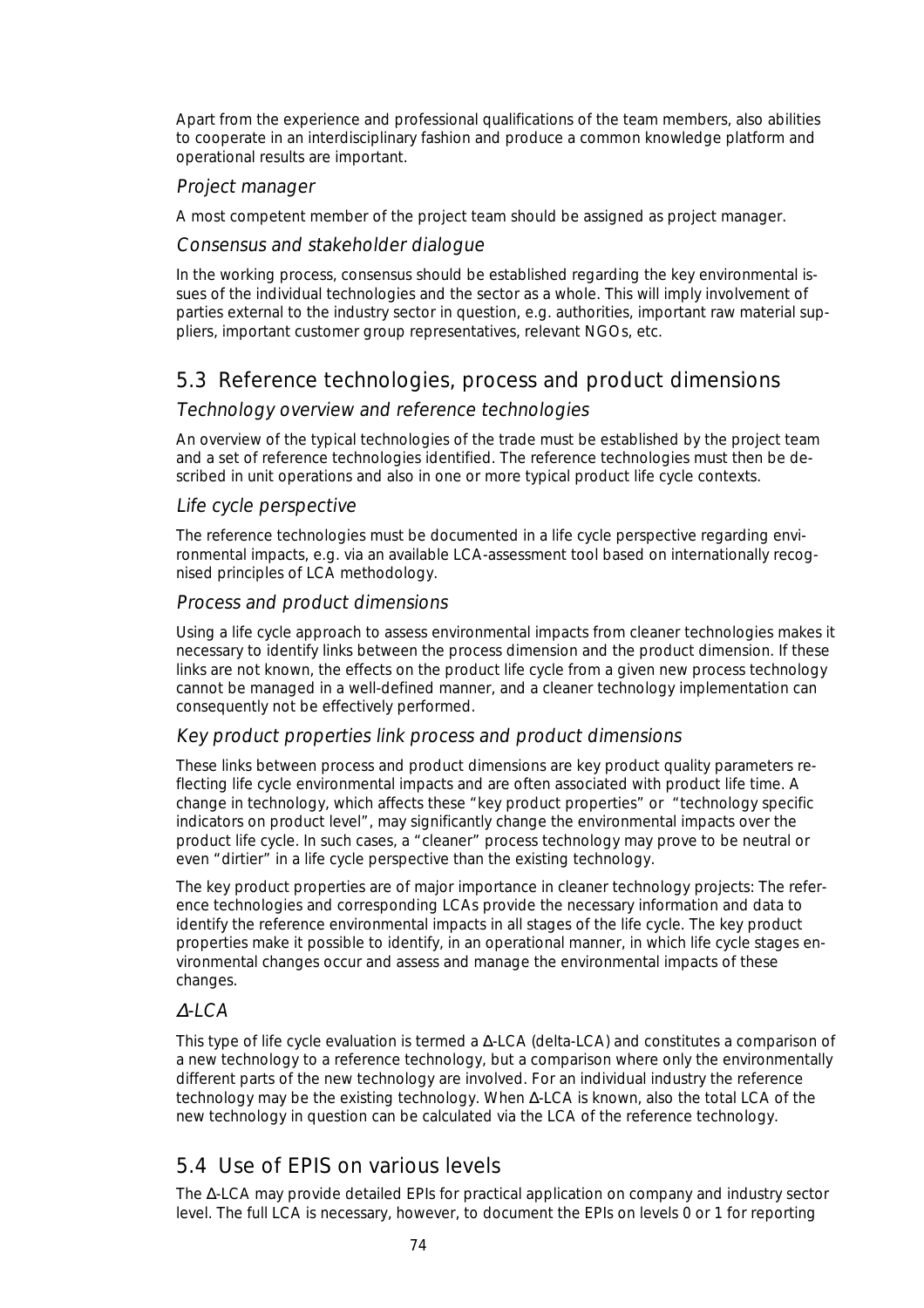Apart from the experience and professional qualifications of the team members, also abilities to cooperate in an interdisciplinary fashion and produce a common knowledge platform and operational results are important.

### *Project manager*

A most competent member of the project team should be assigned as project manager.

### *Consensus and stakeholder dialogue*

In the working process, consensus should be established regarding the key environmental issues of the individual technologies and the sector as a whole. This will imply involvement of parties external to the industry sector in question, e.g. authorities, important raw material suppliers, important customer group representatives, relevant NGOs, etc.

## 5.3 Reference technologies, process and product dimensions

### *Technology overview and reference technologies*

An overview of the typical technologies of the trade must be established by the project team and a set of reference technologies identified. The reference technologies must then be described in unit operations and also in one or more typical product life cycle contexts.

### *Life cycle perspective*

The reference technologies must be documented in a life cycle perspective regarding environmental impacts, e.g. via an available LCA-assessment tool based on internationally recognised principles of LCA methodology.

### *Process and product dimensions*

Using a life cycle approach to assess environmental impacts from cleaner technologies makes it necessary to identify links between the process dimension and the product dimension. If these links are not known, the effects on the product life cycle from a given new process technology cannot be managed in a well-defined manner, and a cleaner technology implementation can consequently not be effectively performed.

### *Key product properties link process and product dimensions*

These links between process and product dimensions are key product quality parameters reflecting life cycle environmental impacts and are often associated with product life time. A change in technology, which affects these "key product properties" or "technology specific indicators on product level", may significantly change the environmental impacts over the product life cycle. In such cases, a "cleaner" process technology may prove to be neutral or even "dirtier" in a life cycle perspective than the existing technology.

The key product properties are of major importance in cleaner technology projects: The reference technologies and corresponding LCAs provide the necessary information and data to identify the reference environmental impacts in all stages of the life cycle. The key product properties make it possible to identify, in an operational manner, in which life cycle stages environmental changes occur and assess and manage the environmental impacts of these changes.

### *Δ-LCA*

This type of life cycle evaluation is termed a Δ-LCA (delta-LCA) and constitutes a comparison of a new technology to a reference technology, but a comparison where only the environmentally different parts of the new technology are involved. For an individual industry the reference technology may be the existing technology. When Δ-LCA is known, also the total LCA of the new technology in question can be calculated via the LCA of the reference technology.

## 5.4 Use of EPIS on various levels

The Δ-LCA may provide detailed EPIs for practical application on company and industry sector level. The full LCA is necessary, however, to document the EPIs on levels 0 or 1 for reporting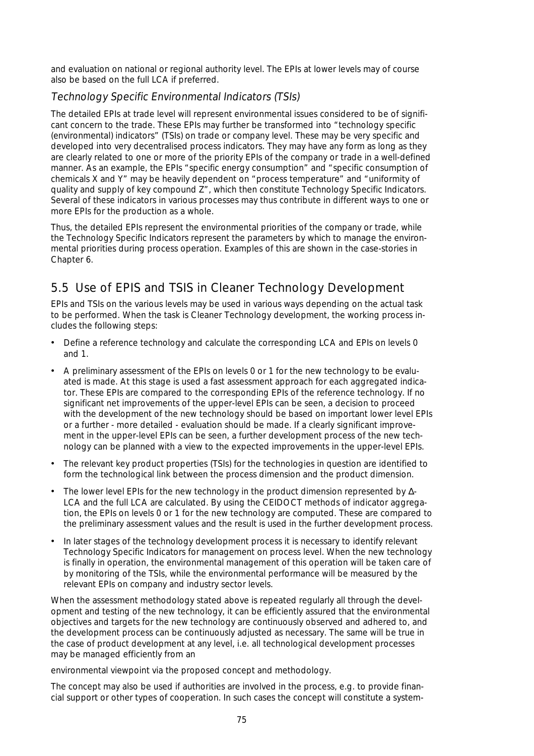and evaluation on national or regional authority level. The EPIs at lower levels may of course also be based on the full LCA if preferred.

### *Technology Specific Environmental Indicators (TSIs)*

The detailed EPIs at trade level will represent environmental issues considered to be of significant concern to the trade. These EPIs may further be transformed into "technology specific (environmental) indicators" (TSIs) on trade or company level. These may be very specific and developed into very decentralised process indicators. They may have any form as long as they are clearly related to one or more of the priority EPIs of the company or trade in a well-defined manner. As an example, the EPIs "specific energy consumption" and "specific consumption of chemicals X and Y" may be heavily dependent on "process temperature" and "uniformity of quality and supply of key compound Z", which then constitute Technology Specific Indicators. Several of these indicators in various processes may thus contribute in different ways to one or more EPIs for the production as a whole.

Thus, the detailed EPIs represent the environmental priorities of the company or trade, while the Technology Specific Indicators represent the parameters by which to manage the environmental priorities during process operation. Examples of this are shown in the case-stories in Chapter 6.

## 5.5 Use of EPIS and TSIS in Cleaner Technology Development

EPIs and TSIs on the various levels may be used in various ways depending on the actual task to be performed. When the task is Cleaner Technology development, the working process includes the following steps:

- Define a reference technology and calculate the corresponding LCA and EPIs on levels 0 and 1.
- A preliminary assessment of the EPIs on levels 0 or 1 for the new technology to be evaluated is made. At this stage is used a fast assessment approach for each aggregated indicator. These EPIs are compared to the corresponding EPIs of the reference technology. If no significant net improvements of the upper-level EPIs can be seen, a decision to proceed with the development of the new technology should be based on important lower level EPIs or a further - more detailed - evaluation should be made. If a clearly significant improvement in the upper-level EPIs can be seen, a further development process of the new technology can be planned with a view to the expected improvements in the upper-level EPIs.
- The relevant key product properties (TSIs) for the technologies in question are identified to form the technological link between the process dimension and the product dimension.
- The lower level EPIs for the new technology in the product dimension represented by Δ-LCA and the full LCA are calculated. By using the CEIDOCT methods of indicator aggregation, the EPIs on levels 0 or 1 for the new technology are computed. These are compared to the preliminary assessment values and the result is used in the further development process.
- In later stages of the technology development process it is necessary to identify relevant Technology Specific Indicators for management on process level. When the new technology is finally in operation, the environmental management of this operation will be taken care of by monitoring of the TSIs, while the environmental performance will be measured by the relevant EPIs on company and industry sector levels.

When the assessment methodology stated above is repeated regularly all through the development and testing of the new technology, it can be efficiently assured that the environmental objectives and targets for the new technology are continuously observed and adhered to, and the development process can be continuously adjusted as necessary. The same will be true in the case of product development at any level, i.e. all technological development processes may be managed efficiently from an

environmental viewpoint via the proposed concept and methodology.

The concept may also be used if authorities are involved in the process, e.g. to provide financial support or other types of cooperation. In such cases the concept will constitute a system-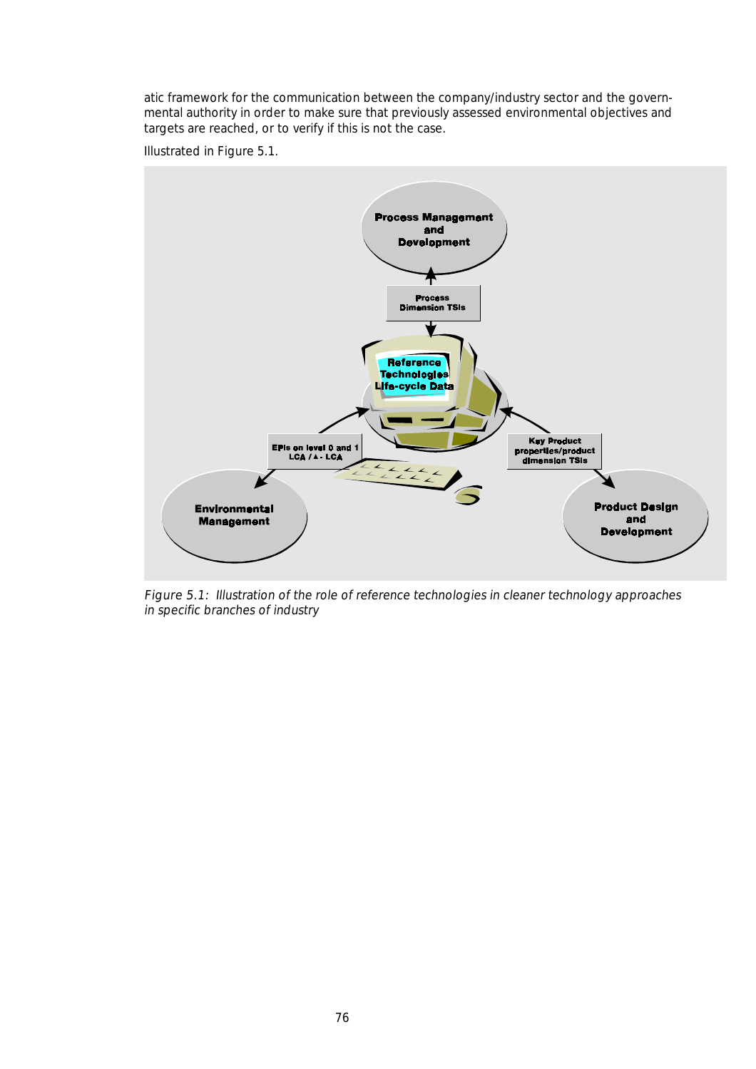atic framework for the communication between the company/industry sector and the governmental authority in order to make sure that previously assessed environmental objectives and targets are reached, or to verify if this is not the case.

Illustrated in Figure 5.1.

*Figure 5.1: Illustration of the role of reference technologies in cleaner technology approaches in specific branches of industry*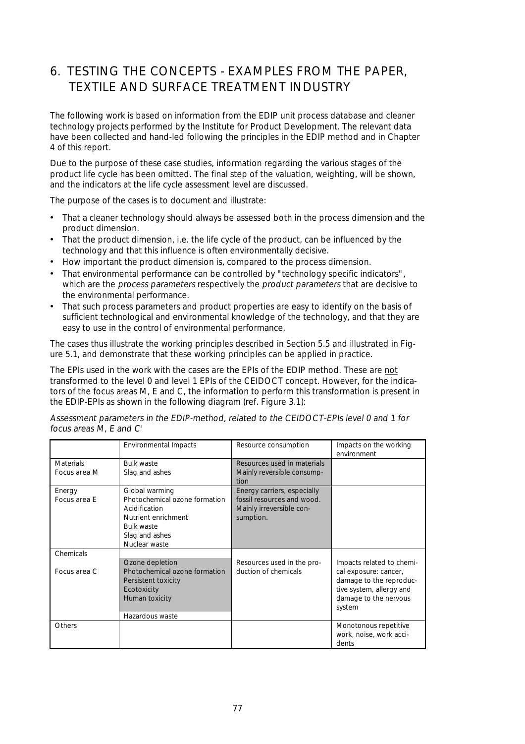# 6. TESTING THE CONCEPTS - EXAMPLES FROM THE PAPER, TEXTILE AND SURFACE TREATMENT INDUSTRY

The following work is based on information from the EDIP unit process database and cleaner technology projects performed by the Institute for Product Development. The relevant data have been collected and hand-led following the principles in the EDIP method and in Chapter 4 of this report.

Due to the purpose of these case studies, information regarding the various stages of the product life cycle has been omitted. The final step of the valuation, weighting, will be shown, and the indicators at the life cycle assessment level are discussed.

The purpose of the cases is to document and illustrate:

- That a cleaner technology should always be assessed both in the process dimension and the product dimension.
- That the product dimension, i.e. the life cycle of the product, can be influenced by the technology and that this influence is often environmentally decisive.
- How important the product dimension is, compared to the process dimension.
- That environmental performance can be controlled by "technology specific indicators", which are the *process parameters* respectively the *product parameters* that are decisive to the environmental performance.
- That such process parameters and product properties are easy to identify on the basis of sufficient technological and environmental knowledge of the technology, and that they are easy to use in the control of environmental performance.

The cases thus illustrate the working principles described in Section 5.5 and illustrated in Figure 5.1, and demonstrate that these working principles can be applied in practice.

The EPIs used in the work with the cases are the EPIs of the EDIP method. These are not transformed to the level 0 and level 1 EPIs of the CEIDOCT concept. However, for the indicators of the focus areas M, E and C, the information to perform this transformation is present in the EDIP-EPIs as shown in the following diagram (ref. Figure 3.1):

*Assessment parameters in the EDIP-method, related to the CEIDOCT-EPIs level 0 and 1 for focus areas M, E and C*[5]

| | Environmental Impacts | Resource consumption | Impacts on the working environment |
|---|---|---|---|
| Materials<br>Focus area M | Bulk waste<br>Slag and ashes | Resources used in materials<br>Mainly reversible consumption | |
| Energy<br>Focus area E | Global warming<br>Photochemical ozone formation<br>Acidification<br>Nutrient enrichment<br>Bulk waste<br>Slag and ashes<br>Nuclear waste | Energy carriers, especially fossil resources and wood.<br>Mainly irreversible consumption. | |
| Chemicals<br>Focus area C | Ozone depletion<br>Photochemical ozone formation<br>Persistent toxicity<br>Ecotoxicity<br>Human toxicity<br>Hazardous waste | Resources used in the production of chemicals | Impacts related to chemical exposure: cancer, damage to the reproductive system, allergy and damage to the nervous system |
| Others | | | Monotonous repetitive work, noise, work accidents |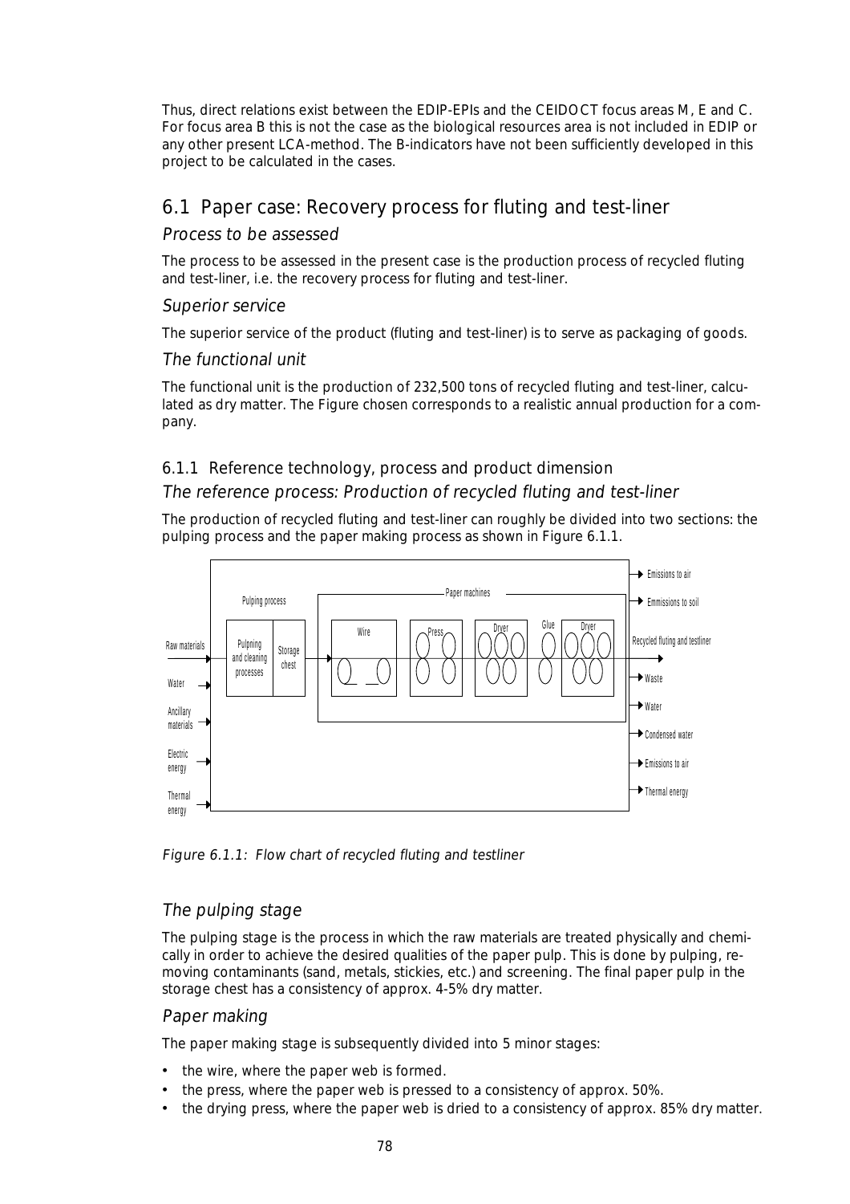Thus, direct relations exist between the EDIP-EPIs and the CEIDOCT focus areas M, E and C. For focus area B this is not the case as the biological resources area is not included in EDIP or any other present LCA-method. The B-indicators have not been sufficiently developed in this project to be calculated in the cases.

## 6.1 Paper case: Recovery process for fluting and test-liner

### *Process to be assessed*

The process to be assessed in the present case is the production process of recycled fluting and test-liner, i.e. the recovery process for fluting and test-liner.

### *Superior service*

The superior service of the product (fluting and test-liner) is to serve as packaging of goods.

### *The functional unit*

The functional unit is the production of 232,500 tons of recycled fluting and test-liner, calculated as dry matter. The Figure chosen corresponds to a realistic annual production for a company.

### 6.1.1 Reference technology, process and product dimension

### *The reference process: Production of recycled fluting and test-liner*

The production of recycled fluting and test-liner can roughly be divided into two sections: the pulping process and the paper making process as shown in Figure 6.1.1.

*Figure 6.1.1: Flow chart of recycled fluting and testliner*

### *The pulping stage*

The pulping stage is the process in which the raw materials are treated physically and chemically in order to achieve the desired qualities of the paper pulp. This is done by pulping, removing contaminants (sand, metals, stickies, etc.) and screening. The final paper pulp in the storage chest has a consistency of approx. 4-5% dry matter.

### *Paper making*

The paper making stage is subsequently divided into 5 minor stages:

- the wire, where the paper web is formed.
- the press, where the paper web is pressed to a consistency of approx. 50%.
- the drying press, where the paper web is dried to a consistency of approx. 85% dry matter.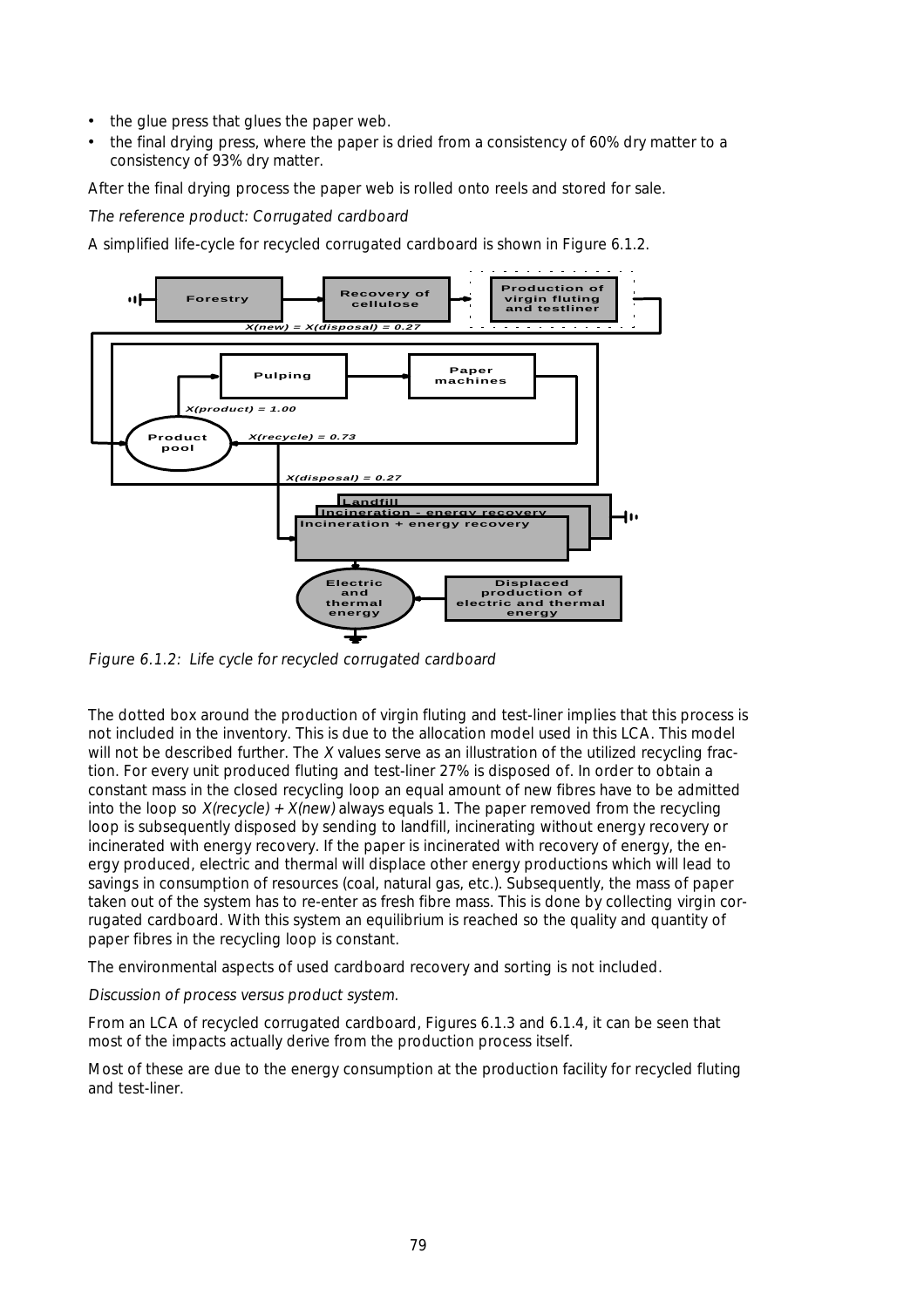- the glue press that glues the paper web.
- the final drying press, where the paper is dried from a consistency of 60% dry matter to a consistency of 93% dry matter.

After the final drying process the paper web is rolled onto reels and stored for sale.

*The reference product: Corrugated cardboard*

A simplified life-cycle for recycled corrugated cardboard is shown in Figure 6.1.2.

*Figure 6.1.2: Life cycle for recycled corrugated cardboard*

The dotted box around the production of virgin fluting and test-liner implies that this process is not included in the inventory. This is due to the allocation model used in this LCA. This model will not be described further. The *X* values serve as an illustration of the utilized recycling fraction. For every unit produced fluting and test-liner 27% is disposed of. In order to obtain a constant mass in the closed recycling loop an equal amount of new fibres have to be admitted into the loop so *X(recycle) + X(new)* always equals 1. The paper removed from the recycling loop is subsequently disposed by sending to landfill, incinerating without energy recovery or incinerated with energy recovery. If the paper is incinerated with recovery of energy, the energy produced, electric and thermal will displace other energy productions which will lead to savings in consumption of resources (coal, natural gas, etc.). Subsequently, the mass of paper taken out of the system has to re-enter as fresh fibre mass. This is done by collecting virgin corrugated cardboard. With this system an equilibrium is reached so the quality and quantity of paper fibres in the recycling loop is constant.

The environmental aspects of used cardboard recovery and sorting is not included.

*Discussion of process versus product system.*

From an LCA of recycled corrugated cardboard, Figures 6.1.3 and 6.1.4, it can be seen that most of the impacts actually derive from the production process itself.

Most of these are due to the energy consumption at the production facility for recycled fluting and test-liner.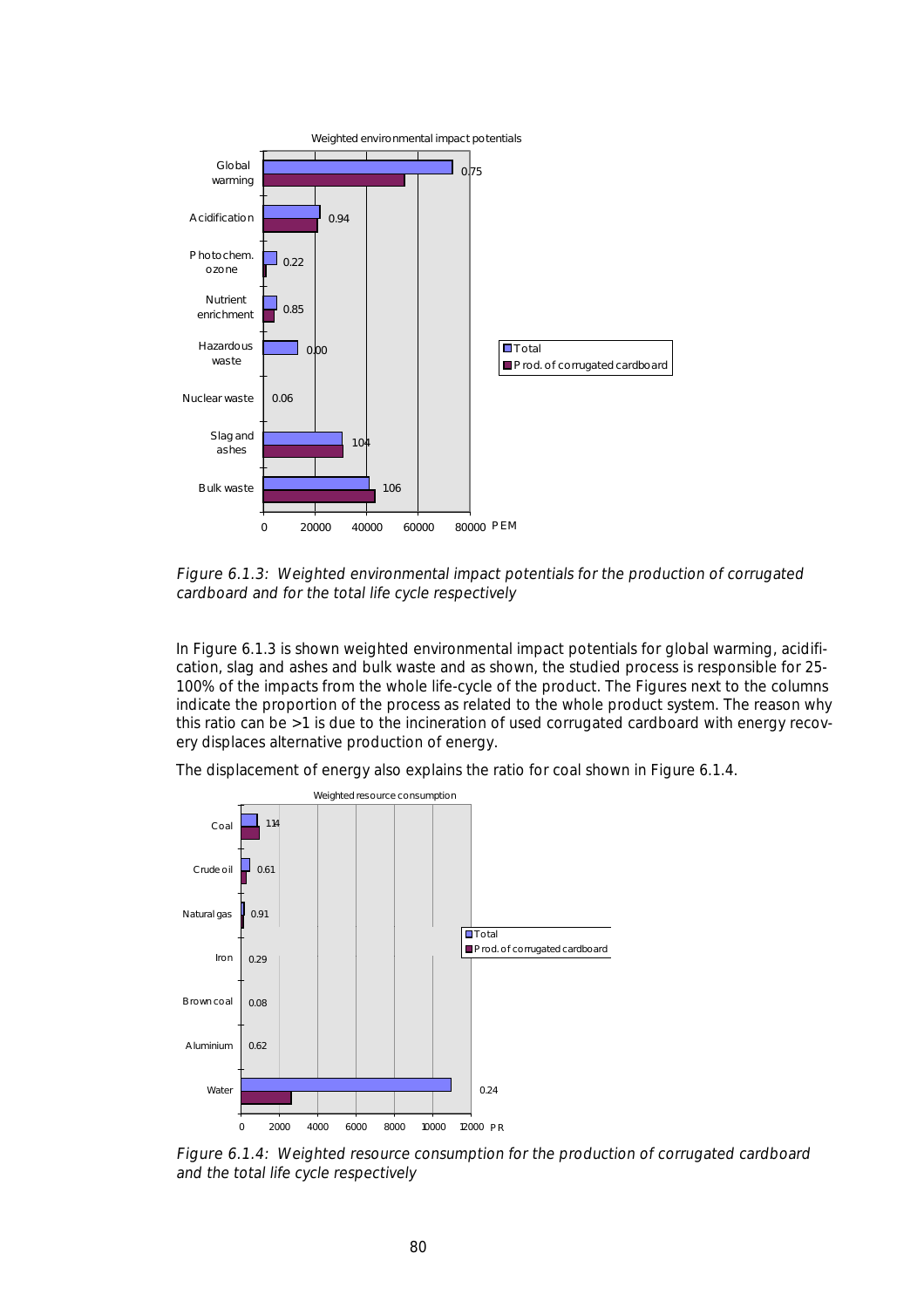*Figure 6.1.3: Weighted environmental impact potentials for the production of corrugated cardboard and for the total life cycle respectively*

In Figure 6.1.3 is shown weighted environmental impact potentials for global warming, acidification, slag and ashes and bulk waste and as shown, the studied process is responsible for 25-100% of the impacts from the whole life-cycle of the product. The Figures next to the columns indicate the proportion of the process as related to the whole product system. The reason why this ratio can be >1 is due to the incineration of used corrugated cardboard with energy recovery displaces alternative production of energy.

The displacement of energy also explains the ratio for coal shown in Figure 6.1.4.

*Figure 6.1.4: Weighted resource consumption for the production of corrugated cardboard and the total life cycle respectively*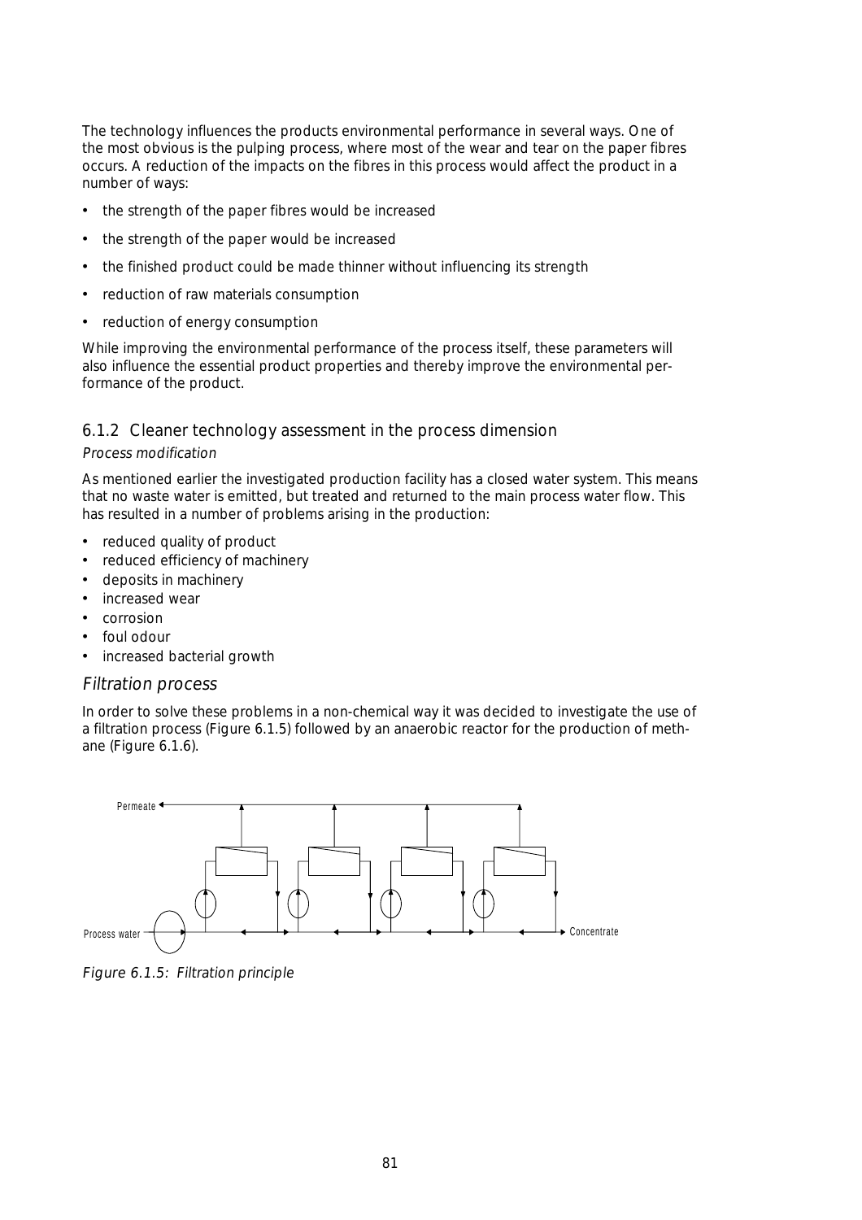The technology influences the products environmental performance in several ways. One of the most obvious is the pulping process, where most of the wear and tear on the paper fibres occurs. A reduction of the impacts on the fibres in this process would affect the product in a number of ways:

- the strength of the paper fibres would be increased
- the strength of the paper would be increased
- the finished product could be made thinner without influencing its strength
- reduction of raw materials consumption
- reduction of energy consumption

While improving the environmental performance of the process itself, these parameters will also influence the essential product properties and thereby improve the environmental performance of the product.

### 6.1.2 Cleaner technology assessment in the process dimension

*Process modification*

As mentioned earlier the investigated production facility has a closed water system. This means that no waste water is emitted, but treated and returned to the main process water flow. This has resulted in a number of problems arising in the production:

- reduced quality of product
- reduced efficiency of machinery
- deposits in machinery
- increased wear
- corrosion
- foul odour
- increased bacterial growth

#### *Filtration process*

In order to solve these problems in a non-chemical way it was decided to investigate the use of a filtration process (Figure 6.1.5) followed by an anaerobic reactor for the production of methane (Figure 6.1.6).

*Figure 6.1.5: Filtration principle*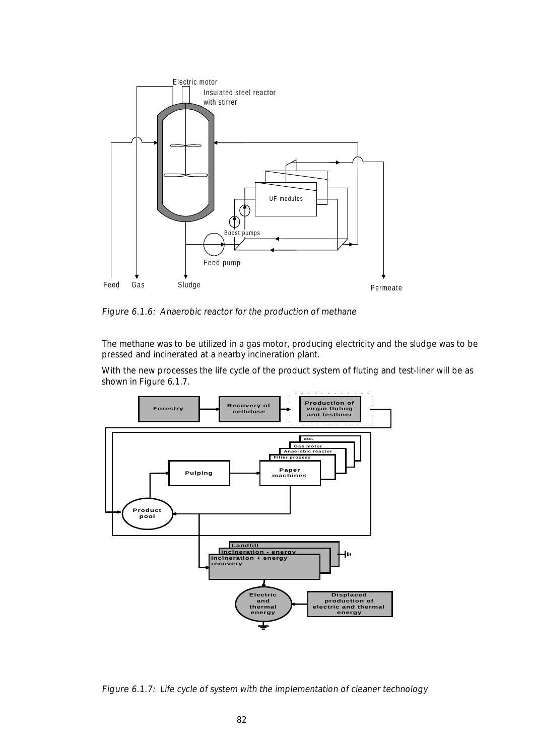Figure 6.1.6: Anaerobic reactor for the production of methane

The methane was to be utilized in a gas motor, producing electricity and the sludge was to be pressed and incinerated at a nearby incineration plant.

With the new processes the life cycle of the product system of fluting and test-liner will be as shown in Figure 6.1.7.

Figure 6.1.7: Life cycle of system with the implementation of cleaner technology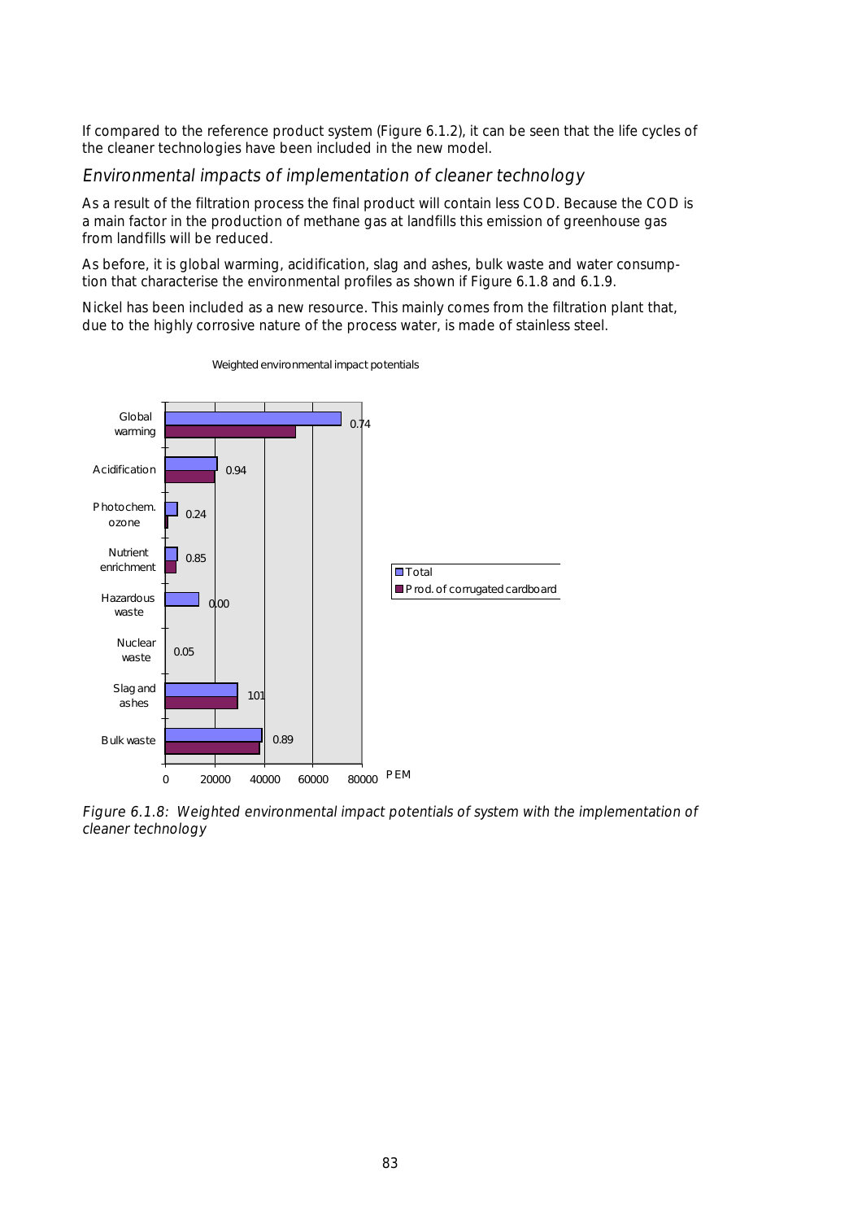If compared to the reference product system (Figure 6.1.2), it can be seen that the life cycles of the cleaner technologies have been included in the new model.

### *Environmental impacts of implementation of cleaner technology*

As a result of the filtration process the final product will contain less COD. Because the COD is a main factor in the production of methane gas at landfills this emission of greenhouse gas from landfills will be reduced.

As before, it is global warming, acidification, slag and ashes, bulk waste and water consumption that characterise the environmental profiles as shown if Figure 6.1.8 and 6.1.9.

Nickel has been included as a new resource. This mainly comes from the filtration plant that, due to the highly corrosive nature of the process water, is made of stainless steel.

Weighted environmental impact potentials

| Impact category | Ratio label |
|---|---|
| Global warming | 0.74 |
| Acidification | 0.94 |
| Photochem. ozone | 0.24 |
| Nutrient enrichment | 0.85 |
| Hazardous waste | 0.00 |
| Nuclear waste | 0.05 |
| Slag and ashes | 101 |
| Bulk waste | 0.89 |

Legend: Total; Prod. of corrugated cardboard. X-axis: 0, 20000, 40000, 60000, 80000 PEM

*Figure 6.1.8: Weighted environmental impact potentials of system with the implementation of cleaner technology*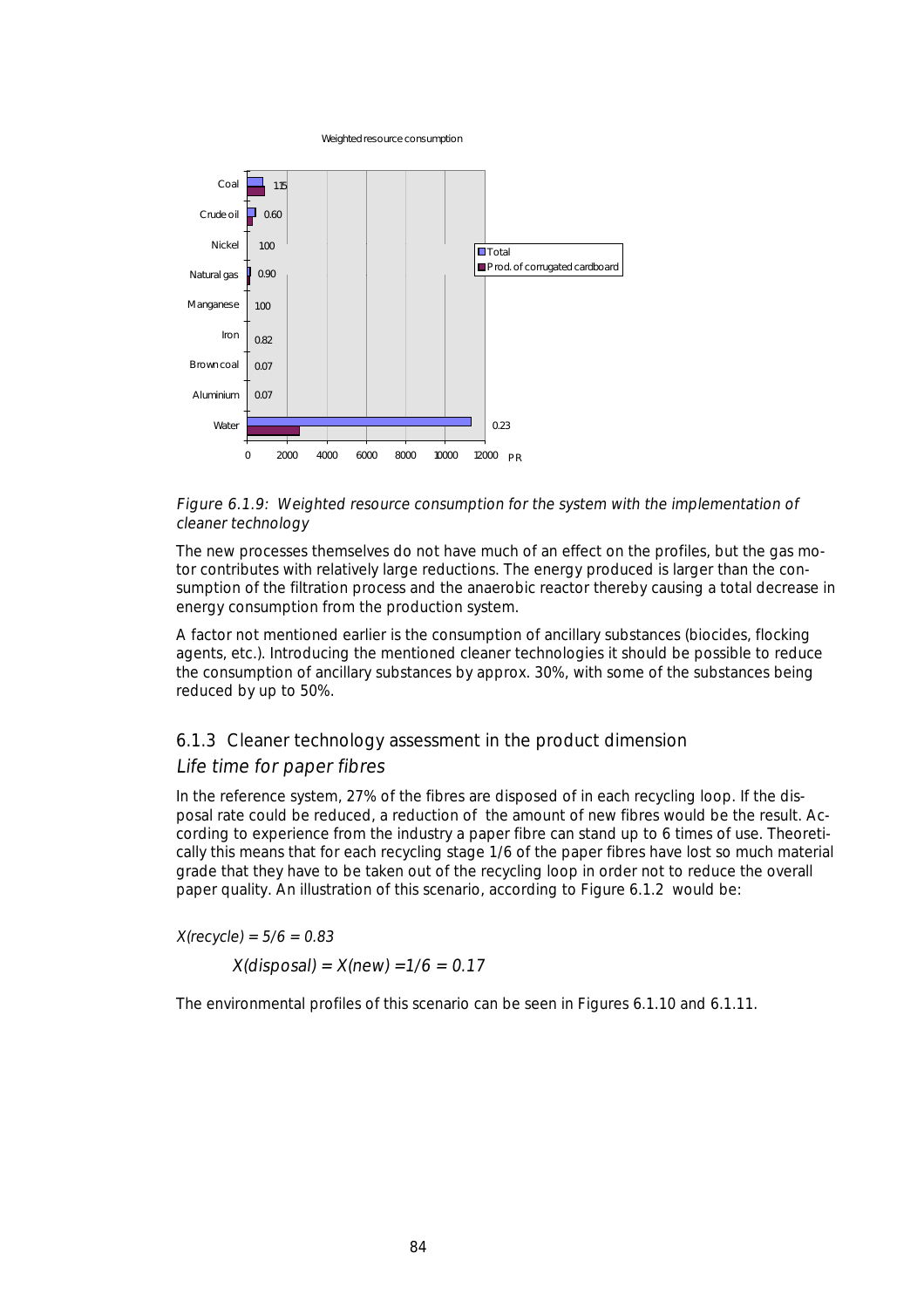Weighted resource consumption

| Resource | Value |
|---|---|
| Coal | 1.15 |
| Crude oil | 0.60 |
| Nickel | 1.00 |
| Natural gas | 0.90 |
| Manganese | 1.00 |
| Iron | 0.82 |
| Brown coal | 0.07 |
| Aluminium | 0.07 |
| Water | 0.23 |

Legend: Total; Prod. of corrugated cardboard. Axis: 0–12000 PR

*Figure 6.1.9: Weighted resource consumption for the system with the implementation of cleaner technology*

The new processes themselves do not have much of an effect on the profiles, but the gas motor contributes with relatively large reductions. The energy produced is larger than the consumption of the filtration process and the anaerobic reactor thereby causing a total decrease in energy consumption from the production system.

A factor not mentioned earlier is the consumption of ancillary substances (biocides, flocking agents, etc.). Introducing the mentioned cleaner technologies it should be possible to reduce the consumption of ancillary substances by approx. 30%, with some of the substances being reduced by up to 50%.

### 6.1.3 Cleaner technology assessment in the product dimension

#### *Life time for paper fibres*

In the reference system, 27% of the fibres are disposed of in each recycling loop. If the disposal rate could be reduced, a reduction of the amount of new fibres would be the result. According to experience from the industry a paper fibre can stand up to 6 times of use. Theoretically this means that for each recycling stage 1/6 of the paper fibres have lost so much material grade that they have to be taken out of the recycling loop in order not to reduce the overall paper quality. An illustration of this scenario, according to Figure 6.1.2 would be:

$X(recycle) = 5/6 = 0.83$

$X(disposal) = X(new) = 1/6 = 0.17$

The environmental profiles of this scenario can be seen in Figures 6.1.10 and 6.1.11.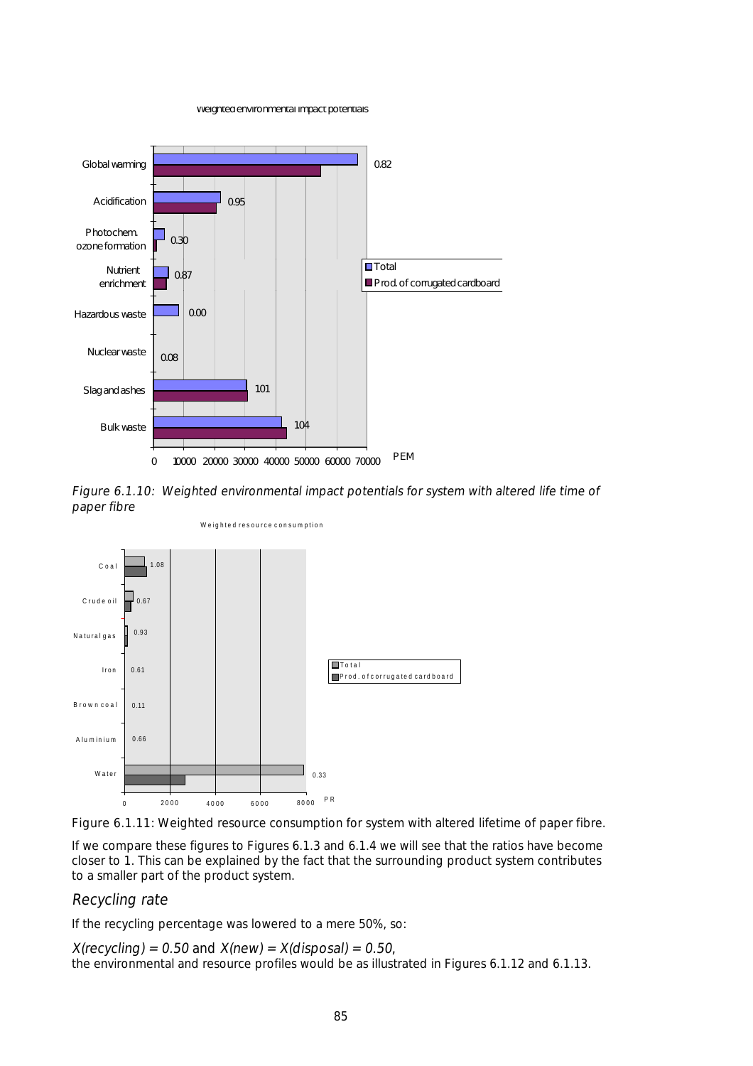Figure 6.1.10: Weighted environmental impact potentials for system with altered life time of paper fibre

Figure 6.1.11: Weighted resource consumption for system with altered lifetime of paper fibre.

If we compare these figures to Figures 6.1.3 and 6.1.4 we will see that the ratios have become closer to 1. This can be explained by the fact that the surrounding product system contributes to a smaller part of the product system.

### Recycling rate

If the recycling percentage was lowered to a mere 50%, so:

$X(recycling) = 0.50$ and $X(new) = X(disposal) = 0.50$,
the environmental and resource profiles would be as illustrated in Figures 6.1.12 and 6.1.13.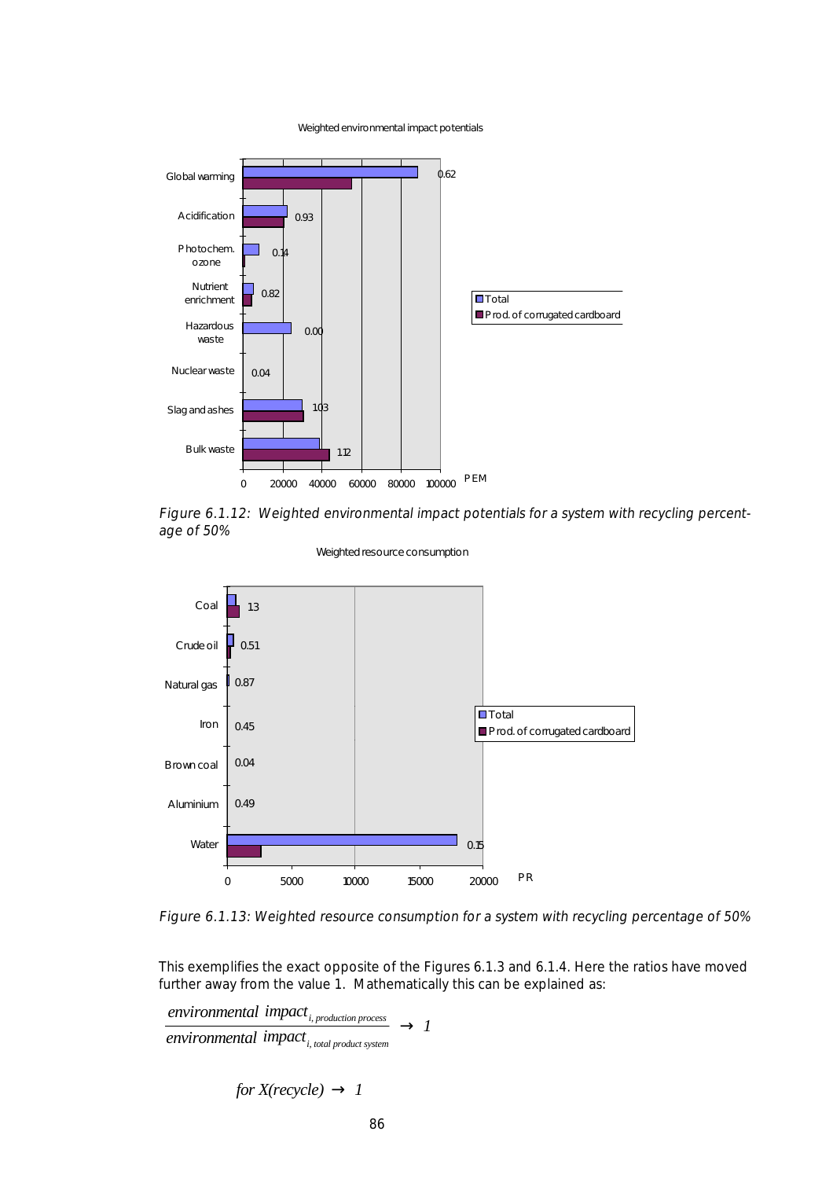Weighted environmental impact potentials

| | Total | Prod. of corrugated cardboard | Ratio |
|---|---|---|---|
| Global warming | | | 0.62 |
| Acidification | | | 0.93 |
| Photochem. ozone | | | 0.14 |
| Nutrient enrichment | | | 0.82 |
| Hazardous waste | | | 0.00 |
| Nuclear waste | | | 0.04 |
| Slag and ashes | | | 1.03 |
| Bulk waste | | | 1.12 |

*Figure 6.1.12: Weighted environmental impact potentials for a system with recycling percentage of 50%*

Weighted resource consumption

| | Total | Prod. of corrugated cardboard | Ratio |
|---|---|---|---|
| Coal | | | 1.3 |
| Crude oil | | | 0.51 |
| Natural gas | | | 0.87 |
| Iron | | | 0.45 |
| Brown coal | | | 0.04 |
| Aluminium | | | 0.49 |
| Water | | | 0.15 |

*Figure 6.1.13: Weighted resource consumption for a system with recycling percentage of 50%*

This exemplifies the exact opposite of the Figures 6.1.3 and 6.1.4. Here the ratios have moved further away from the value 1. Mathematically this can be explained as:

$$\frac{environmental\ impact_{i,\ production\ process}}{environmental\ impact_{i,\ total\ product\ system}} \rightarrow 1$$

$$for\ X(recycle) \rightarrow 1$$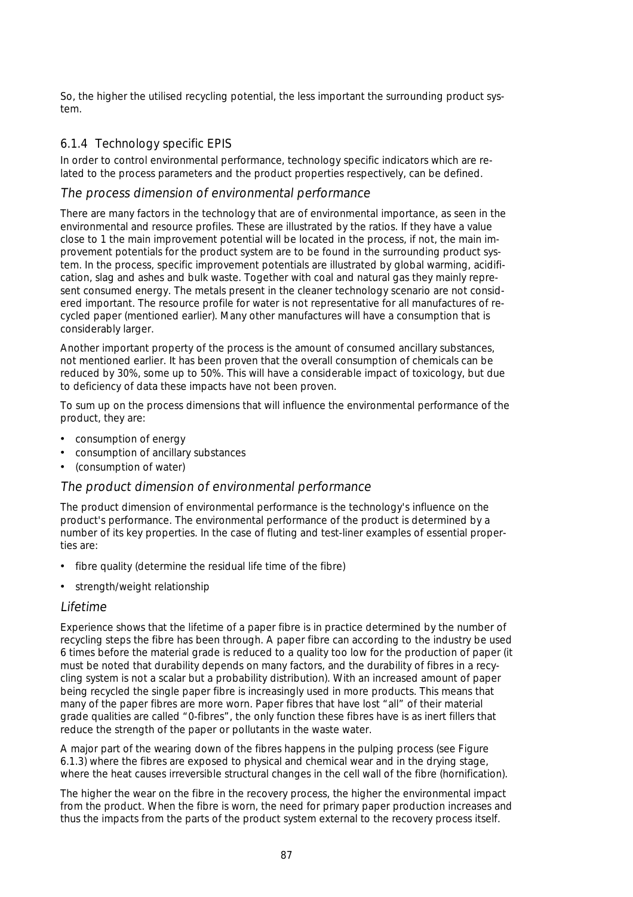So, the higher the utilised recycling potential, the less important the surrounding product system.

### 6.1.4 Technology specific EPIS

In order to control environmental performance, technology specific indicators which are related to the process parameters and the product properties respectively, can be defined.

#### *The process dimension of environmental performance*

There are many factors in the technology that are of environmental importance, as seen in the environmental and resource profiles. These are illustrated by the ratios. If they have a value close to 1 the main improvement potential will be located in the process, if not, the main improvement potentials for the product system are to be found in the surrounding product system. In the process, specific improvement potentials are illustrated by global warming, acidification, slag and ashes and bulk waste. Together with coal and natural gas they mainly represent consumed energy. The metals present in the cleaner technology scenario are not considered important. The resource profile for water is not representative for all manufactures of recycled paper (mentioned earlier). Many other manufactures will have a consumption that is considerably larger.

Another important property of the process is the amount of consumed ancillary substances, not mentioned earlier. It has been proven that the overall consumption of chemicals can be reduced by 30%, some up to 50%. This will have a considerable impact of toxicology, but due to deficiency of data these impacts have not been proven.

To sum up on the process dimensions that will influence the environmental performance of the product, they are:

- consumption of energy
- consumption of ancillary substances
- (consumption of water)

#### *The product dimension of environmental performance*

The product dimension of environmental performance is the technology's influence on the product's performance. The environmental performance of the product is determined by a number of its key properties. In the case of fluting and test-liner examples of essential properties are:

- fibre quality (determine the residual life time of the fibre)
- strength/weight relationship

#### *Lifetime*

Experience shows that the lifetime of a paper fibre is in practice determined by the number of recycling steps the fibre has been through. A paper fibre can according to the industry be used 6 times before the material grade is reduced to a quality too low for the production of paper (it must be noted that durability depends on many factors, and the durability of fibres in a recycling system is not a scalar but a probability distribution). With an increased amount of paper being recycled the single paper fibre is increasingly used in more products. This means that many of the paper fibres are more worn. Paper fibres that have lost "all" of their material grade qualities are called "0-fibres", the only function these fibres have is as inert fillers that reduce the strength of the paper or pollutants in the waste water.

A major part of the wearing down of the fibres happens in the pulping process (see Figure 6.1.3) where the fibres are exposed to physical and chemical wear and in the drying stage, where the heat causes irreversible structural changes in the cell wall of the fibre (hornification).

The higher the wear on the fibre in the recovery process, the higher the environmental impact from the product. When the fibre is worn, the need for primary paper production increases and thus the impacts from the parts of the product system external to the recovery process itself.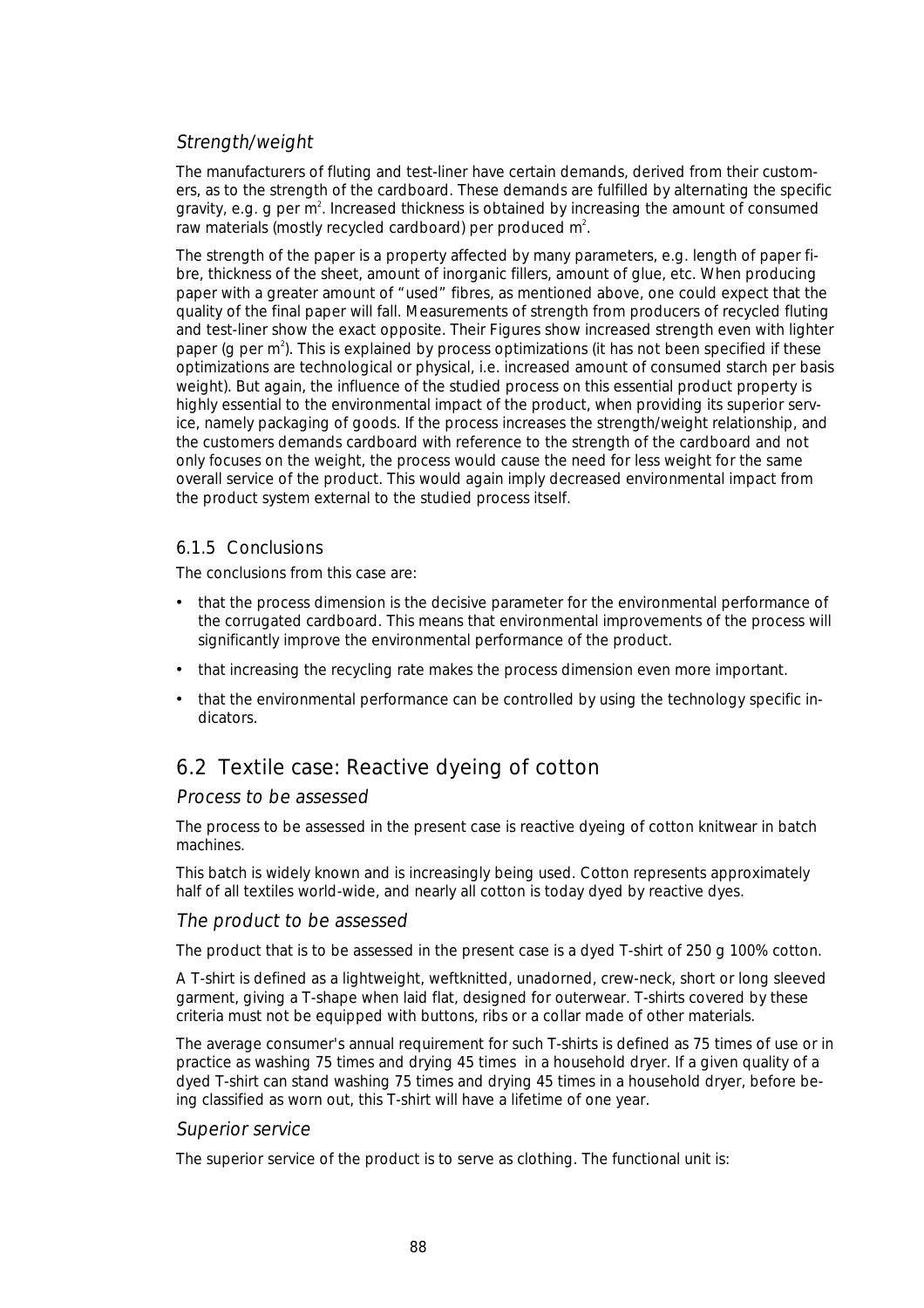### *Strength/weight*

The manufacturers of fluting and test-liner have certain demands, derived from their customers, as to the strength of the cardboard. These demands are fulfilled by alternating the specific gravity, e.g. g per $m^2$. Increased thickness is obtained by increasing the amount of consumed raw materials (mostly recycled cardboard) per produced $m^2$.

The strength of the paper is a property affected by many parameters, e.g. length of paper fibre, thickness of the sheet, amount of inorganic fillers, amount of glue, etc. When producing paper with a greater amount of "used" fibres, as mentioned above, one could expect that the quality of the final paper will fall. Measurements of strength from producers of recycled fluting and test-liner show the exact opposite. Their Figures show increased strength even with lighter paper (g per $m^2$). This is explained by process optimizations (it has not been specified if these optimizations are technological or physical, i.e. increased amount of consumed starch per basis weight). But again, the influence of the studied process on this essential product property is highly essential to the environmental impact of the product, when providing its superior service, namely packaging of goods. If the process increases the strength/weight relationship, and the customers demands cardboard with reference to the strength of the cardboard and not only focuses on the weight, the process would cause the need for less weight for the same overall service of the product. This would again imply decreased environmental impact from the product system external to the studied process itself.

### 6.1.5 Conclusions

The conclusions from this case are:

- that the process dimension is the decisive parameter for the environmental performance of the corrugated cardboard. This means that environmental improvements of the process will significantly improve the environmental performance of the product.
- that increasing the recycling rate makes the process dimension even more important.
- that the environmental performance can be controlled by using the technology specific indicators.

## 6.2 Textile case: Reactive dyeing of cotton

### *Process to be assessed*

The process to be assessed in the present case is reactive dyeing of cotton knitwear in batch machines.

This batch is widely known and is increasingly being used. Cotton represents approximately half of all textiles world-wide, and nearly all cotton is today dyed by reactive dyes.

### *The product to be assessed*

The product that is to be assessed in the present case is a dyed T-shirt of 250 g 100% cotton.

A T-shirt is defined as a lightweight, weftknitted, unadorned, crew-neck, short or long sleeved garment, giving a T-shape when laid flat, designed for outerwear. T-shirts covered by these criteria must not be equipped with buttons, ribs or a collar made of other materials.

The average consumer's annual requirement for such T-shirts is defined as 75 times of use or in practice as washing 75 times and drying 45 times in a household dryer. If a given quality of a dyed T-shirt can stand washing 75 times and drying 45 times in a household dryer, before being classified as worn out, this T-shirt will have a lifetime of one year.

### *Superior service*

The superior service of the product is to serve as clothing. The functional unit is: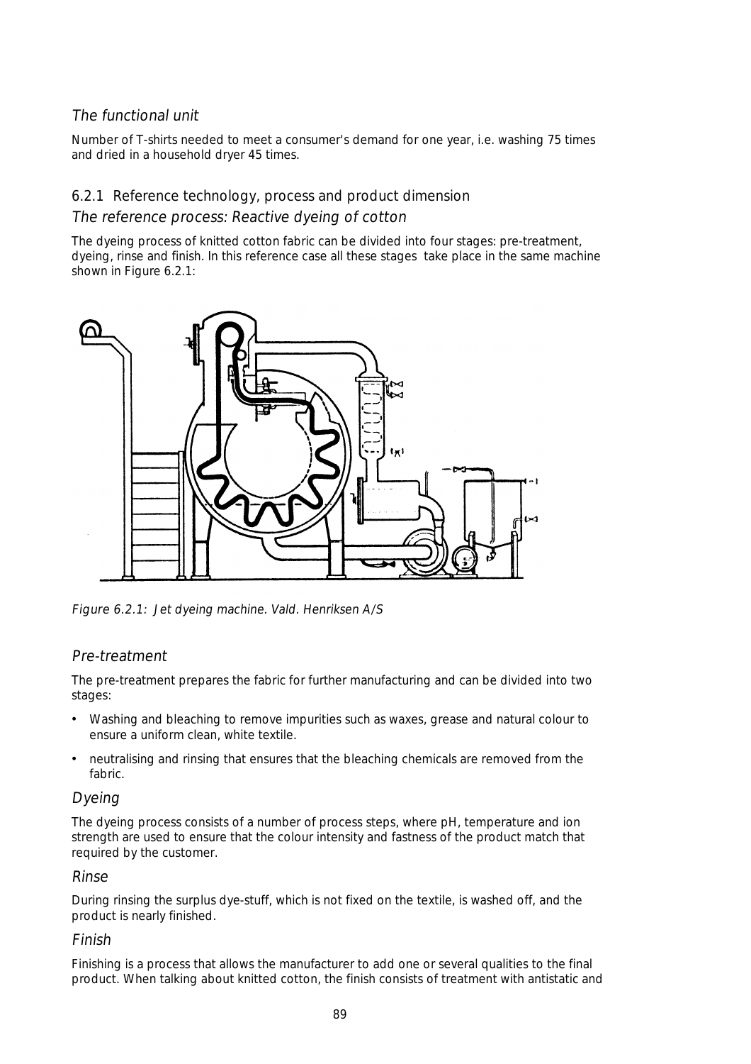### The functional unit

Number of T-shirts needed to meet a consumer's demand for one year, i.e. washing 75 times and dried in a household dryer 45 times.

## 6.2.1 Reference technology, process and product dimension

### The reference process: Reactive dyeing of cotton

The dyeing process of knitted cotton fabric can be divided into four stages: pre-treatment, dyeing, rinse and finish. In this reference case all these stages take place in the same machine shown in Figure 6.2.1:

*Figure 6.2.1: Jet dyeing machine. Vald. Henriksen A/S*

### Pre-treatment

The pre-treatment prepares the fabric for further manufacturing and can be divided into two stages:

- Washing and bleaching to remove impurities such as waxes, grease and natural colour to ensure a uniform clean, white textile.
- neutralising and rinsing that ensures that the bleaching chemicals are removed from the fabric.

### Dyeing

The dyeing process consists of a number of process steps, where pH, temperature and ion strength are used to ensure that the colour intensity and fastness of the product match that required by the customer.

### Rinse

During rinsing the surplus dye-stuff, which is not fixed on the textile, is washed off, and the product is nearly finished.

### Finish

Finishing is a process that allows the manufacturer to add one or several qualities to the final product. When talking about knitted cotton, the finish consists of treatment with antistatic and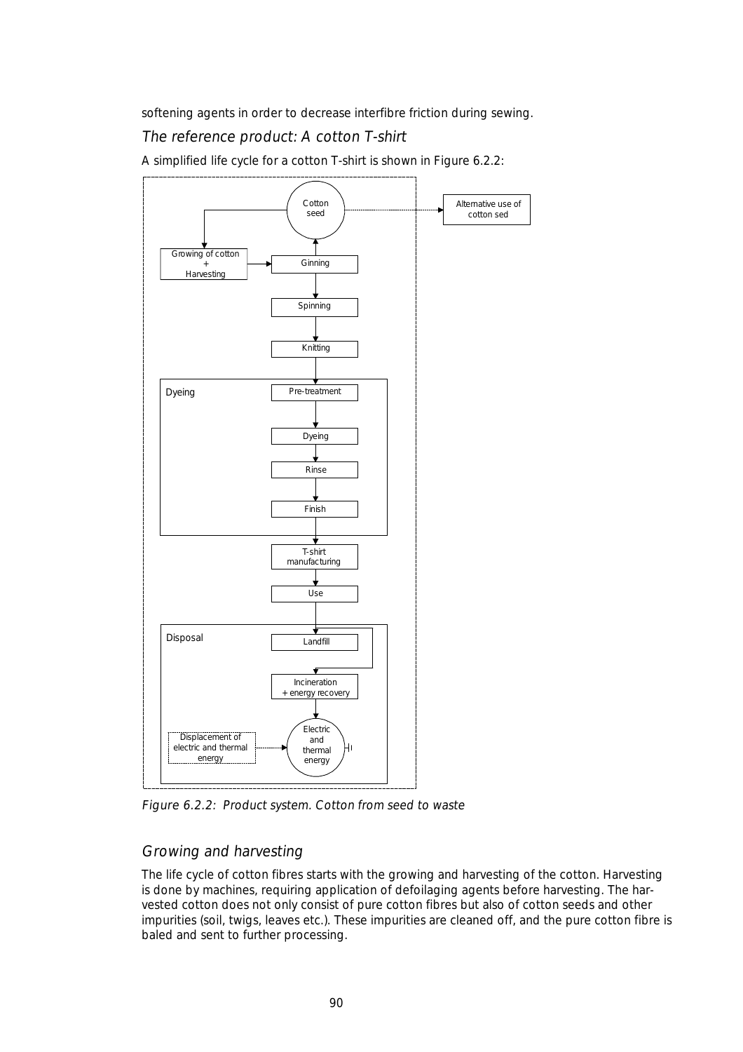softening agents in order to decrease interfibre friction during sewing.

### *The reference product: A cotton T-shirt*

A simplified life cycle for a cotton T-shirt is shown in Figure 6.2.2:

*Figure 6.2.2: Product system. Cotton from seed to waste*

### *Growing and harvesting*

The life cycle of cotton fibres starts with the growing and harvesting of the cotton. Harvesting is done by machines, requiring application of defoilaging agents before harvesting. The harvested cotton does not only consist of pure cotton fibres but also of cotton seeds and other impurities (soil, twigs, leaves etc.). These impurities are cleaned off, and the pure cotton fibre is baled and sent to further processing.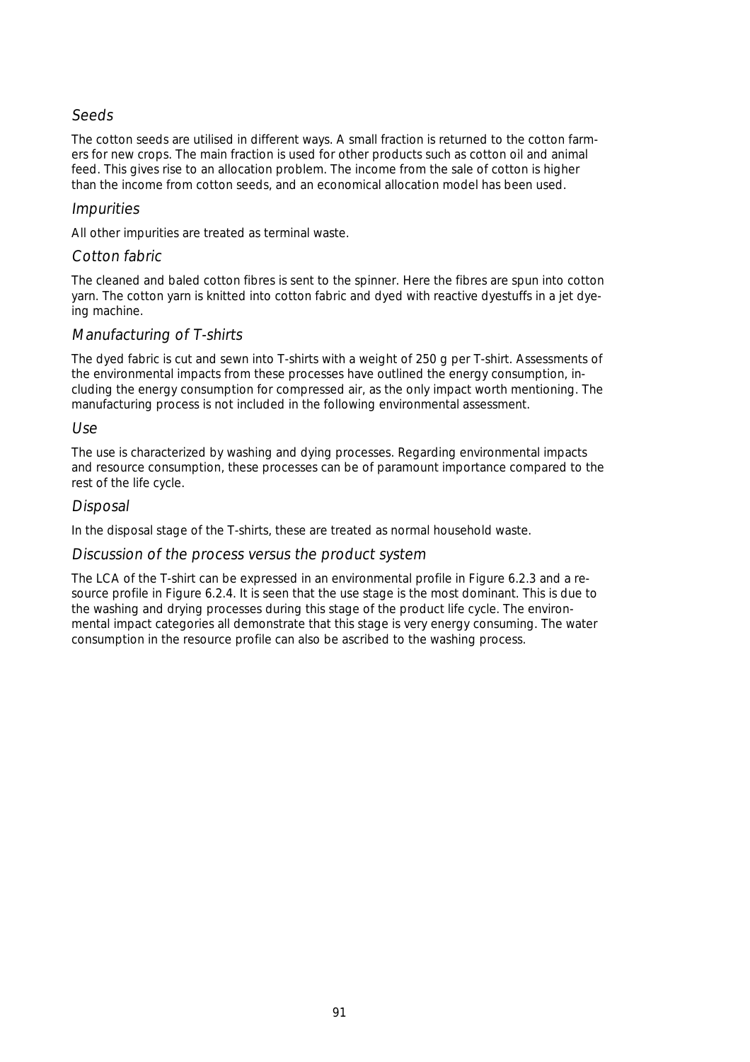### *Seeds*

The cotton seeds are utilised in different ways. A small fraction is returned to the cotton farmers for new crops. The main fraction is used for other products such as cotton oil and animal feed. This gives rise to an allocation problem. The income from the sale of cotton is higher than the income from cotton seeds, and an economical allocation model has been used.

### *Impurities*

All other impurities are treated as terminal waste.

### *Cotton fabric*

The cleaned and baled cotton fibres is sent to the spinner. Here the fibres are spun into cotton yarn. The cotton yarn is knitted into cotton fabric and dyed with reactive dyestuffs in a jet dyeing machine.

### *Manufacturing of T-shirts*

The dyed fabric is cut and sewn into T-shirts with a weight of 250 g per T-shirt. Assessments of the environmental impacts from these processes have outlined the energy consumption, including the energy consumption for compressed air, as the only impact worth mentioning. The manufacturing process is not included in the following environmental assessment.

### *Use*

The use is characterized by washing and dying processes. Regarding environmental impacts and resource consumption, these processes can be of paramount importance compared to the rest of the life cycle.

### *Disposal*

In the disposal stage of the T-shirts, these are treated as normal household waste.

### *Discussion of the process versus the product system*

The LCA of the T-shirt can be expressed in an environmental profile in Figure 6.2.3 and a resource profile in Figure 6.2.4. It is seen that the use stage is the most dominant. This is due to the washing and drying processes during this stage of the product life cycle. The environmental impact categories all demonstrate that this stage is very energy consuming. The water consumption in the resource profile can also be ascribed to the washing process.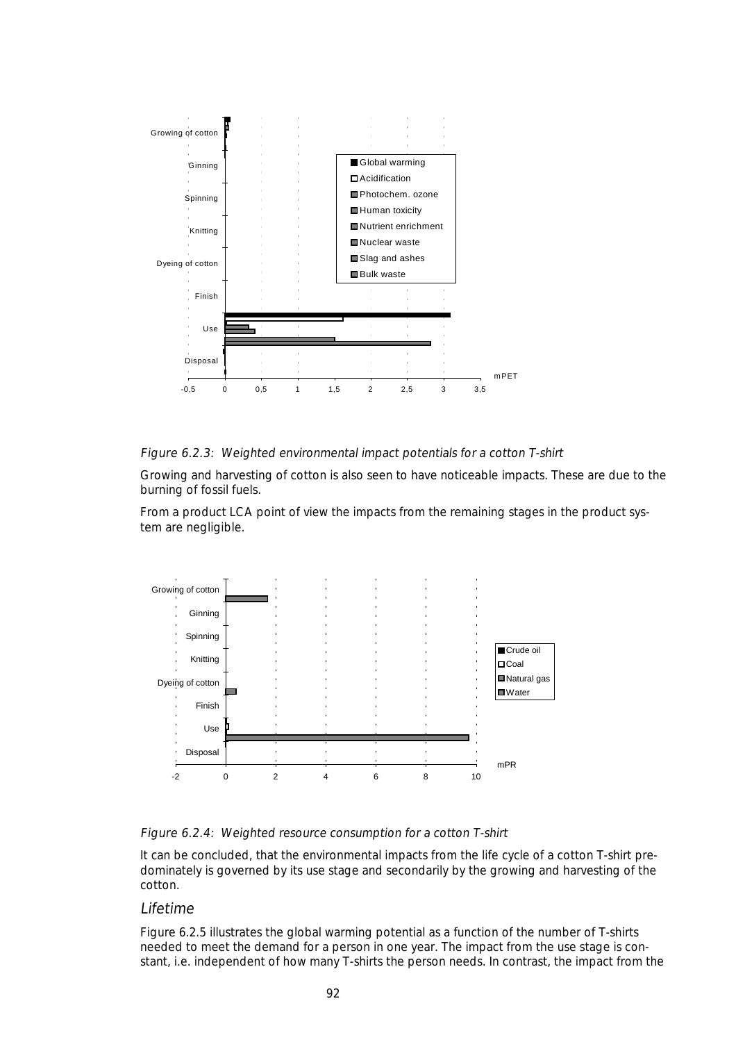*Figure 6.2.3: Weighted environmental impact potentials for a cotton T-shirt*

Growing and harvesting of cotton is also seen to have noticeable impacts. These are due to the burning of fossil fuels.

From a product LCA point of view the impacts from the remaining stages in the product system are negligible.

*Figure 6.2.4: Weighted resource consumption for a cotton T-shirt*

It can be concluded, that the environmental impacts from the life cycle of a cotton T-shirt predominately is governed by its use stage and secondarily by the growing and harvesting of the cotton.

## Lifetime

Figure 6.2.5 illustrates the global warming potential as a function of the number of T-shirts needed to meet the demand for a person in one year. The impact from the use stage is constant, i.e. independent of how many T-shirts the person needs. In contrast, the impact from the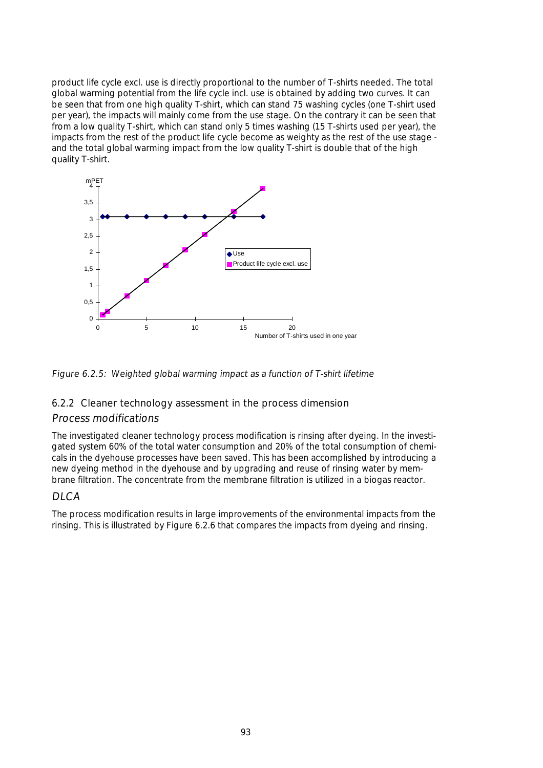product life cycle excl. use is directly proportional to the number of T-shirts needed. The total global warming potential from the life cycle incl. use is obtained by adding two curves. It can be seen that from one high quality T-shirt, which can stand 75 washing cycles (one T-shirt used per year), the impacts will mainly come from the use stage. On the contrary it can be seen that from a low quality T-shirt, which can stand only 5 times washing (15 T-shirts used per year), the impacts from the rest of the product life cycle become as weighty as the rest of the use stage - and the total global warming impact from the low quality T-shirt is double that of the high quality T-shirt.

*Figure 6.2.5: Weighted global warming impact as a function of T-shirt lifetime*

## 6.2.2 Cleaner technology assessment in the process dimension

### *Process modifications*

The investigated cleaner technology process modification is rinsing after dyeing. In the investigated system 60% of the total water consumption and 20% of the total consumption of chemicals in the dyehouse processes have been saved. This has been accomplished by introducing a new dyeing method in the dyehouse and by upgrading and reuse of rinsing water by membrane filtration. The concentrate from the membrane filtration is utilized in a biogas reactor.

### *DLCA*

The process modification results in large improvements of the environmental impacts from the rinsing. This is illustrated by Figure 6.2.6 that compares the impacts from dyeing and rinsing.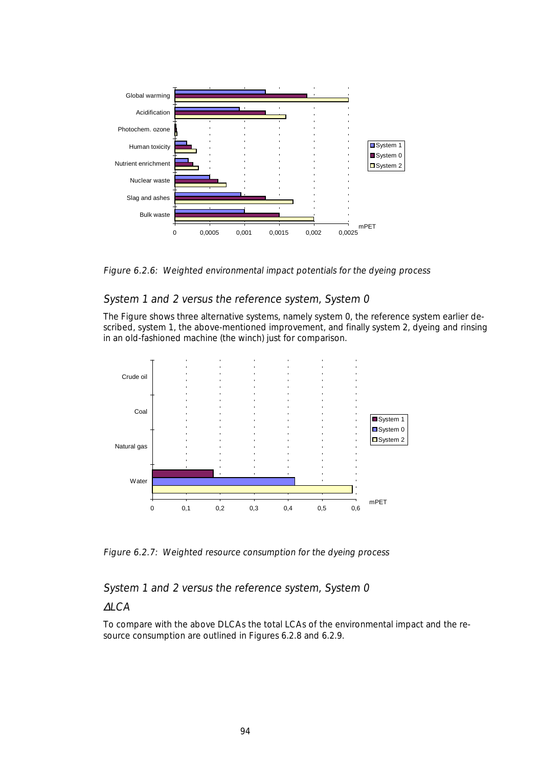Figure 6.2.6: *Weighted environmental impact potentials for the dyeing process*

## *System 1 and 2 versus the reference system, System 0*

The Figure shows three alternative systems, namely system 0, the reference system earlier described, system 1, the above-mentioned improvement, and finally system 2, dyeing and rinsing in an old-fashioned machine (the winch) just for comparison.

*Figure 6.2.7: Weighted resource consumption for the dyeing process*

## *System 1 and 2 versus the reference system, System 0*

### *ΔLCA*

To compare with the above DLCAs the total LCAs of the environmental impact and the resource consumption are outlined in Figures 6.2.8 and 6.2.9.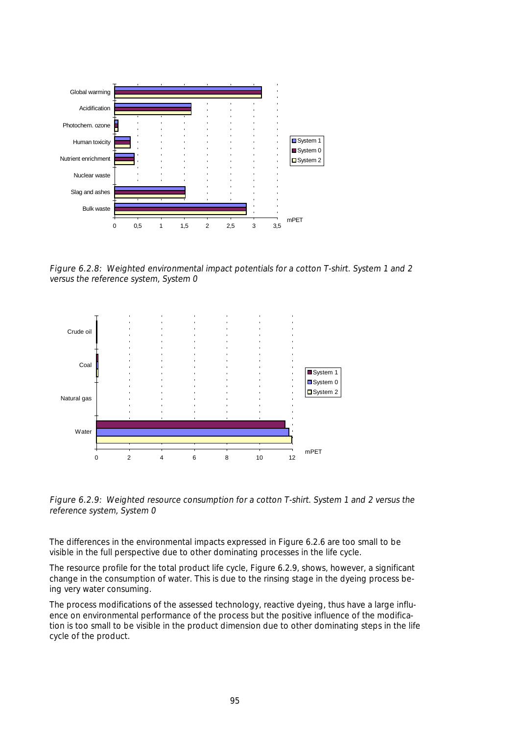Figure 6.2.8: Weighted environmental impact potentials for a cotton T-shirt. System 1 and 2 versus the reference system, System 0

Figure 6.2.9: Weighted resource consumption for a cotton T-shirt. System 1 and 2 versus the reference system, System 0

The differences in the environmental impacts expressed in Figure 6.2.6 are too small to be visible in the full perspective due to other dominating processes in the life cycle.

The resource profile for the total product life cycle, Figure 6.2.9, shows, however, a significant change in the consumption of water. This is due to the rinsing stage in the dyeing process being very water consuming.

The process modifications of the assessed technology, reactive dyeing, thus have a large influence on environmental performance of the process but the positive influence of the modification is too small to be visible in the product dimension due to other dominating steps in the life cycle of the product.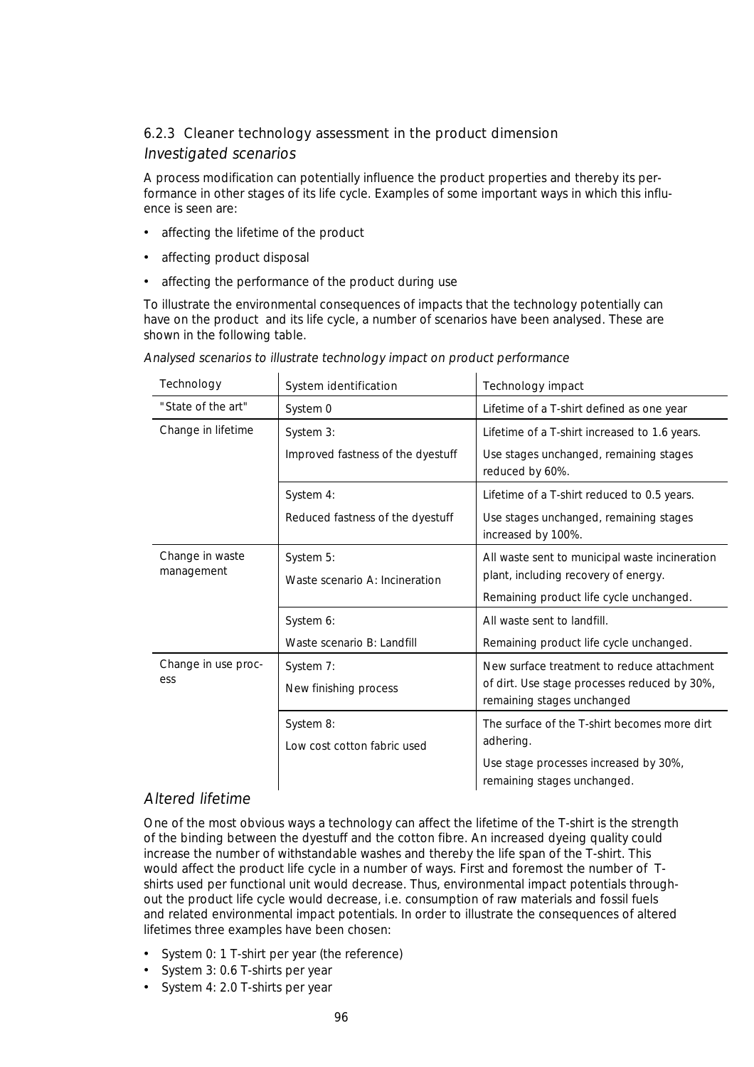### 6.2.3 Cleaner technology assessment in the product dimension

#### *Investigated scenarios*

A process modification can potentially influence the product properties and thereby its performance in other stages of its life cycle. Examples of some important ways in which this influence is seen are:

- affecting the lifetime of the product
- affecting product disposal
- affecting the performance of the product during use

To illustrate the environmental consequences of impacts that the technology potentially can have on the product and its life cycle, a number of scenarios have been analysed. These are shown in the following table.

*Analysed scenarios to illustrate technology impact on product performance*

| Technology | System identification | Technology impact |
|---|---|---|
| "State of the art" | System 0 | Lifetime of a T-shirt defined as one year |
| Change in lifetime | System 3:<br>Improved fastness of the dyestuff | Lifetime of a T-shirt increased to 1.6 years.<br>Use stages unchanged, remaining stages reduced by 60%. |
| | System 4:<br>Reduced fastness of the dyestuff | Lifetime of a T-shirt reduced to 0.5 years.<br>Use stages unchanged, remaining stages increased by 100%. |
| Change in waste management | System 5:<br>Waste scenario A: Incineration | All waste sent to municipal waste incineration plant, including recovery of energy.<br>Remaining product life cycle unchanged. |
| | System 6:<br>Waste scenario B: Landfill | All waste sent to landfill.<br>Remaining product life cycle unchanged. |
| Change in use process | System 7:<br>New finishing process | New surface treatment to reduce attachment of dirt. Use stage processes reduced by 30%, remaining stages unchanged |
| | System 8:<br>Low cost cotton fabric used | The surface of the T-shirt becomes more dirt adhering.<br>Use stage processes increased by 30%, remaining stages unchanged. |

#### *Altered lifetime*

One of the most obvious ways a technology can affect the lifetime of the T-shirt is the strength of the binding between the dyestuff and the cotton fibre. An increased dyeing quality could increase the number of withstandable washes and thereby the life span of the T-shirt. This would affect the product life cycle in a number of ways. First and foremost the number of T-shirts used per functional unit would decrease. Thus, environmental impact potentials throughout the product life cycle would decrease, i.e. consumption of raw materials and fossil fuels and related environmental impact potentials. In order to illustrate the consequences of altered lifetimes three examples have been chosen:

- System 0: 1 T-shirt per year (the reference)
- System 3: 0.6 T-shirts per year
- System 4: 2.0 T-shirts per year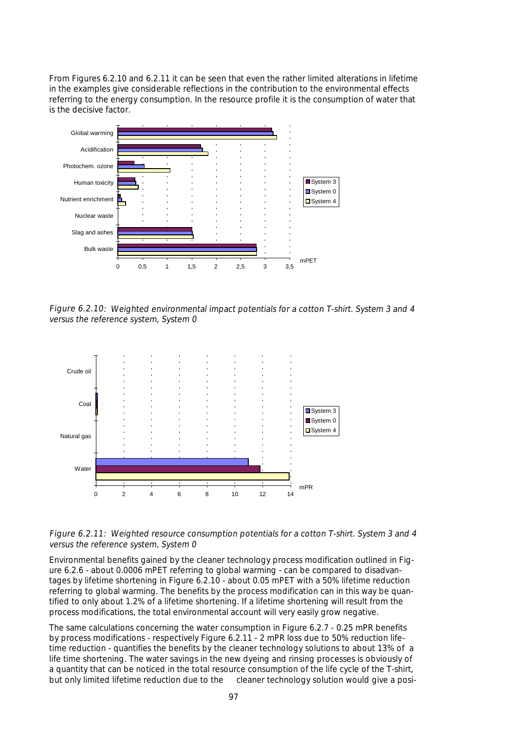From Figures 6.2.10 and 6.2.11 it can be seen that even the rather limited alterations in lifetime in the examples give considerable reflections in the contribution to the environmental effects referring to the energy consumption. In the resource profile it is the consumption of water that is the decisive factor.

*Figure 6.2.10: Weighted environmental impact potentials for a cotton T-shirt. System 3 and 4 versus the reference system, System 0*

*Figure 6.2.11: Weighted resource consumption potentials for a cotton T-shirt. System 3 and 4 versus the reference system, System 0*

Environmental benefits gained by the cleaner technology process modification outlined in Figure 6.2.6 - about 0.0006 mPET referring to global warming - can be compared to disadvantages by lifetime shortening in Figure 6.2.10 - about 0.05 mPET with a 50% lifetime reduction referring to global warming. The benefits by the process modification can in this way be quantified to only about 1.2% of a lifetime shortening. If a lifetime shortening will result from the process modifications, the total environmental account will very easily grow negative.

The same calculations concerning the water consumption in Figure 6.2.7 - 0.25 mPR benefits by process modifications - respectively Figure 6.2.11 - 2 mPR loss due to 50% reduction lifetime reduction - quantifies the benefits by the cleaner technology solutions to about 13% of a life time shortening. The water savings in the new dyeing and rinsing processes is obviously of a quantity that can be noticed in the total resource consumption of the life cycle of the T-shirt, but only limited lifetime reduction due to the cleaner technology solution would give a posi-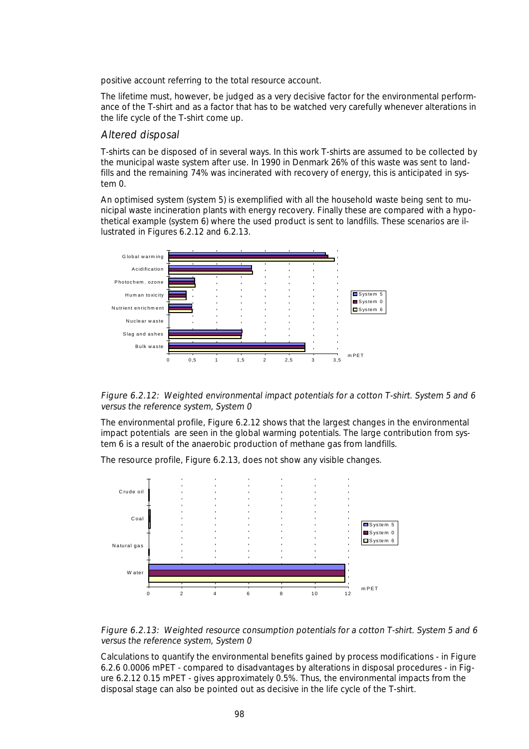positive account referring to the total resource account.

The lifetime must, however, be judged as a very decisive factor for the environmental performance of the T-shirt and as a factor that has to be watched very carefully whenever alterations in the life cycle of the T-shirt come up.

### *Altered disposal*

T-shirts can be disposed of in several ways. In this work T-shirts are assumed to be collected by the municipal waste system after use. In 1990 in Denmark 26% of this waste was sent to landfills and the remaining 74% was incinerated with recovery of energy, this is anticipated in system 0.

An optimised system (system 5) is exemplified with all the household waste being sent to municipal waste incineration plants with energy recovery. Finally these are compared with a hypothetical example (system 6) where the used product is sent to landfills. These scenarios are illustrated in Figures 6.2.12 and 6.2.13.

*Figure 6.2.12: Weighted environmental impact potentials for a cotton T-shirt. System 5 and 6 versus the reference system, System 0*

The environmental profile, Figure 6.2.12 shows that the largest changes in the environmental impact potentials are seen in the global warming potentials. The large contribution from system 6 is a result of the anaerobic production of methane gas from landfills.

The resource profile, Figure 6.2.13, does not show any visible changes.

*Figure 6.2.13: Weighted resource consumption potentials for a cotton T-shirt. System 5 and 6 versus the reference system, System 0*

Calculations to quantify the environmental benefits gained by process modifications - in Figure 6.2.6 0.0006 mPET - compared to disadvantages by alterations in disposal procedures - in Figure 6.2.12 0.15 mPET - gives approximately 0.5%. Thus, the environmental impacts from the disposal stage can also be pointed out as decisive in the life cycle of the T-shirt.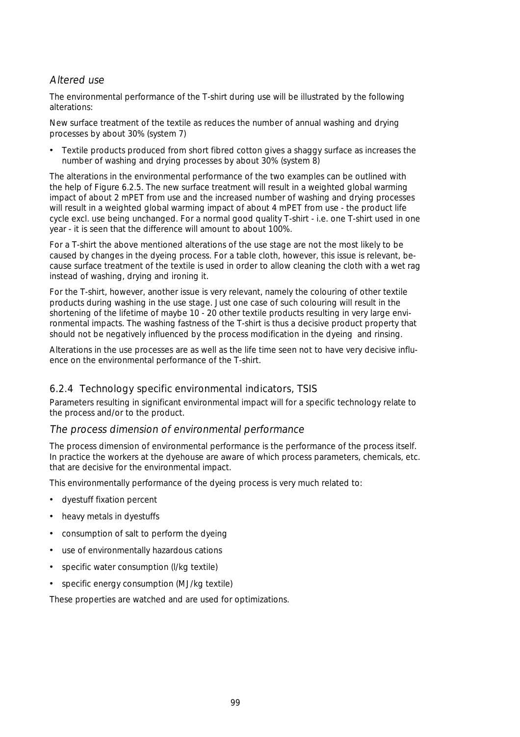### *Altered use*

The environmental performance of the T-shirt during use will be illustrated by the following alterations:

New surface treatment of the textile as reduces the number of annual washing and drying processes by about 30% (system 7)

- Textile products produced from short fibred cotton gives a shaggy surface as increases the number of washing and drying processes by about 30% (system 8)

The alterations in the environmental performance of the two examples can be outlined with the help of Figure 6.2.5. The new surface treatment will result in a weighted global warming impact of about 2 mPET from use and the increased number of washing and drying processes will result in a weighted global warming impact of about 4 mPET from use - the product life cycle excl. use being unchanged. For a normal good quality T-shirt - i.e. one T-shirt used in one year - it is seen that the difference will amount to about 100%.

For a T-shirt the above mentioned alterations of the use stage are not the most likely to be caused by changes in the dyeing process. For a table cloth, however, this issue is relevant, because surface treatment of the textile is used in order to allow cleaning the cloth with a wet rag instead of washing, drying and ironing it.

For the T-shirt, however, another issue is very relevant, namely the colouring of other textile products during washing in the use stage. Just one case of such colouring will result in the shortening of the lifetime of maybe 10 - 20 other textile products resulting in very large environmental impacts. The washing fastness of the T-shirt is thus a decisive product property that should not be negatively influenced by the process modification in the dyeing and rinsing.

Alterations in the use processes are as well as the life time seen not to have very decisive influence on the environmental performance of the T-shirt.

## 6.2.4 Technology specific environmental indicators, TSIS

Parameters resulting in significant environmental impact will for a specific technology relate to the process and/or to the product.

### *The process dimension of environmental performance*

The process dimension of environmental performance is the performance of the process itself. In practice the workers at the dyehouse are aware of which process parameters, chemicals, etc. that are decisive for the environmental impact.

This environmentally performance of the dyeing process is very much related to:

- dyestuff fixation percent
- heavy metals in dyestuffs
- consumption of salt to perform the dyeing
- use of environmentally hazardous cations
- specific water consumption (l/kg textile)
- specific energy consumption (MJ/kg textile)

These properties are watched and are used for optimizations.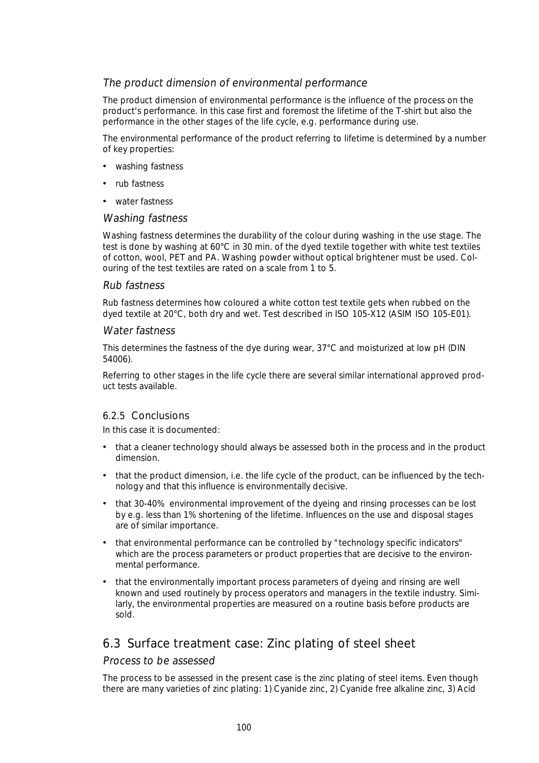### *The product dimension of environmental performance*

The product dimension of environmental performance is the influence of the process on the product's performance. In this case first and foremost the lifetime of the T-shirt but also the performance in the other stages of the life cycle, e.g. performance during use.

The environmental performance of the product referring to lifetime is determined by a number of key properties:

- washing fastness
- rub fastness
- water fastness

### *Washing fastness*

Washing fastness determines the durability of the colour during washing in the use stage. The test is done by washing at 60°C in 30 min. of the dyed textile together with white test textiles of cotton, wool, PET and PA. Washing powder without optical brightener must be used. Colouring of the test textiles are rated on a scale from 1 to 5.

### *Rub fastness*

Rub fastness determines how coloured a white cotton test textile gets when rubbed on the dyed textile at 20°C, both dry and wet. Test described in ISO 105-X12 (ASIM ISO 105-E01).

### *Water fastness*

This determines the fastness of the dye during wear, 37°C and moisturized at low pH (DIN 54006).

Referring to other stages in the life cycle there are several similar international approved product tests available.

### 6.2.5 Conclusions

In this case it is documented:

- that a cleaner technology should always be assessed both in the process and in the product dimension.
- that the product dimension, i.e. the life cycle of the product, can be influenced by the technology and that this influence is environmentally decisive.
- that 30-40% environmental improvement of the dyeing and rinsing processes can be lost by e.g. less than 1% shortening of the lifetime. Influences on the use and disposal stages are of similar importance.
- that environmental performance can be controlled by "technology specific indicators" which are the process parameters or product properties that are decisive to the environmental performance.
- that the environmentally important process parameters of dyeing and rinsing are well known and used routinely by process operators and managers in the textile industry. Similarly, the environmental properties are measured on a routine basis before products are sold.

## 6.3 Surface treatment case: Zinc plating of steel sheet

### *Process to be assessed*

The process to be assessed in the present case is the zinc plating of steel items. Even though there are many varieties of zinc plating: 1) Cyanide zinc, 2) Cyanide free alkaline zinc, 3) Acid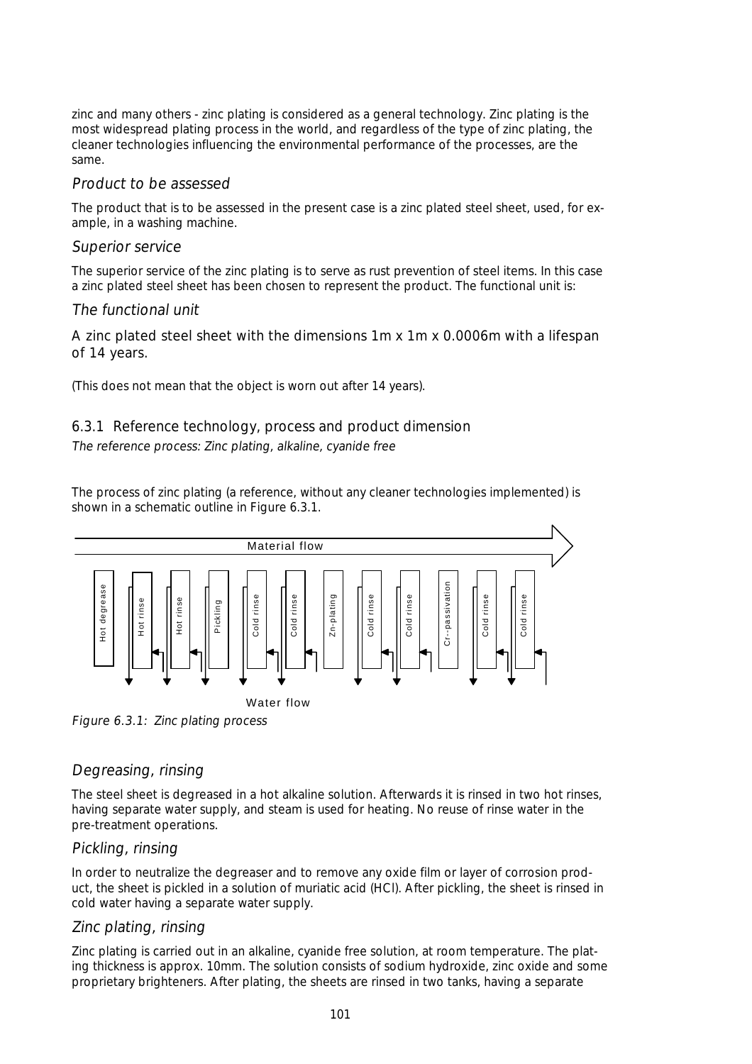zinc and many others - zinc plating is considered as a general technology. Zinc plating is the most widespread plating process in the world, and regardless of the type of zinc plating, the cleaner technologies influencing the environmental performance of the processes, are the same.

### *Product to be assessed*

The product that is to be assessed in the present case is a zinc plated steel sheet, used, for example, in a washing machine.

### *Superior service*

The superior service of the zinc plating is to serve as rust prevention of steel items. In this case a zinc plated steel sheet has been chosen to represent the product. The functional unit is:

### *The functional unit*

A zinc plated steel sheet with the dimensions 1m x 1m x 0.0006m with a lifespan of 14 years.

(This does not mean that the object is worn out after 14 years).

## 6.3.1 Reference technology, process and product dimension

*The reference process: Zinc plating, alkaline, cyanide free*

The process of zinc plating (a reference, without any cleaner technologies implemented) is shown in a schematic outline in Figure 6.3.1.

Material flow

Hot degrease | Hot rinse | Hot rinse | Pickling | Cold rinse | Cold rinse | Zn-plating | Cold rinse | Cold rinse | Cr--passivation | Cold rinse | Cold rinse

Water flow

*Figure 6.3.1: Zinc plating process*

### *Degreasing, rinsing*

The steel sheet is degreased in a hot alkaline solution. Afterwards it is rinsed in two hot rinses, having separate water supply, and steam is used for heating. No reuse of rinse water in the pre-treatment operations.

### *Pickling, rinsing*

In order to neutralize the degreaser and to remove any oxide film or layer of corrosion product, the sheet is pickled in a solution of muriatic acid (HCl). After pickling, the sheet is rinsed in cold water having a separate water supply.

### *Zinc plating, rinsing*

Zinc plating is carried out in an alkaline, cyanide free solution, at room temperature. The plating thickness is approx. 10mm. The solution consists of sodium hydroxide, zinc oxide and some proprietary brighteners. After plating, the sheets are rinsed in two tanks, having a separate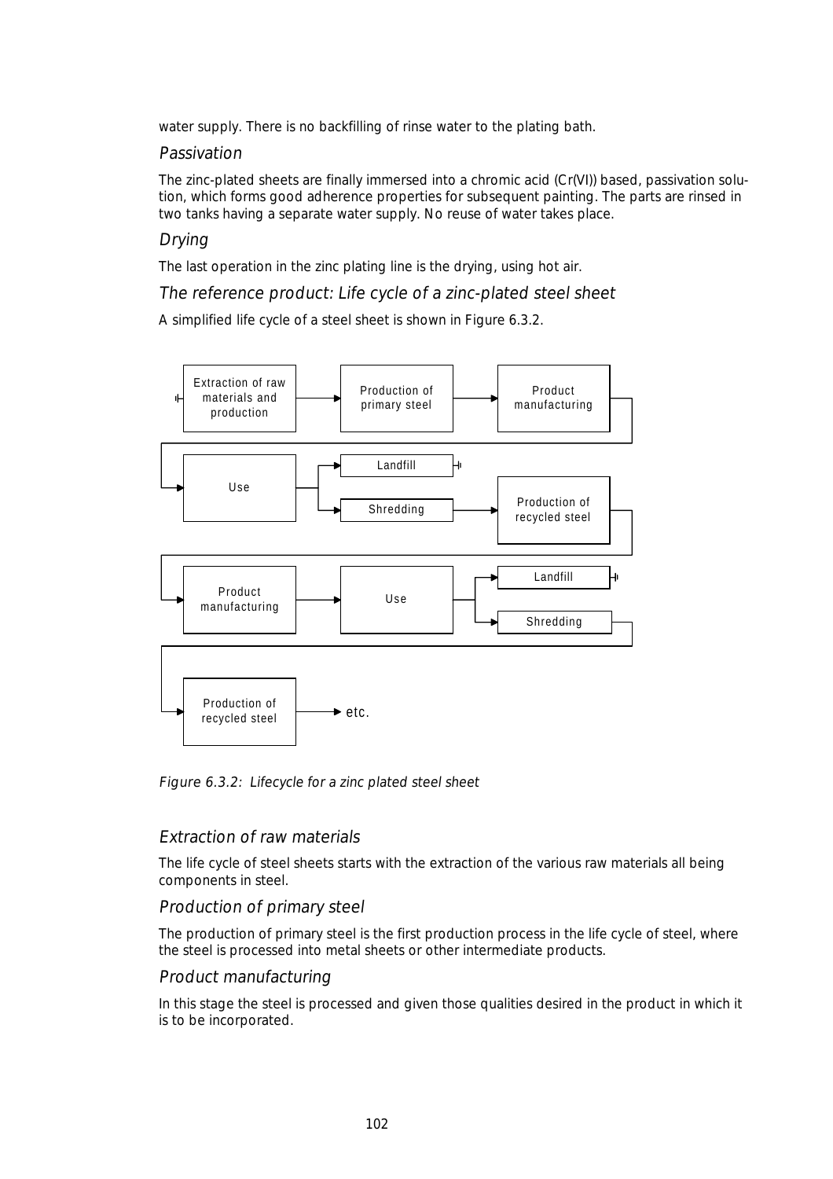water supply. There is no backfilling of rinse water to the plating bath.

### Passivation

The zinc-plated sheets are finally immersed into a chromic acid (Cr(VI)) based, passivation solution, which forms good adherence properties for subsequent painting. The parts are rinsed in two tanks having a separate water supply. No reuse of water takes place.

### Drying

The last operation in the zinc plating line is the drying, using hot air.

### The reference product: Life cycle of a zinc-plated steel sheet

A simplified life cycle of a steel sheet is shown in Figure 6.3.2.

*Figure 6.3.2: Lifecycle for a zinc plated steel sheet*

### Extraction of raw materials

The life cycle of steel sheets starts with the extraction of the various raw materials all being components in steel.

### Production of primary steel

The production of primary steel is the first production process in the life cycle of steel, where the steel is processed into metal sheets or other intermediate products.

### Product manufacturing

In this stage the steel is processed and given those qualities desired in the product in which it is to be incorporated.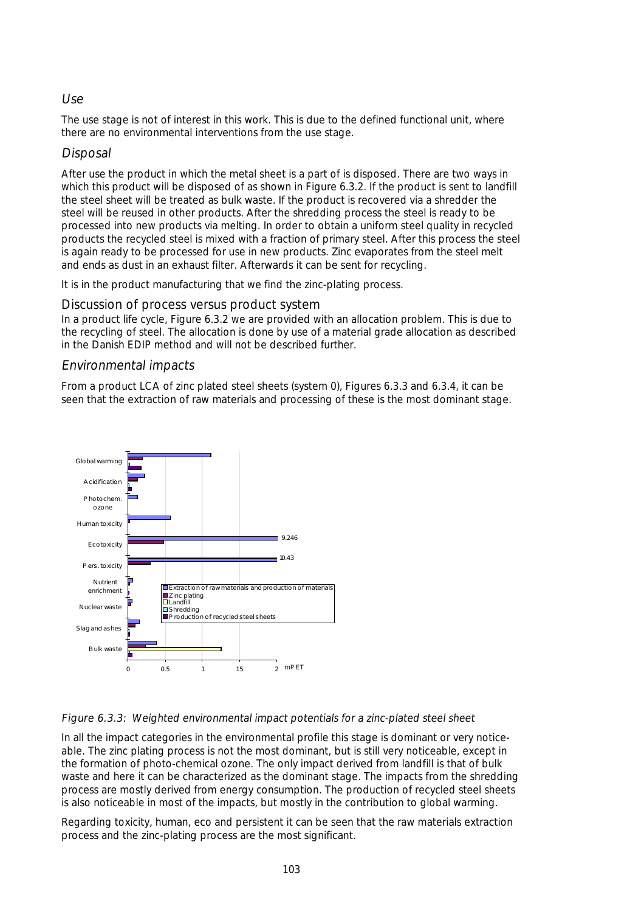### *Use*

The use stage is not of interest in this work. This is due to the defined functional unit, where there are no environmental interventions from the use stage.

### *Disposal*

After use the product in which the metal sheet is a part of is disposed. There are two ways in which this product will be disposed of as shown in Figure 6.3.2. If the product is sent to landfill the steel sheet will be treated as bulk waste. If the product is recovered via a shredder the steel will be reused in other products. After the shredding process the steel is ready to be processed into new products via melting. In order to obtain a uniform steel quality in recycled products the recycled steel is mixed with a fraction of primary steel. After this process the steel is again ready to be processed for use in new products. Zinc evaporates from the steel melt and ends as dust in an exhaust filter. Afterwards it can be sent for recycling.

It is in the product manufacturing that we find the zinc-plating process.

### Discussion of process versus product system

In a product life cycle, Figure 6.3.2 we are provided with an allocation problem. This is due to the recycling of steel. The allocation is done by use of a material grade allocation as described in the Danish EDIP method and will not be described further.

### *Environmental impacts*

From a product LCA of zinc plated steel sheets (system 0), Figures 6.3.3 and 6.3.4, it can be seen that the extraction of raw materials and processing of these is the most dominant stage.

*Figure 6.3.3: Weighted environmental impact potentials for a zinc-plated steel sheet*

In all the impact categories in the environmental profile this stage is dominant or very noticeable. The zinc plating process is not the most dominant, but is still very noticeable, except in the formation of photo-chemical ozone. The only impact derived from landfill is that of bulk waste and here it can be characterized as the dominant stage. The impacts from the shredding process are mostly derived from energy consumption. The production of recycled steel sheets is also noticeable in most of the impacts, but mostly in the contribution to global warming.

Regarding toxicity, human, eco and persistent it can be seen that the raw materials extraction process and the zinc-plating process are the most significant.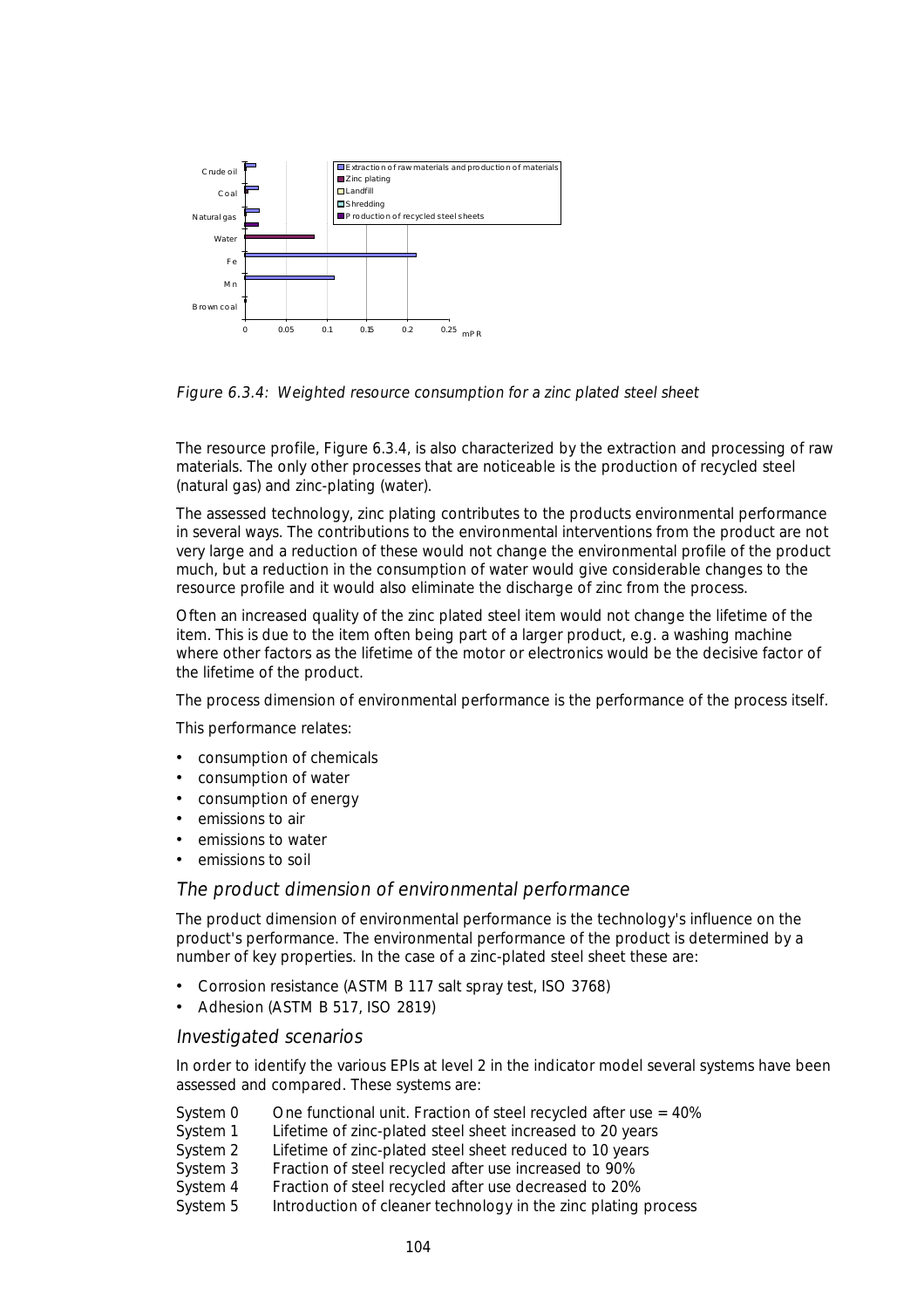Figure 6.3.4: Weighted resource consumption for a zinc plated steel sheet

The resource profile, Figure 6.3.4, is also characterized by the extraction and processing of raw materials. The only other processes that are noticeable is the production of recycled steel (natural gas) and zinc-plating (water).

The assessed technology, zinc plating contributes to the products environmental performance in several ways. The contributions to the environmental interventions from the product are not very large and a reduction of these would not change the environmental profile of the product much, but a reduction in the consumption of water would give considerable changes to the resource profile and it would also eliminate the discharge of zinc from the process.

Often an increased quality of the zinc plated steel item would not change the lifetime of the item. This is due to the item often being part of a larger product, e.g. a washing machine where other factors as the lifetime of the motor or electronics would be the decisive factor of the lifetime of the product.

The process dimension of environmental performance is the performance of the process itself.

This performance relates:

- consumption of chemicals
- consumption of water
- consumption of energy
- emissions to air
- emissions to water
- emissions to soil

### *The product dimension of environmental performance*

The product dimension of environmental performance is the technology's influence on the product's performance. The environmental performance of the product is determined by a number of key properties. In the case of a zinc-plated steel sheet these are:

- Corrosion resistance (ASTM B 117 salt spray test, ISO 3768)
- Adhesion (ASTM B 517, ISO 2819)

### *Investigated scenarios*

In order to identify the various EPIs at level 2 in the indicator model several systems have been assessed and compared. These systems are:

| | |
|---|---|
| System 0 | One functional unit. Fraction of steel recycled after use = 40% |
| System 1 | Lifetime of zinc-plated steel sheet increased to 20 years |
| System 2 | Lifetime of zinc-plated steel sheet reduced to 10 years |
| System 3 | Fraction of steel recycled after use increased to 90% |
| System 4 | Fraction of steel recycled after use decreased to 20% |
| System 5 | Introduction of cleaner technology in the zinc plating process |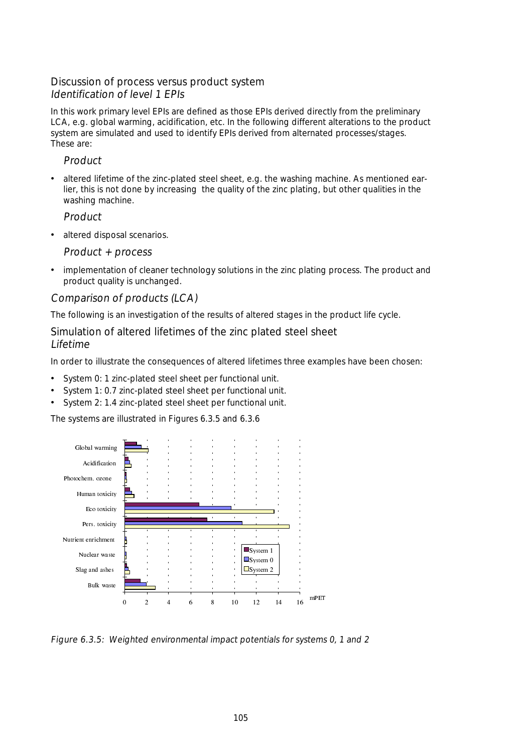## Discussion of process versus product system

### *Identification of level 1 EPIs*

In this work primary level EPIs are defined as those EPIs derived directly from the preliminary LCA, e.g. global warming, acidification, etc. In the following different alterations to the product system are simulated and used to identify EPIs derived from alternated processes/stages. These are:

*Product*

- altered lifetime of the zinc-plated steel sheet, e.g. the washing machine. As mentioned earlier, this is not done by increasing the quality of the zinc plating, but other qualities in the washing machine.

*Product*

- altered disposal scenarios.

*Product + process*

- implementation of cleaner technology solutions in the zinc plating process. The product and product quality is unchanged.

### *Comparison of products (LCA)*

The following is an investigation of the results of altered stages in the product life cycle.

## Simulation of altered lifetimes of the zinc plated steel sheet

### *Lifetime*

In order to illustrate the consequences of altered lifetimes three examples have been chosen:

- System 0: 1 zinc-plated steel sheet per functional unit.
- System 1: 0.7 zinc-plated steel sheet per functional unit.
- System 2: 1.4 zinc-plated steel sheet per functional unit.

The systems are illustrated in Figures 6.3.5 and 6.3.6

*Figure 6.3.5: Weighted environmental impact potentials for systems 0, 1 and 2*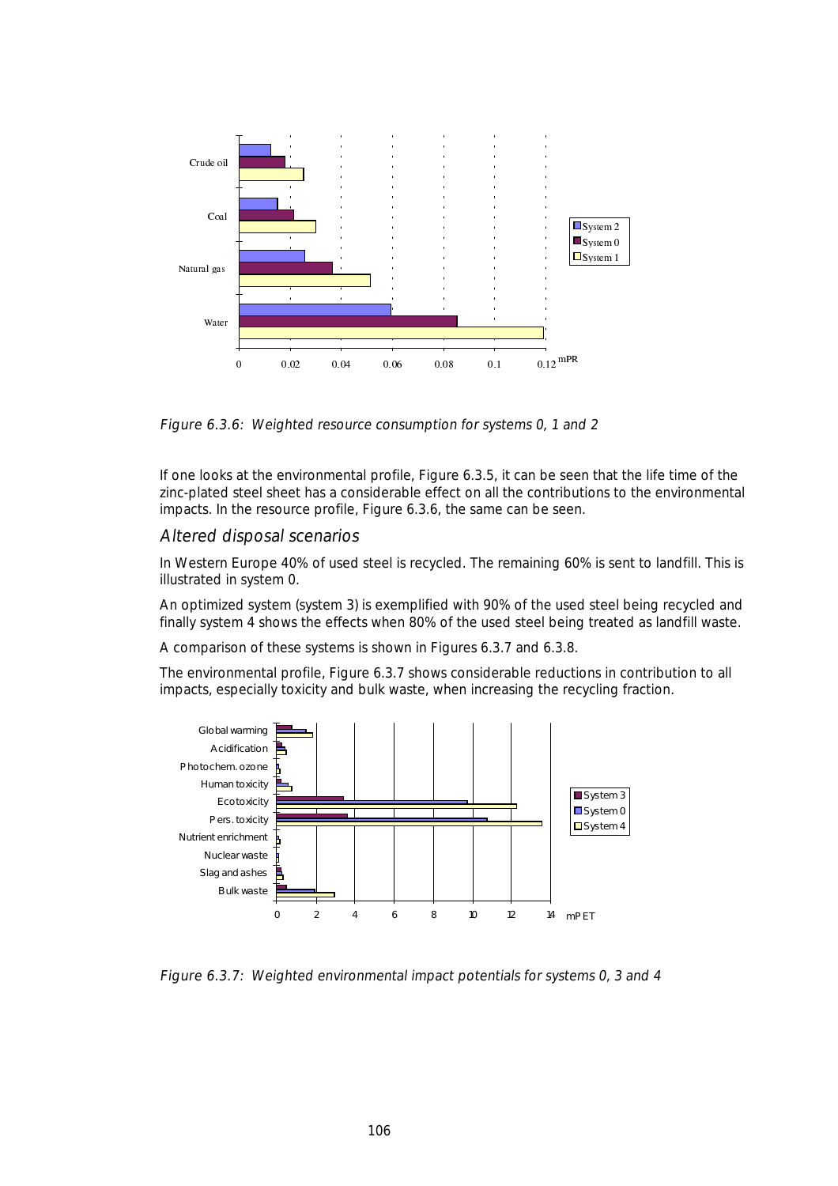Figure 6.3.6: Weighted resource consumption for systems 0, 1 and 2

If one looks at the environmental profile, Figure 6.3.5, it can be seen that the life time of the zinc-plated steel sheet has a considerable effect on all the contributions to the environmental impacts. In the resource profile, Figure 6.3.6, the same can be seen.

## *Altered disposal scenarios*

In Western Europe 40% of used steel is recycled. The remaining 60% is sent to landfill. This is illustrated in system 0.

An optimized system (system 3) is exemplified with 90% of the used steel being recycled and finally system 4 shows the effects when 80% of the used steel being treated as landfill waste.

A comparison of these systems is shown in Figures 6.3.7 and 6.3.8.

The environmental profile, Figure 6.3.7 shows considerable reductions in contribution to all impacts, especially toxicity and bulk waste, when increasing the recycling fraction.

Figure 6.3.7: Weighted environmental impact potentials for systems 0, 3 and 4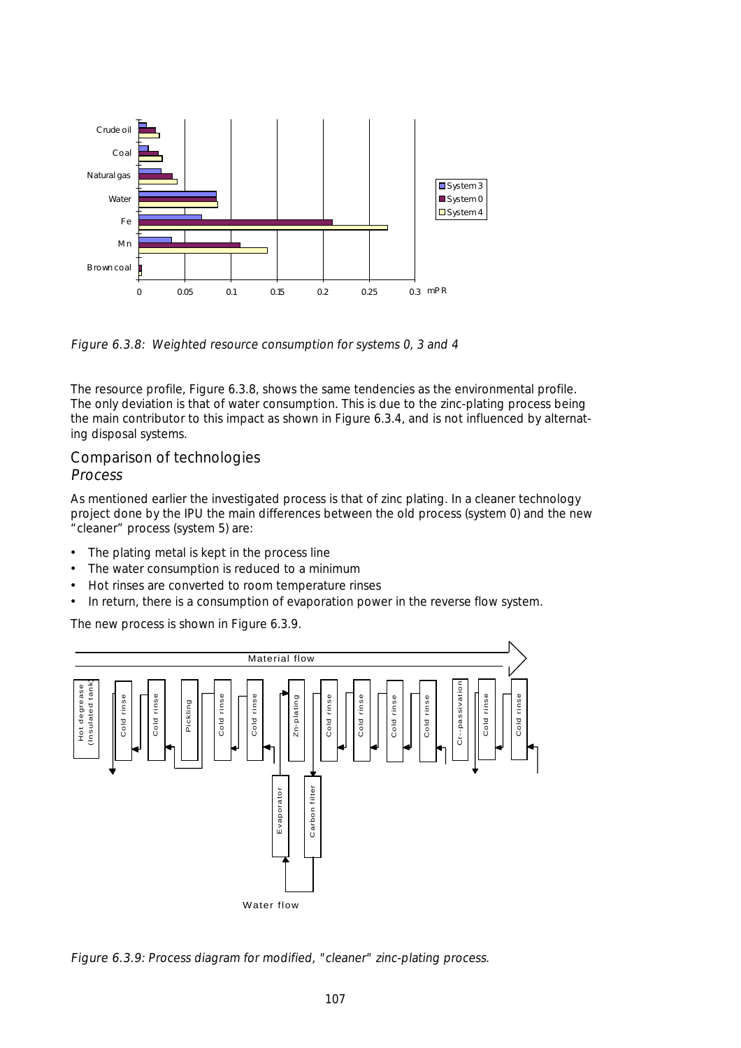Figure 6.3.8: Weighted resource consumption for systems 0, 3 and 4

The resource profile, Figure 6.3.8, shows the same tendencies as the environmental profile. The only deviation is that of water consumption. This is due to the zinc-plating process being the main contributor to this impact as shown in Figure 6.3.4, and is not influenced by alternating disposal systems.

## Comparison of technologies

### *Process*

As mentioned earlier the investigated process is that of zinc plating. In a cleaner technology project done by the IPU the main differences between the old process (system 0) and the new "cleaner" process (system 5) are:

- The plating metal is kept in the process line
- The water consumption is reduced to a minimum
- Hot rinses are converted to room temperature rinses
- In return, there is a consumption of evaporation power in the reverse flow system.

The new process is shown in Figure 6.3.9.

Figure 6.3.9: Process diagram for modified, "cleaner" zinc-plating process.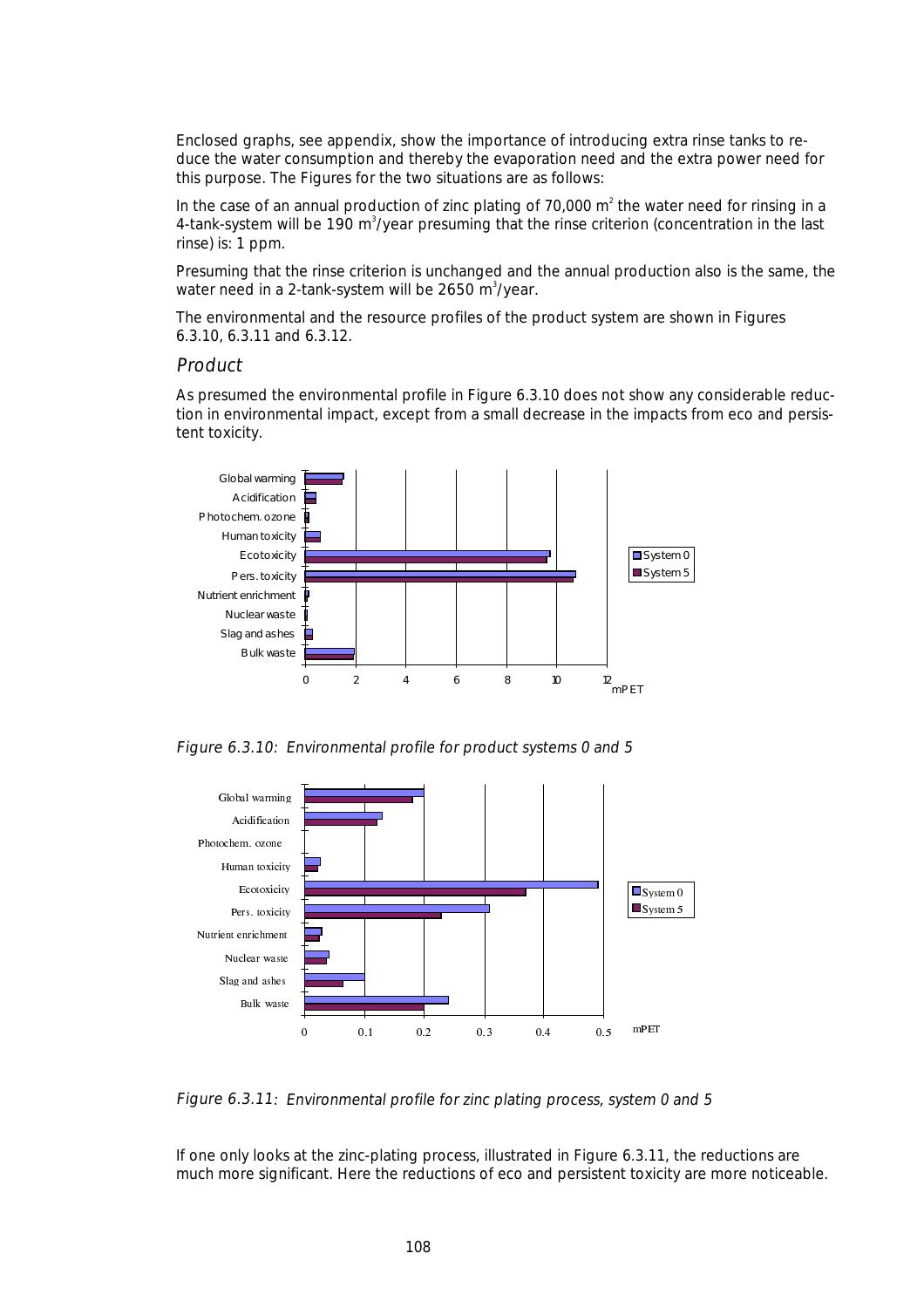Enclosed graphs, see appendix, show the importance of introducing extra rinse tanks to reduce the water consumption and thereby the evaporation need and the extra power need for this purpose. The Figures for the two situations are as follows:

In the case of an annual production of zinc plating of 70,000 $m^2$ the water need for rinsing in a 4-tank-system will be 190 $m^3$/year presuming that the rinse criterion (concentration in the last rinse) is: 1 ppm.

Presuming that the rinse criterion is unchanged and the annual production also is the same, the water need in a 2-tank-system will be 2650 $m^3$/year.

The environmental and the resource profiles of the product system are shown in Figures 6.3.10, 6.3.11 and 6.3.12.

### *Product*

As presumed the environmental profile in Figure 6.3.10 does not show any considerable reduction in environmental impact, except from a small decrease in the impacts from eco and persistent toxicity.

*Figure 6.3.10: Environmental profile for product systems 0 and 5*

*Figure 6.3.11: Environmental profile for zinc plating process, system 0 and 5*

If one only looks at the zinc-plating process, illustrated in Figure 6.3.11, the reductions are much more significant. Here the reductions of eco and persistent toxicity are more noticeable.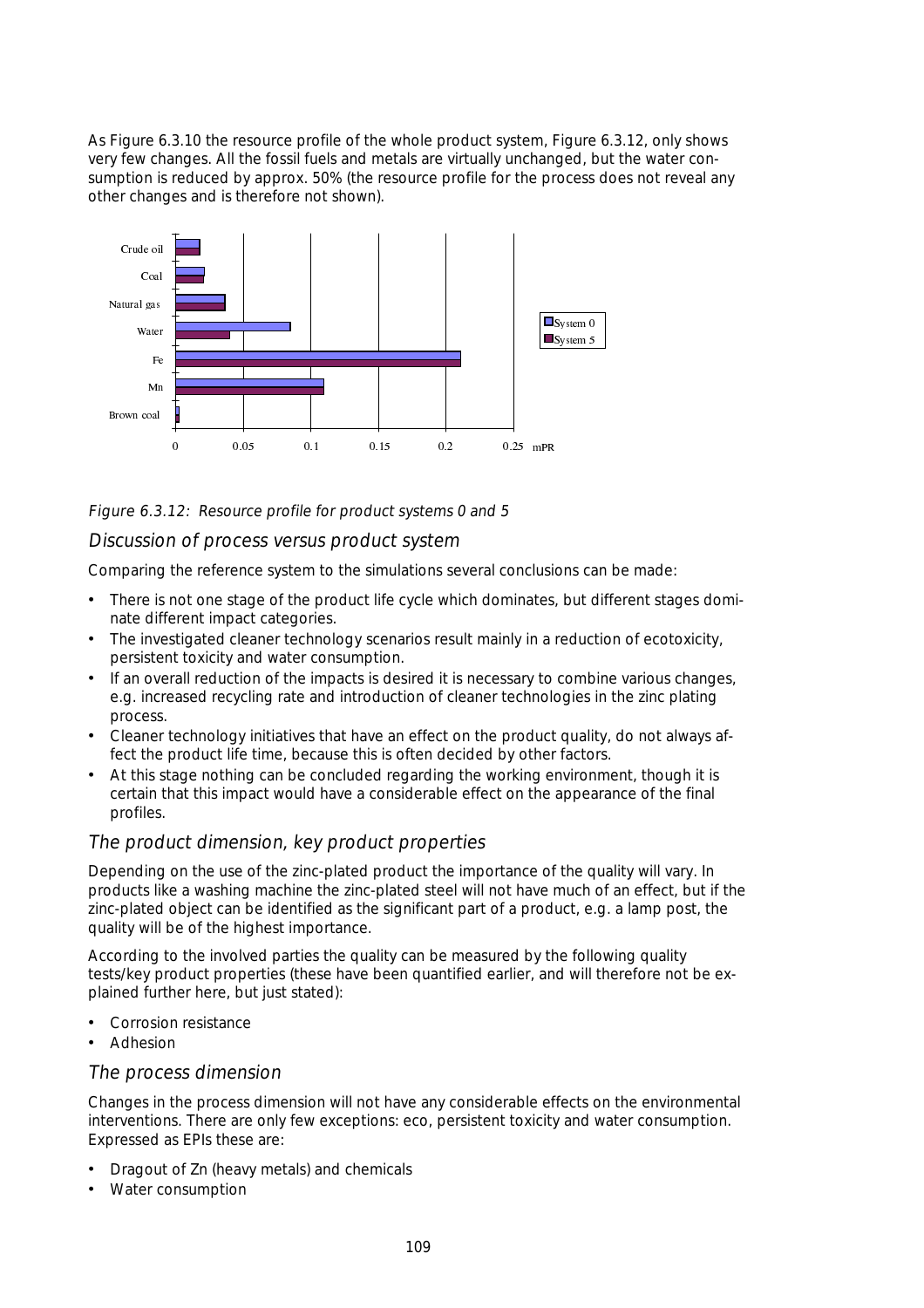As Figure 6.3.10 the resource profile of the whole product system, Figure 6.3.12, only shows very few changes. All the fossil fuels and metals are virtually unchanged, but the water consumption is reduced by approx. 50% (the resource profile for the process does not reveal any other changes and is therefore not shown).

Crude oil
Coal
Natural gas
Water
Fe
Mn
Brown coal

0 0.05 0.1 0.15 0.2 0.25 mPR

System 0
System 5

*Figure 6.3.12: Resource profile for product systems 0 and 5*

### Discussion of process versus product system

Comparing the reference system to the simulations several conclusions can be made:

- There is not one stage of the product life cycle which dominates, but different stages dominate different impact categories.
- The investigated cleaner technology scenarios result mainly in a reduction of ecotoxicity, persistent toxicity and water consumption.
- If an overall reduction of the impacts is desired it is necessary to combine various changes, e.g. increased recycling rate and introduction of cleaner technologies in the zinc plating process.
- Cleaner technology initiatives that have an effect on the product quality, do not always affect the product life time, because this is often decided by other factors.
- At this stage nothing can be concluded regarding the working environment, though it is certain that this impact would have a considerable effect on the appearance of the final profiles.

### The product dimension, key product properties

Depending on the use of the zinc-plated product the importance of the quality will vary. In products like a washing machine the zinc-plated steel will not have much of an effect, but if the zinc-plated object can be identified as the significant part of a product, e.g. a lamp post, the quality will be of the highest importance.

According to the involved parties the quality can be measured by the following quality tests/key product properties (these have been quantified earlier, and will therefore not be explained further here, but just stated):

- Corrosion resistance
- Adhesion

### The process dimension

Changes in the process dimension will not have any considerable effects on the environmental interventions. There are only few exceptions: eco, persistent toxicity and water consumption. Expressed as EPIs these are:

- Dragout of Zn (heavy metals) and chemicals
- Water consumption